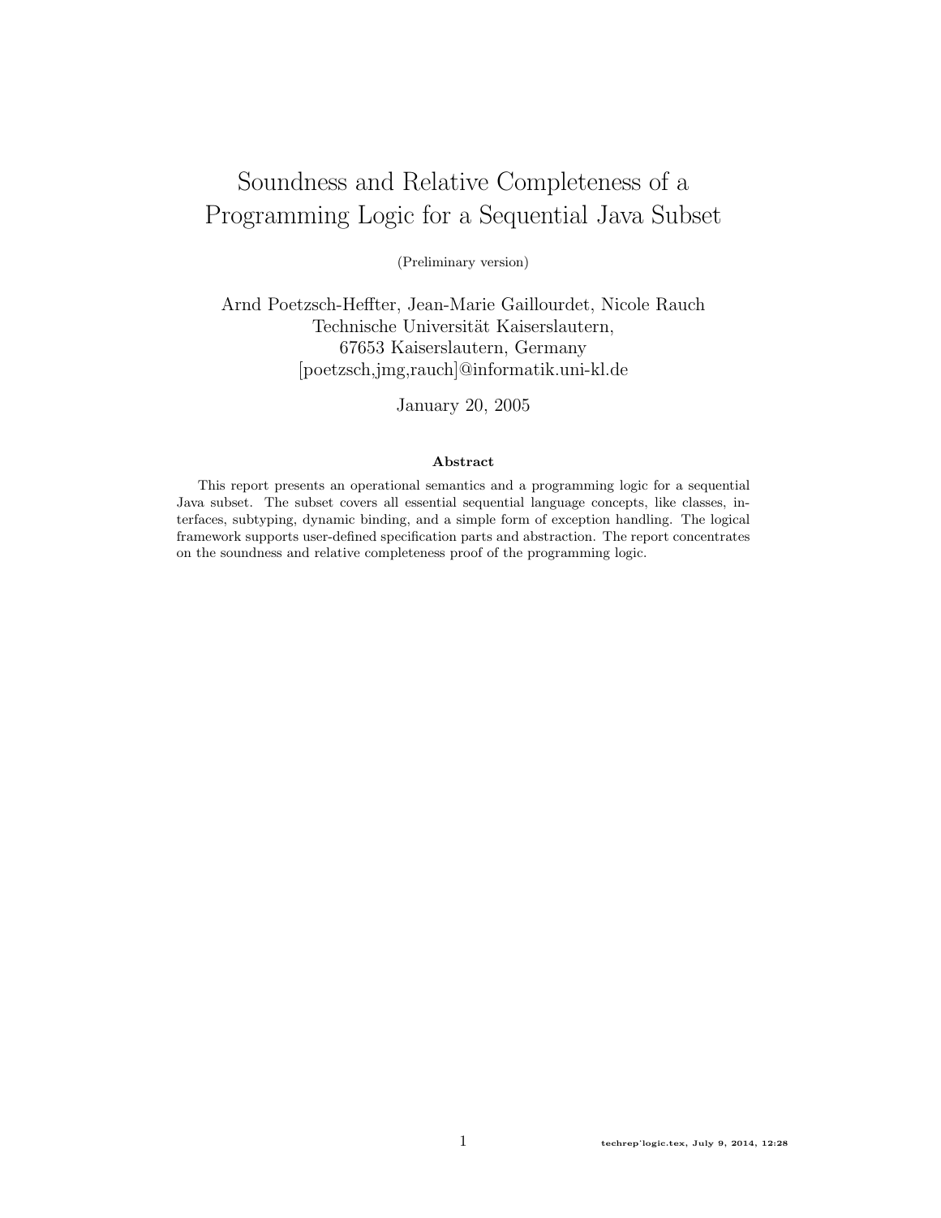# Soundness and Relative Completeness of a Programming Logic for a Sequential Java Subset

(Preliminary version)

Arnd Poetzsch-Heffter, Jean-Marie Gaillourdet, Nicole Rauch
Technische Universität Kaiserslautern,
67653 Kaiserslautern, Germany
[poetzsch,jmg,rauch]@informatik.uni-kl.de

January 20, 2005

### Abstract

This report presents an operational semantics and a programming logic for a sequential Java subset. The subset covers all essential sequential language concepts, like classes, interfaces, subtyping, dynamic binding, and a simple form of exception handling. The logical framework supports user-defined specification parts and abstraction. The report concentrates on the soundness and relative completeness proof of the programming logic.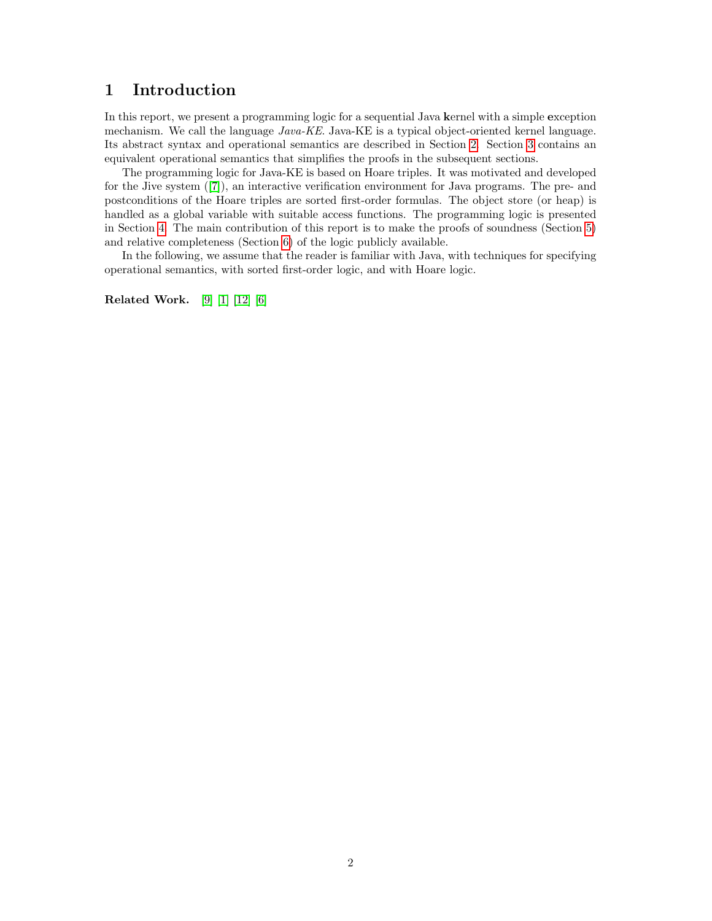# 1 Introduction

In this report, we present a programming logic for a sequential Java **k**ernel with a simple **e**xception mechanism. We call the language *Java-KE*. Java-KE is a typical object-oriented kernel language. Its abstract syntax and operational semantics are described in Section 2. Section 3 contains an equivalent operational semantics that simplifies the proofs in the subsequent sections.

The programming logic for Java-KE is based on Hoare triples. It was motivated and developed for the Jive system ([7]), an interactive verification environment for Java programs. The pre- and postconditions of the Hoare triples are sorted first-order formulas. The object store (or heap) is handled as a global variable with suitable access functions. The programming logic is presented in Section 4. The main contribution of this report is to make the proofs of soundness (Section 5) and relative completeness (Section 6) of the logic publicly available.

In the following, we assume that the reader is familiar with Java, with techniques for specifying operational semantics, with sorted first-order logic, and with Hoare logic.

**Related Work.** [9] [1] [12] [6]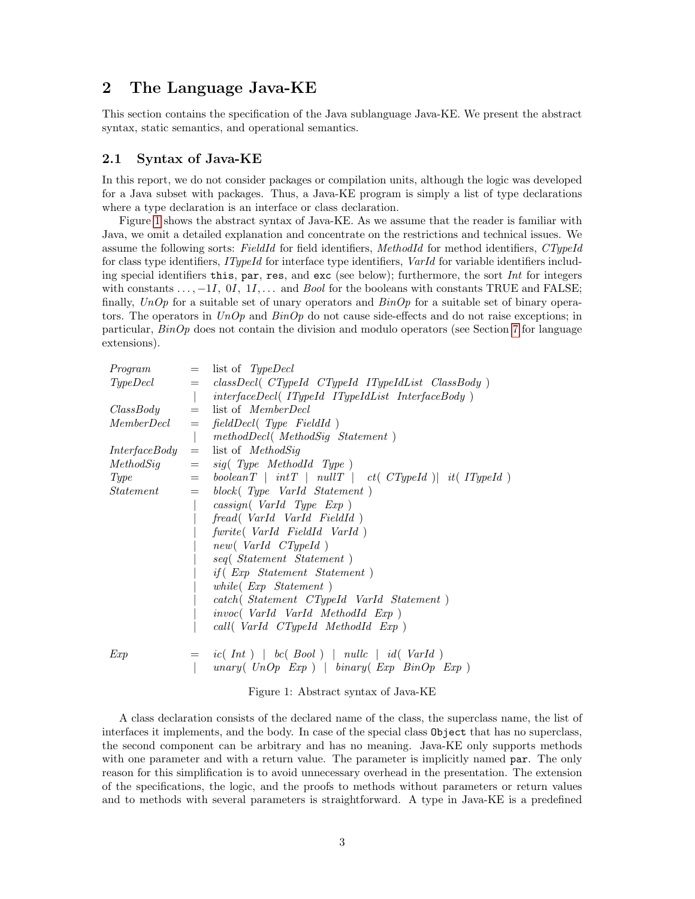## 2 The Language Java-KE

This section contains the specification of the Java sublanguage Java-KE. We present the abstract syntax, static semantics, and operational semantics.

### 2.1 Syntax of Java-KE

In this report, we do not consider packages or compilation units, although the logic was developed for a Java subset with packages. Thus, a Java-KE program is simply a list of type declarations where a type declaration is an interface or class declaration.

Figure 1 shows the abstract syntax of Java-KE. As we assume that the reader is familiar with Java, we omit a detailed explanation and concentrate on the restrictions and technical issues. We assume the following sorts: *FieldId* for field identifiers, *MethodId* for method identifiers, *CTypeId* for class type identifiers, *ITypeId* for interface type identifiers, *VarId* for variable identifiers including special identifiers `this`, `par`, `res`, and `exc` (see below); furthermore, the sort *Int* for integers with constants $\ldots, -1I,\ 0I,\ 1I, \ldots$ and *Bool* for the booleans with constants TRUE and FALSE; finally, *UnOp* for a suitable set of unary operators and *BinOp* for a suitable set of binary operators. The operators in *UnOp* and *BinOp* do not cause side-effects and do not raise exceptions; in particular, *BinOp* does not contain the division and modulo operators (see Section 7 for language extensions).

| | | |
|---|---|---|
| *Program* | = | list of *TypeDecl* |
| *TypeDecl* | = | *classDecl*( *CTypeId* *CTypeId* *ITypeIdList* *ClassBody* ) |
| | \| | *interfaceDecl*( *ITypeId* *ITypeIdList* *InterfaceBody* ) |
| *ClassBody* | = | list of *MemberDecl* |
| *MemberDecl* | = | *fieldDecl*( *Type* *FieldId* ) |
| | \| | *methodDecl*( *MethodSig* *Statement* ) |
| *InterfaceBody* | = | list of *MethodSig* |
| *MethodSig* | = | *sig*( *Type* *MethodId* *Type* ) |
| *Type* | = | *booleanT* \| *intT* \| *nullT* \| *ct*( *CTypeId* ) \| *it*( *ITypeId* ) |
| *Statement* | = | *block*( *Type* *VarId* *Statement* ) |
| | \| | *cassign*( *VarId* *Type* *Exp* ) |
| | \| | *fread*( *VarId* *VarId* *FieldId* ) |
| | \| | *fwrite*( *VarId* *FieldId* *VarId* ) |
| | \| | *new*( *VarId* *CTypeId* ) |
| | \| | *seq*( *Statement* *Statement* ) |
| | \| | *if*( *Exp* *Statement* *Statement* ) |
| | \| | *while*( *Exp* *Statement* ) |
| | \| | *catch*( *Statement* *CTypeId* *VarId* *Statement* ) |
| | \| | *invoc*( *VarId* *VarId* *MethodId* *Exp* ) |
| | \| | *call*( *VarId* *CTypeId* *MethodId* *Exp* ) |
| *Exp* | = | *ic*( *Int* ) \| *bc*( *Bool* ) \| *nullc* \| *id*( *VarId* ) |
| | \| | *unary*( *UnOp* *Exp* ) \| *binary*( *Exp* *BinOp* *Exp* ) |

Figure 1: Abstract syntax of Java-KE

A class declaration consists of the declared name of the class, the superclass name, the list of interfaces it implements, and the body. In case of the special class `Object` that has no superclass, the second component can be arbitrary and has no meaning. Java-KE only supports methods with one parameter and with a return value. The parameter is implicitly named `par`. The only reason for this simplification is to avoid unnecessary overhead in the presentation. The extension of the specifications, the logic, and the proofs to methods without parameters or return values and to methods with several parameters is straightforward. A type in Java-KE is a predefined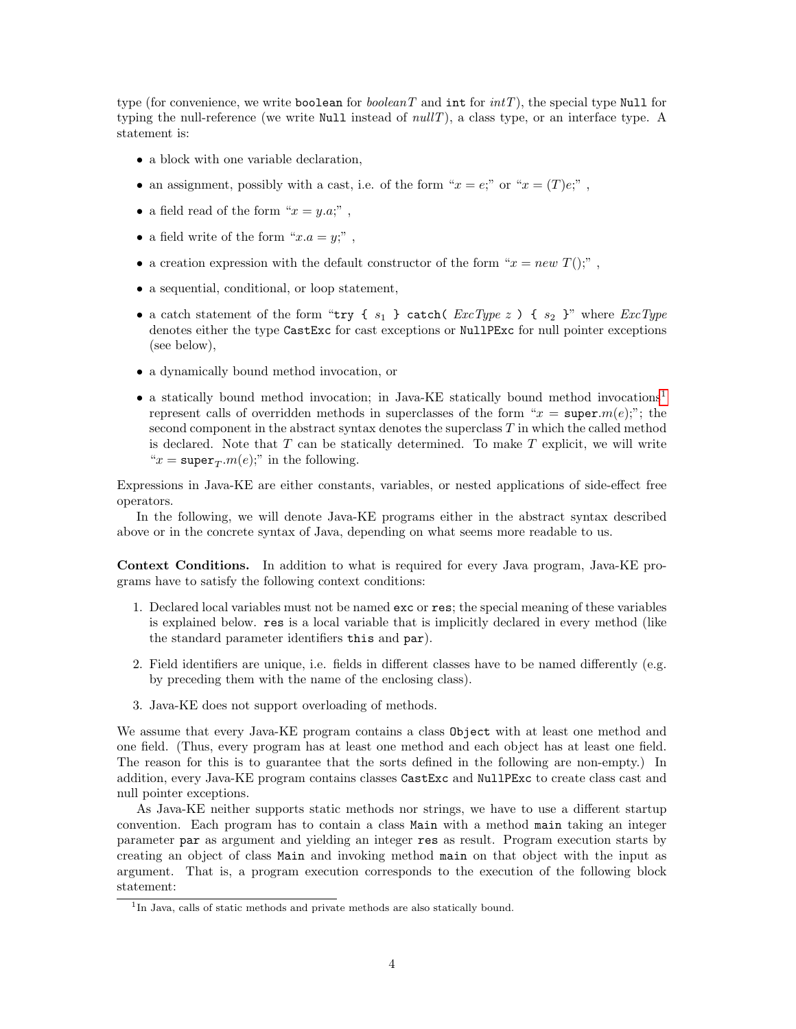type (for convenience, we write `boolean` for *booleanT* and `int` for *intT*), the special type `Null` for typing the null-reference (we write `Null` instead of *nullT*), a class type, or an interface type. A statement is:

- a block with one variable declaration,
- an assignment, possibly with a cast, i.e. of the form "$x = e$;" or "$x = (T)e$;" ,
- a field read of the form "$x = y.a$;" ,
- a field write of the form "$x.a = y$;" ,
- a creation expression with the default constructor of the form "$x = new\ T()$;" ,
- a sequential, conditional, or loop statement,
- a catch statement of the form "`try {` $s_1$ `} catch(` *ExcType* $z$ `) {` $s_2$ `}`" where *ExcType* denotes either the type `CastExc` for cast exceptions or `NullPExc` for null pointer exceptions (see below),
- a dynamically bound method invocation, or
- a statically bound method invocation; in Java-KE statically bound method invocations[1] represent calls of overridden methods in superclasses of the form "$x =$ `super`$.m(e)$;"; the second component in the abstract syntax denotes the superclass $T$ in which the called method is declared. Note that $T$ can be statically determined. To make $T$ explicit, we will write "$x = \texttt{super}_T.m(e)$;" in the following.

Expressions in Java-KE are either constants, variables, or nested applications of side-effect free operators.

In the following, we will denote Java-KE programs either in the abstract syntax described above or in the concrete syntax of Java, depending on what seems more readable to us.

**Context Conditions.** In addition to what is required for every Java program, Java-KE programs have to satisfy the following context conditions:

1. Declared local variables must not be named `exc` or `res`; the special meaning of these variables is explained below. `res` is a local variable that is implicitly declared in every method (like the standard parameter identifiers `this` and `par`).
2. Field identifiers are unique, i.e. fields in different classes have to be named differently (e.g. by preceding them with the name of the enclosing class).
3. Java-KE does not support overloading of methods.

We assume that every Java-KE program contains a class `Object` with at least one method and one field. (Thus, every program has at least one method and each object has at least one field. The reason for this is to guarantee that the sorts defined in the following are non-empty.) In addition, every Java-KE program contains classes `CastExc` and `NullPExc` to create class cast and null pointer exceptions.

As Java-KE neither supports static methods nor strings, we have to use a different startup convention. Each program has to contain a class `Main` with a method `main` taking an integer parameter `par` as argument and yielding an integer `res` as result. Program execution starts by creating an object of class `Main` and invoking method `main` on that object with the input as argument. That is, a program execution corresponds to the execution of the following block statement:

[1] In Java, calls of static methods and private methods are also statically bound.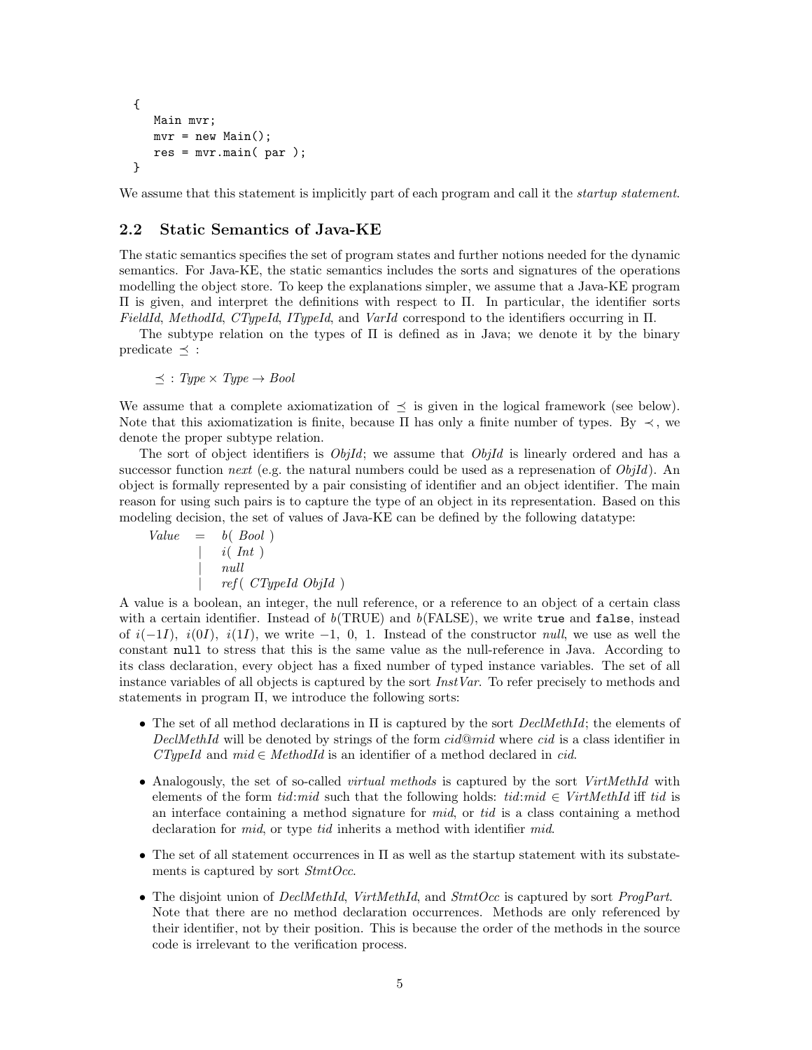```
{
   Main mvr;
   mvr = new Main();
   res = mvr.main( par );
}
```

We assume that this statement is implicitly part of each program and call it the *startup statement*.

### 2.2 Static Semantics of Java-KE

The static semantics specifies the set of program states and further notions needed for the dynamic semantics. For Java-KE, the static semantics includes the sorts and signatures of the operations modelling the object store. To keep the explanations simpler, we assume that a Java-KE program $\Pi$ is given, and interpret the definitions with respect to $\Pi$. In particular, the identifier sorts *FieldId*, *MethodId*, *CTypeId*, *ITypeId*, and *VarId* correspond to the identifiers occurring in $\Pi$.

The subtype relation on the types of $\Pi$ is defined as in Java; we denote it by the binary predicate $\preceq$ :

$$\preceq \,:\, \mathit{Type} \times \mathit{Type} \rightarrow \mathit{Bool}$$

We assume that a complete axiomatization of $\preceq$ is given in the logical framework (see below). Note that this axiomatization is finite, because $\Pi$ has only a finite number of types. By $\prec$, we denote the proper subtype relation.

The sort of object identifiers is *ObjId*; we assume that *ObjId* is linearly ordered and has a successor function *next* (e.g. the natural numbers could be used as a represenation of *ObjId*). An object is formally represented by a pair consisting of identifier and an object identifier. The main reason for using such pairs is to capture the type of an object in its representation. Based on this modeling decision, the set of values of Java-KE can be defined by the following datatype:

$$
\begin{array}{rcl}
\mathit{Value} & = & b(\ \mathit{Bool}\ ) \\
 & | & i(\ \mathit{Int}\ ) \\
 & | & \mathit{null} \\
 & | & \mathit{ref}(\ \mathit{CTypeId}\ \mathit{ObjId}\ )
\end{array}
$$

A value is a boolean, an integer, the null reference, or a reference to an object of a certain class with a certain identifier. Instead of $b(\mathrm{TRUE})$ and $b(\mathrm{FALSE})$, we write `true` and `false`, instead of $i(-1I)$, $i(0I)$, $i(1I)$, we write $-1$, $0$, $1$. Instead of the constructor *null*, we use as well the constant `null` to stress that this is the same value as the null-reference in Java. According to its class declaration, every object has a fixed number of typed instance variables. The set of all instance variables of all objects is captured by the sort *InstVar*. To refer precisely to methods and statements in program $\Pi$, we introduce the following sorts:

- The set of all method declarations in $\Pi$ is captured by the sort *DeclMethId*; the elements of *DeclMethId* will be denoted by strings of the form *cid*@*mid* where *cid* is a class identifier in *CTypeId* and $\mathit{mid} \in \mathit{MethodId}$ is an identifier of a method declared in *cid*.
- Analogously, the set of so-called *virtual methods* is captured by the sort *VirtMethId* with elements of the form *tid*:*mid* such that the following holds: $\mathit{tid}{:}\mathit{mid} \in \mathit{VirtMethId}$ iff *tid* is an interface containing a method signature for *mid*, or *tid* is a class containing a method declaration for *mid*, or type *tid* inherits a method with identifier *mid*.
- The set of all statement occurrences in $\Pi$ as well as the startup statement with its substatements is captured by sort *StmtOcc*.
- The disjoint union of *DeclMethId*, *VirtMethId*, and *StmtOcc* is captured by sort *ProgPart*. Note that there are no method declaration occurrences. Methods are only referenced by their identifier, not by their position. This is because the order of the methods in the source code is irrelevant to the verification process.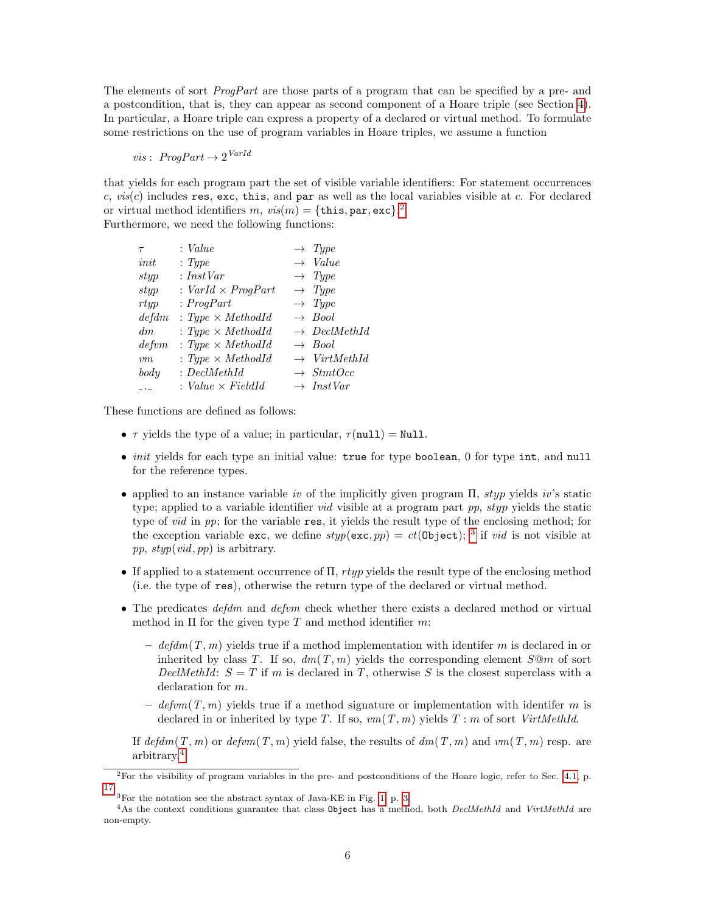The elements of sort *ProgPart* are those parts of a program that can be specified by a pre- and a postcondition, that is, they can appear as second component of a Hoare triple (see Section 4). In particular, a Hoare triple can express a property of a declared or virtual method. To formulate some restrictions on the use of program variables in Hoare triples, we assume a function

$$vis : \ ProgPart \rightarrow 2^{VarId}$$

that yields for each program part the set of visible variable identifiers: For statement occurrences $c$, $vis(c)$ includes `res`, `exc`, `this`, and `par` as well as the local variables visible at $c$. For declared or virtual method identifiers $m$, $vis(m) = \{\texttt{this}, \texttt{par}, \texttt{exc}\}$.[2]
Furthermore, we need the following functions:

$$
\begin{array}{lll}
\tau & : Value & \rightarrow \ Type \\
init & : Type & \rightarrow \ Value \\
styp & : InstVar & \rightarrow \ Type \\
styp & : VarId \times ProgPart & \rightarrow \ Type \\
rtyp & : ProgPart & \rightarrow \ Type \\
defdm & : Type \times MethodId & \rightarrow \ Bool \\
dm & : Type \times MethodId & \rightarrow \ DeclMethId \\
defvm & : Type \times MethodId & \rightarrow \ Bool \\
vm & : Type \times MethodId & \rightarrow \ VirtMethId \\
body & : DeclMethId & \rightarrow \ StmtOcc \\
\_.\_ & : Value \times FieldId & \rightarrow \ InstVar
\end{array}
$$

These functions are defined as follows:

- $\tau$ yields the type of a value; in particular, $\tau(\texttt{null}) = \texttt{Null}$.
- *init* yields for each type an initial value: `true` for type `boolean`, 0 for type `int`, and `null` for the reference types.
- applied to an instance variable *iv* of the implicitly given program $\Pi$, *styp* yields *iv*'s static type; applied to a variable identifier *vid* visible at a program part *pp*, *styp* yields the static type of *vid* in *pp*; for the variable `res`, it yields the result type of the enclosing method; for the exception variable `exc`, we define $styp(\texttt{exc}, pp) = ct(\texttt{Object})$;[3] if *vid* is not visible at *pp*, $styp(vid, pp)$ is arbitrary.
- If applied to a statement occurrence of $\Pi$, *rtyp* yields the result type of the enclosing method (i.e. the type of `res`), otherwise the return type of the declared or virtual method.
- The predicates *defdm* and *defvm* check whether there exists a declared method or virtual method in $\Pi$ for the given type $T$ and method identifier $m$:
  - $defdm(T, m)$ yields true if a method implementation with identifer $m$ is declared in or inherited by class $T$. If so, $dm(T, m)$ yields the corresponding element $S@m$ of sort *DeclMethId*: $S = T$ if $m$ is declared in $T$, otherwise $S$ is the closest superclass with a declaration for $m$.
  - $defvm(T, m)$ yields true if a method signature or implementation with identifer $m$ is declared in or inherited by type $T$. If so, $vm(T, m)$ yields $T : m$ of sort *VirtMethId*.

  If $defdm(T, m)$ or $defvm(T, m)$ yield false, the results of $dm(T, m)$ and $vm(T, m)$ resp. are arbitrary.[4]

---

[2] For the visibility of program variables in the pre- and postconditions of the Hoare logic, refer to Sec. 4.1, p. 17.

[3] For the notation see the abstract syntax of Java-KE in Fig. 1, p. 3.

[4] As the context conditions guarantee that class `Object` has a method, both *DeclMethId* and *VirtMethId* are non-empty.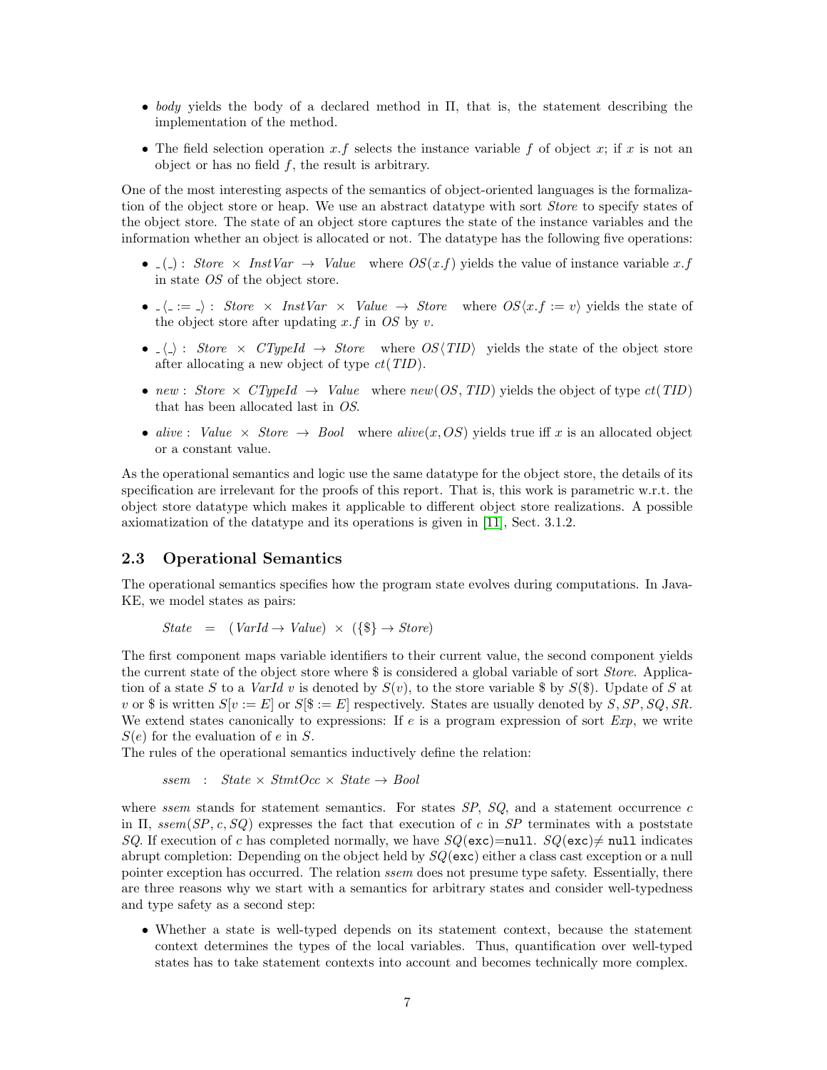- *body* yields the body of a declared method in $\Pi$, that is, the statement describing the implementation of the method.
- The field selection operation $x.f$ selects the instance variable $f$ of object $x$; if $x$ is not an object or has no field $f$, the result is arbitrary.

One of the most interesting aspects of the semantics of object-oriented languages is the formalization of the object store or heap. We use an abstract datatype with sort *Store* to specify states of the object store. The state of an object store captures the state of the instance variables and the information whether an object is allocated or not. The datatype has the following five operations:

- $\_(\_) : \ \mathit{Store} \times \mathit{InstVar} \rightarrow \mathit{Value}$ where $OS(x.f)$ yields the value of instance variable $x.f$ in state $OS$ of the object store.
- $\_\langle \_ := \_ \rangle : \ \mathit{Store} \times \mathit{InstVar} \times \mathit{Value} \rightarrow \mathit{Store}$ where $OS\langle x.f := v\rangle$ yields the state of the object store after updating $x.f$ in $OS$ by $v$.
- $\_\langle \_ \rangle : \ \mathit{Store} \times \mathit{CTypeId} \rightarrow \mathit{Store}$ where $OS\langle \mathit{TID}\rangle$ yields the state of the object store after allocating a new object of type $ct(\mathit{TID})$.
- $\mathit{new} : \ \mathit{Store} \times \mathit{CTypeId} \rightarrow \mathit{Value}$ where $\mathit{new}(OS, \mathit{TID})$ yields the object of type $ct(\mathit{TID})$ that has been allocated last in $OS$.
- $\mathit{alive} : \ \mathit{Value} \times \mathit{Store} \rightarrow \mathit{Bool}$ where $\mathit{alive}(x, OS)$ yields true iff $x$ is an allocated object or a constant value.

As the operational semantics and logic use the same datatype for the object store, the details of its specification are irrelevant for the proofs of this report. That is, this work is parametric w.r.t. the object store datatype which makes it applicable to different object store realizations. A possible axiomatization of the datatype and its operations is given in [11], Sect. 3.1.2.

## 2.3 Operational Semantics

The operational semantics specifies how the program state evolves during computations. In Java-KE, we model states as pairs:

$$\mathit{State} \ = \ (\mathit{VarId} \rightarrow \mathit{Value}) \times (\{\$\} \rightarrow \mathit{Store})$$

The first component maps variable identifiers to their current value, the second component yields the current state of the object store where \$ is considered a global variable of sort *Store*. Application of a state $S$ to a *VarId* $v$ is denoted by $S(v)$, to the store variable \$ by $S(\$)$. Update of $S$ at $v$ or \$ is written $S[v := E]$ or $S[\$ := E]$ respectively. States are usually denoted by $S, SP, SQ, SR$. We extend states canonically to expressions: If $e$ is a program expression of sort *Exp*, we write $S(e)$ for the evaluation of $e$ in $S$.
The rules of the operational semantics inductively define the relation:

$$\mathit{ssem} \ : \ \mathit{State} \times \mathit{StmtOcc} \times \mathit{State} \rightarrow \mathit{Bool}$$

where *ssem* stands for statement semantics. For states $SP$, $SQ$, and a statement occurrence $c$ in $\Pi$, $\mathit{ssem}(SP, c, SQ)$ expresses the fact that execution of $c$ in $SP$ terminates with a poststate $SQ$. If execution of $c$ has completed normally, we have $SQ(\texttt{exc})$=`null`. $SQ(\texttt{exc})\neq$ `null` indicates abrupt completion: Depending on the object held by $SQ(\texttt{exc})$ either a class cast exception or a null pointer exception has occurred. The relation *ssem* does not presume type safety. Essentially, there are three reasons why we start with a semantics for arbitrary states and consider well-typedness and type safety as a second step:

- Whether a state is well-typed depends on its statement context, because the statement context determines the types of the local variables. Thus, quantification over well-typed states has to take statement contexts into account and becomes technically more complex.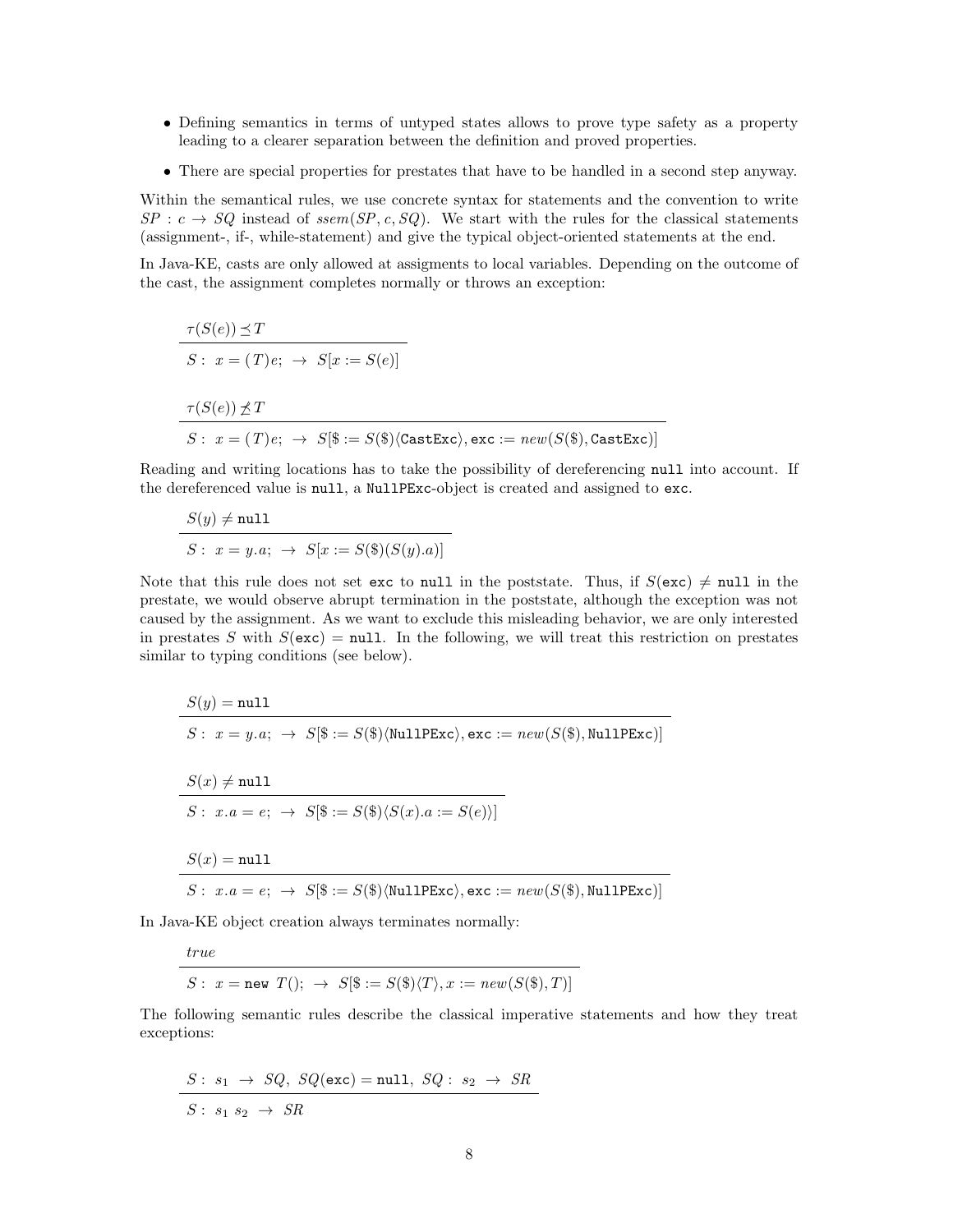- Defining semantics in terms of untyped states allows to prove type safety as a property leading to a clearer separation between the definition and proved properties.
- There are special properties for prestates that have to be handled in a second step anyway.

Within the semantical rules, we use concrete syntax for statements and the convention to write $SP : c \rightarrow SQ$ instead of $ssem(SP, c, SQ)$. We start with the rules for the classical statements (assignment-, if-, while-statement) and give the typical object-oriented statements at the end.

In Java-KE, casts are only allowed at assigments to local variables. Depending on the outcome of the cast, the assignment completes normally or throws an exception:

$$\frac{\tau(S(e)) \preceq T}{S:\ x = (T)e;\ \rightarrow\ S[x := S(e)]}$$

$$\frac{\tau(S(e)) \not\preceq T}{S:\ x = (T)e;\ \rightarrow\ S[\$ := S(\$)\langle \texttt{CastExc}\rangle, \texttt{exc} := new(S(\$), \texttt{CastExc})]}$$

Reading and writing locations has to take the possibility of dereferencing `null` into account. If the dereferenced value is `null`, a `NullPExc`-object is created and assigned to `exc`.

$$\frac{S(y) \neq \texttt{null}}{S:\ x = y.a;\ \rightarrow\ S[x := S(\$)(S(y).a)]}$$

Note that this rule does not set `exc` to `null` in the poststate. Thus, if $S(\texttt{exc}) \neq \texttt{null}$ in the prestate, we would observe abrupt termination in the poststate, although the exception was not caused by the assignment. As we want to exclude this misleading behavior, we are only interested in prestates $S$ with $S(\texttt{exc}) = \texttt{null}$. In the following, we will treat this restriction on prestates similar to typing conditions (see below).

$$\frac{S(y) = \texttt{null}}{S:\ x = y.a;\ \rightarrow\ S[\$ := S(\$)\langle \texttt{NullPExc}\rangle, \texttt{exc} := new(S(\$), \texttt{NullPExc})]}$$

$$\frac{S(x) \neq \texttt{null}}{S:\ x.a = e;\ \rightarrow\ S[\$ := S(\$)\langle S(x).a := S(e)\rangle]}$$

$$\frac{S(x) = \texttt{null}}{S:\ x.a = e;\ \rightarrow\ S[\$ := S(\$)\langle \texttt{NullPExc}\rangle, \texttt{exc} := new(S(\$), \texttt{NullPExc})]}$$

In Java-KE object creation always terminates normally:

$$\frac{true}{S:\ x = \texttt{new}\ T();\ \rightarrow\ S[\$ := S(\$)\langle T\rangle, x := new(S(\$), T)]}$$

The following semantic rules describe the classical imperative statements and how they treat exceptions:

$$\frac{S:\ s_1\ \rightarrow\ SQ,\ SQ(\texttt{exc}) = \texttt{null},\ SQ:\ s_2\ \rightarrow\ SR}{S:\ s_1\ s_2\ \rightarrow\ SR}$$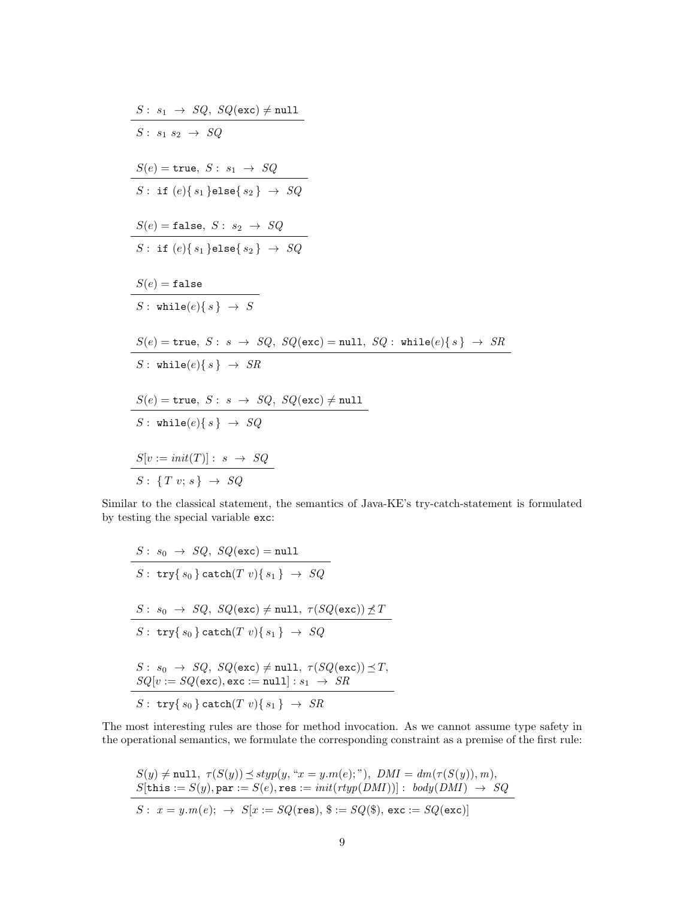$$\frac{S:\ s_1\ \rightarrow\ SQ,\ SQ(\texttt{exc}) \neq \texttt{null}}{S:\ s_1\ s_2\ \rightarrow\ SQ}$$

$$\frac{S(e) = \texttt{true},\ S:\ s_1\ \rightarrow\ SQ}{S:\ \texttt{if}\ (e)\{\,s_1\,\}\texttt{else}\{\,s_2\,\}\ \rightarrow\ SQ}$$

$$\frac{S(e) = \texttt{false},\ S:\ s_2\ \rightarrow\ SQ}{S:\ \texttt{if}\ (e)\{\,s_1\,\}\texttt{else}\{\,s_2\,\}\ \rightarrow\ SQ}$$

$$\frac{S(e) = \texttt{false}}{S:\ \texttt{while}(e)\{\,s\,\}\ \rightarrow\ S}$$

$$\frac{S(e) = \texttt{true},\ S:\ s\ \rightarrow\ SQ,\ SQ(\texttt{exc}) = \texttt{null},\ SQ:\ \texttt{while}(e)\{\,s\,\}\ \rightarrow\ SR}{S:\ \texttt{while}(e)\{\,s\,\}\ \rightarrow\ SR}$$

$$\frac{S(e) = \texttt{true},\ S:\ s\ \rightarrow\ SQ,\ SQ(\texttt{exc}) \neq \texttt{null}}{S:\ \texttt{while}(e)\{\,s\,\}\ \rightarrow\ SQ}$$

$$\frac{S[v := init(T)]:\ s\ \rightarrow\ SQ}{S:\ \{\,T\ v;\ s\,\}\ \rightarrow\ SQ}$$

Similar to the classical statement, the semantics of Java-KE's try-catch-statement is formulated by testing the special variable `exc`:

$$\frac{S:\ s_0\ \rightarrow\ SQ,\ SQ(\texttt{exc}) = \texttt{null}}{S:\ \texttt{try}\{\,s_0\,\}\,\texttt{catch}(T\ v)\{\,s_1\,\}\ \rightarrow\ SQ}$$

$$\frac{S:\ s_0\ \rightarrow\ SQ,\ SQ(\texttt{exc}) \neq \texttt{null},\ \tau(SQ(\texttt{exc})) \not\preceq T}{S:\ \texttt{try}\{\,s_0\,\}\,\texttt{catch}(T\ v)\{\,s_1\,\}\ \rightarrow\ SQ}$$

$$\frac{\begin{array}{l} S:\ s_0\ \rightarrow\ SQ,\ SQ(\texttt{exc}) \neq \texttt{null},\ \tau(SQ(\texttt{exc})) \preceq T, \\ SQ[v := SQ(\texttt{exc}), \texttt{exc} := \texttt{null}]:s_1\ \rightarrow\ SR \end{array}}{S:\ \texttt{try}\{\,s_0\,\}\,\texttt{catch}(T\ v)\{\,s_1\,\}\ \rightarrow\ SR}$$

The most interesting rules are those for method invocation. As we cannot assume type safety in the operational semantics, we formulate the corresponding constraint as a premise of the first rule:

$$\frac{\begin{array}{l} S(y) \neq \texttt{null},\ \tau(S(y)) \preceq styp(y, \text{“}x = y.m(e);\text{”}),\ DMI = dm(\tau(S(y)), m), \\ S[\texttt{this} := S(y), \texttt{par} := S(e), \texttt{res} := init(rtyp(DMI))]:\ body(DMI)\ \rightarrow\ SQ \end{array}}{S:\ x = y.m(e);\ \rightarrow\ S[x := SQ(\texttt{res}),\ \$ := SQ(\$),\ \texttt{exc} := SQ(\texttt{exc})]}$$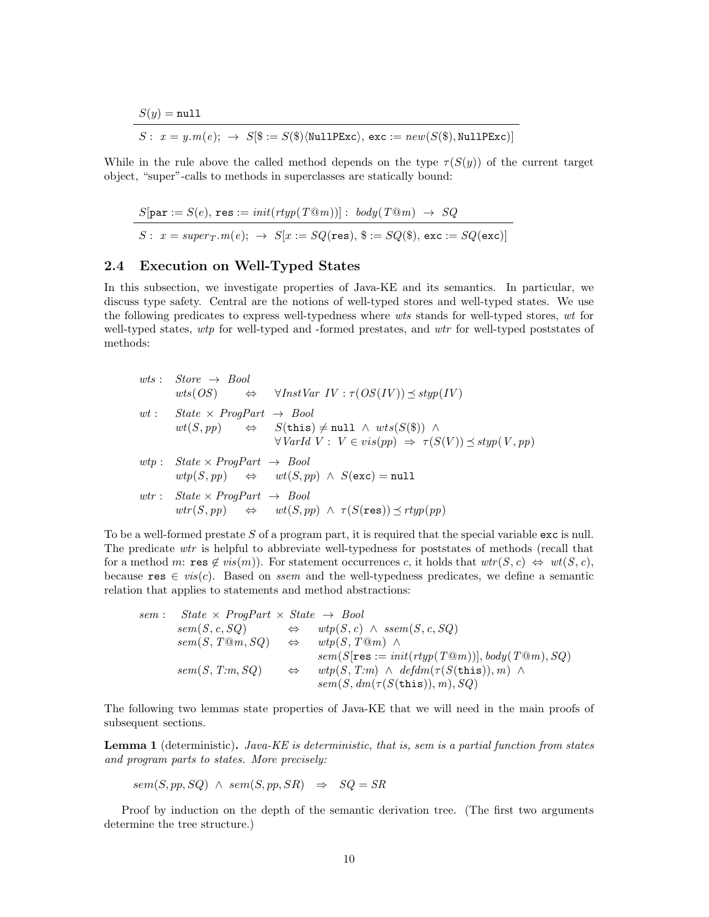$$\frac{S(y) = \texttt{null}}{S:\ x = y.m(e);\ \to\ S[\$ := S(\$)\langle \texttt{NullPExc}\rangle,\ \texttt{exc} := new(S(\$), \texttt{NullPExc})]}$$

While in the rule above the called method depends on the type $\tau(S(y))$ of the current target object, "super"-calls to methods in superclasses are statically bound:

$$\frac{S[\texttt{par} := S(e),\ \texttt{res} := init(rtyp(T@m))] :\ body(T@m)\ \to\ SQ}{S:\ x = super_T.m(e);\ \to\ S[x := SQ(\texttt{res}),\ \$ := SQ(\$),\ \texttt{exc} := SQ(\texttt{exc})]}$$

### 2.4 Execution on Well-Typed States

In this subsection, we investigate properties of Java-KE and its semantics. In particular, we discuss type safety. Central are the notions of well-typed stores and well-typed states. We use the following predicates to express well-typedness where *wts* stands for well-typed stores, *wt* for well-typed states, *wtp* for well-typed and -formed prestates, and *wtr* for well-typed poststates of methods:

$$
\begin{array}{lll}
wts: & Store\ \to\ Bool & \\
 & wts(OS) \quad \Leftrightarrow & \forall InstVar\ IV : \tau(OS(IV)) \preceq styp(IV) \\
wt: & State \times ProgPart\ \to\ Bool & \\
 & wt(S, pp) \quad \Leftrightarrow & S(\texttt{this}) \neq \texttt{null}\ \wedge\ wts(S(\$))\ \wedge \\
 & & \forall VarId\ V:\ V \in vis(pp)\ \Rightarrow\ \tau(S(V)) \preceq styp(V, pp) \\
wtp: & State \times ProgPart\ \to\ Bool & \\
 & wtp(S, pp) \quad \Leftrightarrow & wt(S, pp)\ \wedge\ S(\texttt{exc}) = \texttt{null} \\
wtr: & State \times ProgPart\ \to\ Bool & \\
 & wtr(S, pp) \quad \Leftrightarrow & wt(S, pp)\ \wedge\ \tau(S(\texttt{res})) \preceq rtyp(pp)
\end{array}
$$

To be a well-formed prestate $S$ of a program part, it is required that the special variable `exc` is null. The predicate *wtr* is helpful to abbreviate well-typedness for poststates of methods (recall that for a method $m$: $\texttt{res} \notin vis(m)$). For statement occurrences $c$, it holds that $wtr(S, c)\ \Leftrightarrow\ wt(S, c)$, because $\texttt{res} \in vis(c)$. Based on *ssem* and the well-typedness predicates, we define a semantic relation that applies to statements and method abstractions:

$$
\begin{array}{llll}
sem: & State \times ProgPart \times State\ \to\ Bool & & \\
 & sem(S, c, SQ) & \Leftrightarrow & wtp(S, c)\ \wedge\ ssem(S, c, SQ) \\
 & sem(S, T@m, SQ) & \Leftrightarrow & wtp(S, T@m)\ \wedge \\
 & & & sem(S[\texttt{res} := init(rtyp(T@m))], body(T@m), SQ) \\
 & sem(S, T{:}m, SQ) & \Leftrightarrow & wtp(S, T{:}m)\ \wedge\ defdm(\tau(S(\texttt{this})), m)\ \wedge \\
 & & & sem(S, dm(\tau(S(\texttt{this})), m), SQ)
\end{array}
$$

The following two lemmas state properties of Java-KE that we will need in the main proofs of subsequent sections.

**Lemma 1** (deterministic)**.** *Java-KE is deterministic, that is, sem is a partial function from states and program parts to states. More precisely:*

$$sem(S, pp, SQ)\ \wedge\ sem(S, pp, SR)\ \ \Rightarrow\ \ SQ = SR$$

Proof by induction on the depth of the semantic derivation tree. (The first two arguments determine the tree structure.)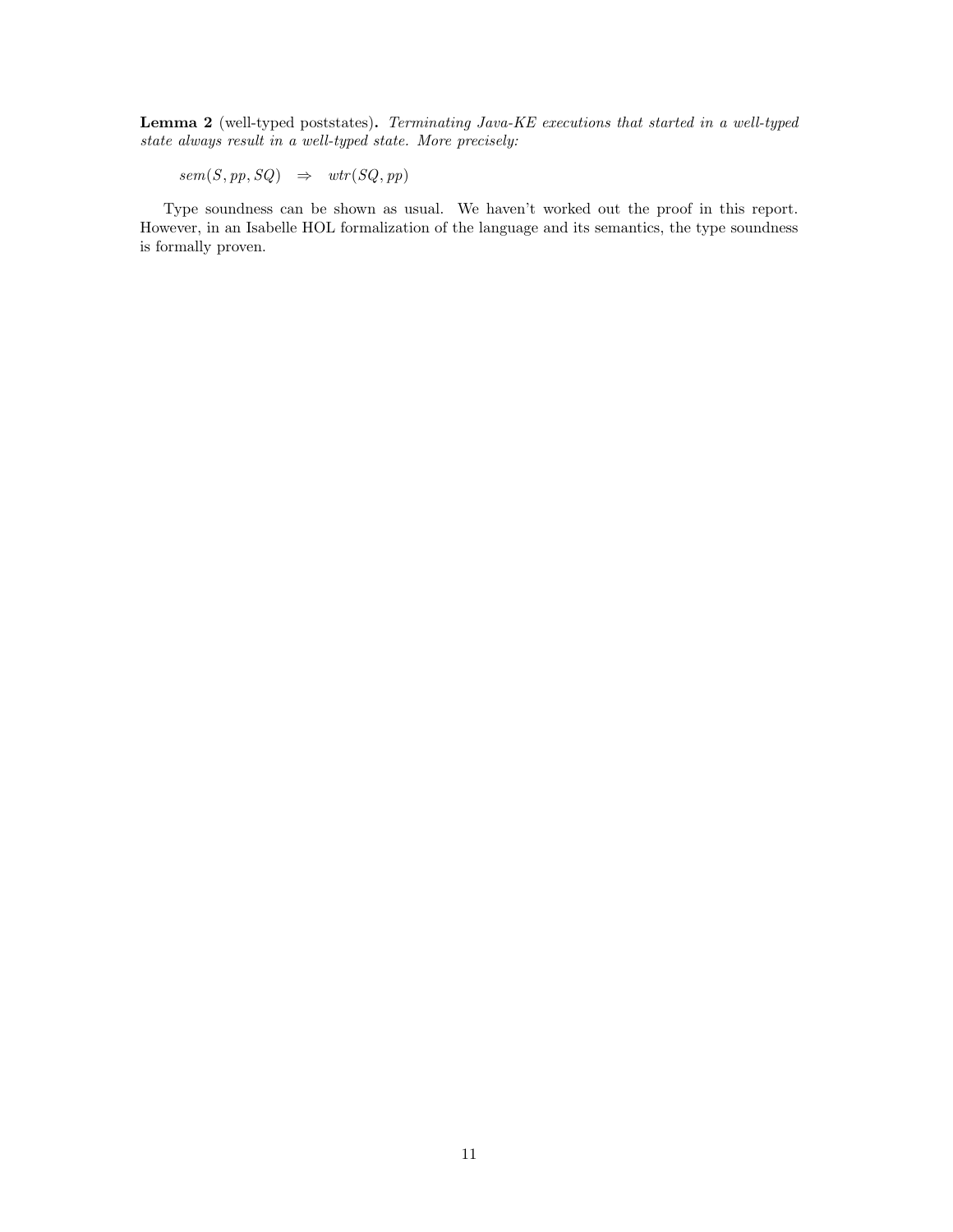**Lemma 2** (well-typed poststates)**.** *Terminating Java-KE executions that started in a well-typed state always result in a well-typed state. More precisely:*

$$sem(S, pp, SQ) \quad \Rightarrow \quad wtr(SQ, pp)$$

Type soundness can be shown as usual. We haven't worked out the proof in this report. However, in an Isabelle HOL formalization of the language and its semantics, the type soundness is formally proven.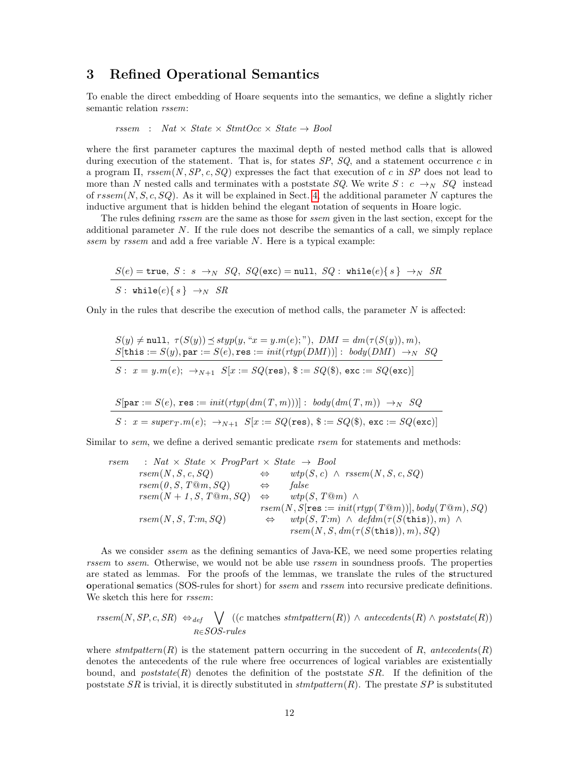## 3 Refined Operational Semantics

To enable the direct embedding of Hoare sequents into the semantics, we define a slightly richer semantic relation *rssem*:

$$rssem \;\; : \;\; Nat \times State \times StmtOcc \times State \rightarrow Bool$$

where the first parameter captures the maximal depth of nested method calls that is allowed during execution of the statement. That is, for states $SP$, $SQ$, and a statement occurrence $c$ in a program $\Pi$, $rssem(N, SP, c, SQ)$ expresses the fact that execution of $c$ in $SP$ does not lead to more than $N$ nested calls and terminates with a poststate $SQ$. We write $S: \; c \; \rightarrow_N \; SQ$ instead of $rssem(N, S, c, SQ)$. As it will be explained in Sect. 4, the additional parameter $N$ captures the inductive argument that is hidden behind the elegant notation of sequents in Hoare logic.

The rules defining *rssem* are the same as those for *ssem* given in the last section, except for the additional parameter $N$. If the rule does not describe the semantics of a call, we simply replace *ssem* by *rssem* and add a free variable $N$. Here is a typical example:

$$\frac{S(e) = \texttt{true},\; S: \; s \; \rightarrow_N \; SQ,\; SQ(\texttt{exc}) = \texttt{null},\; SQ: \; \texttt{while}(e)\{\, s \,\} \; \rightarrow_N \; SR}{S: \; \texttt{while}(e)\{\, s \,\} \; \rightarrow_N \; SR}$$

Only in the rules that describe the execution of method calls, the parameter $N$ is affected:

$$\frac{\begin{array}{l} S(y) \neq \texttt{null},\; \tau(S(y)) \preceq styp(y, \text{“}x = y.m(e);\text{”}),\; DMI = dm(\tau(S(y)), m), \\ S[\texttt{this} := S(y), \texttt{par} := S(e), \texttt{res} := init(rtyp(DMI))]: \; body(DMI) \; \rightarrow_N \; SQ \end{array}}{S: \; x = y.m(e); \; \rightarrow_{N+1} \; S[x := SQ(\texttt{res}),\, \$ := SQ(\$),\, \texttt{exc} := SQ(\texttt{exc})]}$$

$$\frac{S[\texttt{par} := S(e),\, \texttt{res} := init(rtyp(dm(T, m)))] : \; body(dm(T, m)) \; \rightarrow_N \; SQ}{S: \; x = super_T.m(e); \; \rightarrow_{N+1} \; S[x := SQ(\texttt{res}),\, \$ := SQ(\$),\, \texttt{exc} := SQ(\texttt{exc})]}$$

Similar to *sem*, we define a derived semantic predicate *rsem* for statements and methods:

$$\begin{array}{lll} rsem & : Nat \times State \times ProgPart \times State \rightarrow Bool & \\ & rsem(N, S, c, SQ) \quad \Leftrightarrow & wtp(S, c) \;\wedge\; rssem(N, S, c, SQ) \\ & rsem(0, S, T@m, SQ) \quad \Leftrightarrow & false \\ & rsem(N+1, S, T@m, SQ) \quad \Leftrightarrow & wtp(S, T@m) \;\wedge \\ & & rsem(N, S[\texttt{res} := init(rtyp(T@m))], body(T@m), SQ) \\ & rsem(N, S, T{:}m, SQ) \quad \Leftrightarrow & wtp(S, T{:}m) \;\wedge\; defdm(\tau(S(\texttt{this})), m) \;\wedge \\ & & rsem(N, S, dm(\tau(S(\texttt{this})), m), SQ) \end{array}$$

As we consider *ssem* as the defining semantics of Java-KE, we need some properties relating *rssem* to *ssem*. Otherwise, we would not be able use *rssem* in soundness proofs. The properties are stated as lemmas. For the proofs of the lemmas, we translate the rules of the **s**tructured **o**perational **s**ematics (SOS-rules for short) for *ssem* and *rssem* into recursive predicate definitions. We sketch this here for *rssem*:

$$rssem(N, SP, c, SR) \;\Leftrightarrow_{def} \bigvee_{R \in SOS\text{-}rules} ((c \text{ matches } stmtpattern(R)) \wedge antecedents(R) \wedge poststate(R))$$

where $stmtpattern(R)$ is the statement pattern occurring in the succedent of $R$, $antecedents(R)$ denotes the antecedents of the rule where free occurrences of logical variables are existentially bound, and $poststate(R)$ denotes the definition of the poststate $SR$. If the definition of the poststate $SR$ is trivial, it is directly substituted in $stmtpattern(R)$. The prestate $SP$ is substituted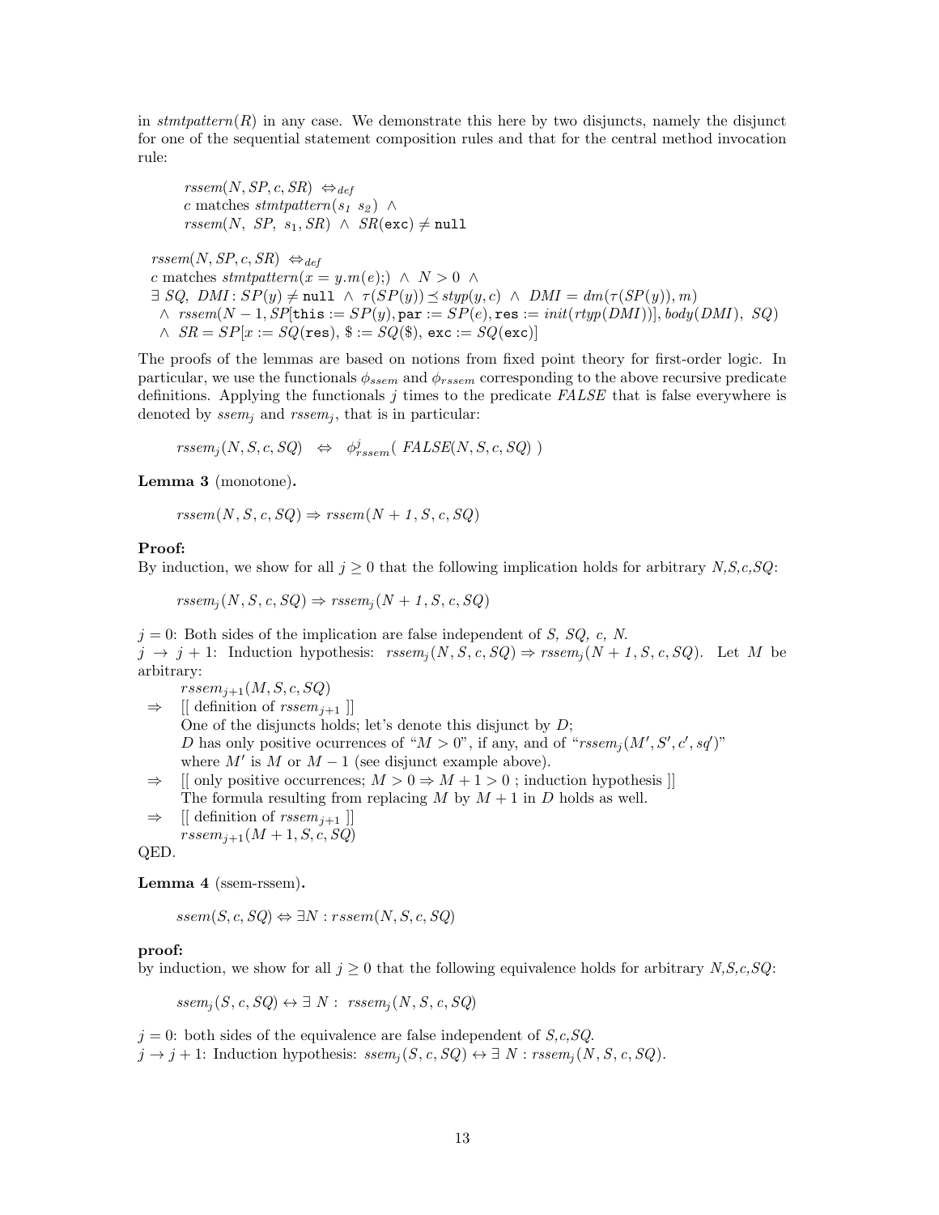in *stmtpattern*$(R)$ in any case. We demonstrate this here by two disjuncts, namely the disjunct for one of the sequential statement composition rules and that for the central method invocation rule:

$$\begin{array}{l} rssem(N, SP, c, SR) \Leftrightarrow_{def} \\ c \text{ matches } stmtpattern(s_1\ s_2) \ \wedge \\ rssem(N,\ SP,\ s_1, SR) \ \wedge \ SR(\texttt{exc}) \neq \texttt{null} \end{array}$$

$$\begin{array}{l} rssem(N, SP, c, SR) \Leftrightarrow_{def} \\ c \text{ matches } stmtpattern(x = y.m(e);) \ \wedge \ N > 0 \ \wedge \\ \exists\ SQ,\ DMI : SP(y) \neq \texttt{null} \ \wedge \ \tau(SP(y)) \preceq styp(y, c) \ \wedge \ DMI = dm(\tau(SP(y)), m) \\ \ \wedge \ rssem(N-1, SP[\texttt{this} := SP(y), \texttt{par} := SP(e), \texttt{res} := init(rtyp(DMI))], body(DMI),\ SQ) \\ \ \wedge \ SR = SP[x := SQ(\texttt{res}),\ \$ := SQ(\$),\ \texttt{exc} := SQ(\texttt{exc})] \end{array}$$

The proofs of the lemmas are based on notions from fixed point theory for first-order logic. In particular, we use the functionals $\phi_{ssem}$ and $\phi_{rssem}$ corresponding to the above recursive predicate definitions. Applying the functionals $j$ times to the predicate *FALSE* that is false everywhere is denoted by $ssem_j$ and $rssem_j$, that is in particular:

$$rssem_j(N, S, c, SQ) \quad \Leftrightarrow \quad \phi^j_{rssem}(\ FALSE(N, S, c, SQ)\ )$$

**Lemma 3** (monotone)**.**

$$rssem(N, S, c, SQ) \Rightarrow rssem(N+1, S, c, SQ)$$

**Proof:**
By induction, we show for all $j \geq 0$ that the following implication holds for arbitrary *N,S,c,SQ*:

$$rssem_j(N, S, c, SQ) \Rightarrow rssem_j(N+1, S, c, SQ)$$

$j = 0$: Both sides of the implication are false independent of *S, SQ, c, N*.
$j \rightarrow j+1$: Induction hypothesis: $rssem_j(N, S, c, SQ) \Rightarrow rssem_j(N+1, S, c, SQ)$. Let $M$ be arbitrary:

$rssem_{j+1}(M, S, c, SQ)$
$\Rightarrow$ [[ definition of $rssem_{j+1}$ ]]
One of the disjuncts holds; let's denote this disjunct by $D$;
$D$ has only positive ocurrences of "$M > 0$", if any, and of "$rssem_j(M', S', c', sq')$" where $M'$ is $M$ or $M-1$ (see disjunct example above).
$\Rightarrow$ [[ only positive occurrences; $M > 0 \Rightarrow M+1 > 0$ ; induction hypothesis ]]
The formula resulting from replacing $M$ by $M+1$ in $D$ holds as well.
$\Rightarrow$ [[ definition of $rssem_{j+1}$ ]]
$rssem_{j+1}(M+1, S, c, SQ)$

QED.

**Lemma 4** (ssem-rssem)**.**

$$ssem(S, c, SQ) \Leftrightarrow \exists N : rssem(N, S, c, SQ)$$

**proof:**
by induction, we show for all $j \geq 0$ that the following equivalence holds for arbitrary *N,S,c,SQ*:

$$ssem_j(S, c, SQ) \leftrightarrow \exists\ N :\ rssem_j(N, S, c, SQ)$$

$j = 0$: both sides of the equivalence are false independent of *S,c,SQ*.
$j \rightarrow j+1$: Induction hypothesis: $ssem_j(S, c, SQ) \leftrightarrow \exists\ N : rssem_j(N, S, c, SQ)$.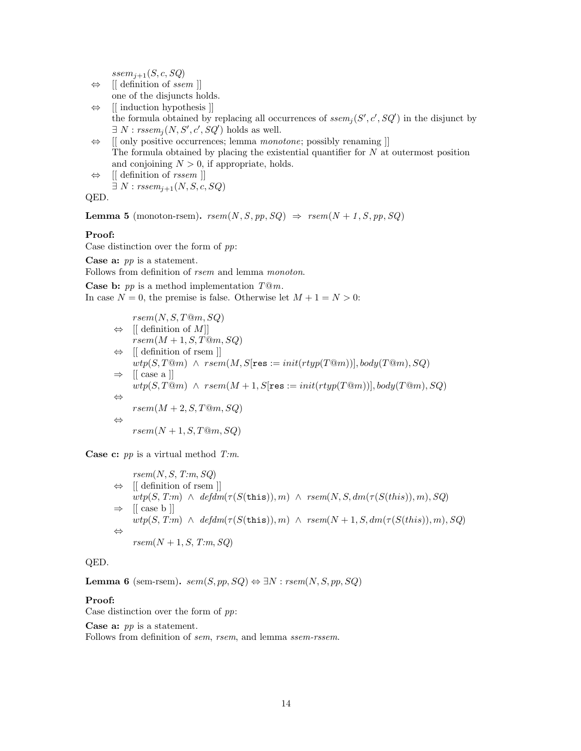$ssem_{j+1}(S, c, SQ)$

$\Leftrightarrow$ [[ definition of *ssem* ]]
one of the disjuncts holds.

$\Leftrightarrow$ [[ induction hypothesis ]]
the formula obtained by replacing all occurrences of $ssem_j(S', c', SQ')$ in the disjunct by $\exists\ N : rssem_j(N, S', c', SQ')$ holds as well.

$\Leftrightarrow$ [[ only positive occurrences; lemma *monotone*; possibly renaming ]]
The formula obtained by placing the existential quantifier for $N$ at outermost position and conjoining $N > 0$, if appropriate, holds.

$\Leftrightarrow$ [[ definition of *rssem* ]]
$\exists\ N : rssem_{j+1}(N, S, c, SQ)$

QED.

**Lemma 5** (monoton-rsem)**.** $rsem(N, S, pp, SQ) \;\Rightarrow\; rsem(N+1, S, pp, SQ)$

**Proof:**
Case distinction over the form of *pp*:

**Case a:** *pp* is a statement.
Follows from definition of *rsem* and lemma *monoton*.

**Case b:** *pp* is a method implementation $T@m$.
In case $N = 0$, the premise is false. Otherwise let $M + 1 = N > 0$:

$$
\begin{array}{ll}
& rsem(N, S, T@m, SQ) \\
\Leftrightarrow & [[\text{ definition of } M]] \\
& rsem(M+1, S, T@m, SQ) \\
\Leftrightarrow & [[\text{ definition of rsem }]] \\
& wtp(S, T@m) \;\wedge\; rsem(M, S[\texttt{res} := init(rtyp(T@m))], body(T@m), SQ) \\
\Rightarrow & [[\text{ case a }]] \\
& wtp(S, T@m) \;\wedge\; rsem(M+1, S[\texttt{res} := init(rtyp(T@m))], body(T@m), SQ) \\
\Leftrightarrow & \\
& rsem(M+2, S, T@m, SQ) \\
\Leftrightarrow & \\
& rsem(N+1, S, T@m, SQ)
\end{array}
$$

**Case c:** *pp* is a virtual method *T:m*.

$$
\begin{array}{ll}
& rsem(N, S, T{:}m, SQ) \\
\Leftrightarrow & [[\text{ definition of rsem }]] \\
& wtp(S, T{:}m) \;\wedge\; defdm(\tau(S(\texttt{this})), m) \;\wedge\; rsem(N, S, dm(\tau(S(this)), m), SQ) \\
\Rightarrow & [[\text{ case b }]] \\
& wtp(S, T{:}m) \;\wedge\; defdm(\tau(S(\texttt{this})), m) \;\wedge\; rsem(N+1, S, dm(\tau(S(this)), m), SQ) \\
\Leftrightarrow & \\
& rsem(N+1, S, T{:}m, SQ)
\end{array}
$$

QED.

**Lemma 6** (sem-rsem)**.** $sem(S, pp, SQ) \Leftrightarrow \exists N : rsem(N, S, pp, SQ)$

**Proof:**
Case distinction over the form of *pp*:

**Case a:** *pp* is a statement.
Follows from definition of *sem*, *rsem*, and lemma *ssem-rssem*.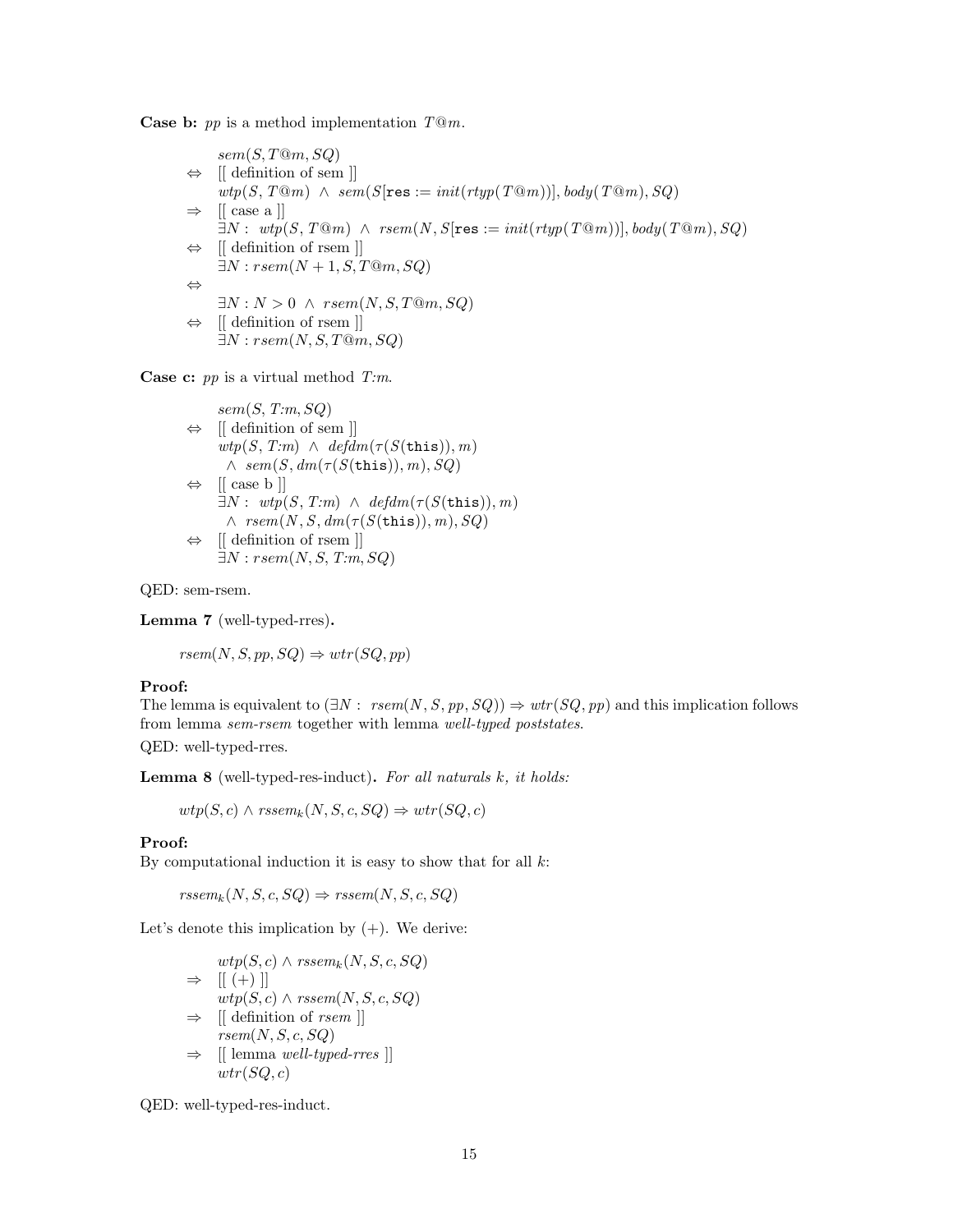**Case b:** *pp* is a method implementation $T@m$.

$$
\begin{array}{ll}
 & sem(S, T@m, SQ) \\
\Leftrightarrow & [\![ \text{ definition of sem } ]\!] \\
 & wtp(S, T@m) \;\wedge\; sem(S[\texttt{res} := init(rtyp(T@m))], body(T@m), SQ) \\
\Rightarrow & [\![ \text{ case a } ]\!] \\
 & \exists N: \; wtp(S, T@m) \;\wedge\; rsem(N, S[\texttt{res} := init(rtyp(T@m))], body(T@m), SQ) \\
\Leftrightarrow & [\![ \text{ definition of rsem } ]\!] \\
 & \exists N: rsem(N+1, S, T@m, SQ) \\
\Leftrightarrow & \\
 & \exists N: N > 0 \;\wedge\; rsem(N, S, T@m, SQ) \\
\Leftrightarrow & [\![ \text{ definition of rsem } ]\!] \\
 & \exists N: rsem(N, S, T@m, SQ)
\end{array}
$$

**Case c:** *pp* is a virtual method $T{:}m$.

$$
\begin{array}{ll}
 & sem(S, T{:}m, SQ) \\
\Leftrightarrow & [\![ \text{ definition of sem } ]\!] \\
 & wtp(S, T{:}m) \;\wedge\; defdm(\tau(S(\texttt{this})), m) \\
 & \;\wedge\; sem(S, dm(\tau(S(\texttt{this})), m), SQ) \\
\Leftrightarrow & [\![ \text{ case b } ]\!] \\
 & \exists N: \; wtp(S, T{:}m) \;\wedge\; defdm(\tau(S(\texttt{this})), m) \\
 & \;\wedge\; rsem(N, S, dm(\tau(S(\texttt{this})), m), SQ) \\
\Leftrightarrow & [\![ \text{ definition of rsem } ]\!] \\
 & \exists N: rsem(N, S, T{:}m, SQ)
\end{array}
$$

QED: sem-rsem.

**Lemma 7** (well-typed-rres)**.**

$$rsem(N, S, pp, SQ) \Rightarrow wtr(SQ, pp)$$

**Proof:**
The lemma is equivalent to $(\exists N: \; rsem(N, S, pp, SQ)) \Rightarrow wtr(SQ, pp)$ and this implication follows from lemma *sem-rsem* together with lemma *well-typed poststates*.

QED: well-typed-rres.

**Lemma 8** (well-typed-res-induct)**.** *For all naturals k, it holds:*

$$wtp(S, c) \wedge rssem_k(N, S, c, SQ) \Rightarrow wtr(SQ, c)$$

**Proof:**
By computational induction it is easy to show that for all $k$:

$$rssem_k(N, S, c, SQ) \Rightarrow rssem(N, S, c, SQ)$$

Let's denote this implication by (+). We derive:

$$
\begin{array}{ll}
 & wtp(S, c) \wedge rssem_k(N, S, c, SQ) \\
\Rightarrow & [\![ \; (+) \; ]\!] \\
 & wtp(S, c) \wedge rssem(N, S, c, SQ) \\
\Rightarrow & [\![ \text{ definition of } rsem \; ]\!] \\
 & rsem(N, S, c, SQ) \\
\Rightarrow & [\![ \text{ lemma } well\text{-}typed\text{-}rres \; ]\!] \\
 & wtr(SQ, c)
\end{array}
$$

QED: well-typed-res-induct.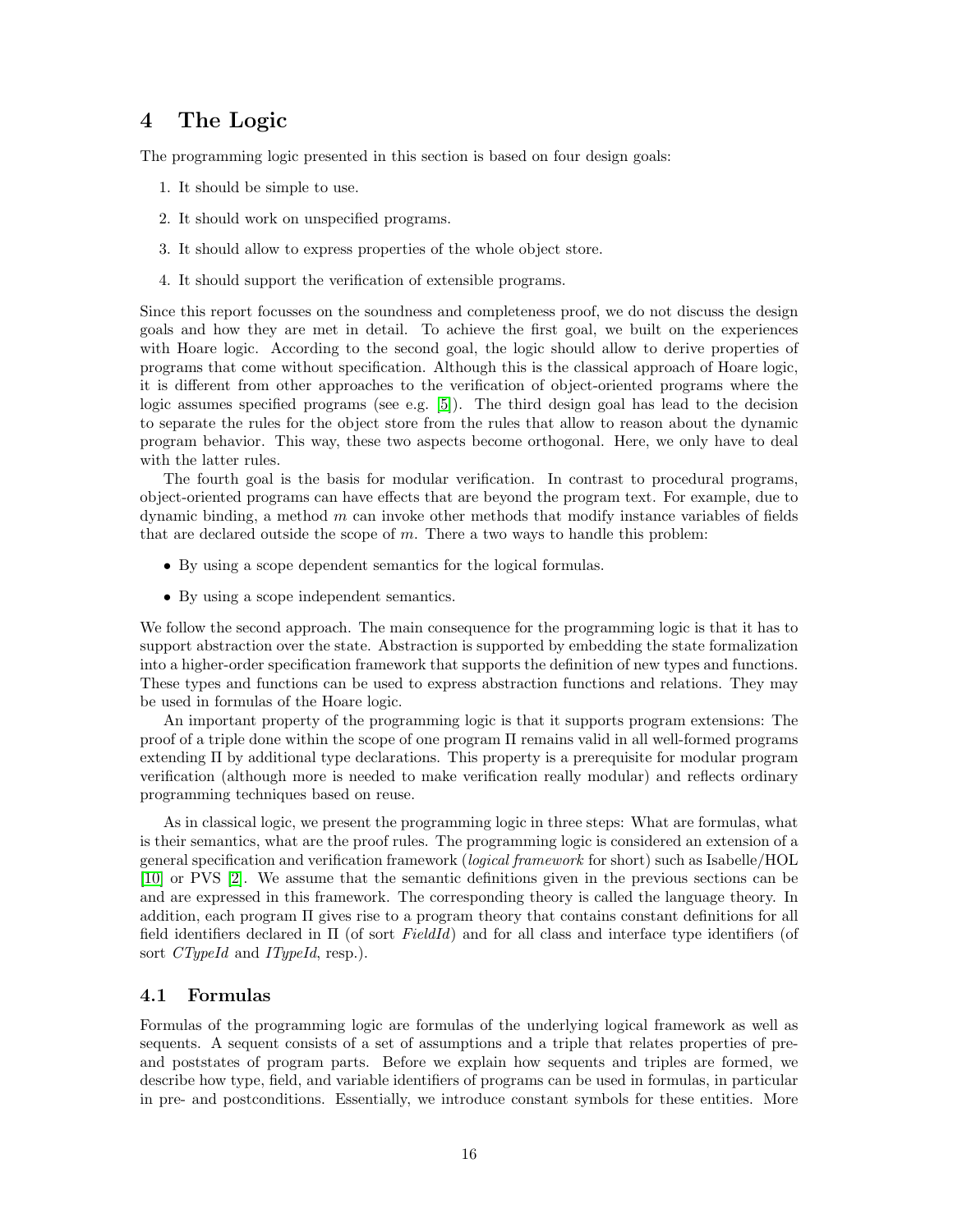## 4 The Logic

The programming logic presented in this section is based on four design goals:

1. It should be simple to use.
2. It should work on unspecified programs.
3. It should allow to express properties of the whole object store.
4. It should support the verification of extensible programs.

Since this report focusses on the soundness and completeness proof, we do not discuss the design goals and how they are met in detail. To achieve the first goal, we built on the experiences with Hoare logic. According to the second goal, the logic should allow to derive properties of programs that come without specification. Although this is the classical approach of Hoare logic, it is different from other approaches to the verification of object-oriented programs where the logic assumes specified programs (see e.g. [5]). The third design goal has lead to the decision to separate the rules for the object store from the rules that allow to reason about the dynamic program behavior. This way, these two aspects become orthogonal. Here, we only have to deal with the latter rules.

The fourth goal is the basis for modular verification. In contrast to procedural programs, object-oriented programs can have effects that are beyond the program text. For example, due to dynamic binding, a method $m$ can invoke other methods that modify instance variables of fields that are declared outside the scope of $m$. There a two ways to handle this problem:

- By using a scope dependent semantics for the logical formulas.
- By using a scope independent semantics.

We follow the second approach. The main consequence for the programming logic is that it has to support abstraction over the state. Abstraction is supported by embedding the state formalization into a higher-order specification framework that supports the definition of new types and functions. These types and functions can be used to express abstraction functions and relations. They may be used in formulas of the Hoare logic.

An important property of the programming logic is that it supports program extensions: The proof of a triple done within the scope of one program $\Pi$ remains valid in all well-formed programs extending $\Pi$ by additional type declarations. This property is a prerequisite for modular program verification (although more is needed to make verification really modular) and reflects ordinary programming techniques based on reuse.

As in classical logic, we present the programming logic in three steps: What are formulas, what is their semantics, what are the proof rules. The programming logic is considered an extension of a general specification and verification framework (*logical framework* for short) such as Isabelle/HOL [10] or PVS [2]. We assume that the semantic definitions given in the previous sections can be and are expressed in this framework. The corresponding theory is called the language theory. In addition, each program $\Pi$ gives rise to a program theory that contains constant definitions for all field identifiers declared in $\Pi$ (of sort *FieldId*) and for all class and interface type identifiers (of sort *CTypeId* and *ITypeId*, resp.).

### 4.1 Formulas

Formulas of the programming logic are formulas of the underlying logical framework as well as sequents. A sequent consists of a set of assumptions and a triple that relates properties of pre- and poststates of program parts. Before we explain how sequents and triples are formed, we describe how type, field, and variable identifiers of programs can be used in formulas, in particular in pre- and postconditions. Essentially, we introduce constant symbols for these entities. More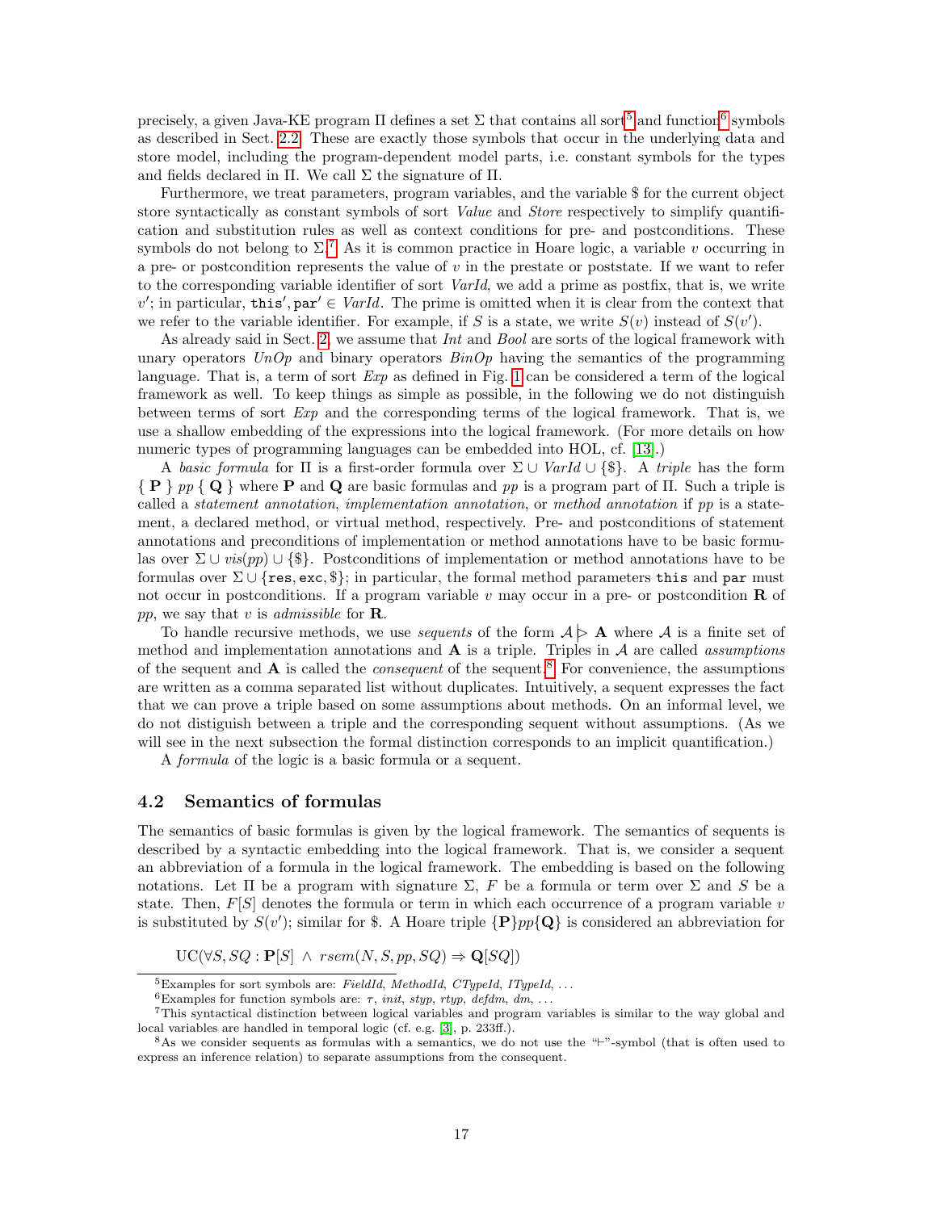precisely, a given Java-KE program $\Pi$ defines a set $\Sigma$ that contains all sort[5] and function[6] symbols as described in Sect. 2.2. These are exactly those symbols that occur in the underlying data and store model, including the program-dependent model parts, i.e. constant symbols for the types and fields declared in $\Pi$. We call $\Sigma$ the signature of $\Pi$.

Furthermore, we treat parameters, program variables, and the variable \$ for the current object store syntactically as constant symbols of sort *Value* and *Store* respectively to simplify quantification and substitution rules as well as context conditions for pre- and postconditions. These symbols do not belong to $\Sigma$.[7] As it is common practice in Hoare logic, a variable $v$ occurring in a pre- or postcondition represents the value of $v$ in the prestate or poststate. If we want to refer to the corresponding variable identifier of sort *VarId*, we add a prime as postfix, that is, we write $v'$; in particular, $\texttt{this}', \texttt{par}' \in \mathit{VarId}$. The prime is omitted when it is clear from the context that we refer to the variable identifier. For example, if $S$ is a state, we write $S(v)$ instead of $S(v')$.

As already said in Sect. 2, we assume that *Int* and *Bool* are sorts of the logical framework with unary operators *UnOp* and binary operators *BinOp* having the semantics of the programming language. That is, a term of sort *Exp* as defined in Fig. 1 can be considered a term of the logical framework as well. To keep things as simple as possible, in the following we do not distinguish between terms of sort *Exp* and the corresponding terms of the logical framework. That is, we use a shallow embedding of the expressions into the logical framework. (For more details on how numeric types of programming languages can be embedded into HOL, cf. [13].)

A *basic formula* for $\Pi$ is a first-order formula over $\Sigma \cup \mathit{VarId} \cup \{\$\}$. A *triple* has the form $\{\ \mathbf{P}\ \}\ pp\ \{\ \mathbf{Q}\ \}$ where $\mathbf{P}$ and $\mathbf{Q}$ are basic formulas and $pp$ is a program part of $\Pi$. Such a triple is called a *statement annotation*, *implementation annotation*, or *method annotation* if $pp$ is a statement, a declared method, or virtual method, respectively. Pre- and postconditions of statement annotations and preconditions of implementation or method annotations have to be basic formulas over $\Sigma \cup \mathit{vis}(pp) \cup \{\$\}$. Postconditions of implementation or method annotations have to be formulas over $\Sigma \cup \{\texttt{res}, \texttt{exc}, \$\}$; in particular, the formal method parameters `this` and `par` must not occur in postconditions. If a program variable $v$ may occur in a pre- or postcondition $\mathbf{R}$ of $pp$, we say that $v$ is *admissible* for $\mathbf{R}$.

To handle recursive methods, we use *sequents* of the form $\mathcal{A} \rhd \mathbf{A}$ where $\mathcal{A}$ is a finite set of method and implementation annotations and $\mathbf{A}$ is a triple. Triples in $\mathcal{A}$ are called *assumptions* of the sequent and $\mathbf{A}$ is called the *consequent* of the sequent.[8] For convenience, the assumptions are written as a comma separated list without duplicates. Intuitively, a sequent expresses the fact that we can prove a triple based on some assumptions about methods. On an informal level, we do not distiguish between a triple and the corresponding sequent without assumptions. (As we will see in the next subsection the formal distinction corresponds to an implicit quantification.)

A *formula* of the logic is a basic formula or a sequent.

### 4.2 Semantics of formulas

The semantics of basic formulas is given by the logical framework. The semantics of sequents is described by a syntactic embedding into the logical framework. That is, we consider a sequent an abbreviation of a formula in the logical framework. The embedding is based on the following notations. Let $\Pi$ be a program with signature $\Sigma$, $F$ be a formula or term over $\Sigma$ and $S$ be a state. Then, $F[S]$ denotes the formula or term in which each occurrence of a program variable $v$ is substituted by $S(v')$; similar for \$. A Hoare triple $\{\mathbf{P}\}pp\{\mathbf{Q}\}$ is considered an abbreviation for

$$\mathrm{UC}(\forall S, SQ : \mathbf{P}[S] \ \wedge\ rsem(N, S, pp, SQ) \Rightarrow \mathbf{Q}[SQ])$$

---

[5] Examples for sort symbols are: *FieldId*, *MethodId*, *CTypeId*, *ITypeId*, ...

[6] Examples for function symbols are: $\tau$, *init*, *styp*, *rtyp*, *defdm*, *dm*, ...

[7] This syntactical distinction between logical variables and program variables is similar to the way global and local variables are handled in temporal logic (cf. e.g. [3], p. 233ff.).

[8] As we consider sequents as formulas with a semantics, we do not use the "$\vdash$"-symbol (that is often used to express an inference relation) to separate assumptions from the consequent.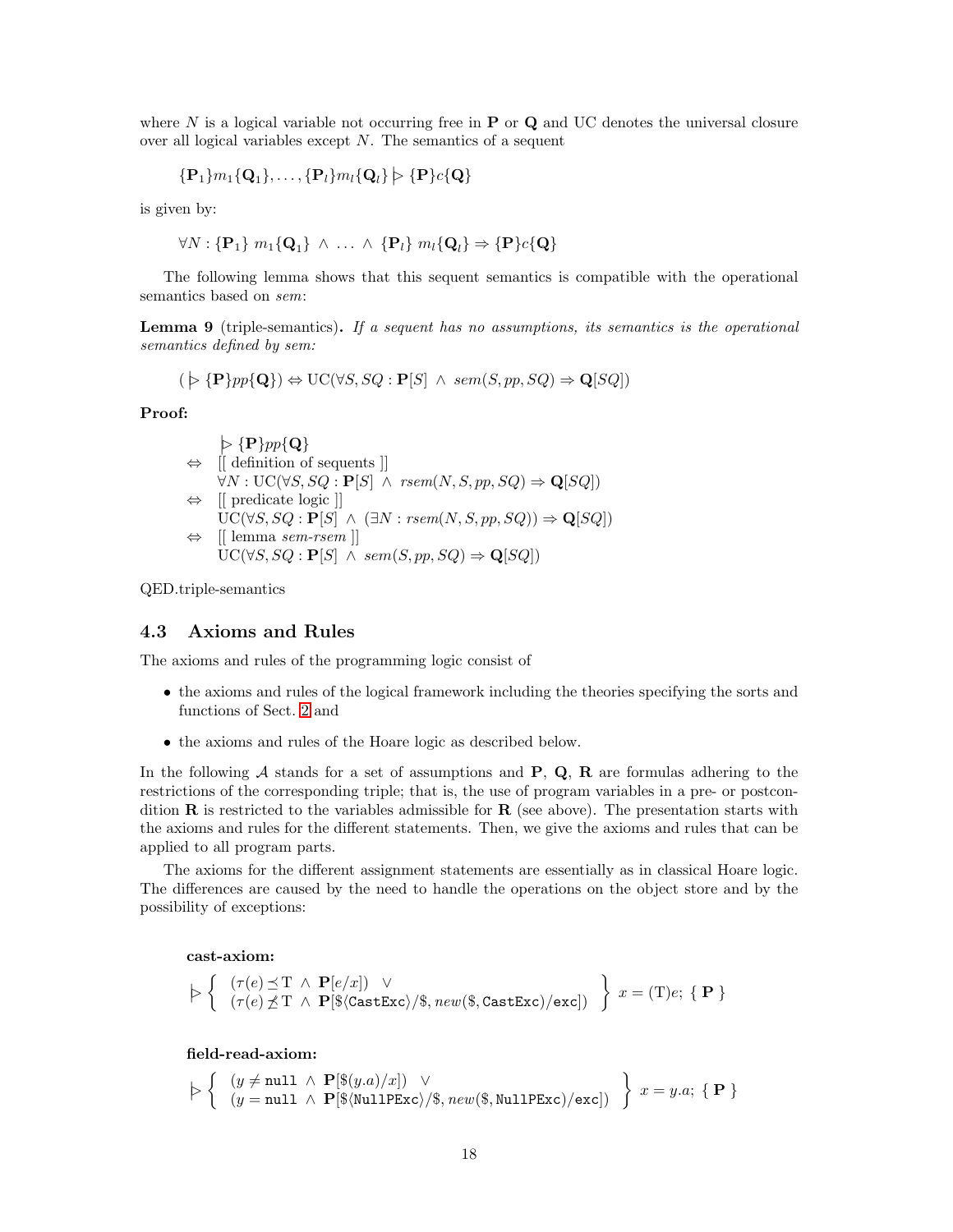where $N$ is a logical variable not occurring free in $\mathbf{P}$ or $\mathbf{Q}$ and UC denotes the universal closure over all logical variables except $N$. The semantics of a sequent

$$\{\mathbf{P}_1\}m_1\{\mathbf{Q}_1\}, \ldots, \{\mathbf{P}_l\}m_l\{\mathbf{Q}_l\} \rhd \{\mathbf{P}\}c\{\mathbf{Q}\}$$

is given by:

$$\forall N : \{\mathbf{P}_1\}\ m_1\{\mathbf{Q}_1\}\ \wedge\ \ldots\ \wedge\ \{\mathbf{P}_l\}\ m_l\{\mathbf{Q}_l\} \Rightarrow \{\mathbf{P}\}c\{\mathbf{Q}\}$$

The following lemma shows that this sequent semantics is compatible with the operational semantics based on *sem*:

**Lemma 9** (triple-semantics)**.** *If a sequent has no assumptions, its semantics is the operational semantics defined by sem:*

$$(\rhd \{\mathbf{P}\}pp\{\mathbf{Q}\}) \Leftrightarrow \mathrm{UC}(\forall S, SQ : \mathbf{P}[S]\ \wedge\ sem(S, pp, SQ) \Rightarrow \mathbf{Q}[SQ])$$

**Proof:**

$$\begin{array}{ll}
 & \rhd \{\mathbf{P}\}pp\{\mathbf{Q}\} \\
\Leftrightarrow & [[\text{ definition of sequents }]] \\
 & \forall N : \mathrm{UC}(\forall S, SQ : \mathbf{P}[S]\ \wedge\ rsem(N, S, pp, SQ) \Rightarrow \mathbf{Q}[SQ]) \\
\Leftrightarrow & [[\text{ predicate logic }]] \\
 & \mathrm{UC}(\forall S, SQ : \mathbf{P}[S]\ \wedge\ (\exists N : rsem(N, S, pp, SQ)) \Rightarrow \mathbf{Q}[SQ]) \\
\Leftrightarrow & [[\text{ lemma } \textit{sem-rsem} ]] \\
 & \mathrm{UC}(\forall S, SQ : \mathbf{P}[S]\ \wedge\ sem(S, pp, SQ) \Rightarrow \mathbf{Q}[SQ])
\end{array}$$

QED.triple-semantics

### 4.3 Axioms and Rules

The axioms and rules of the programming logic consist of

- the axioms and rules of the logical framework including the theories specifying the sorts and functions of Sect. 2 and
- the axioms and rules of the Hoare logic as described below.

In the following $\mathcal{A}$ stands for a set of assumptions and $\mathbf{P}$, $\mathbf{Q}$, $\mathbf{R}$ are formulas adhering to the restrictions of the corresponding triple; that is, the use of program variables in a pre- or postcondition $\mathbf{R}$ is restricted to the variables admissible for $\mathbf{R}$ (see above). The presentation starts with the axioms and rules for the different statements. Then, we give the axioms and rules that can be applied to all program parts.

The axioms for the different assignment statements are essentially as in classical Hoare logic. The differences are caused by the need to handle the operations on the object store and by the possibility of exceptions:

**cast-axiom:**

$$\rhd \left\{ \begin{array}{l} (\tau(e) \preceq \mathrm{T}\ \wedge\ \mathbf{P}[e/x])\ \ \vee \\ (\tau(e) \not\preceq \mathrm{T}\ \wedge\ \mathbf{P}[\$\langle \texttt{CastExc}\rangle/\$, new(\$, \texttt{CastExc})/\texttt{exc}]) \end{array} \right\} x = (\mathrm{T})e;\ \{\ \mathbf{P}\ \}$$

**field-read-axiom:**

$$\rhd \left\{ \begin{array}{l} (y \neq \texttt{null}\ \wedge\ \mathbf{P}[\$(y.a)/x])\ \ \vee \\ (y = \texttt{null}\ \wedge\ \mathbf{P}[\$\langle \texttt{NullPExc}\rangle/\$, new(\$, \texttt{NullPExc})/\texttt{exc}]) \end{array} \right\} x = y.a;\ \{\ \mathbf{P}\ \}$$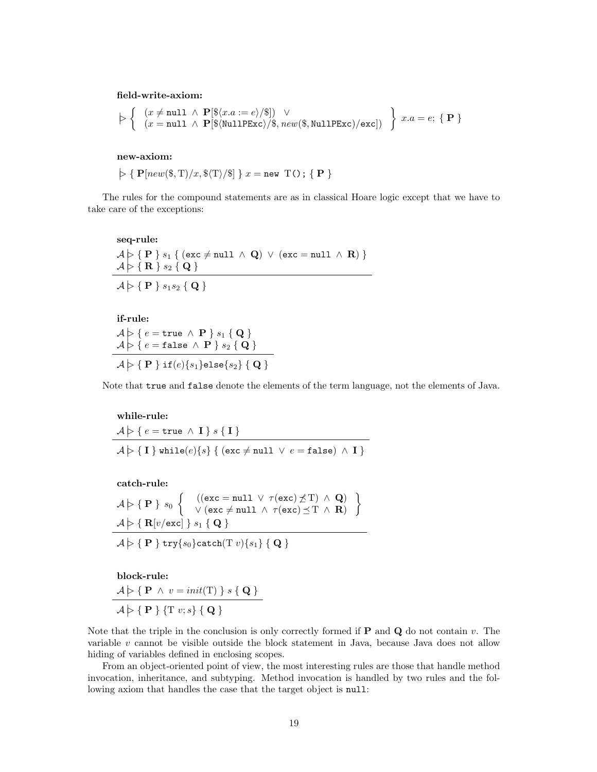**field-write-axiom:**

$$\rhd \left\{ \begin{array}{l} (x \neq \texttt{null} \;\wedge\; \mathbf{P}[\$\langle x.a := e\rangle/\$]) \quad \vee \\ (x = \texttt{null} \;\wedge\; \mathbf{P}[\$\langle \texttt{NullPExc}\rangle/\$, \mathit{new}(\$, \texttt{NullPExc})/\texttt{exc}]) \end{array} \right\} \; x.a = e; \; \{ \; \mathbf{P} \; \}$$

**new-axiom:**

$$\rhd \; \{ \; \mathbf{P}[\mathit{new}(\$, \mathrm{T})/x, \$\langle \mathrm{T}\rangle/\$] \; \} \; x = \texttt{new T();} \; \{ \; \mathbf{P} \; \}$$

The rules for the compound statements are as in classical Hoare logic except that we have to take care of the exceptions:

**seq-rule:**

$$\frac{\begin{array}{l} \mathcal{A} \rhd \{ \; \mathbf{P} \; \} \; s_1 \; \{ \; (\texttt{exc} \neq \texttt{null} \;\wedge\; \mathbf{Q}) \;\vee\; (\texttt{exc} = \texttt{null} \;\wedge\; \mathbf{R}) \; \} \\ \mathcal{A} \rhd \{ \; \mathbf{R} \; \} \; s_2 \; \{ \; \mathbf{Q} \; \} \end{array}}{\mathcal{A} \rhd \{ \; \mathbf{P} \; \} \; s_1 s_2 \; \{ \; \mathbf{Q} \; \}}$$

**if-rule:**

$$\frac{\begin{array}{l} \mathcal{A} \rhd \{ \; e = \texttt{true} \;\wedge\; \mathbf{P} \; \} \; s_1 \; \{ \; \mathbf{Q} \; \} \\ \mathcal{A} \rhd \{ \; e = \texttt{false} \;\wedge\; \mathbf{P} \; \} \; s_2 \; \{ \; \mathbf{Q} \; \} \end{array}}{\mathcal{A} \rhd \{ \; \mathbf{P} \; \} \; \texttt{if}(e)\{s_1\}\texttt{else}\{s_2\} \; \{ \; \mathbf{Q} \; \}}$$

Note that `true` and `false` denote the elements of the term language, not the elements of Java.

**while-rule:**

$$\frac{\mathcal{A} \rhd \{ \; e = \texttt{true} \;\wedge\; \mathbf{I} \; \} \; s \; \{ \; \mathbf{I} \; \}}{\mathcal{A} \rhd \{ \; \mathbf{I} \; \} \; \texttt{while}(e)\{s\} \; \{ \; (\texttt{exc} \neq \texttt{null} \;\vee\; e = \texttt{false}) \;\wedge\; \mathbf{I} \; \}}$$

**catch-rule:**

$$\frac{\begin{array}{l} \mathcal{A} \rhd \{ \; \mathbf{P} \; \} \; s_0 \left\{ \begin{array}{l} ((\texttt{exc} = \texttt{null} \;\vee\; \tau(\texttt{exc}) \not\preceq \mathrm{T}) \;\wedge\; \mathbf{Q}) \\ \vee\, (\texttt{exc} \neq \texttt{null} \;\wedge\; \tau(\texttt{exc}) \preceq \mathrm{T} \;\wedge\; \mathbf{R}) \end{array} \right\} \\ \mathcal{A} \rhd \{ \; \mathbf{R}[v/\texttt{exc}] \; \} \; s_1 \; \{ \; \mathbf{Q} \; \} \end{array}}{\mathcal{A} \rhd \{ \; \mathbf{P} \; \} \; \texttt{try}\{s_0\}\texttt{catch}(\mathrm{T}\; v)\{s_1\} \; \{ \; \mathbf{Q} \; \}}$$

**block-rule:**

$$\frac{\mathcal{A} \rhd \{ \; \mathbf{P} \;\wedge\; v = \mathit{init}(\mathrm{T}) \; \} \; s \; \{ \; \mathbf{Q} \; \}}{\mathcal{A} \rhd \{ \; \mathbf{P} \; \} \; \{\mathrm{T}\; v; s\} \; \{ \; \mathbf{Q} \; \}}$$

Note that the triple in the conclusion is only correctly formed if $\mathbf{P}$ and $\mathbf{Q}$ do not contain $v$. The variable $v$ cannot be visible outside the block statement in Java, because Java does not allow hiding of variables defined in enclosing scopes.

From an object-oriented point of view, the most interesting rules are those that handle method invocation, inheritance, and subtyping. Method invocation is handled by two rules and the following axiom that handles the case that the target object is `null`: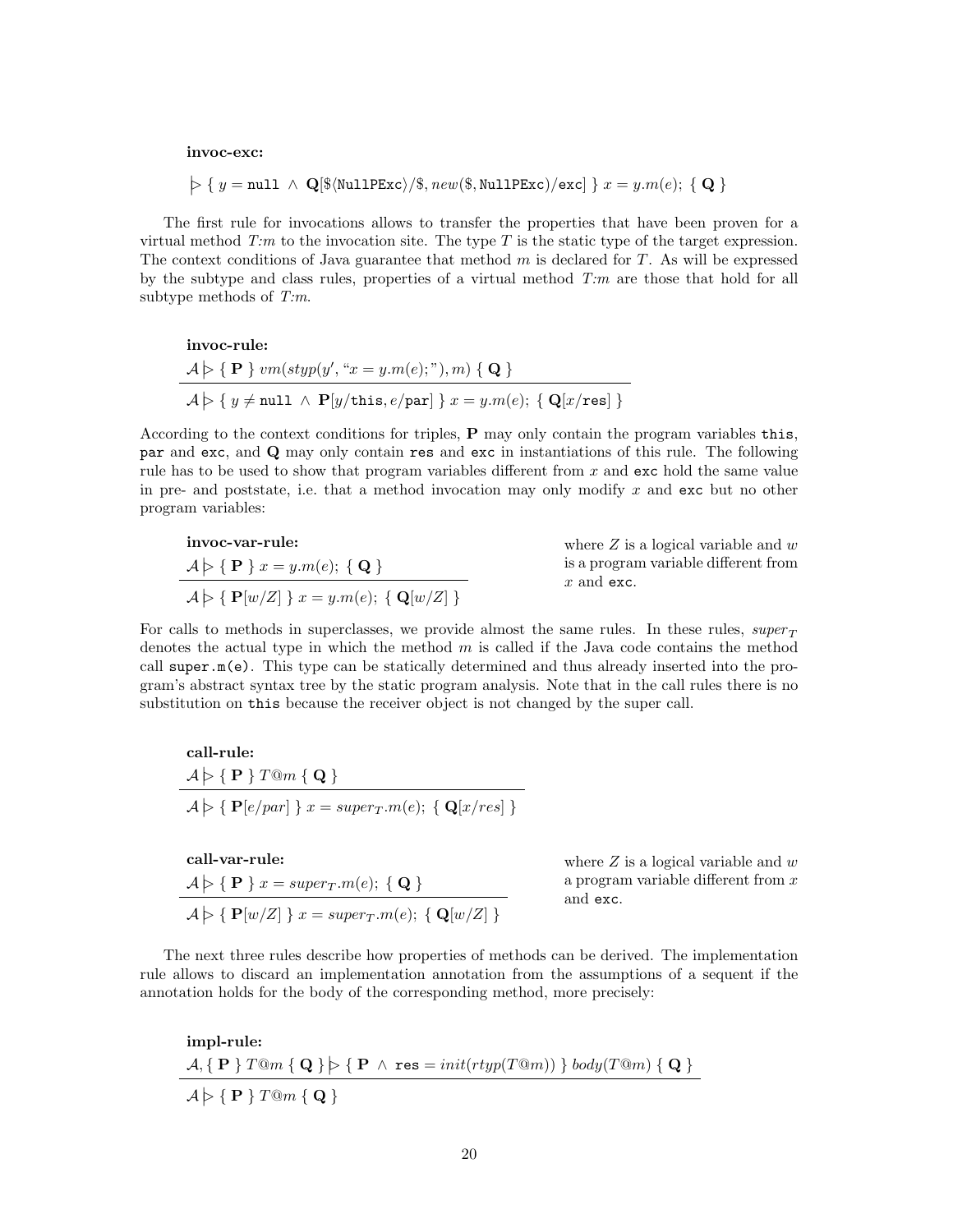**invoc-exc:**

$$\rhd \{ \; y = \texttt{null} \; \wedge \; \mathbf{Q}[\$\langle\texttt{NullPExc}\rangle/\$, new(\$, \texttt{NullPExc})/\texttt{exc}] \; \} \; x = y.m(e); \; \{ \; \mathbf{Q} \; \}$$

The first rule for invocations allows to transfer the properties that have been proven for a virtual method *T:m* to the invocation site. The type $T$ is the static type of the target expression. The context conditions of Java guarantee that method $m$ is declared for $T$. As will be expressed by the subtype and class rules, properties of a virtual method *T:m* are those that hold for all subtype methods of *T:m*.

**invoc-rule:**

$$\frac{\mathcal{A} \rhd \{ \; \mathbf{P} \; \} \; vm(styp(y', \text{“}x = y.m(e);\text{”}), m) \; \{ \; \mathbf{Q} \; \}}{\mathcal{A} \rhd \{ \; y \neq \texttt{null} \; \wedge \; \mathbf{P}[y/\texttt{this}, e/\texttt{par}] \; \} \; x = y.m(e); \; \{ \; \mathbf{Q}[x/\texttt{res}] \; \}}$$

According to the context conditions for triples, **P** may only contain the program variables `this`, `par` and `exc`, and **Q** may only contain `res` and `exc` in instantiations of this rule. The following rule has to be used to show that program variables different from $x$ and `exc` hold the same value in pre- and poststate, i.e. that a method invocation may only modify $x$ and `exc` but no other program variables:

**invoc-var-rule:**

$$\frac{\mathcal{A} \rhd \{ \; \mathbf{P} \; \} \; x = y.m(e); \; \{ \; \mathbf{Q} \; \}}{\mathcal{A} \rhd \{ \; \mathbf{P}[w/Z] \; \} \; x = y.m(e); \; \{ \; \mathbf{Q}[w/Z] \; \}}$$

where $Z$ is a logical variable and $w$ is a program variable different from $x$ and `exc`.

For calls to methods in superclasses, we provide almost the same rules. In these rules, $super_T$ denotes the actual type in which the method $m$ is called if the Java code contains the method call `super.m(e)`. This type can be statically determined and thus already inserted into the program's abstract syntax tree by the static program analysis. Note that in the call rules there is no substitution on `this` because the receiver object is not changed by the super call.

**call-rule:**

$$\frac{\mathcal{A} \rhd \{ \; \mathbf{P} \; \} \; T@m \; \{ \; \mathbf{Q} \; \}}{\mathcal{A} \rhd \{ \; \mathbf{P}[e/par] \; \} \; x = super_T.m(e); \; \{ \; \mathbf{Q}[x/res] \; \}}$$

**call-var-rule:**

$$\frac{\mathcal{A} \rhd \{ \; \mathbf{P} \; \} \; x = super_T.m(e); \; \{ \; \mathbf{Q} \; \}}{\mathcal{A} \rhd \{ \; \mathbf{P}[w/Z] \; \} \; x = super_T.m(e); \; \{ \; \mathbf{Q}[w/Z] \; \}}$$

where $Z$ is a logical variable and $w$ a program variable different from $x$ and `exc`.

The next three rules describe how properties of methods can be derived. The implementation rule allows to discard an implementation annotation from the assumptions of a sequent if the annotation holds for the body of the corresponding method, more precisely:

**impl-rule:**

$$\frac{\mathcal{A}, \{ \; \mathbf{P} \; \} \; T@m \; \{ \; \mathbf{Q} \; \} \rhd \{ \; \mathbf{P} \; \wedge \; \texttt{res} = init(rtyp(T@m)) \; \} \; body(T@m) \; \{ \; \mathbf{Q} \; \}}{\mathcal{A} \rhd \{ \; \mathbf{P} \; \} \; T@m \; \{ \; \mathbf{Q} \; \}}$$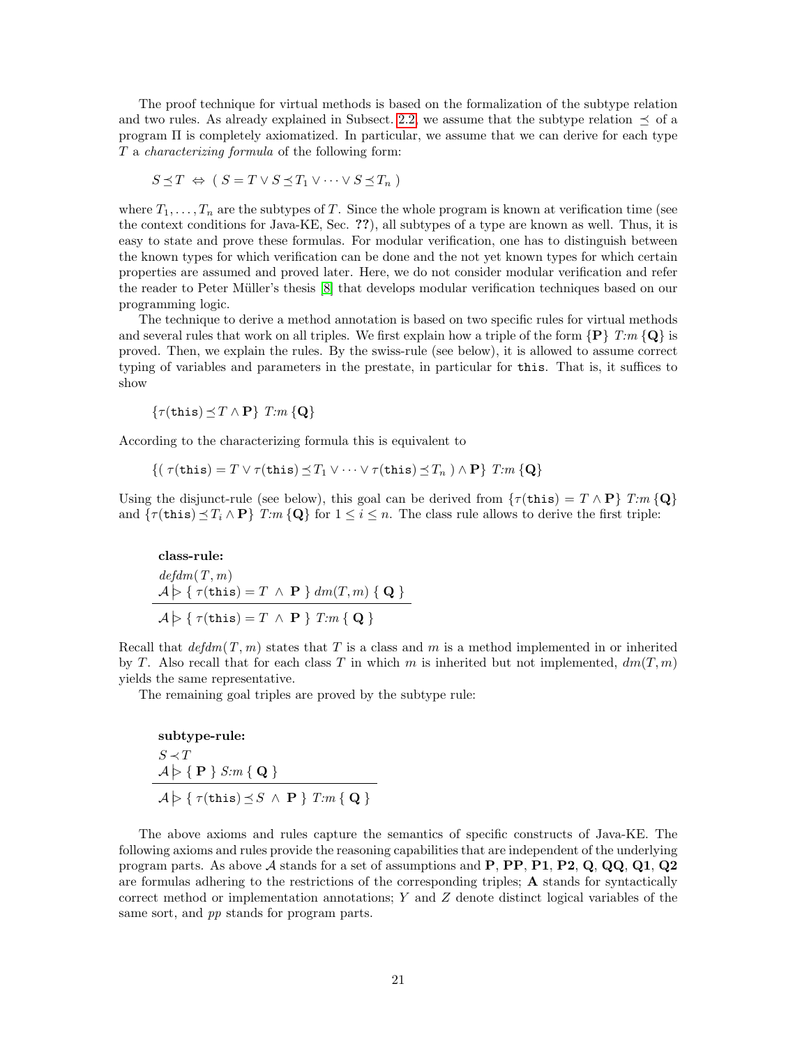The proof technique for virtual methods is based on the formalization of the subtype relation and two rules. As already explained in Subsect. 2.2, we assume that the subtype relation $\preceq$ of a program $\Pi$ is completely axiomatized. In particular, we assume that we can derive for each type $T$ a *characterizing formula* of the following form:

$$S \preceq T \;\Leftrightarrow\; (\; S = T \vee S \preceq T_1 \vee \cdots \vee S \preceq T_n \;)$$

where $T_1, \ldots, T_n$ are the subtypes of $T$. Since the whole program is known at verification time (see the context conditions for Java-KE, Sec. **??**), all subtypes of a type are known as well. Thus, it is easy to state and prove these formulas. For modular verification, one has to distinguish between the known types for which verification can be done and the not yet known types for which certain properties are assumed and proved later. Here, we do not consider modular verification and refer the reader to Peter Müller's thesis [8] that develops modular verification techniques based on our programming logic.

The technique to derive a method annotation is based on two specific rules for virtual methods and several rules that work on all triples. We first explain how a triple of the form $\{\mathbf{P}\}\ T{:}m\ \{\mathbf{Q}\}$ is proved. Then, we explain the rules. By the swiss-rule (see below), it is allowed to assume correct typing of variables and parameters in the prestate, in particular for `this`. That is, it suffices to show

$$\{\tau(\texttt{this}) \preceq T \wedge \mathbf{P}\}\ T{:}m\ \{\mathbf{Q}\}$$

According to the characterizing formula this is equivalent to

$$\{(\;\tau(\texttt{this}) = T \vee \tau(\texttt{this}) \preceq T_1 \vee \cdots \vee \tau(\texttt{this}) \preceq T_n\;) \wedge \mathbf{P}\}\ T{:}m\ \{\mathbf{Q}\}$$

Using the disjunct-rule (see below), this goal can be derived from $\{\tau(\texttt{this}) = T \wedge \mathbf{P}\}\ T{:}m\ \{\mathbf{Q}\}$ and $\{\tau(\texttt{this}) \preceq T_i \wedge \mathbf{P}\}\ T{:}m\ \{\mathbf{Q}\}$ for $1 \leq i \leq n$. The class rule allows to derive the first triple:

**class-rule:**

$$\frac{\begin{array}{l} \mathit{defdm}(T, m) \\ \mathcal{A} \rhd \{\ \tau(\texttt{this}) = T \ \wedge\ \mathbf{P}\ \}\ \mathit{dm}(T, m)\ \{\ \mathbf{Q}\ \} \end{array}}{\mathcal{A} \rhd \{\ \tau(\texttt{this}) = T \ \wedge\ \mathbf{P}\ \}\ T{:}m\ \{\ \mathbf{Q}\ \}}$$

Recall that $\mathit{defdm}(T, m)$ states that $T$ is a class and $m$ is a method implemented in or inherited by $T$. Also recall that for each class $T$ in which $m$ is inherited but not implemented, $\mathit{dm}(T, m)$ yields the same representative.

The remaining goal triples are proved by the subtype rule:

**subtype-rule:**

$$\frac{\begin{array}{l} S \prec T \\ \mathcal{A} \rhd \{\ \mathbf{P}\ \}\ S{:}m\ \{\ \mathbf{Q}\ \} \end{array}}{\mathcal{A} \rhd \{\ \tau(\texttt{this}) \preceq S \ \wedge\ \mathbf{P}\ \}\ T{:}m\ \{\ \mathbf{Q}\ \}}$$

The above axioms and rules capture the semantics of specific constructs of Java-KE. The following axioms and rules provide the reasoning capabilities that are independent of the underlying program parts. As above $\mathcal{A}$ stands for a set of assumptions and $\mathbf{P}$, $\mathbf{PP}$, $\mathbf{P1}$, $\mathbf{P2}$, $\mathbf{Q}$, $\mathbf{QQ}$, $\mathbf{Q1}$, $\mathbf{Q2}$ are formulas adhering to the restrictions of the corresponding triples; $\mathbf{A}$ stands for syntactically correct method or implementation annotations; $Y$ and $Z$ denote distinct logical variables of the same sort, and $pp$ stands for program parts.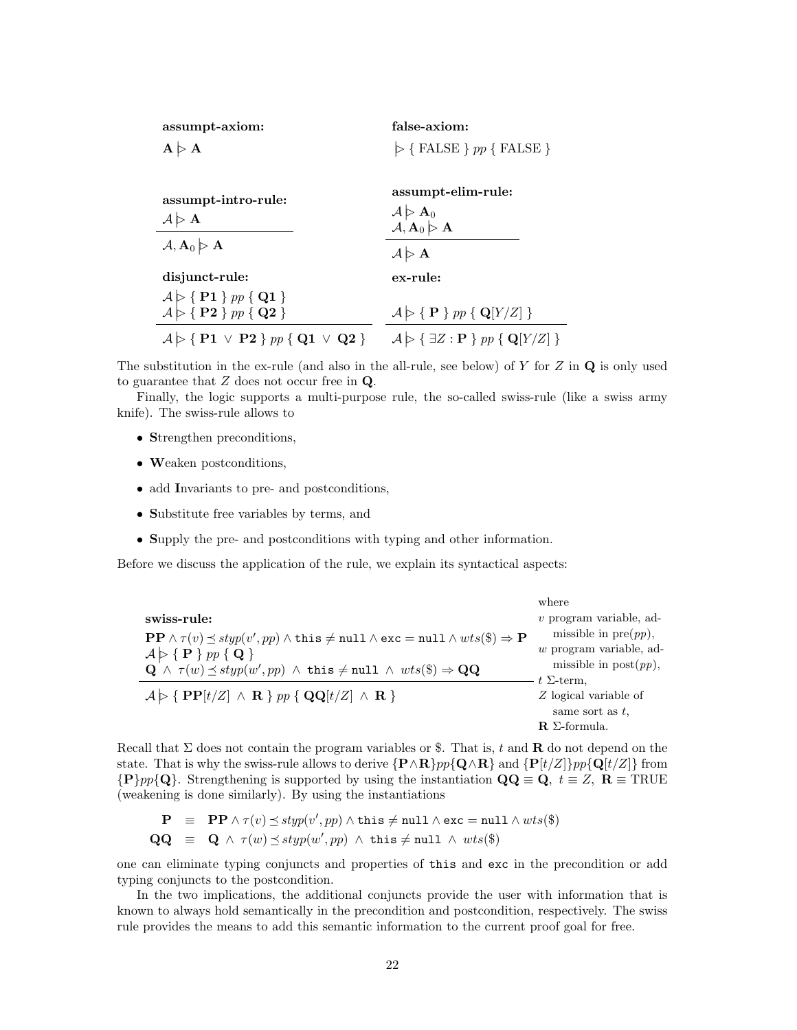**assumpt-axiom:**

$\mathbf{A} \mathrel{|\!\!\!\triangleright} \mathbf{A}$

**false-axiom:**

$\mathrel{|\!\!\!\triangleright} \{\ \text{FALSE}\ \}\ pp\ \{\ \text{FALSE}\ \}$

**assumpt-intro-rule:**

$$\frac{\mathcal{A} \mathrel{|\!\!\!\triangleright} \mathbf{A}}{\mathcal{A}, \mathbf{A}_0 \mathrel{|\!\!\!\triangleright} \mathbf{A}}$$

**assumpt-elim-rule:**

$$\frac{\mathcal{A} \mathrel{|\!\!\!\triangleright} \mathbf{A}_0 \qquad \mathcal{A}, \mathbf{A}_0 \mathrel{|\!\!\!\triangleright} \mathbf{A}}{\mathcal{A} \mathrel{|\!\!\!\triangleright} \mathbf{A}}$$

**disjunct-rule:**

$$\frac{\mathcal{A} \mathrel{|\!\!\!\triangleright} \{\ \mathbf{P1}\ \}\ pp\ \{\ \mathbf{Q1}\ \} \qquad \mathcal{A} \mathrel{|\!\!\!\triangleright} \{\ \mathbf{P2}\ \}\ pp\ \{\ \mathbf{Q2}\ \}}{\mathcal{A} \mathrel{|\!\!\!\triangleright} \{\ \mathbf{P1}\ \vee\ \mathbf{P2}\ \}\ pp\ \{\ \mathbf{Q1}\ \vee\ \mathbf{Q2}\ \}}$$

**ex-rule:**

$$\frac{\mathcal{A} \mathrel{|\!\!\!\triangleright} \{\ \mathbf{P}\ \}\ pp\ \{\ \mathbf{Q}[Y/Z]\ \}}{\mathcal{A} \mathrel{|\!\!\!\triangleright} \{\ \exists Z : \mathbf{P}\ \}\ pp\ \{\ \mathbf{Q}[Y/Z]\ \}}$$

The substitution in the ex-rule (and also in the all-rule, see below) of $Y$ for $Z$ in $\mathbf{Q}$ is only used to guarantee that $Z$ does not occur free in $\mathbf{Q}$.

Finally, the logic supports a multi-purpose rule, the so-called swiss-rule (like a swiss army knife). The swiss-rule allows to

- **S**trengthen preconditions,
- **W**eaken postconditions,
- add **I**nvariants to pre- and postconditions,
- **S**ubstitute free variables by terms, and
- **S**upply the pre- and postconditions with typing and other information.

Before we discuss the application of the rule, we explain its syntactical aspects:

**swiss-rule:**

$$\frac{\begin{array}{l}\mathbf{PP} \wedge \tau(v) \preceq styp(v', pp) \wedge \texttt{this} \neq \texttt{null} \wedge \texttt{exc} = \texttt{null} \wedge wts(\$) \Rightarrow \mathbf{P} \\ \mathcal{A} \mathrel{|\!\!\!\triangleright} \{\ \mathbf{P}\ \}\ pp\ \{\ \mathbf{Q}\ \} \\ \mathbf{Q}\ \wedge\ \tau(w) \preceq styp(w', pp)\ \wedge\ \texttt{this} \neq \texttt{null}\ \wedge\ wts(\$) \Rightarrow \mathbf{QQ}\end{array}}{\mathcal{A} \mathrel{|\!\!\!\triangleright} \{\ \mathbf{PP}[t/Z]\ \wedge\ \mathbf{R}\ \}\ pp\ \{\ \mathbf{QQ}[t/Z]\ \wedge\ \mathbf{R}\ \}}$$

where
$v$ program variable, admissible in pre($pp$),
$w$ program variable, admissible in post($pp$),
$t$ $\Sigma$-term,
$Z$ logical variable of same sort as $t$,
$\mathbf{R}$ $\Sigma$-formula.

Recall that $\Sigma$ does not contain the program variables or \$. That is, $t$ and $\mathbf{R}$ do not depend on the state. That is why the swiss-rule allows to derive $\{\mathbf{P} \wedge \mathbf{R}\}pp\{\mathbf{Q} \wedge \mathbf{R}\}$ and $\{\mathbf{P}[t/Z]\}pp\{\mathbf{Q}[t/Z]\}$ from $\{\mathbf{P}\}pp\{\mathbf{Q}\}$. Strengthening is supported by using the instantiation $\mathbf{QQ} \equiv \mathbf{Q},\ t \equiv Z,\ \mathbf{R} \equiv \text{TRUE}$ (weakening is done similarly). By using the instantiations

$$\begin{array}{rcl}\mathbf{P} & \equiv & \mathbf{PP} \wedge \tau(v) \preceq styp(v', pp) \wedge \texttt{this} \neq \texttt{null} \wedge \texttt{exc} = \texttt{null} \wedge wts(\$) \\ \mathbf{QQ} & \equiv & \mathbf{Q}\ \wedge\ \tau(w) \preceq styp(w', pp)\ \wedge\ \texttt{this} \neq \texttt{null}\ \wedge\ wts(\$)\end{array}$$

one can eliminate typing conjuncts and properties of `this` and `exc` in the precondition or add typing conjuncts to the postcondition.

In the two implications, the additional conjuncts provide the user with information that is known to always hold semantically in the precondition and postcondition, respectively. The swiss rule provides the means to add this semantic information to the current proof goal for free.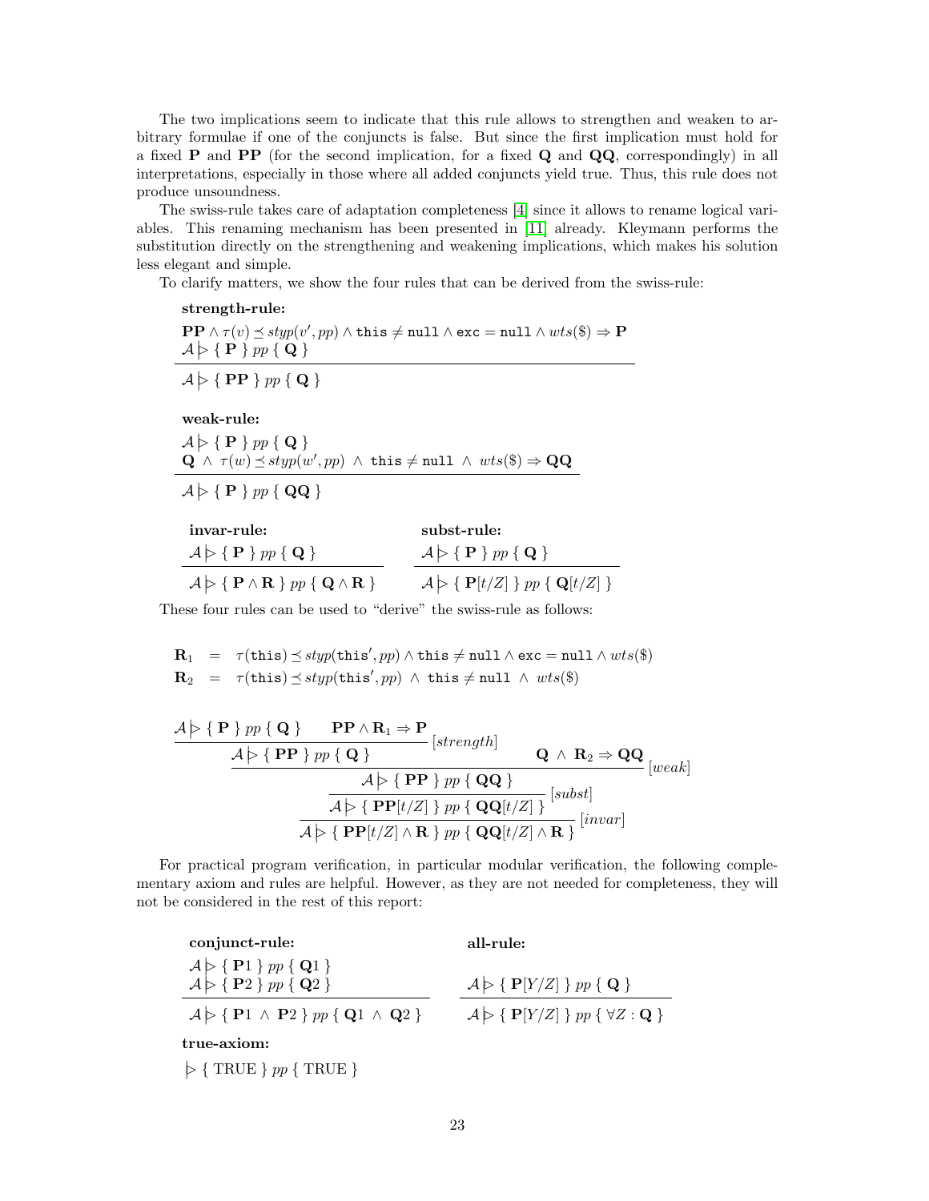The two implications seem to indicate that this rule allows to strengthen and weaken to arbitrary formulae if one of the conjuncts is false. But since the first implication must hold for a fixed **P** and **PP** (for the second implication, for a fixed **Q** and **QQ**, correspondingly) in all interpretations, especially in those where all added conjuncts yield true. Thus, this rule does not produce unsoundness.

The swiss-rule takes care of adaptation completeness [4] since it allows to rename logical variables. This renaming mechanism has been presented in [11] already. Kleymann performs the substitution directly on the strengthening and weakening implications, which makes his solution less elegant and simple.

To clarify matters, we show the four rules that can be derived from the swiss-rule:

**strength-rule:**

$$\frac{\begin{array}{l}\mathbf{PP} \wedge \tau(v) \preceq styp(v', pp) \wedge \texttt{this} \neq \texttt{null} \wedge \texttt{exc} = \texttt{null} \wedge wts(\$) \Rightarrow \mathbf{P} \\ \mathcal{A} \,|\!\!\triangleright \{ \ \mathbf{P} \ \} \ pp \ \{ \ \mathbf{Q} \ \}\end{array}}{\mathcal{A} \,|\!\!\triangleright \{ \ \mathbf{PP} \ \} \ pp \ \{ \ \mathbf{Q} \ \}}$$

**weak-rule:**

$$\frac{\begin{array}{l}\mathcal{A} \,|\!\!\triangleright \{ \ \mathbf{P} \ \} \ pp \ \{ \ \mathbf{Q} \ \} \\ \mathbf{Q} \ \wedge \ \tau(w) \preceq styp(w', pp) \ \wedge \ \texttt{this} \neq \texttt{null} \ \wedge \ wts(\$) \Rightarrow \mathbf{QQ}\end{array}}{\mathcal{A} \,|\!\!\triangleright \{ \ \mathbf{P} \ \} \ pp \ \{ \ \mathbf{QQ} \ \}}$$

**invar-rule:**

$$\frac{\mathcal{A} \,|\!\!\triangleright \{ \ \mathbf{P} \ \} \ pp \ \{ \ \mathbf{Q} \ \}}{\mathcal{A} \,|\!\!\triangleright \{ \ \mathbf{P} \wedge \mathbf{R} \ \} \ pp \ \{ \ \mathbf{Q} \wedge \mathbf{R} \ \}}$$

**subst-rule:**

$$\frac{\mathcal{A} \,|\!\!\triangleright \{ \ \mathbf{P} \ \} \ pp \ \{ \ \mathbf{Q} \ \}}{\mathcal{A} \,|\!\!\triangleright \{ \ \mathbf{P}[t/Z] \ \} \ pp \ \{ \ \mathbf{Q}[t/Z] \ \}}$$

These four rules can be used to "derive" the swiss-rule as follows:

$$\begin{array}{rcl}\mathbf{R}_1 & = & \tau(\texttt{this}) \preceq styp(\texttt{this}', pp) \wedge \texttt{this} \neq \texttt{null} \wedge \texttt{exc} = \texttt{null} \wedge wts(\$) \\ \mathbf{R}_2 & = & \tau(\texttt{this}) \preceq styp(\texttt{this}', pp) \ \wedge \ \texttt{this} \neq \texttt{null} \ \wedge \ wts(\$)\end{array}$$

$$\cfrac{\cfrac{\cfrac{\cfrac{\mathcal{A} \,|\!\!\triangleright \{ \ \mathbf{P} \ \} \ pp \ \{ \ \mathbf{Q} \ \} \qquad \mathbf{PP} \wedge \mathbf{R}_1 \Rightarrow \mathbf{P}}{\mathcal{A} \,|\!\!\triangleright \{ \ \mathbf{PP} \ \} \ pp \ \{ \ \mathbf{Q} \ \}}[strength] \qquad \mathbf{Q} \ \wedge \ \mathbf{R}_2 \Rightarrow \mathbf{QQ}}{\mathcal{A} \,|\!\!\triangleright \{ \ \mathbf{PP} \ \} \ pp \ \{ \ \mathbf{QQ} \ \}}[weak]}{\mathcal{A} \,|\!\!\triangleright \{ \ \mathbf{PP}[t/Z] \ \} \ pp \ \{ \ \mathbf{QQ}[t/Z] \ \}}[subst]}{\mathcal{A} \,|\!\!\triangleright \{ \ \mathbf{PP}[t/Z] \wedge \mathbf{R} \ \} \ pp \ \{ \ \mathbf{QQ}[t/Z] \wedge \mathbf{R} \ \}}[invar]$$

For practical program verification, in particular modular verification, the following complementary axiom and rules are helpful. However, as they are not needed for completeness, they will not be considered in the rest of this report:

**conjunct-rule:**

$$\frac{\begin{array}{l}\mathcal{A} \,|\!\!\triangleright \{ \ \mathbf{P}1 \ \} \ pp \ \{ \ \mathbf{Q}1 \ \} \\ \mathcal{A} \,|\!\!\triangleright \{ \ \mathbf{P}2 \ \} \ pp \ \{ \ \mathbf{Q}2 \ \}\end{array}}{\mathcal{A} \,|\!\!\triangleright \{ \ \mathbf{P}1 \ \wedge \ \mathbf{P}2 \ \} \ pp \ \{ \ \mathbf{Q}1 \ \wedge \ \mathbf{Q}2 \ \}}$$

**all-rule:**

$$\frac{\mathcal{A} \,|\!\!\triangleright \{ \ \mathbf{P}[Y/Z] \ \} \ pp \ \{ \ \mathbf{Q} \ \}}{\mathcal{A} \,|\!\!\triangleright \{ \ \mathbf{P}[Y/Z] \ \} \ pp \ \{ \ \forall Z : \mathbf{Q} \ \}}$$

**true-axiom:**

$$|\!\!\triangleright \{ \ \text{TRUE} \ \} \ pp \ \{ \ \text{TRUE} \ \}$$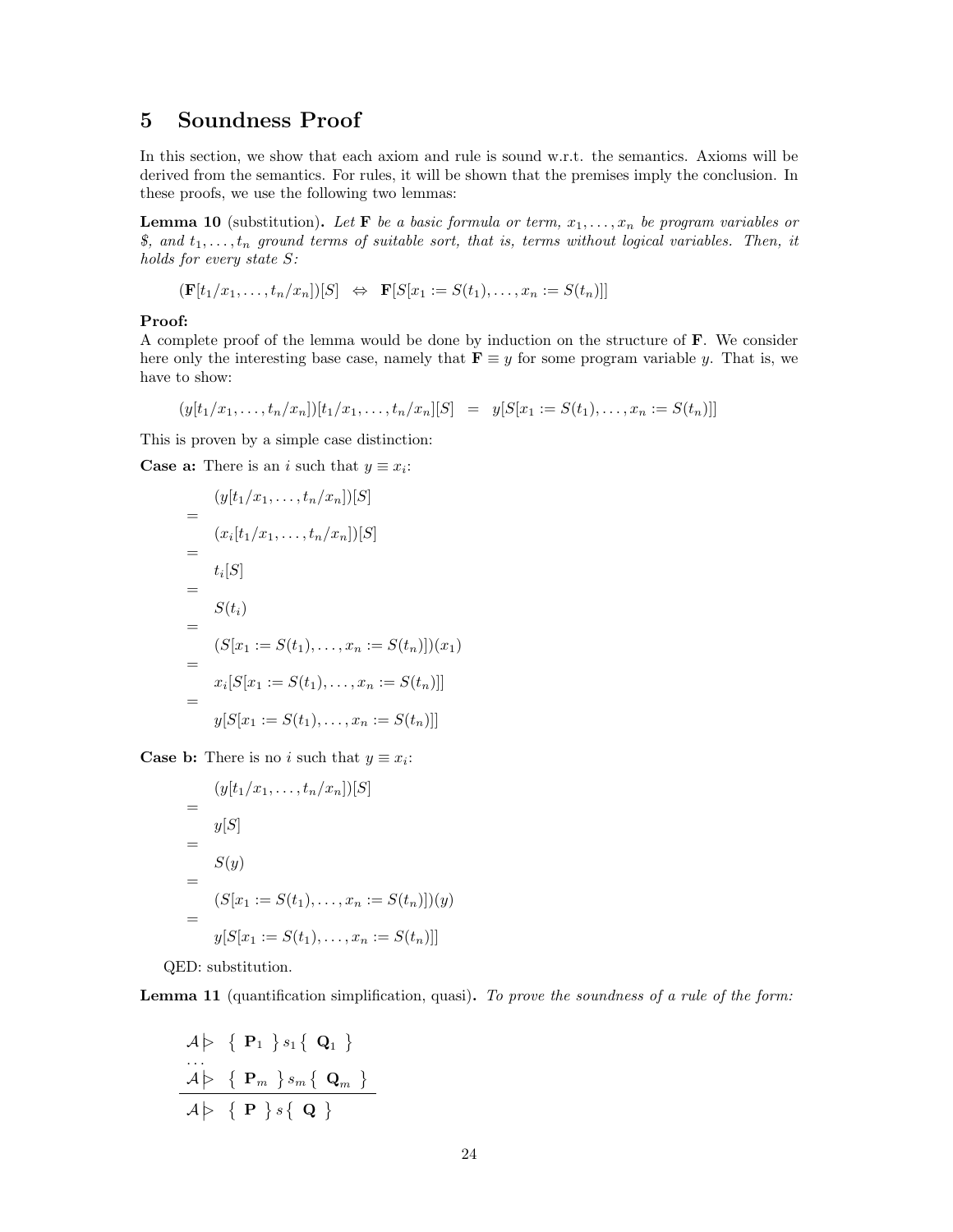# 5 Soundness Proof

In this section, we show that each axiom and rule is sound w.r.t. the semantics. Axioms will be derived from the semantics. For rules, it will be shown that the premises imply the conclusion. In these proofs, we use the following two lemmas:

**Lemma 10** (substitution)**.** *Let* $\mathbf{F}$ *be a basic formula or term,* $x_1, \ldots, x_n$ *be program variables or* \$*, and* $t_1, \ldots, t_n$ *ground terms of suitable sort, that is, terms without logical variables. Then, it holds for every state* $S$*:*

$$(\mathbf{F}[t_1/x_1, \ldots, t_n/x_n])[S] \;\;\Leftrightarrow\;\; \mathbf{F}[S[x_1 := S(t_1), \ldots, x_n := S(t_n)]]$$

**Proof:**
A complete proof of the lemma would be done by induction on the structure of $\mathbf{F}$. We consider here only the interesting base case, namely that $\mathbf{F} \equiv y$ for some program variable $y$. That is, we have to show:

$$(y[t_1/x_1, \ldots, t_n/x_n])[t_1/x_1, \ldots, t_n/x_n][S] \;\;=\;\; y[S[x_1 := S(t_1), \ldots, x_n := S(t_n)]]$$

This is proven by a simple case distinction:

**Case a:** There is an $i$ such that $y \equiv x_i$:

$$
\begin{array}{ll}
 & (y[t_1/x_1, \ldots, t_n/x_n])[S] \\
= & \\
 & (x_i[t_1/x_1, \ldots, t_n/x_n])[S] \\
= & \\
 & t_i[S] \\
= & \\
 & S(t_i) \\
= & \\
 & (S[x_1 := S(t_1), \ldots, x_n := S(t_n)])(x_1) \\
= & \\
 & x_i[S[x_1 := S(t_1), \ldots, x_n := S(t_n)]] \\
= & \\
 & y[S[x_1 := S(t_1), \ldots, x_n := S(t_n)]]
\end{array}
$$

**Case b:** There is no $i$ such that $y \equiv x_i$:

$$
\begin{array}{ll}
 & (y[t_1/x_1, \ldots, t_n/x_n])[S] \\
= & \\
 & y[S] \\
= & \\
 & S(y) \\
= & \\
 & (S[x_1 := S(t_1), \ldots, x_n := S(t_n)])(y) \\
= & \\
 & y[S[x_1 := S(t_1), \ldots, x_n := S(t_n)]]
\end{array}
$$

QED: substitution.

**Lemma 11** (quantification simplification, quasi)**.** *To prove the soundness of a rule of the form:*

$$
\frac{
\begin{array}{l}
\mathcal{A} \rhd \;\; \{\; \mathbf{P}_1 \;\}\, s_1 \,\{\; \mathbf{Q}_1 \;\} \\
\ldots \\
\mathcal{A} \rhd \;\; \{\; \mathbf{P}_m \;\}\, s_m \,\{\; \mathbf{Q}_m \;\}
\end{array}
}{
\mathcal{A} \rhd \;\; \{\; \mathbf{P} \;\}\, s \,\{\; \mathbf{Q} \;\}
}
$$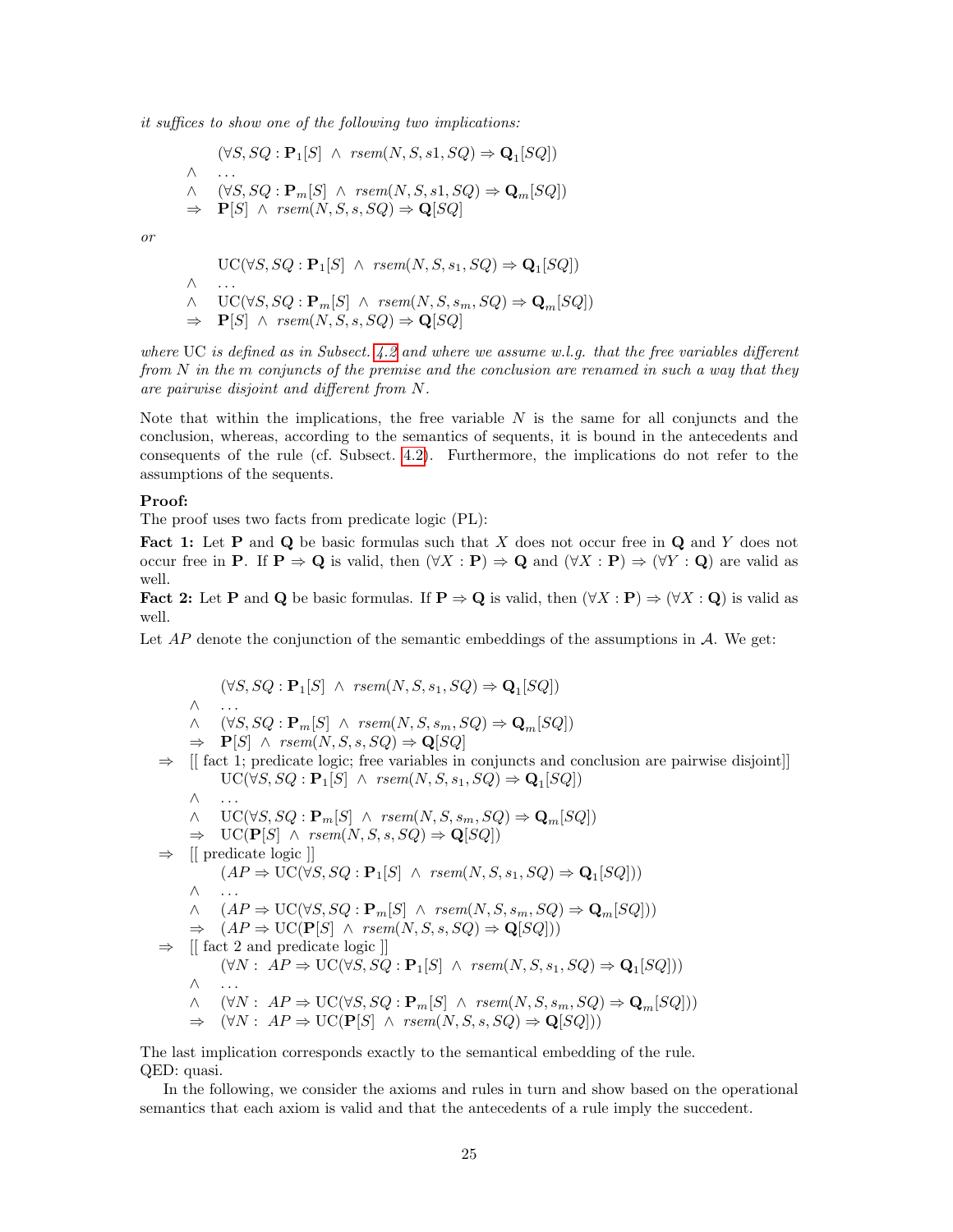*it suffices to show one of the following two implications:*

$$
\begin{array}{ll}
 & (\forall S, SQ : \mathbf{P}_1[S] \;\wedge\; \mathit{rsem}(N, S, s1, SQ) \Rightarrow \mathbf{Q}_1[SQ]) \\
\wedge & \ldots \\
\wedge & (\forall S, SQ : \mathbf{P}_m[S] \;\wedge\; \mathit{rsem}(N, S, s1, SQ) \Rightarrow \mathbf{Q}_m[SQ]) \\
\Rightarrow & \mathbf{P}[S] \;\wedge\; \mathit{rsem}(N, S, s, SQ) \Rightarrow \mathbf{Q}[SQ]
\end{array}
$$

*or*

$$
\begin{array}{ll}
 & \mathrm{UC}(\forall S, SQ : \mathbf{P}_1[S] \;\wedge\; \mathit{rsem}(N, S, s_1, SQ) \Rightarrow \mathbf{Q}_1[SQ]) \\
\wedge & \ldots \\
\wedge & \mathrm{UC}(\forall S, SQ : \mathbf{P}_m[S] \;\wedge\; \mathit{rsem}(N, S, s_m, SQ) \Rightarrow \mathbf{Q}_m[SQ]) \\
\Rightarrow & \mathbf{P}[S] \;\wedge\; \mathit{rsem}(N, S, s, SQ) \Rightarrow \mathbf{Q}[SQ]
\end{array}
$$

*where* UC *is defined as in Subsect. 4.2 and where we assume w.l.g. that the free variables different from* $N$ *in the* $m$ *conjuncts of the premise and the conclusion are renamed in such a way that they are pairwise disjoint and different from* $N$*.*

Note that within the implications, the free variable $N$ is the same for all conjuncts and the conclusion, whereas, according to the semantics of sequents, it is bound in the antecedents and consequents of the rule (cf. Subsect. 4.2). Furthermore, the implications do not refer to the assumptions of the sequents.

**Proof:**
The proof uses two facts from predicate logic (PL):

**Fact 1:** Let $\mathbf{P}$ and $\mathbf{Q}$ be basic formulas such that $X$ does not occur free in $\mathbf{Q}$ and $Y$ does not occur free in $\mathbf{P}$. If $\mathbf{P} \Rightarrow \mathbf{Q}$ is valid, then $(\forall X : \mathbf{P}) \Rightarrow \mathbf{Q}$ and $(\forall X : \mathbf{P}) \Rightarrow (\forall Y : \mathbf{Q})$ are valid as well.

**Fact 2:** Let $\mathbf{P}$ and $\mathbf{Q}$ be basic formulas. If $\mathbf{P} \Rightarrow \mathbf{Q}$ is valid, then $(\forall X : \mathbf{P}) \Rightarrow (\forall X : \mathbf{Q})$ is valid as well.

Let $AP$ denote the conjunction of the semantic embeddings of the assumptions in $\mathcal{A}$. We get:

$$
\begin{array}{lll}
 & & (\forall S, SQ : \mathbf{P}_1[S] \;\wedge\; \mathit{rsem}(N, S, s_1, SQ) \Rightarrow \mathbf{Q}_1[SQ]) \\
 & \wedge & \ldots \\
 & \wedge & (\forall S, SQ : \mathbf{P}_m[S] \;\wedge\; \mathit{rsem}(N, S, s_m, SQ) \Rightarrow \mathbf{Q}_m[SQ]) \\
 & \Rightarrow & \mathbf{P}[S] \;\wedge\; \mathit{rsem}(N, S, s, SQ) \Rightarrow \mathbf{Q}[SQ] \\
\Rightarrow & \multicolumn{2}{l}{[\![ \text{ fact 1; predicate logic; free variables in conjuncts and conclusion are pairwise disjoint} ]\!]} \\
 & & \mathrm{UC}(\forall S, SQ : \mathbf{P}_1[S] \;\wedge\; \mathit{rsem}(N, S, s_1, SQ) \Rightarrow \mathbf{Q}_1[SQ]) \\
 & \wedge & \ldots \\
 & \wedge & \mathrm{UC}(\forall S, SQ : \mathbf{P}_m[S] \;\wedge\; \mathit{rsem}(N, S, s_m, SQ) \Rightarrow \mathbf{Q}_m[SQ]) \\
 & \Rightarrow & \mathrm{UC}(\mathbf{P}[S] \;\wedge\; \mathit{rsem}(N, S, s, SQ) \Rightarrow \mathbf{Q}[SQ]) \\
\Rightarrow & \multicolumn{2}{l}{[\![ \text{ predicate logic } ]\!]} \\
 & & (AP \Rightarrow \mathrm{UC}(\forall S, SQ : \mathbf{P}_1[S] \;\wedge\; \mathit{rsem}(N, S, s_1, SQ) \Rightarrow \mathbf{Q}_1[SQ])) \\
 & \wedge & \ldots \\
 & \wedge & (AP \Rightarrow \mathrm{UC}(\forall S, SQ : \mathbf{P}_m[S] \;\wedge\; \mathit{rsem}(N, S, s_m, SQ) \Rightarrow \mathbf{Q}_m[SQ])) \\
 & \Rightarrow & (AP \Rightarrow \mathrm{UC}(\mathbf{P}[S] \;\wedge\; \mathit{rsem}(N, S, s, SQ) \Rightarrow \mathbf{Q}[SQ])) \\
\Rightarrow & \multicolumn{2}{l}{[\![ \text{ fact 2 and predicate logic } ]\!]} \\
 & & (\forall N :\; AP \Rightarrow \mathrm{UC}(\forall S, SQ : \mathbf{P}_1[S] \;\wedge\; \mathit{rsem}(N, S, s_1, SQ) \Rightarrow \mathbf{Q}_1[SQ])) \\
 & \wedge & \ldots \\
 & \wedge & (\forall N :\; AP \Rightarrow \mathrm{UC}(\forall S, SQ : \mathbf{P}_m[S] \;\wedge\; \mathit{rsem}(N, S, s_m, SQ) \Rightarrow \mathbf{Q}_m[SQ])) \\
 & \Rightarrow & (\forall N :\; AP \Rightarrow \mathrm{UC}(\mathbf{P}[S] \;\wedge\; \mathit{rsem}(N, S, s, SQ) \Rightarrow \mathbf{Q}[SQ]))
\end{array}
$$

The last implication corresponds exactly to the semantical embedding of the rule.
QED: quasi.

In the following, we consider the axioms and rules in turn and show based on the operational semantics that each axiom is valid and that the antecedents of a rule imply the succedent.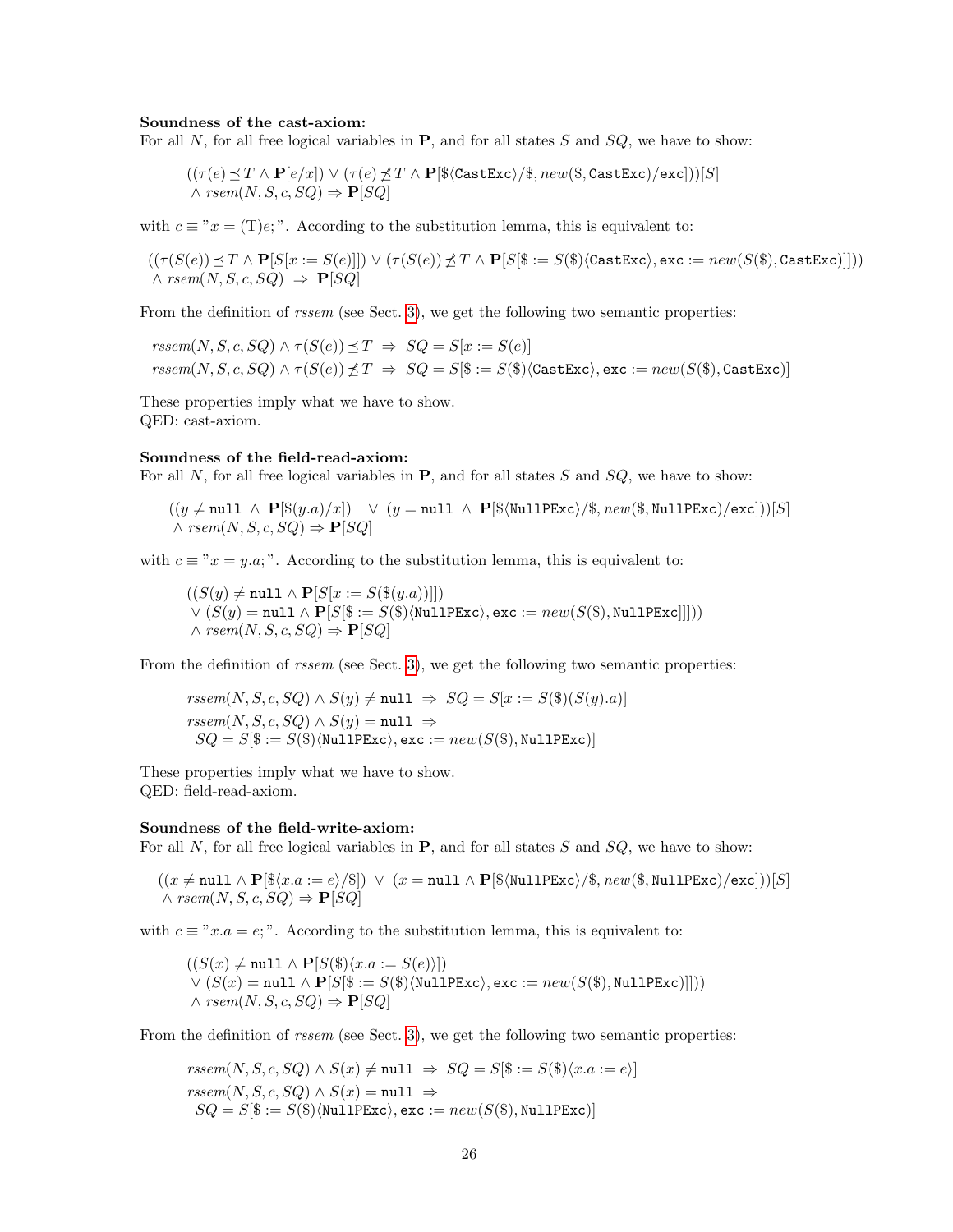**Soundness of the cast-axiom:**
For all $N$, for all free logical variables in $\mathbf{P}$, and for all states $S$ and $SQ$, we have to show:

$$((\tau(e) \preceq T \wedge \mathbf{P}[e/x]) \vee (\tau(e) \not\preceq T \wedge \mathbf{P}[\$\langle \texttt{CastExc}\rangle/\$, new(\$, \texttt{CastExc})/\texttt{exc}]))[S] \\ \wedge\ rsem(N, S, c, SQ) \Rightarrow \mathbf{P}[SQ]$$

with $c \equiv$ "$x = (\mathrm{T})e;$". According to the substitution lemma, this is equivalent to:

$$((\tau(S(e)) \preceq T \wedge \mathbf{P}[S[x := S(e)]]) \vee (\tau(S(e)) \not\preceq T \wedge \mathbf{P}[S[\$ := S(\$)\langle \texttt{CastExc}\rangle, \texttt{exc} := new(S(\$), \texttt{CastExc})]])) \\ \wedge\ rsem(N, S, c, SQ)\ \Rightarrow\ \mathbf{P}[SQ]$$

From the definition of *rssem* (see Sect. 3), we get the following two semantic properties:

$$rssem(N, S, c, SQ) \wedge \tau(S(e)) \preceq T\ \Rightarrow\ SQ = S[x := S(e)]$$
$$rssem(N, S, c, SQ) \wedge \tau(S(e)) \not\preceq T\ \Rightarrow\ SQ = S[\$ := S(\$)\langle \texttt{CastExc}\rangle, \texttt{exc} := new(S(\$), \texttt{CastExc})]$$

These properties imply what we have to show.
QED: cast-axiom.

**Soundness of the field-read-axiom:**
For all $N$, for all free logical variables in $\mathbf{P}$, and for all states $S$ and $SQ$, we have to show:

$$((y \neq \texttt{null}\ \wedge\ \mathbf{P}[\$(y.a)/x])\ \ \vee\ (y = \texttt{null}\ \wedge\ \mathbf{P}[\$\langle \texttt{NullPExc}\rangle/\$, new(\$, \texttt{NullPExc})/\texttt{exc}]))[S] \\ \wedge\ rsem(N, S, c, SQ) \Rightarrow \mathbf{P}[SQ]$$

with $c \equiv$ "$x = y.a;$". According to the substitution lemma, this is equivalent to:

$$((S(y) \neq \texttt{null} \wedge \mathbf{P}[S[x := S(\$(y.a))]]) \\ \vee (S(y) = \texttt{null} \wedge \mathbf{P}[S[\$ := S(\$)\langle \texttt{NullPExc}\rangle, \texttt{exc} := new(S(\$), \texttt{NullPExc}]]])) \\ \wedge\ rsem(N, S, c, SQ) \Rightarrow \mathbf{P}[SQ]$$

From the definition of *rssem* (see Sect. 3), we get the following two semantic properties:

$$rssem(N, S, c, SQ) \wedge S(y) \neq \texttt{null}\ \Rightarrow\ SQ = S[x := S(\$)(S(y).a)]$$
$$rssem(N, S, c, SQ) \wedge S(y) = \texttt{null}\ \Rightarrow \\ SQ = S[\$ := S(\$)\langle \texttt{NullPExc}\rangle, \texttt{exc} := new(S(\$), \texttt{NullPExc})]$$

These properties imply what we have to show.
QED: field-read-axiom.

**Soundness of the field-write-axiom:**
For all $N$, for all free logical variables in $\mathbf{P}$, and for all states $S$ and $SQ$, we have to show:

$$((x \neq \texttt{null} \wedge \mathbf{P}[\$\langle x.a := e\rangle/\$])\ \vee\ (x = \texttt{null} \wedge \mathbf{P}[\$\langle \texttt{NullPExc}\rangle/\$, new(\$, \texttt{NullPExc})/\texttt{exc}]))[S] \\ \wedge\ rsem(N, S, c, SQ) \Rightarrow \mathbf{P}[SQ]$$

with $c \equiv$ "$x.a = e;$". According to the substitution lemma, this is equivalent to:

$$((S(x) \neq \texttt{null} \wedge \mathbf{P}[S(\$)\langle x.a := S(e)\rangle]) \\ \vee (S(x) = \texttt{null} \wedge \mathbf{P}[S[\$ := S(\$)\langle \texttt{NullPExc}\rangle, \texttt{exc} := new(S(\$), \texttt{NullPExc})]])) \\ \wedge\ rsem(N, S, c, SQ) \Rightarrow \mathbf{P}[SQ]$$

From the definition of *rssem* (see Sect. 3), we get the following two semantic properties:

$$rssem(N, S, c, SQ) \wedge S(x) \neq \texttt{null}\ \Rightarrow\ SQ = S[\$ := S(\$)\langle x.a := e\rangle]$$
$$rssem(N, S, c, SQ) \wedge S(x) = \texttt{null}\ \Rightarrow \\ SQ = S[\$ := S(\$)\langle \texttt{NullPExc}\rangle, \texttt{exc} := new(S(\$), \texttt{NullPExc})]$$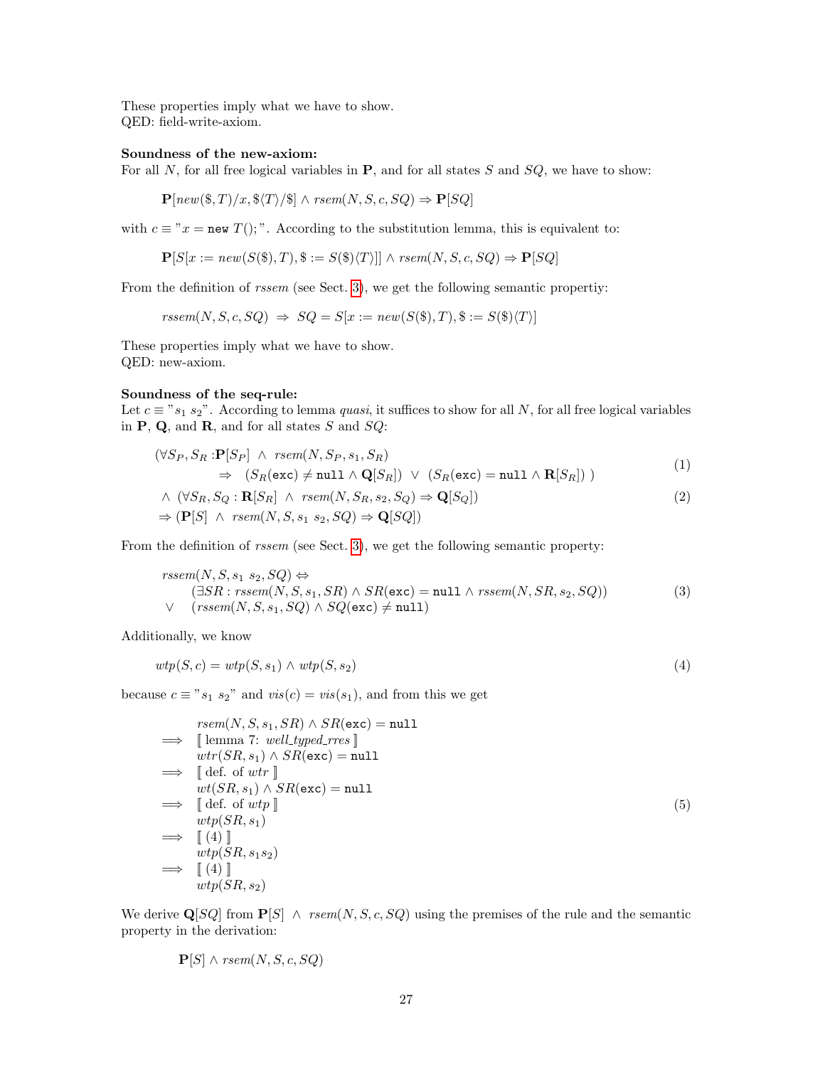These properties imply what we have to show.
QED: field-write-axiom.

**Soundness of the new-axiom:**
For all $N$, for all free logical variables in $\mathbf{P}$, and for all states $S$ and $SQ$, we have to show:

$$\mathbf{P}[new(\$,T)/x, \$\langle T\rangle/\$] \wedge rsem(N,S,c,SQ) \Rightarrow \mathbf{P}[SQ]$$

with $c \equiv$ "$x =$ `new` $T()$;". According to the substitution lemma, this is equivalent to:

$$\mathbf{P}[S[x := new(S(\$),T), \$ := S(\$)\langle T\rangle]] \wedge rsem(N,S,c,SQ) \Rightarrow \mathbf{P}[SQ]$$

From the definition of *rssem* (see Sect. 3), we get the following semantic propertiy:

$$rssem(N,S,c,SQ) \;\Rightarrow\; SQ = S[x := new(S(\$),T), \$ := S(\$)\langle T\rangle]$$

These properties imply what we have to show.
QED: new-axiom.

**Soundness of the seq-rule:**
Let $c \equiv$ "$s_1\ s_2$". According to lemma *quasi*, it suffices to show for all $N$, for all free logical variables in $\mathbf{P}$, $\mathbf{Q}$, and $\mathbf{R}$, and for all states $S$ and $SQ$:

$$\begin{aligned}
&(\forall S_P, S_R : \mathbf{P}[S_P] \;\wedge\; rsem(N,S_P,s_1,S_R) \\
&\qquad\qquad \Rightarrow \;\; (S_R(\texttt{exc}) \neq \texttt{null} \wedge \mathbf{Q}[S_R]) \;\vee\; (S_R(\texttt{exc}) = \texttt{null} \wedge \mathbf{R}[S_R])\;) \qquad (1)\\
&\wedge\; (\forall S_R, S_Q : \mathbf{R}[S_R] \;\wedge\; rsem(N,S_R,s_2,S_Q) \Rightarrow \mathbf{Q}[S_Q]) \qquad (2)\\
&\Rightarrow (\mathbf{P}[S] \;\wedge\; rsem(N,S,s_1\ s_2,SQ) \Rightarrow \mathbf{Q}[SQ])
\end{aligned}$$

From the definition of *rssem* (see Sect. 3), we get the following semantic property:

$$\begin{aligned}
&rssem(N,S,s_1\ s_2,SQ) \Leftrightarrow \\
&\qquad (\exists SR : rssem(N,S,s_1,SR) \wedge SR(\texttt{exc}) = \texttt{null} \wedge rssem(N,SR,s_2,SQ)) \qquad (3)\\
&\vee \quad (rssem(N,S,s_1,SQ) \wedge SQ(\texttt{exc}) \neq \texttt{null})
\end{aligned}$$

Additionally, we know

$$wtp(S,c) = wtp(S,s_1) \wedge wtp(S,s_2) \qquad (4)$$

because $c \equiv$ "$s_1\ s_2$" and $vis(c) = vis(s_1)$, and from this we get

$$\begin{aligned}
&\quad rsem(N,S,s_1,SR) \wedge SR(\texttt{exc}) = \texttt{null}\\
\Longrightarrow &\quad [\![\text{ lemma 7: } well\_typed\_rres ]\!]\\
&\quad wtr(SR,s_1) \wedge SR(\texttt{exc}) = \texttt{null}\\
\Longrightarrow &\quad [\![\text{ def. of } wtr ]\!]\\
&\quad wt(SR,s_1) \wedge SR(\texttt{exc}) = \texttt{null}\\
\Longrightarrow &\quad [\![\text{ def. of } wtp ]\!] \qquad (5)\\
&\quad wtp(SR,s_1)\\
\Longrightarrow &\quad [\![\ (4)\ ]\!]\\
&\quad wtp(SR,s_1 s_2)\\
\Longrightarrow &\quad [\![\ (4)\ ]\!]\\
&\quad wtp(SR,s_2)
\end{aligned}$$

We derive $\mathbf{Q}[SQ]$ from $\mathbf{P}[S] \;\wedge\; rsem(N,S,c,SQ)$ using the premises of the rule and the semantic property in the derivation:

$$\mathbf{P}[S] \wedge rsem(N,S,c,SQ)$$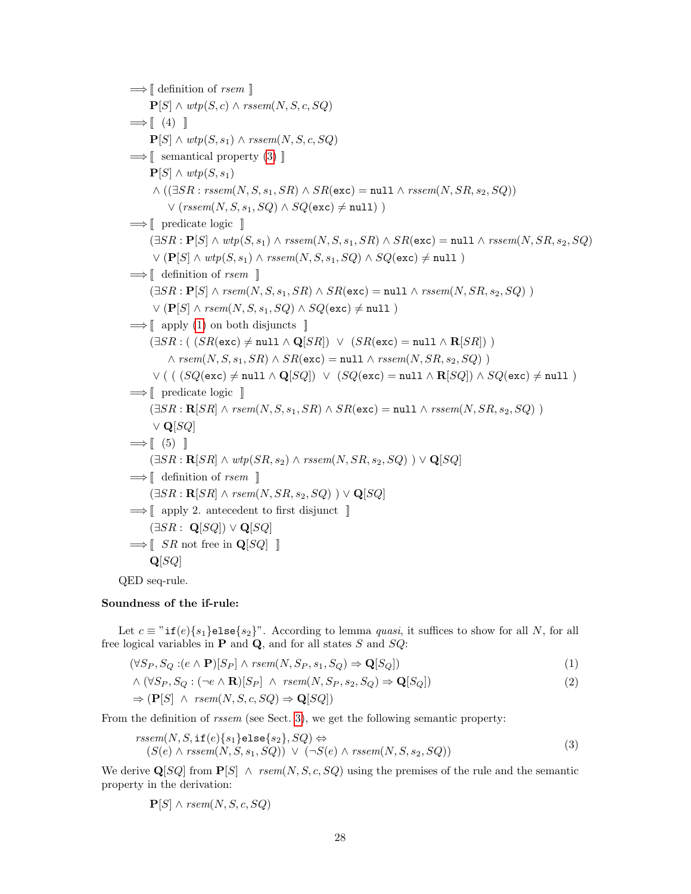$\Longrightarrow$ ⟦ definition of *rsem* ⟧

$\mathbf{P}[S] \wedge wtp(S, c) \wedge rssem(N, S, c, SQ)$

$\Longrightarrow$ ⟦ (4) ⟧

$\mathbf{P}[S] \wedge wtp(S, s_1) \wedge rssem(N, S, c, SQ)$

$\Longrightarrow$ ⟦ semantical property (3) ⟧

$\mathbf{P}[S] \wedge wtp(S, s_1)$
$\wedge ((\exists SR : rssem(N, S, s_1, SR) \wedge SR(\texttt{exc}) = \texttt{null} \wedge rssem(N, SR, s_2, SQ))$
$\quad \vee (rssem(N, S, s_1, SQ) \wedge SQ(\texttt{exc}) \neq \texttt{null}) )$

$\Longrightarrow$ ⟦ predicate logic ⟧

$(\exists SR : \mathbf{P}[S] \wedge wtp(S, s_1) \wedge rssem(N, S, s_1, SR) \wedge SR(\texttt{exc}) = \texttt{null} \wedge rssem(N, SR, s_2, SQ)$
$\vee (\mathbf{P}[S] \wedge wtp(S, s_1) \wedge rssem(N, S, s_1, SQ) \wedge SQ(\texttt{exc}) \neq \texttt{null} )$

$\Longrightarrow$ ⟦ definition of *rsem* ⟧

$(\exists SR : \mathbf{P}[S] \wedge rsem(N, S, s_1, SR) \wedge SR(\texttt{exc}) = \texttt{null} \wedge rssem(N, SR, s_2, SQ) )$
$\vee (\mathbf{P}[S] \wedge rsem(N, S, s_1, SQ) \wedge SQ(\texttt{exc}) \neq \texttt{null} )$

$\Longrightarrow$ ⟦ apply (1) on both disjuncts ⟧

$(\exists SR : ( (SR(\texttt{exc}) \neq \texttt{null} \wedge \mathbf{Q}[SR]) \;\vee\; (SR(\texttt{exc}) = \texttt{null} \wedge \mathbf{R}[SR]) )$
$\quad \wedge rsem(N, S, s_1, SR) \wedge SR(\texttt{exc}) = \texttt{null} \wedge rssem(N, SR, s_2, SQ) )$
$\vee ( ( (SQ(\texttt{exc}) \neq \texttt{null} \wedge \mathbf{Q}[SQ]) \;\vee\; (SQ(\texttt{exc}) = \texttt{null} \wedge \mathbf{R}[SQ]) \wedge SQ(\texttt{exc}) \neq \texttt{null} )$

$\Longrightarrow$ ⟦ predicate logic ⟧

$(\exists SR : \mathbf{R}[SR] \wedge rsem(N, S, s_1, SR) \wedge SR(\texttt{exc}) = \texttt{null} \wedge rssem(N, SR, s_2, SQ) )$
$\vee \mathbf{Q}[SQ]$

$\Longrightarrow$ ⟦ (5) ⟧

$(\exists SR : \mathbf{R}[SR] \wedge wtp(SR, s_2) \wedge rssem(N, SR, s_2, SQ) ) \vee \mathbf{Q}[SQ]$

$\Longrightarrow$ ⟦ definition of *rsem* ⟧

$(\exists SR : \mathbf{R}[SR] \wedge rsem(N, SR, s_2, SQ) ) \vee \mathbf{Q}[SQ]$

$\Longrightarrow$ ⟦ apply 2. antecedent to first disjunct ⟧

$(\exists SR : \; \mathbf{Q}[SQ]) \vee \mathbf{Q}[SQ]$

$\Longrightarrow$ ⟦ $SR$ not free in $\mathbf{Q}[SQ]$ ⟧

$\mathbf{Q}[SQ]$

QED seq-rule.

**Soundness of the if-rule:**

Let $c \equiv$ "$\texttt{if}(e)\{s_1\}\texttt{else}\{s_2\}$". According to lemma *quasi*, it suffices to show for all $N$, for all free logical variables in $\mathbf{P}$ and $\mathbf{Q}$, and for all states $S$ and $SQ$:

$$(\forall S_P, S_Q : (e \wedge \mathbf{P})[S_P] \wedge rsem(N, S_P, s_1, S_Q) \Rightarrow \mathbf{Q}[S_Q]) \tag{1}$$
$$\wedge\, (\forall S_P, S_Q : (\neg e \wedge \mathbf{R})[S_P] \;\wedge\; rsem(N, S_P, s_2, S_Q) \Rightarrow \mathbf{Q}[S_Q]) \tag{2}$$
$$\Rightarrow (\mathbf{P}[S] \;\wedge\; rsem(N, S, c, SQ) \Rightarrow \mathbf{Q}[SQ])$$

From the definition of *rssem* (see Sect. 3), we get the following semantic property:

$$\begin{array}{l} rssem(N, S, \texttt{if}(e)\{s_1\}\texttt{else}\{s_2\}, SQ) \Leftrightarrow \\ \quad (S(e) \wedge rssem(N, S, s_1, SQ)) \;\vee\; (\neg S(e) \wedge rssem(N, S, s_2, SQ)) \end{array} \tag{3}$$

We derive $\mathbf{Q}[SQ]$ from $\mathbf{P}[S] \;\wedge\; rsem(N, S, c, SQ)$ using the premises of the rule and the semantic property in the derivation:

$\mathbf{P}[S] \wedge rsem(N, S, c, SQ)$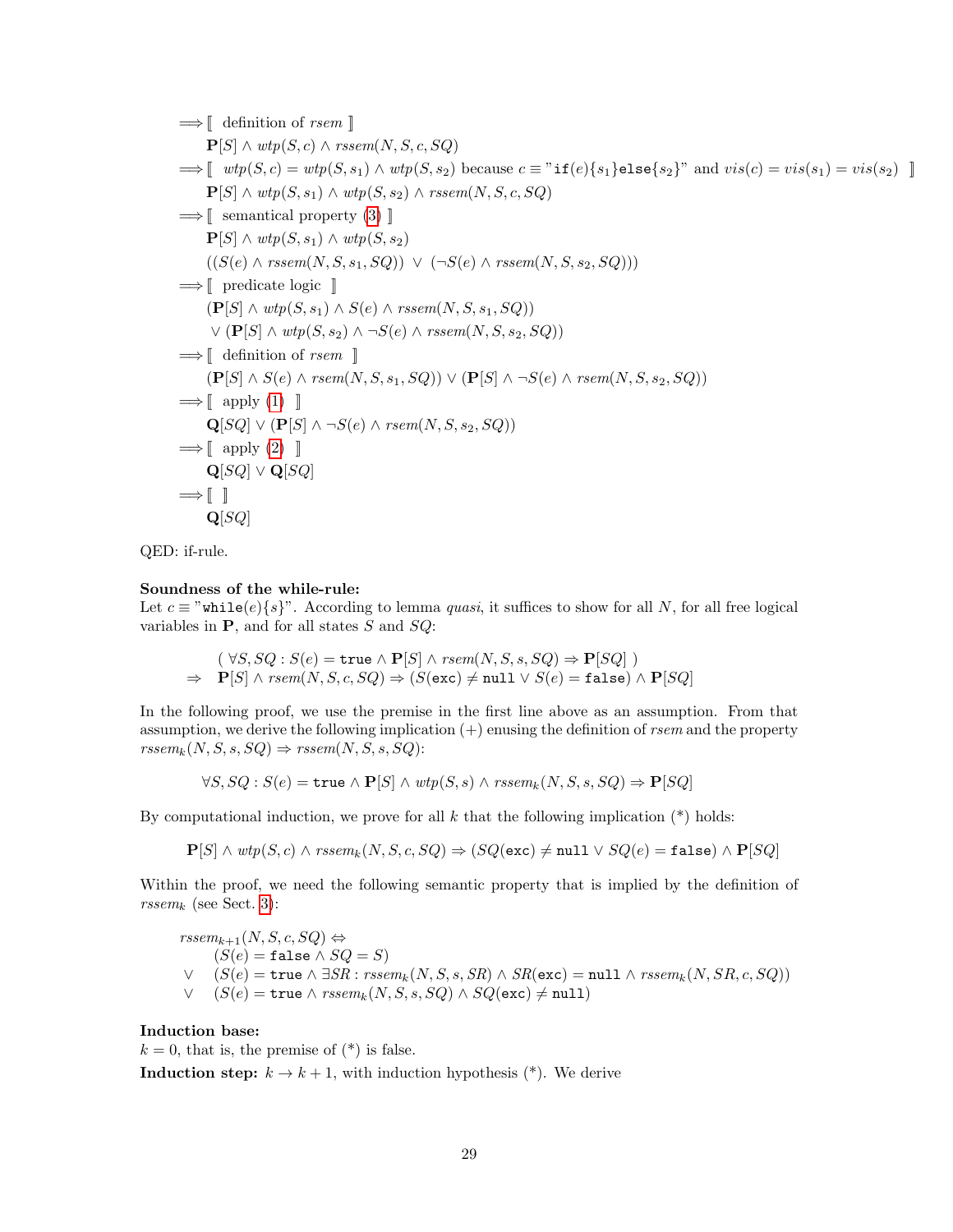$\Longrightarrow [\![$ definition of *rsem* $]\!]$

$\mathbf{P}[S] \wedge wtp(S,c) \wedge rssem(N,S,c,SQ)$

$\Longrightarrow [\![$ $wtp(S,c) = wtp(S,s_1) \wedge wtp(S,s_2)$ because $c \equiv$ "if$(e)\{s_1\}$else$\{s_2\}$" and $vis(c) = vis(s_1) = vis(s_2)$ $]\!]$

$\mathbf{P}[S] \wedge wtp(S,s_1) \wedge wtp(S,s_2) \wedge rssem(N,S,c,SQ)$

$\Longrightarrow [\![$ semantical property (3) $]\!]$

$\mathbf{P}[S] \wedge wtp(S,s_1) \wedge wtp(S,s_2)$
$((S(e) \wedge rssem(N,S,s_1,SQ)) \vee (\neg S(e) \wedge rssem(N,S,s_2,SQ)))$

$\Longrightarrow [\![$ predicate logic $]\!]$

$(\mathbf{P}[S] \wedge wtp(S,s_1) \wedge S(e) \wedge rssem(N,S,s_1,SQ))$
$\vee (\mathbf{P}[S] \wedge wtp(S,s_2) \wedge \neg S(e) \wedge rssem(N,S,s_2,SQ))$

$\Longrightarrow [\![$ definition of *rsem* $]\!]$

$(\mathbf{P}[S] \wedge S(e) \wedge rsem(N,S,s_1,SQ)) \vee (\mathbf{P}[S] \wedge \neg S(e) \wedge rsem(N,S,s_2,SQ))$

$\Longrightarrow [\![$ apply (1) $]\!]$

$\mathbf{Q}[SQ] \vee (\mathbf{P}[S] \wedge \neg S(e) \wedge rsem(N,S,s_2,SQ))$

$\Longrightarrow [\![$ apply (2) $]\!]$

$\mathbf{Q}[SQ] \vee \mathbf{Q}[SQ]$

$\Longrightarrow [\![\ ]\!]$

$\mathbf{Q}[SQ]$

QED: if-rule.

**Soundness of the while-rule:**
Let $c \equiv$ "while$(e)\{s\}$". According to lemma *quasi*, it suffices to show for all $N$, for all free logical variables in $\mathbf{P}$, and for all states $S$ and $SQ$:

$$\begin{aligned}
&(\ \forall S, SQ : S(e) = \texttt{true} \wedge \mathbf{P}[S] \wedge rsem(N,S,s,SQ) \Rightarrow \mathbf{P}[SQ]\ ) \\
\Rightarrow\ \ & \mathbf{P}[S] \wedge rsem(N,S,c,SQ) \Rightarrow (S(\texttt{exc}) \neq \texttt{null} \vee S(e) = \texttt{false}) \wedge \mathbf{P}[SQ]
\end{aligned}$$

In the following proof, we use the premise in the first line above as an assumption. From that assumption, we derive the following implication (+) enusing the definition of *rsem* and the property $rssem_k(N,S,s,SQ) \Rightarrow rssem(N,S,s,SQ)$:

$$\forall S, SQ : S(e) = \texttt{true} \wedge \mathbf{P}[S] \wedge wtp(S,s) \wedge rssem_k(N,S,s,SQ) \Rightarrow \mathbf{P}[SQ]$$

By computational induction, we prove for all $k$ that the following implication (*) holds:

$$\mathbf{P}[S] \wedge wtp(S,c) \wedge rssem_k(N,S,c,SQ) \Rightarrow (SQ(\texttt{exc}) \neq \texttt{null} \vee SQ(e) = \texttt{false}) \wedge \mathbf{P}[SQ]$$

Within the proof, we need the following semantic property that is implied by the definition of $rssem_k$ (see Sect. 3):

$$\begin{aligned}
& rssem_{k+1}(N,S,c,SQ) \Leftrightarrow \\
& \quad\ \ (S(e) = \texttt{false} \wedge SQ = S) \\
& \vee\ \ (S(e) = \texttt{true} \wedge \exists SR : rssem_k(N,S,s,SR) \wedge SR(\texttt{exc}) = \texttt{null} \wedge rssem_k(N,SR,c,SQ)) \\
& \vee\ \ (S(e) = \texttt{true} \wedge rssem_k(N,S,s,SQ) \wedge SQ(\texttt{exc}) \neq \texttt{null})
\end{aligned}$$

**Induction base:**
$k = 0$, that is, the premise of (*) is false.

**Induction step:** $k \to k+1$, with induction hypothesis (*). We derive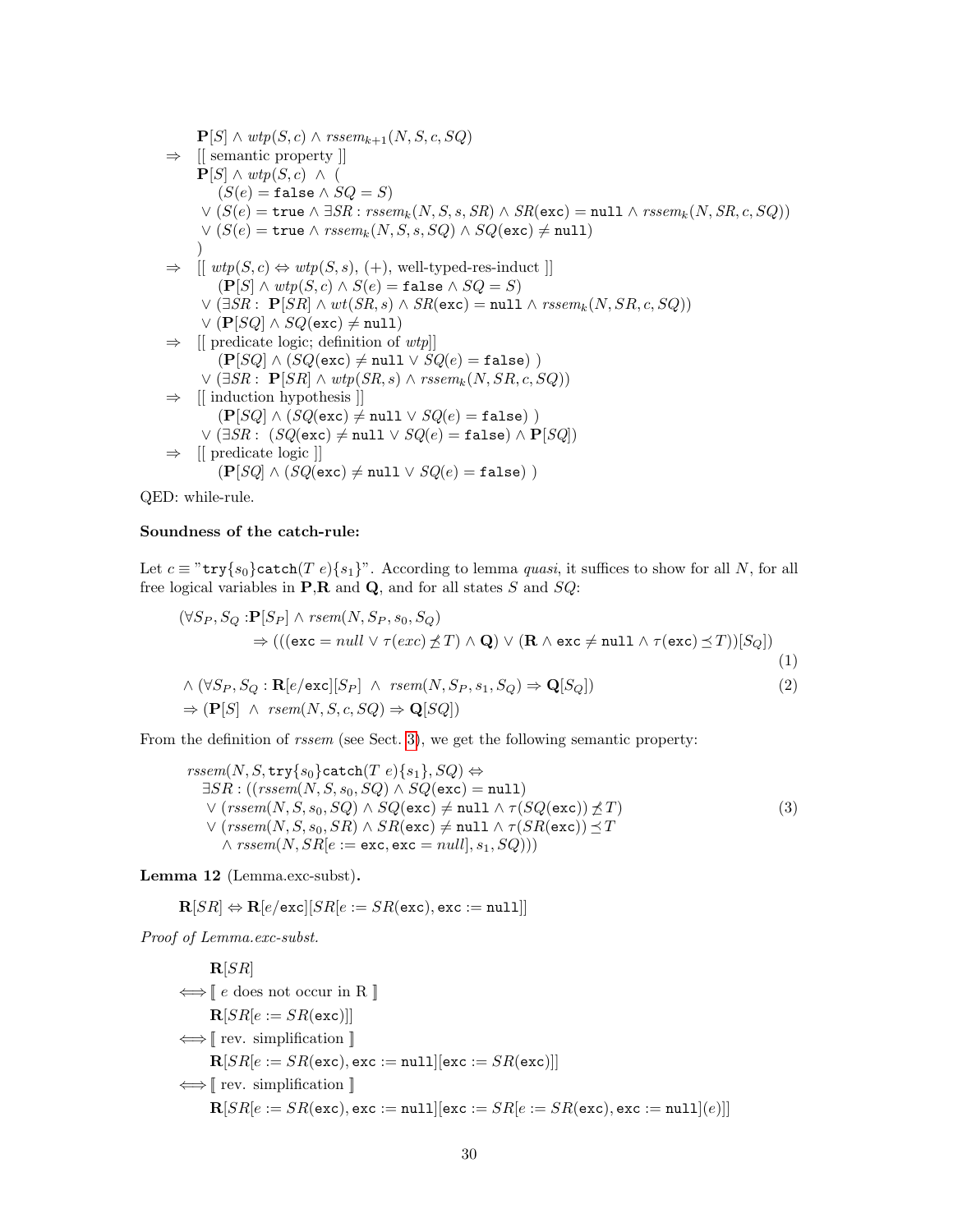$$
\begin{array}{ll}
 & \mathbf{P}[S] \wedge wtp(S,c) \wedge rssem_{k+1}(N,S,c,SQ) \\
\Rightarrow & [[\text{ semantic property }]] \\
 & \mathbf{P}[S] \wedge wtp(S,c) \;\wedge\; ( \\
 & \quad (S(e) = \texttt{false} \wedge SQ = S) \\
 & \quad \vee (S(e) = \texttt{true} \wedge \exists SR : rssem_k(N,S,s,SR) \wedge SR(\texttt{exc}) = \texttt{null} \wedge rssem_k(N,SR,c,SQ)) \\
 & \quad \vee (S(e) = \texttt{true} \wedge rssem_k(N,S,s,SQ) \wedge SQ(\texttt{exc}) \neq \texttt{null}) \\
 & ) \\
\Rightarrow & [[\; wtp(S,c) \Leftrightarrow wtp(S,s),\ (+),\ \text{well-typed-res-induct }]] \\
 & \quad (\mathbf{P}[S] \wedge wtp(S,c) \wedge S(e) = \texttt{false} \wedge SQ = S) \\
 & \quad \vee (\exists SR :\ \mathbf{P}[SR] \wedge wt(SR,s) \wedge SR(\texttt{exc}) = \texttt{null} \wedge rssem_k(N,SR,c,SQ)) \\
 & \quad \vee (\mathbf{P}[SQ] \wedge SQ(\texttt{exc}) \neq \texttt{null}) \\
\Rightarrow & [[\text{ predicate logic; definition of } wtp]] \\
 & \quad (\mathbf{P}[SQ] \wedge (SQ(\texttt{exc}) \neq \texttt{null} \vee SQ(e) = \texttt{false})\ ) \\
 & \quad \vee (\exists SR :\ \mathbf{P}[SR] \wedge wtp(SR,s) \wedge rssem_k(N,SR,c,SQ)) \\
\Rightarrow & [[\text{ induction hypothesis }]] \\
 & \quad (\mathbf{P}[SQ] \wedge (SQ(\texttt{exc}) \neq \texttt{null} \vee SQ(e) = \texttt{false})\ ) \\
 & \quad \vee (\exists SR :\ (SQ(\texttt{exc}) \neq \texttt{null} \vee SQ(e) = \texttt{false}) \wedge \mathbf{P}[SQ]) \\
\Rightarrow & [[\text{ predicate logic }]] \\
 & \quad (\mathbf{P}[SQ] \wedge (SQ(\texttt{exc}) \neq \texttt{null} \vee SQ(e) = \texttt{false})\ )
\end{array}
$$

QED: while-rule.

**Soundness of the catch-rule:**

Let $c \equiv$ "$\texttt{try}\{s_0\}\texttt{catch}(T\ e)\{s_1\}$". According to lemma *quasi*, it suffices to show for all $N$, for all free logical variables in $\mathbf{P}$,$\mathbf{R}$ and $\mathbf{Q}$, and for all states $S$ and $SQ$:

$$
\begin{array}{ll}
(\forall S_P, S_Q : \mathbf{P}[S_P] \wedge rsem(N,S_P,s_0,S_Q) & \\
\qquad \Rightarrow (((\texttt{exc} = null \vee \tau(exc) \not\preceq T) \wedge \mathbf{Q}) \vee (\mathbf{R} \wedge \texttt{exc} \neq \texttt{null} \wedge \tau(\texttt{exc}) \preceq T))[S_Q]) & (1) \\
\wedge\ (\forall S_P, S_Q : \mathbf{R}[e/\texttt{exc}][S_P] \;\wedge\; rsem(N,S_P,s_1,S_Q) \Rightarrow \mathbf{Q}[S_Q]) & (2) \\
\Rightarrow (\mathbf{P}[S] \;\wedge\; rsem(N,S,c,SQ) \Rightarrow \mathbf{Q}[SQ]) &
\end{array}
$$

From the definition of *rssem* (see Sect. 3), we get the following semantic property:

$$
\begin{array}{ll}
rssem(N,S,\texttt{try}\{s_0\}\texttt{catch}(T\ e)\{s_1\},SQ) \Leftrightarrow & \\
\quad \exists SR : ((rssem(N,S,s_0,SQ) \wedge SQ(\texttt{exc}) = \texttt{null}) & \\
\quad \vee (rssem(N,S,s_0,SQ) \wedge SQ(\texttt{exc}) \neq \texttt{null} \wedge \tau(SQ(\texttt{exc})) \not\preceq T) & (3) \\
\quad \vee (rssem(N,S,s_0,SR) \wedge SR(\texttt{exc}) \neq \texttt{null} \wedge \tau(SR(\texttt{exc})) \preceq T & \\
\qquad \wedge\ rssem(N,SR[e := \texttt{exc}, \texttt{exc} = null],s_1,SQ))) &
\end{array}
$$

**Lemma 12** (Lemma.exc-subst)**.**

$$\mathbf{R}[SR] \Leftrightarrow \mathbf{R}[e/\texttt{exc}][SR[e := SR(\texttt{exc}), \texttt{exc} := \texttt{null}]]$$

*Proof of Lemma.exc-subst.*

$$
\begin{array}{ll}
 & \mathbf{R}[SR] \\
\Longleftrightarrow & [\![\ e \text{ does not occur in R }]\!] \\
 & \mathbf{R}[SR[e := SR(\texttt{exc})]] \\
\Longleftrightarrow & [\![\text{ rev. simplification }]\!] \\
 & \mathbf{R}[SR[e := SR(\texttt{exc}), \texttt{exc} := \texttt{null}][\texttt{exc} := SR(\texttt{exc})]] \\
\Longleftrightarrow & [\![\text{ rev. simplification }]\!] \\
 & \mathbf{R}[SR[e := SR(\texttt{exc}), \texttt{exc} := \texttt{null}][\texttt{exc} := SR[e := SR(\texttt{exc}), \texttt{exc} := \texttt{null}](e)]]
\end{array}
$$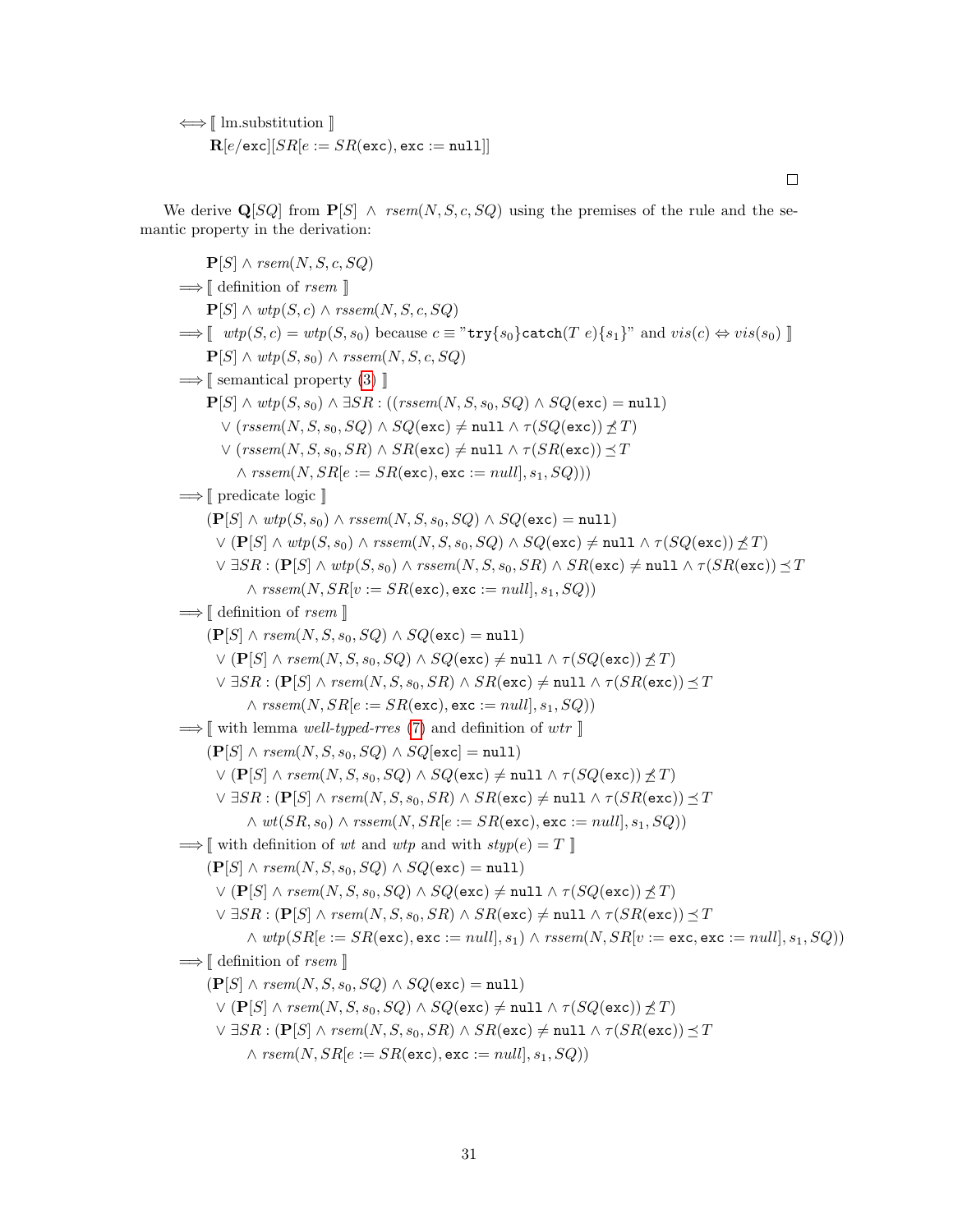$\iff$ [[ lm.substitution ]]

$\mathbf{R}[e/\texttt{exc}][SR[e := SR(\texttt{exc}), \texttt{exc} := \texttt{null}]]$

□

We derive $\mathbf{Q}[SQ]$ from $\mathbf{P}[S] \wedge \mathit{rsem}(N, S, c, SQ)$ using the premises of the rule and the semantic property in the derivation:

$\mathbf{P}[S] \wedge \mathit{rsem}(N, S, c, SQ)$

$\implies$ [[ definition of *rsem* ]]

$\mathbf{P}[S] \wedge \mathit{wtp}(S, c) \wedge \mathit{rssem}(N, S, c, SQ)$

$\implies$ [[ $\mathit{wtp}(S, c) = \mathit{wtp}(S, s_0)$ because $c \equiv$ "$\texttt{try}\{s_0\}\texttt{catch}(T\ e)\{s_1\}$" and $\mathit{vis}(c) \Leftrightarrow \mathit{vis}(s_0)$ ]]

$\mathbf{P}[S] \wedge \mathit{wtp}(S, s_0) \wedge \mathit{rssem}(N, S, c, SQ)$

$\implies$ [[ semantical property (3) ]]

$\mathbf{P}[S] \wedge \mathit{wtp}(S, s_0) \wedge \exists SR : ((\mathit{rssem}(N, S, s_0, SQ) \wedge SQ(\texttt{exc}) = \texttt{null})$
$\quad \vee (\mathit{rssem}(N, S, s_0, SQ) \wedge SQ(\texttt{exc}) \neq \texttt{null} \wedge \tau(SQ(\texttt{exc})) \not\preceq T)$
$\quad \vee (\mathit{rssem}(N, S, s_0, SR) \wedge SR(\texttt{exc}) \neq \texttt{null} \wedge \tau(SR(\texttt{exc})) \preceq T$
$\qquad \wedge \mathit{rssem}(N, SR[e := SR(\texttt{exc}), \texttt{exc} := \mathit{null}], s_1, SQ)))$

$\implies$ [[ predicate logic ]]

$(\mathbf{P}[S] \wedge \mathit{wtp}(S, s_0) \wedge \mathit{rssem}(N, S, s_0, SQ) \wedge SQ(\texttt{exc}) = \texttt{null})$
$\quad \vee (\mathbf{P}[S] \wedge \mathit{wtp}(S, s_0) \wedge \mathit{rssem}(N, S, s_0, SQ) \wedge SQ(\texttt{exc}) \neq \texttt{null} \wedge \tau(SQ(\texttt{exc})) \not\preceq T)$
$\quad \vee \exists SR : (\mathbf{P}[S] \wedge \mathit{wtp}(S, s_0) \wedge \mathit{rssem}(N, S, s_0, SR) \wedge SR(\texttt{exc}) \neq \texttt{null} \wedge \tau(SR(\texttt{exc})) \preceq T$
$\qquad \wedge \mathit{rssem}(N, SR[v := SR(\texttt{exc}), \texttt{exc} := \mathit{null}], s_1, SQ))$

$\implies$ [[ definition of *rsem* ]]

$(\mathbf{P}[S] \wedge \mathit{rsem}(N, S, s_0, SQ) \wedge SQ(\texttt{exc}) = \texttt{null})$
$\quad \vee (\mathbf{P}[S] \wedge \mathit{rsem}(N, S, s_0, SQ) \wedge SQ(\texttt{exc}) \neq \texttt{null} \wedge \tau(SQ(\texttt{exc})) \not\preceq T)$
$\quad \vee \exists SR : (\mathbf{P}[S] \wedge \mathit{rsem}(N, S, s_0, SR) \wedge SR(\texttt{exc}) \neq \texttt{null} \wedge \tau(SR(\texttt{exc})) \preceq T$
$\qquad \wedge \mathit{rssem}(N, SR[e := SR(\texttt{exc}), \texttt{exc} := \mathit{null}], s_1, SQ))$

$\implies$ [[ with lemma *well-typed-rres* (7) and definition of *wtr* ]]

$(\mathbf{P}[S] \wedge \mathit{rsem}(N, S, s_0, SQ) \wedge SQ[\texttt{exc}] = \texttt{null})$
$\quad \vee (\mathbf{P}[S] \wedge \mathit{rsem}(N, S, s_0, SQ) \wedge SQ(\texttt{exc}) \neq \texttt{null} \wedge \tau(SQ(\texttt{exc})) \not\preceq T)$
$\quad \vee \exists SR : (\mathbf{P}[S] \wedge \mathit{rsem}(N, S, s_0, SR) \wedge SR(\texttt{exc}) \neq \texttt{null} \wedge \tau(SR(\texttt{exc})) \preceq T$
$\qquad \wedge \mathit{wt}(SR, s_0) \wedge \mathit{rssem}(N, SR[e := SR(\texttt{exc}), \texttt{exc} := \mathit{null}], s_1, SQ))$

$\implies$ [[ with definition of *wt* and *wtp* and with $\mathit{styp}(e) = T$ ]]

$(\mathbf{P}[S] \wedge \mathit{rsem}(N, S, s_0, SQ) \wedge SQ(\texttt{exc}) = \texttt{null})$
$\quad \vee (\mathbf{P}[S] \wedge \mathit{rsem}(N, S, s_0, SQ) \wedge SQ(\texttt{exc}) \neq \texttt{null} \wedge \tau(SQ(\texttt{exc})) \not\preceq T)$
$\quad \vee \exists SR : (\mathbf{P}[S] \wedge \mathit{rsem}(N, S, s_0, SR) \wedge SR(\texttt{exc}) \neq \texttt{null} \wedge \tau(SR(\texttt{exc})) \preceq T$
$\qquad \wedge \mathit{wtp}(SR[e := SR(\texttt{exc}), \texttt{exc} := \mathit{null}], s_1) \wedge \mathit{rssem}(N, SR[v := \texttt{exc}, \texttt{exc} := \mathit{null}], s_1, SQ))$

$\implies$ [[ definition of *rsem* ]]

$(\mathbf{P}[S] \wedge \mathit{rsem}(N, S, s_0, SQ) \wedge SQ(\texttt{exc}) = \texttt{null})$
$\quad \vee (\mathbf{P}[S] \wedge \mathit{rsem}(N, S, s_0, SQ) \wedge SQ(\texttt{exc}) \neq \texttt{null} \wedge \tau(SQ(\texttt{exc})) \not\preceq T)$
$\quad \vee \exists SR : (\mathbf{P}[S] \wedge \mathit{rsem}(N, S, s_0, SR) \wedge SR(\texttt{exc}) \neq \texttt{null} \wedge \tau(SR(\texttt{exc})) \preceq T$
$\qquad \wedge \mathit{rsem}(N, SR[e := SR(\texttt{exc}), \texttt{exc} := \mathit{null}], s_1, SQ))$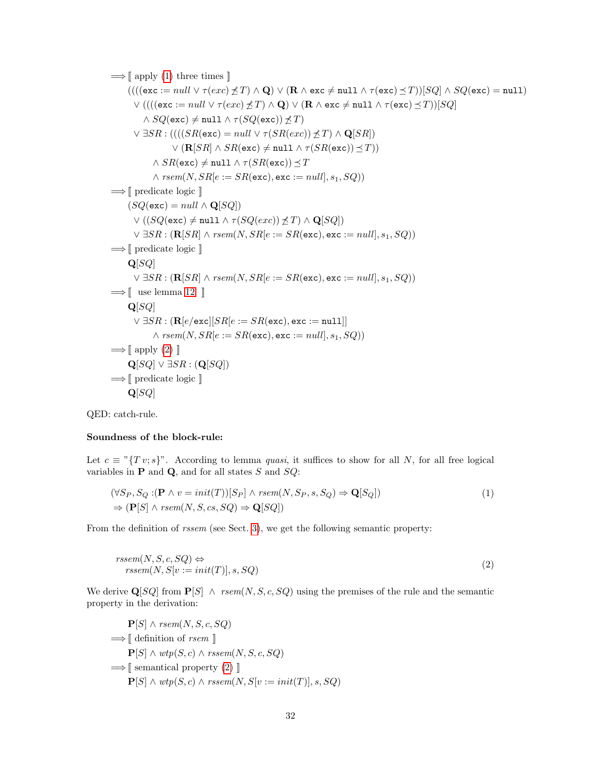$\Longrightarrow$ ⟦ apply (1) three times ⟧

$$((((\texttt{exc} := null \vee \tau(exc) \not\preceq T) \wedge \mathbf{Q}) \vee (\mathbf{R} \wedge \texttt{exc} \neq \texttt{null} \wedge \tau(\texttt{exc}) \preceq T))[SQ] \wedge SQ(\texttt{exc}) = \texttt{null})$$
$$\vee\ ((((\texttt{exc} := null \vee \tau(exc) \not\preceq T) \wedge \mathbf{Q}) \vee (\mathbf{R} \wedge \texttt{exc} \neq \texttt{null} \wedge \tau(\texttt{exc}) \preceq T))[SQ]$$
$$\wedge\ SQ(\texttt{exc}) \neq \texttt{null} \wedge \tau(SQ(\texttt{exc})) \not\preceq T)$$
$$\vee\ \exists SR : ((((SR(\texttt{exc}) = null \vee \tau(SR(exc)) \not\preceq T) \wedge \mathbf{Q}[SR])$$
$$\vee\ (\mathbf{R}[SR] \wedge SR(\texttt{exc}) \neq \texttt{null} \wedge \tau(SR(\texttt{exc})) \preceq T))$$
$$\wedge\ SR(\texttt{exc}) \neq \texttt{null} \wedge \tau(SR(\texttt{exc})) \preceq T$$
$$\wedge\ rsem(N, SR[e := SR(\texttt{exc}), \texttt{exc} := null], s_1, SQ))$$

$\Longrightarrow$ ⟦ predicate logic ⟧

$$(SQ(\texttt{exc}) = null \wedge \mathbf{Q}[SQ])$$
$$\vee\ ((SQ(\texttt{exc}) \neq \texttt{null} \wedge \tau(SQ(exc)) \not\preceq T) \wedge \mathbf{Q}[SQ])$$
$$\vee\ \exists SR : (\mathbf{R}[SR] \wedge rsem(N, SR[e := SR(\texttt{exc}), \texttt{exc} := null], s_1, SQ))$$

$\Longrightarrow$ ⟦ predicate logic ⟧

$$\mathbf{Q}[SQ]$$
$$\vee\ \exists SR : (\mathbf{R}[SR] \wedge rsem(N, SR[e := SR(\texttt{exc}), \texttt{exc} := null], s_1, SQ))$$

$\Longrightarrow$ ⟦ use lemma 12 ⟧

$$\mathbf{Q}[SQ]$$
$$\vee\ \exists SR : (\mathbf{R}[e/\texttt{exc}][SR[e := SR(\texttt{exc}), \texttt{exc} := \texttt{null}]]$$
$$\wedge\ rsem(N, SR[e := SR(\texttt{exc}), \texttt{exc} := null], s_1, SQ))$$

$\Longrightarrow$ ⟦ apply (2) ⟧

$$\mathbf{Q}[SQ] \vee \exists SR : (\mathbf{Q}[SQ])$$

$\Longrightarrow$ ⟦ predicate logic ⟧

$$\mathbf{Q}[SQ]$$

QED: catch-rule.

**Soundness of the block-rule:**

Let $c \equiv$ "$\{T\ v; s\}$". According to lemma *quasi*, it suffices to show for all $N$, for all free logical variables in $\mathbf{P}$ and $\mathbf{Q}$, and for all states $S$ and $SQ$:

$$(\forall S_P, S_Q : (\mathbf{P} \wedge v = init(T))[S_P] \wedge rsem(N, S_P, s, S_Q) \Rightarrow \mathbf{Q}[S_Q])$$
$$\Rightarrow (\mathbf{P}[S] \wedge rsem(N, S, cs, SQ) \Rightarrow \mathbf{Q}[SQ]) \tag{1}$$

From the definition of *rssem* (see Sect. 3), we get the following semantic property:

$$rssem(N, S, c, SQ) \Leftrightarrow$$
$$rssem(N, S[v := init(T)], s, SQ) \tag{2}$$

We derive $\mathbf{Q}[SQ]$ from $\mathbf{P}[S] \wedge rsem(N, S, c, SQ)$ using the premises of the rule and the semantic property in the derivation:

$$\mathbf{P}[S] \wedge rsem(N, S, c, SQ)$$

$\Longrightarrow$ ⟦ definition of *rsem* ⟧

$$\mathbf{P}[S] \wedge wtp(S, c) \wedge rssem(N, S, c, SQ)$$

$\Longrightarrow$ ⟦ semantical property (2) ⟧

$$\mathbf{P}[S] \wedge wtp(S, c) \wedge rssem(N, S[v := init(T)], s, SQ)$$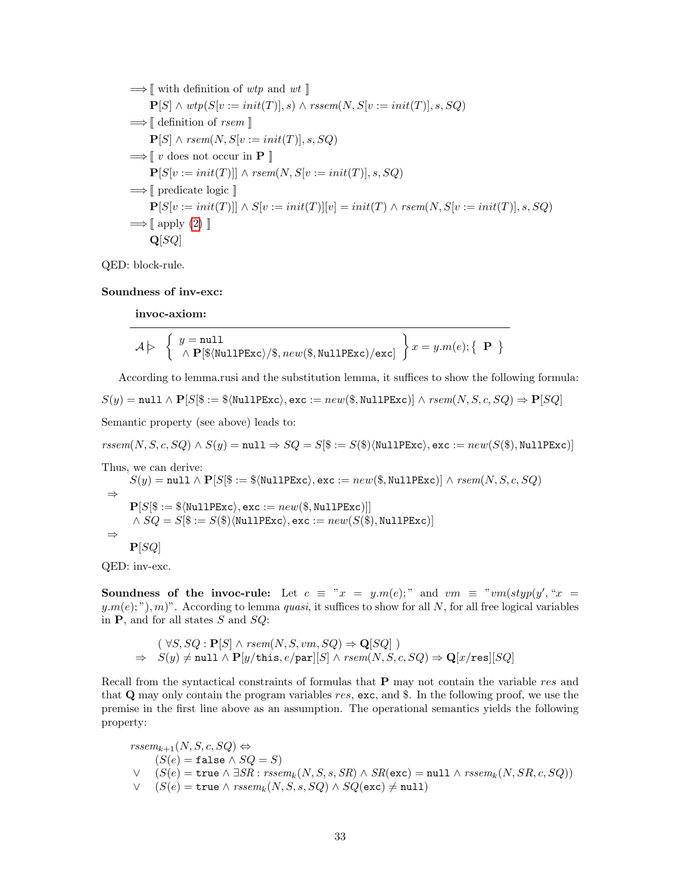$\Longrightarrow$ ⟦ with definition of *wtp* and *wt* ⟧

$\mathbf{P}[S] \wedge wtp(S[v := init(T)], s) \wedge rssem(N, S[v := init(T)], s, SQ)$

$\Longrightarrow$ ⟦ definition of *rsem* ⟧

$\mathbf{P}[S] \wedge rsem(N, S[v := init(T)], s, SQ)$

$\Longrightarrow$ ⟦ $v$ does not occur in $\mathbf{P}$ ⟧

$\mathbf{P}[S[v := init(T)]] \wedge rsem(N, S[v := init(T)], s, SQ)$

$\Longrightarrow$ ⟦ predicate logic ⟧

$\mathbf{P}[S[v := init(T)]] \wedge S[v := init(T)][v] = init(T) \wedge rsem(N, S[v := init(T)], s, SQ)$

$\Longrightarrow$ ⟦ apply (2) ⟧

$\mathbf{Q}[SQ]$

QED: block-rule.

**Soundness of inv-exc:**

**invoc-axiom:**

$$\mathcal{A} \rhd \left\{ \begin{array}{l} y = \mathtt{null} \\ \wedge\, \mathbf{P}[\$\langle \mathtt{NullPExc}\rangle/\$, new(\$, \mathtt{NullPExc})/\mathtt{exc}] \end{array} \right\} x = y.m(e); \{ \ \mathbf{P} \ \}$$

According to lemma.rusi and the substitution lemma, it suffices to show the following formula:

$$S(y) = \mathtt{null} \wedge \mathbf{P}[S[\$ := \$\langle \mathtt{NullPExc}\rangle, \mathtt{exc} := new(\$, \mathtt{NullPExc})] \wedge rsem(N, S, c, SQ) \Rightarrow \mathbf{P}[SQ]$$

Semantic property (see above) leads to:

$$rssem(N, S, c, SQ) \wedge S(y) = \mathtt{null} \Rightarrow SQ = S[\$ := S(\$)\langle \mathtt{NullPExc}\rangle, \mathtt{exc} := new(S(\$), \mathtt{NullPExc})]$$

Thus, we can derive:

$$\begin{array}{l} \quad S(y) = \mathtt{null} \wedge \mathbf{P}[S[\$ := \$\langle \mathtt{NullPExc}\rangle, \mathtt{exc} := new(\$, \mathtt{NullPExc})] \wedge rsem(N, S, c, SQ) \\ \Rightarrow \\ \quad \mathbf{P}[S[\$ := \$\langle \mathtt{NullPExc}\rangle, \mathtt{exc} := new(\$, \mathtt{NullPExc})]] \\ \quad \wedge\, SQ = S[\$ := S(\$)\langle \mathtt{NullPExc}\rangle, \mathtt{exc} := new(S(\$), \mathtt{NullPExc})] \\ \Rightarrow \\ \quad \mathbf{P}[SQ] \end{array}$$

QED: inv-exc.

**Soundness of the invoc-rule:** Let $c \equiv$ "$x = y.m(e);$" and $vm \equiv$ "$vm(styp(y', \text{``}x = y.m(e);\text{''}), m)$". According to lemma *quasi*, it suffices to show for all $N$, for all free logical variables in $\mathbf{P}$, and for all states $S$ and $SQ$:

$$\begin{array}{ll} & (\ \forall S, SQ : \mathbf{P}[S] \wedge rsem(N, S, vm, SQ) \Rightarrow \mathbf{Q}[SQ]\ ) \\ \Rightarrow & S(y) \neq \mathtt{null} \wedge \mathbf{P}[y/\mathtt{this}, e/\mathtt{par}][S] \wedge rsem(N, S, c, SQ) \Rightarrow \mathbf{Q}[x/\mathtt{res}][SQ] \end{array}$$

Recall from the syntactical constraints of formulas that $\mathbf{P}$ may not contain the variable *res* and that $\mathbf{Q}$ may only contain the program variables *res*, exc, and \$. In the following proof, we use the premise in the first line above as an assumption. The operational semantics yields the following property:

$$\begin{array}{ll} \multicolumn{2}{l}{rssem_{k+1}(N, S, c, SQ) \Leftrightarrow} \\ & (S(e) = \mathtt{false} \wedge SQ = S) \\ \vee & (S(e) = \mathtt{true} \wedge \exists SR : rssem_k(N, S, s, SR) \wedge SR(\mathtt{exc}) = \mathtt{null} \wedge rssem_k(N, SR, c, SQ)) \\ \vee & (S(e) = \mathtt{true} \wedge rssem_k(N, S, s, SQ) \wedge SQ(\mathtt{exc}) \neq \mathtt{null}) \end{array}$$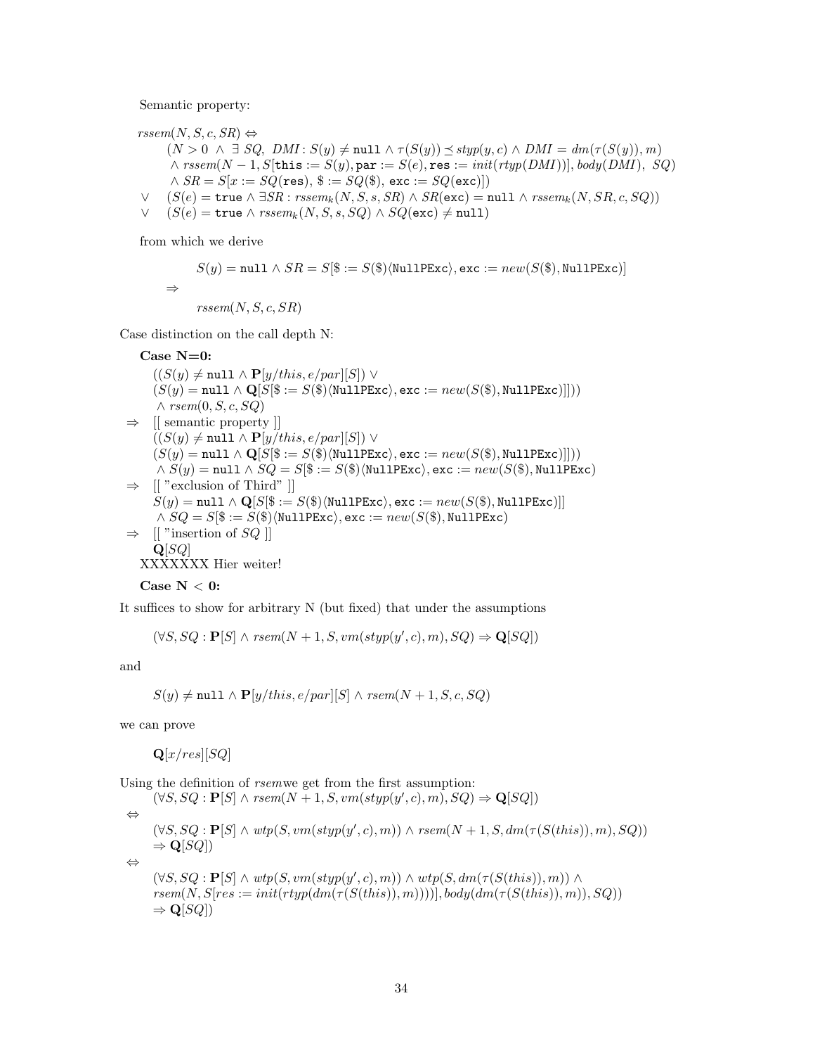Semantic property:

$$
\begin{array}{ll}
\multicolumn{2}{l}{rssem(N, S, c, SR) \Leftrightarrow} \\
& (N > 0 \;\wedge\; \exists\, SQ,\ DMI : S(y) \neq \texttt{null} \wedge \tau(S(y)) \preceq styp(y, c) \wedge DMI = dm(\tau(S(y)), m) \\
& \;\wedge\; rssem(N-1, S[\texttt{this} := S(y), \texttt{par} := S(e), \texttt{res} := init(rtyp(DMI))], body(DMI),\ SQ) \\
& \;\wedge\; SR = S[x := SQ(\texttt{res}),\ \$ := SQ(\$),\ \texttt{exc} := SQ(\texttt{exc})]) \\
\vee & (S(e) = \texttt{true} \wedge \exists SR : rssem_k(N, S, s, SR) \wedge SR(\texttt{exc}) = \texttt{null} \wedge rssem_k(N, SR, c, SQ)) \\
\vee & (S(e) = \texttt{true} \wedge rssem_k(N, S, s, SQ) \wedge SQ(\texttt{exc}) \neq \texttt{null})
\end{array}
$$

from which we derive

$$
\begin{array}{l}
\qquad S(y) = \texttt{null} \wedge SR = S[\$ := S(\$)\langle \texttt{NullPExc}\rangle, \texttt{exc} := new(S(\$), \texttt{NullPExc})] \\
\Rightarrow \\
\qquad rssem(N, S, c, SR)
\end{array}
$$

Case distinction on the call depth N:

**Case N=0:**

$$
\begin{array}{ll}
& ((S(y) \neq \texttt{null} \wedge \mathbf{P}[y/this, e/par][S]) \vee \\
& (S(y) = \texttt{null} \wedge \mathbf{Q}[S[\$ := S(\$)\langle \texttt{NullPExc}\rangle, \texttt{exc} := new(S(\$), \texttt{NullPExc})]])) \\
& \wedge\; rsem(0, S, c, SQ) \\
\Rightarrow & [[\text{ semantic property }]] \\
& ((S(y) \neq \texttt{null} \wedge \mathbf{P}[y/this, e/par][S]) \vee \\
& (S(y) = \texttt{null} \wedge \mathbf{Q}[S[\$ := S(\$)\langle \texttt{NullPExc}\rangle, \texttt{exc} := new(S(\$), \texttt{NullPExc})]])) \\
& \wedge\; S(y) = \texttt{null} \wedge SQ = S[\$ := S(\$)\langle \texttt{NullPExc}\rangle, \texttt{exc} := new(S(\$), \texttt{NullPExc}) \\
\Rightarrow & [[\text{ "exclusion of Third" }]] \\
& S(y) = \texttt{null} \wedge \mathbf{Q}[S[\$ := S(\$)\langle \texttt{NullPExc}\rangle, \texttt{exc} := new(S(\$), \texttt{NullPExc})]] \\
& \wedge\; SQ = S[\$ := S(\$)\langle \texttt{NullPExc}\rangle, \texttt{exc} := new(S(\$), \texttt{NullPExc}) \\
\Rightarrow & [[\text{ "insertion of } SQ \text{ }]] \\
& \mathbf{Q}[SQ]
\end{array}
$$

XXXXXXX Hier weiter!

**Case N < 0:**

It suffices to show for arbitrary N (but fixed) that under the assumptions

$$(\forall S, SQ : \mathbf{P}[S] \wedge rsem(N+1, S, vm(styp(y', c), m), SQ) \Rightarrow \mathbf{Q}[SQ])$$

and

$$S(y) \neq \texttt{null} \wedge \mathbf{P}[y/this, e/par][S] \wedge rsem(N+1, S, c, SQ)$$

we can prove

$$\mathbf{Q}[x/res][SQ]$$

Using the definition of *rsem*we get from the first assumption:

$$
\begin{array}{ll}
& (\forall S, SQ : \mathbf{P}[S] \wedge rsem(N+1, S, vm(styp(y', c), m), SQ) \Rightarrow \mathbf{Q}[SQ]) \\
\Leftrightarrow & \\
& (\forall S, SQ : \mathbf{P}[S] \wedge wtp(S, vm(styp(y', c), m)) \wedge rsem(N+1, S, dm(\tau(S(this)), m), SQ)) \\
& \Rightarrow \mathbf{Q}[SQ]) \\
\Leftrightarrow & \\
& (\forall S, SQ : \mathbf{P}[S] \wedge wtp(S, vm(styp(y', c), m)) \wedge wtp(S, dm(\tau(S(this)), m)) \wedge \\
& rsem(N, S[res := init(rtyp(dm(\tau(S(this)), m))))], body(dm(\tau(S(this)), m)), SQ)) \\
& \Rightarrow \mathbf{Q}[SQ])
\end{array}
$$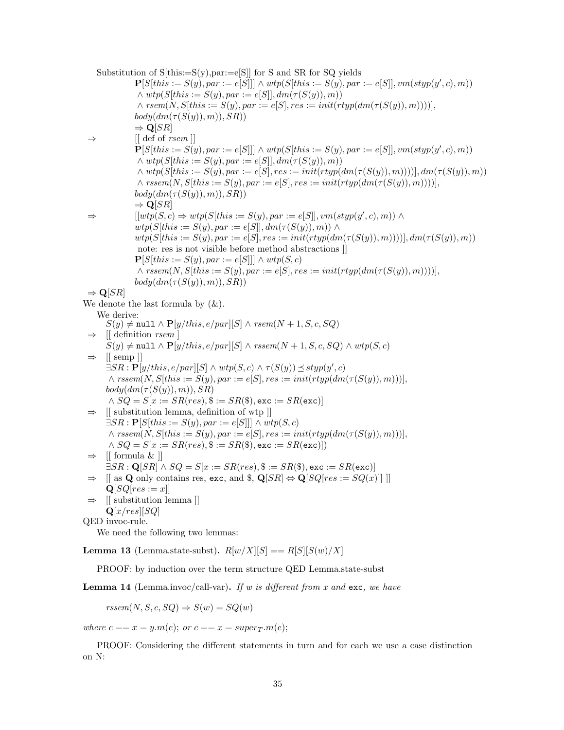Substitution of S[this:=S(y),par:=e[S]] for S and SR for SQ yields

$$\mathbf{P}[S[this := S(y), par := e[S]]] \wedge wtp(S[this := S(y), par := e[S]], vm(styp(y', c), m))$$
$$\wedge\; wtp(S[this := S(y), par := e[S]], dm(\tau(S(y)), m))$$
$$\wedge\; rsem(N, S[this := S(y), par := e[S], res := init(rtyp(dm(\tau(S(y)), m))))],$$
$$body(dm(\tau(S(y)), m)), SR))$$
$$\Rightarrow \mathbf{Q}[SR]$$

$\Rightarrow$ [[ def of *rsem* ]]

$$\mathbf{P}[S[this := S(y), par := e[S]]] \wedge wtp(S[this := S(y), par := e[S]], vm(styp(y', c), m))$$
$$\wedge\; wtp(S[this := S(y), par := e[S]], dm(\tau(S(y)), m))$$
$$\wedge\; wtp(S[this := S(y), par := e[S], res := init(rtyp(dm(\tau(S(y)), m))))], dm(\tau(S(y)), m))$$
$$\wedge\; rssem(N, S[this := S(y), par := e[S], res := init(rtyp(dm(\tau(S(y)), m))))],$$
$$body(dm(\tau(S(y)), m)), SR))$$
$$\Rightarrow \mathbf{Q}[SR]$$

$\Rightarrow$ [[$wtp(S, c) \Rightarrow wtp(S[this := S(y), par := e[S]], vm(styp(y', c), m)) \wedge$
$wtp(S[this := S(y), par := e[S]], dm(\tau(S(y)), m)) \wedge$
$wtp(S[this := S(y), par := e[S], res := init(rtyp(dm(\tau(S(y)), m))))], dm(\tau(S(y)), m))$
note: res is not visible before method abstractions ]]

$$\mathbf{P}[S[this := S(y), par := e[S]]] \wedge wtp(S, c)$$
$$\wedge\; rssem(N, S[this := S(y), par := e[S], res := init(rtyp(dm(\tau(S(y)), m))))],$$
$$body(dm(\tau(S(y)), m)), SR))$$

$\Rightarrow \mathbf{Q}[SR]$

We denote the last formula by (&).

We derive:

$S(y) \neq \texttt{null} \wedge \mathbf{P}[y/this, e/par][S] \wedge rsem(N + 1, S, c, SQ)$

$\Rightarrow$ [[ definition *rsem* ]

$S(y) \neq \texttt{null} \wedge \mathbf{P}[y/this, e/par][S] \wedge rssem(N + 1, S, c, SQ) \wedge wtp(S, c)$

$\Rightarrow$ [[ semp ]]

$\exists SR : \mathbf{P}[y/this, e/par][S] \wedge wtp(S, c) \wedge \tau(S(y)) \preceq styp(y', c)$
$\wedge\; rssem(N, S[this := S(y), par := e[S], res := init(rtyp(dm(\tau(S(y)), m)))],$
$body(dm(\tau(S(y)), m)), SR)$
$\wedge\; SQ = S[x := SR(res), \$ := SR(\$), \texttt{exc} := SR(\texttt{exc})]$

$\Rightarrow$ [[ substitution lemma, definition of wtp ]]

$\exists SR : \mathbf{P}[S[this := S(y), par := e[S]]] \wedge wtp(S, c)$
$\wedge\; rssem(N, S[this := S(y), par := e[S], res := init(rtyp(dm(\tau(S(y)), m)))],$
$\wedge\; SQ = S[x := SR(res), \$ := SR(\$), \texttt{exc} := SR(\texttt{exc})])$

$\Rightarrow$ [[ formula & ]]

$\exists SR : \mathbf{Q}[SR] \wedge SQ = S[x := SR(res), \$ := SR(\$), \texttt{exc} := SR(\texttt{exc})]$

$\Rightarrow$ [[ as $\mathbf{Q}$ only contains res, exc, and \$, $\mathbf{Q}[SR] \Leftrightarrow \mathbf{Q}[SQ[res := SQ(x)]]$ ]]

$\mathbf{Q}[SQ[res := x]]$

$\Rightarrow$ [[ substitution lemma ]]

$\mathbf{Q}[x/res][SQ]$

QED invoc-rule.

We need the following two lemmas:

**Lemma 13** (Lemma.state-subst)**.** $R[w/X][S] == R[S][S(w)/X]$

PROOF: by induction over the term structure QED Lemma.state-subst

**Lemma 14** (Lemma.invoc/call-var)**.** *If w is different from x and* exc*, we have*

$$rssem(N, S, c, SQ) \Rightarrow S(w) = SQ(w)$$

*where* $c == x = y.m(e)$; *or* $c == x = super_T.m(e)$;

PROOF: Considering the different statements in turn and for each we use a case distinction on N: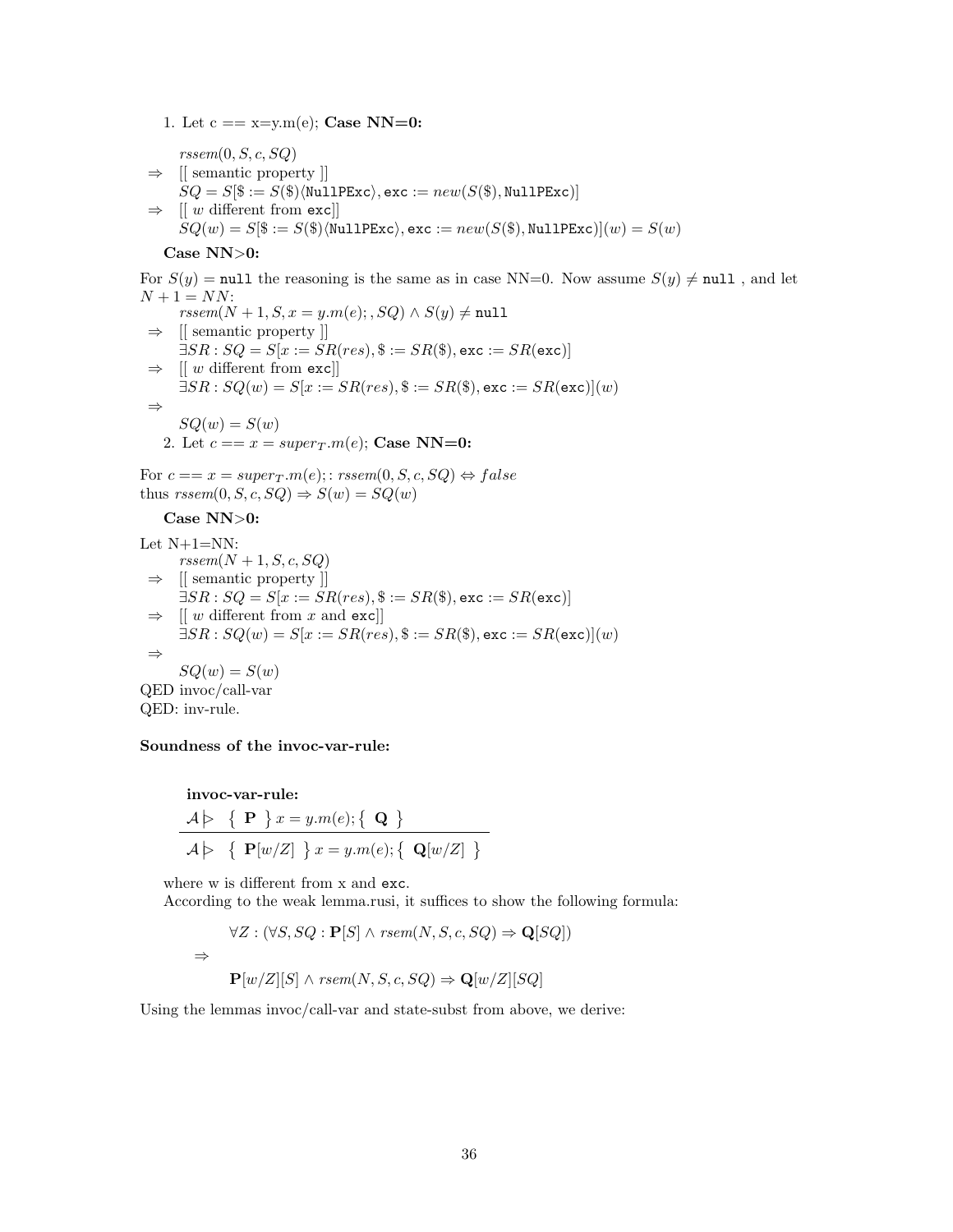1. Let c == x=y.m(e); **Case NN=0:**

$$
\begin{array}{ll}
 & rssem(0,S,c,SQ) \\
\Rightarrow & [[\text{ semantic property }]] \\
 & SQ = S[\$ := S(\$)\langle \texttt{NullPExc}\rangle, \texttt{exc} := new(S(\$), \texttt{NullPExc})] \\
\Rightarrow & [[\ w \text{ different from } \texttt{exc}]] \\
 & SQ(w) = S[\$ := S(\$)\langle \texttt{NullPExc}\rangle, \texttt{exc} := new(S(\$), \texttt{NullPExc})](w) = S(w)
\end{array}
$$

**Case NN>0:**

For $S(y) = \texttt{null}$ the reasoning is the same as in case NN=0. Now assume $S(y) \neq \texttt{null}$ , and let $N+1 = NN$:

$$
\begin{array}{ll}
 & rssem(N+1, S, x = y.m(e);, SQ) \wedge S(y) \neq \texttt{null} \\
\Rightarrow & [[\text{ semantic property }]] \\
 & \exists SR : SQ = S[x := SR(res), \$ := SR(\$), \texttt{exc} := SR(\texttt{exc})] \\
\Rightarrow & [[\ w \text{ different from } \texttt{exc}]] \\
 & \exists SR : SQ(w) = S[x := SR(res), \$ := SR(\$), \texttt{exc} := SR(\texttt{exc})](w) \\
\Rightarrow & \\
 & SQ(w) = S(w)
\end{array}
$$

2. Let $c == x = super_T.m(e);$ **Case NN=0:**

For $c == x = super_T.m(e);$: $rssem(0, S, c, SQ) \Leftrightarrow false$
thus $rssem(0, S, c, SQ) \Rightarrow S(w) = SQ(w)$

**Case NN>0:**

Let N+1=NN:

$$
\begin{array}{ll}
 & rssem(N+1, S, c, SQ) \\
\Rightarrow & [[\text{ semantic property }]] \\
 & \exists SR : SQ = S[x := SR(res), \$ := SR(\$), \texttt{exc} := SR(\texttt{exc})] \\
\Rightarrow & [[\ w \text{ different from } x \text{ and } \texttt{exc}]] \\
 & \exists SR : SQ(w) = S[x := SR(res), \$ := SR(\$), \texttt{exc} := SR(\texttt{exc})](w) \\
\Rightarrow & \\
 & SQ(w) = S(w)
\end{array}
$$

QED invoc/call-var
QED: inv-rule.

**Soundness of the invoc-var-rule:**

**invoc-var-rule:**

$$
\frac{\mathcal{A} \rhd \ \{\ \mathbf{P}\ \}\ x = y.m(e); \{\ \mathbf{Q}\ \}}{\mathcal{A} \rhd \ \{\ \mathbf{P}[w/Z]\ \}\ x = y.m(e); \{\ \mathbf{Q}[w/Z]\ \}}
$$

where w is different from x and `exc`.
According to the weak lemma.rusi, it suffices to show the following formula:

$$
\begin{array}{ll}
 & \forall Z : (\forall S, SQ : \mathbf{P}[S] \wedge rsem(N, S, c, SQ) \Rightarrow \mathbf{Q}[SQ]) \\
\Rightarrow & \\
 & \mathbf{P}[w/Z][S] \wedge rsem(N, S, c, SQ) \Rightarrow \mathbf{Q}[w/Z][SQ]
\end{array}
$$

Using the lemmas invoc/call-var and state-subst from above, we derive: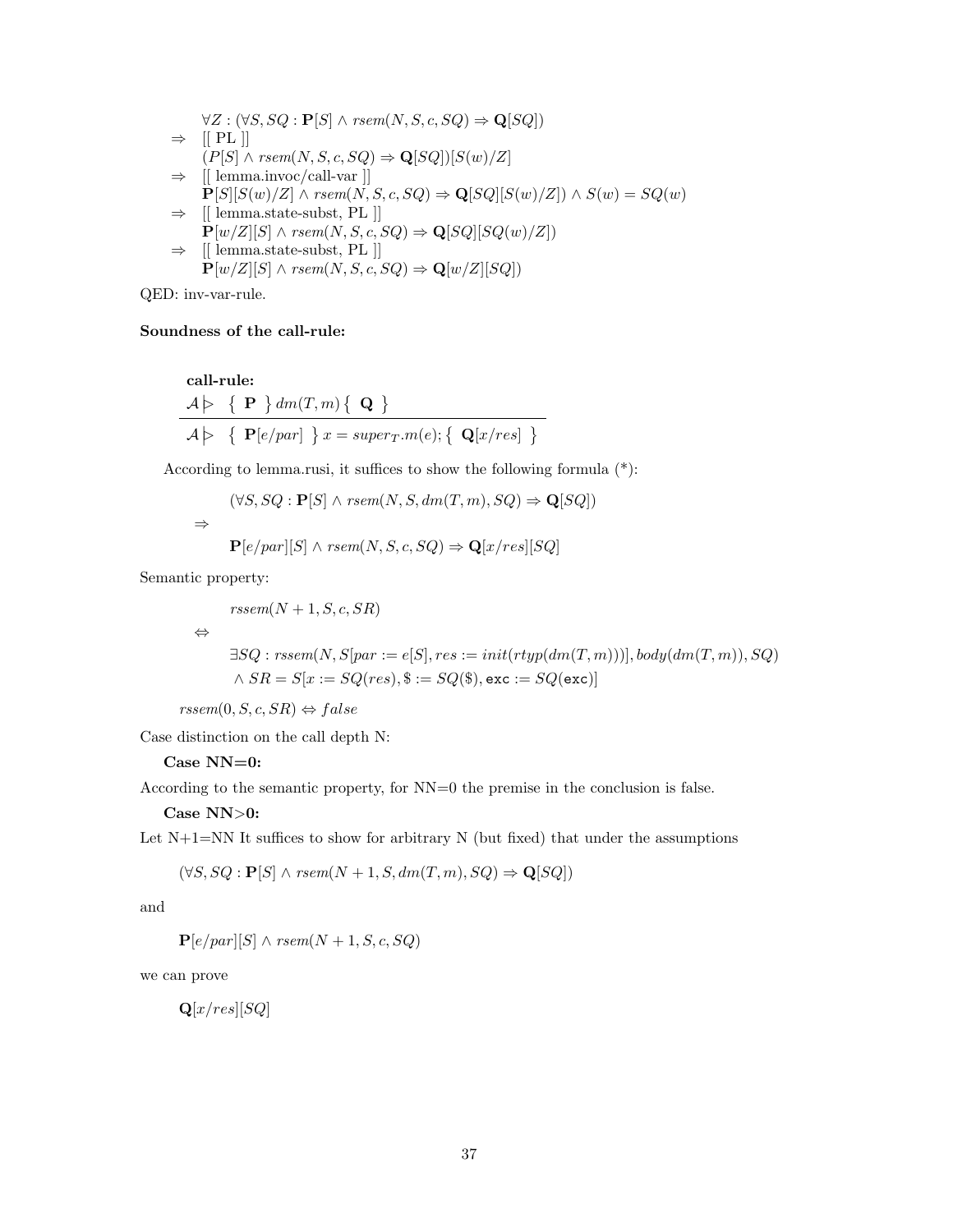$$\forall Z : (\forall S, SQ : \mathbf{P}[S] \wedge rsem(N, S, c, SQ) \Rightarrow \mathbf{Q}[SQ])$$

$\Rightarrow$ [[ PL ]]

$$(P[S] \wedge rsem(N, S, c, SQ) \Rightarrow \mathbf{Q}[SQ])[S(w)/Z]$$

$\Rightarrow$ [[ lemma.invoc/call-var ]]

$$\mathbf{P}[S][S(w)/Z] \wedge rsem(N, S, c, SQ) \Rightarrow \mathbf{Q}[SQ][S(w)/Z]) \wedge S(w) = SQ(w)$$

$\Rightarrow$ [[ lemma.state-subst, PL ]]

$$\mathbf{P}[w/Z][S] \wedge rsem(N, S, c, SQ) \Rightarrow \mathbf{Q}[SQ][SQ(w)/Z])$$

$\Rightarrow$ [[ lemma.state-subst, PL ]]

$$\mathbf{P}[w/Z][S] \wedge rsem(N, S, c, SQ) \Rightarrow \mathbf{Q}[w/Z][SQ])$$

QED: inv-var-rule.

**Soundness of the call-rule:**

**call-rule:**

$$\frac{\mathcal{A} \triangleright \ \{ \ \mathbf{P} \ \} \, dm(T, m) \, \{ \ \mathbf{Q} \ \}}{\mathcal{A} \triangleright \ \{ \ \mathbf{P}[e/par] \ \} \, x = super_T.m(e); \{ \ \mathbf{Q}[x/res] \ \}}$$

According to lemma.rusi, it suffices to show the following formula (*):

$$(\forall S, SQ : \mathbf{P}[S] \wedge rsem(N, S, dm(T, m), SQ) \Rightarrow \mathbf{Q}[SQ])$$

$$\Rightarrow$$

$$\mathbf{P}[e/par][S] \wedge rsem(N, S, c, SQ) \Rightarrow \mathbf{Q}[x/res][SQ]$$

Semantic property:

$$rssem(N + 1, S, c, SR)$$

$$\Leftrightarrow$$

$$\exists SQ : rssem(N, S[par := e[S], res := init(rtyp(dm(T, m)))], body(dm(T, m)), SQ)$$
$$\wedge \ SR = S[x := SQ(res), \$ := SQ(\$), \texttt{exc} := SQ(\texttt{exc})]$$

$$rssem(0, S, c, SR) \Leftrightarrow false$$

Case distinction on the call depth N:

**Case NN=0:**

According to the semantic property, for NN=0 the premise in the conclusion is false.

**Case NN>0:**

Let N+1=NN It suffices to show for arbitrary N (but fixed) that under the assumptions

$$(\forall S, SQ : \mathbf{P}[S] \wedge rsem(N + 1, S, dm(T, m), SQ) \Rightarrow \mathbf{Q}[SQ])$$

and

$$\mathbf{P}[e/par][S] \wedge rsem(N + 1, S, c, SQ)$$

we can prove

$$\mathbf{Q}[x/res][SQ]$$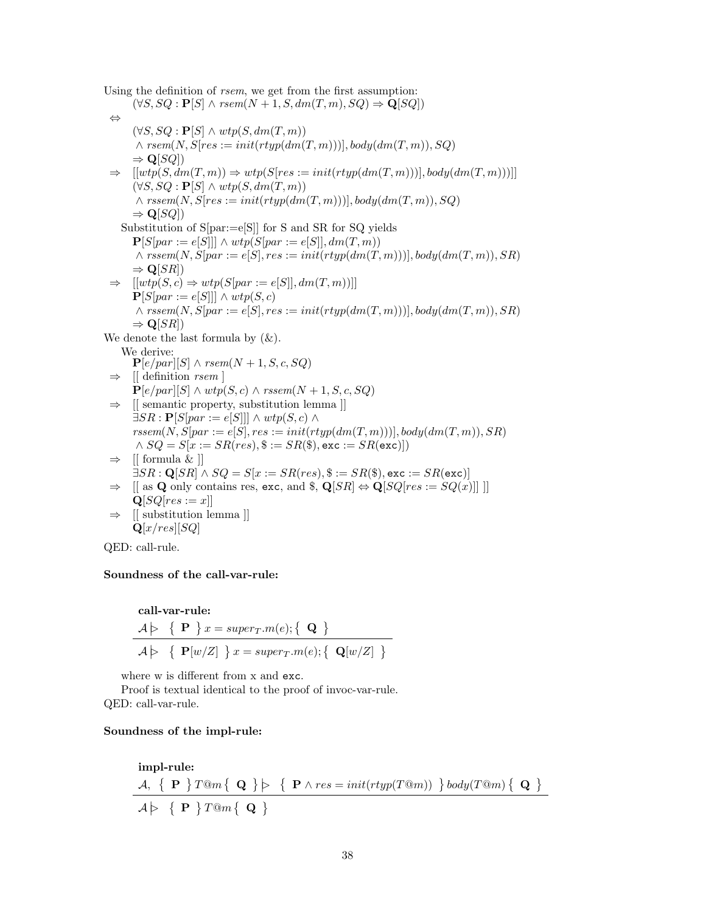Using the definition of *rsem*, we get from the first assumption:

$(\forall S, SQ : \mathbf{P}[S] \wedge rsem(N+1, S, dm(T,m), SQ) \Rightarrow \mathbf{Q}[SQ])$

$\Leftrightarrow$

$(\forall S, SQ : \mathbf{P}[S] \wedge wtp(S, dm(T,m))$
$\wedge\, rsem(N, S[res := init(rtyp(dm(T,m)))], body(dm(T,m)), SQ)$
$\Rightarrow \mathbf{Q}[SQ])$

$\Rightarrow$ $[[wtp(S, dm(T,m)) \Rightarrow wtp(S[res := init(rtyp(dm(T,m)))], body(dm(T,m)))]]$

$(\forall S, SQ : \mathbf{P}[S] \wedge wtp(S, dm(T,m))$
$\wedge\, rssem(N, S[res := init(rtyp(dm(T,m)))], body(dm(T,m)), SQ)$
$\Rightarrow \mathbf{Q}[SQ])$

Substitution of S[par:=e[S]] for S and SR for SQ yields

$\mathbf{P}[S[par := e[S]]] \wedge wtp(S[par := e[S]], dm(T,m))$
$\wedge\, rssem(N, S[par := e[S], res := init(rtyp(dm(T,m)))], body(dm(T,m)), SR)$
$\Rightarrow \mathbf{Q}[SR])$

$\Rightarrow$ $[[wtp(S,c) \Rightarrow wtp(S[par := e[S]], dm(T,m))]]$

$\mathbf{P}[S[par := e[S]]] \wedge wtp(S,c)$
$\wedge\, rssem(N, S[par := e[S], res := init(rtyp(dm(T,m)))], body(dm(T,m)), SR)$
$\Rightarrow \mathbf{Q}[SR])$

We denote the last formula by (&).

We derive:

$\mathbf{P}[e/par][S] \wedge rsem(N+1, S, c, SQ)$

$\Rightarrow$ [[ definition *rsem* ]

$\mathbf{P}[e/par][S] \wedge wtp(S,c) \wedge rssem(N+1, S, c, SQ)$

$\Rightarrow$ [[ semantic property, substitution lemma ]]

$\exists SR : \mathbf{P}[S[par := e[S]]] \wedge wtp(S,c) \wedge$
$rssem(N, S[par := e[S], res := init(rtyp(dm(T,m)))], body(dm(T,m)), SR)$
$\wedge\, SQ = S[x := SR(res), \$ := SR(\$), \mathtt{exc} := SR(\mathtt{exc})])$

$\Rightarrow$ [[ formula & ]]

$\exists SR : \mathbf{Q}[SR] \wedge SQ = S[x := SR(res), \$ := SR(\$), \mathtt{exc} := SR(\mathtt{exc})]$

$\Rightarrow$ [[ as $\mathbf{Q}$ only contains res, exc, and \$, $\mathbf{Q}[SR] \Leftrightarrow \mathbf{Q}[SQ[res := SQ(x)]]$ ]]

$\mathbf{Q}[SQ[res := x]]$

$\Rightarrow$ [[ substitution lemma ]]

$\mathbf{Q}[x/res][SQ]$

QED: call-rule.

**Soundness of the call-var-rule:**

**call-var-rule:**

$$\frac{\mathcal{A} \rhd \ \{\ \mathbf{P}\ \}\, x = super_T.m(e);\{\ \mathbf{Q}\ \}}{\mathcal{A} \rhd \ \{\ \mathbf{P}[w/Z]\ \}\, x = super_T.m(e);\{\ \mathbf{Q}[w/Z]\ \}}$$

where w is different from x and exc.

Proof is textual identical to the proof of invoc-var-rule.

QED: call-var-rule.

**Soundness of the impl-rule:**

**impl-rule:**

$$\frac{\mathcal{A},\ \{\ \mathbf{P}\ \}\, T@m\{\ \mathbf{Q}\ \} \rhd \ \{\ \mathbf{P} \wedge res = init(rtyp(T@m))\ \}\, body(T@m)\{\ \mathbf{Q}\ \}}{\mathcal{A} \rhd \ \{\ \mathbf{P}\ \}\, T@m\{\ \mathbf{Q}\ \}}$$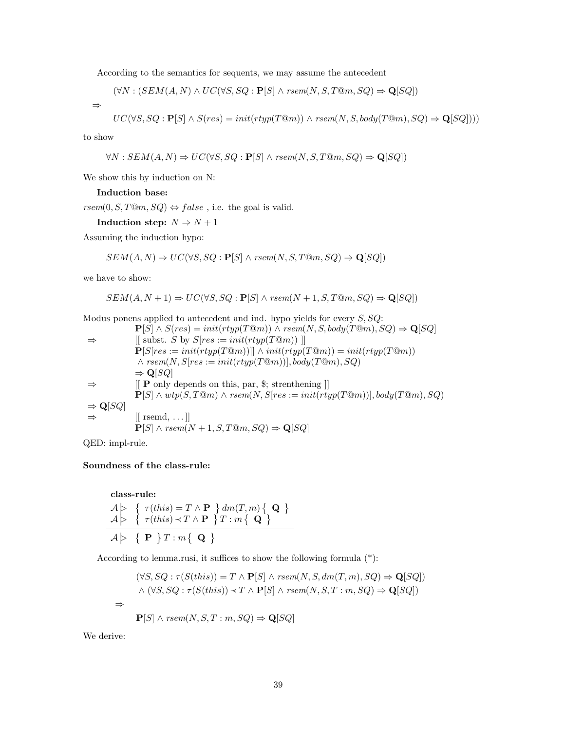According to the semantics for sequents, we may assume the antecedent

$$(\forall N : (SEM(A, N) \wedge UC(\forall S, SQ : \mathbf{P}[S] \wedge rsem(N, S, T@m, SQ) \Rightarrow \mathbf{Q}[SQ])$$

$$\Rightarrow$$

$$UC(\forall S, SQ : \mathbf{P}[S] \wedge S(res) = init(rtyp(T@m)) \wedge rsem(N, S, body(T@m), SQ) \Rightarrow \mathbf{Q}[SQ])))$$

to show

$$\forall N : SEM(A, N) \Rightarrow UC(\forall S, SQ : \mathbf{P}[S] \wedge rsem(N, S, T@m, SQ) \Rightarrow \mathbf{Q}[SQ])$$

We show this by induction on N:

**Induction base:**

$rsem(0, S, T@m, SQ) \Leftrightarrow false$ , i.e. the goal is valid.

**Induction step:** $N \Rightarrow N + 1$

Assuming the induction hypo:

$$SEM(A, N) \Rightarrow UC(\forall S, SQ : \mathbf{P}[S] \wedge rsem(N, S, T@m, SQ) \Rightarrow \mathbf{Q}[SQ])$$

we have to show:

$$SEM(A, N + 1) \Rightarrow UC(\forall S, SQ : \mathbf{P}[S] \wedge rsem(N + 1, S, T@m, SQ) \Rightarrow \mathbf{Q}[SQ])$$

Modus ponens applied to antecedent and ind. hypo yields for every $S, SQ$:

$$\mathbf{P}[S] \wedge S(res) = init(rtyp(T@m)) \wedge rsem(N, S, body(T@m), SQ) \Rightarrow \mathbf{Q}[SQ]$$

$\Rightarrow$ [[ subst. $S$ by $S[res := init(rtyp(T@m))$ ]]

$$\mathbf{P}[S[res := init(rtyp(T@m))]] \wedge init(rtyp(T@m)) = init(rtyp(T@m)) \wedge rsem(N, S[res := init(rtyp(T@m))], body(T@m), SQ) \Rightarrow \mathbf{Q}[SQ]$$

$\Rightarrow$ [[ $\mathbf{P}$ only depends on this, par, \$; strenthening ]]

$$\mathbf{P}[S] \wedge wtp(S, T@m) \wedge rsem(N, S[res := init(rtyp(T@m))], body(T@m), SQ) \Rightarrow \mathbf{Q}[SQ]$$

$\Rightarrow$ [[ rsemd, ...]]

$$\mathbf{P}[S] \wedge rsem(N + 1, S, T@m, SQ) \Rightarrow \mathbf{Q}[SQ]$$

QED: impl-rule.

**Soundness of the class-rule:**

**class-rule:**

$$\frac{\mathcal{A} \rhd \ \{ \ \tau(this) = T \wedge \mathbf{P} \ \} \, dm(T, m) \, \{ \ \mathbf{Q} \ \} \qquad \mathcal{A} \rhd \ \{ \ \tau(this) \prec T \wedge \mathbf{P} \ \} \, T : m \, \{ \ \mathbf{Q} \ \}}{\mathcal{A} \rhd \ \{ \ \mathbf{P} \ \} \, T : m \, \{ \ \mathbf{Q} \ \}}$$

According to lemma.rusi, it suffices to show the following formula (*):

$$(\forall S, SQ : \tau(S(this)) = T \wedge \mathbf{P}[S] \wedge rsem(N, S, dm(T, m), SQ) \Rightarrow \mathbf{Q}[SQ])$$
$$\wedge \ (\forall S, SQ : \tau(S(this)) \prec T \wedge \mathbf{P}[S] \wedge rsem(N, S, T : m, SQ) \Rightarrow \mathbf{Q}[SQ])$$
$$\Rightarrow$$
$$\mathbf{P}[S] \wedge rsem(N, S, T : m, SQ) \Rightarrow \mathbf{Q}[SQ]$$

We derive: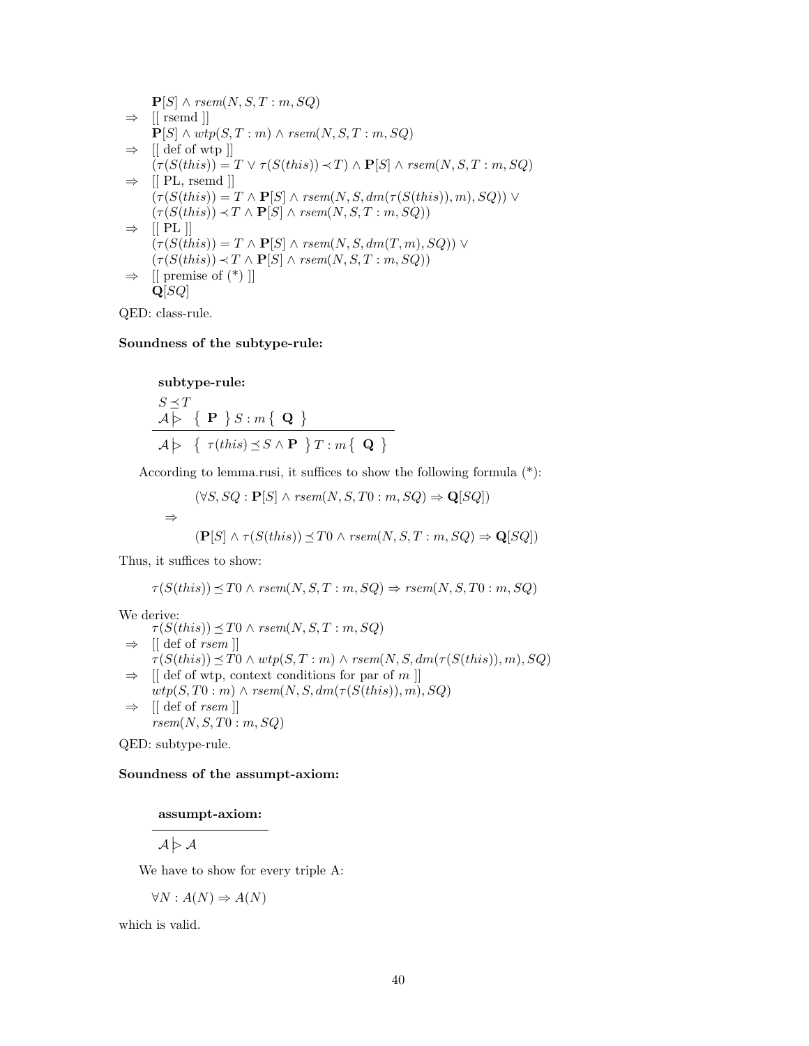$$
\begin{array}{ll}
& \mathbf{P}[S] \wedge rsem(N, S, T:m, SQ) \\
\Rightarrow & [[\text{ rsemd }]] \\
& \mathbf{P}[S] \wedge wtp(S, T:m) \wedge rsem(N, S, T:m, SQ) \\
\Rightarrow & [[\text{ def of wtp }]] \\
& (\tau(S(this)) = T \vee \tau(S(this)) \prec T) \wedge \mathbf{P}[S] \wedge rsem(N, S, T:m, SQ) \\
\Rightarrow & [[\text{ PL, rsemd }]] \\
& (\tau(S(this)) = T \wedge \mathbf{P}[S] \wedge rsem(N, S, dm(\tau(S(this)), m), SQ)) \vee \\
& (\tau(S(this)) \prec T \wedge \mathbf{P}[S] \wedge rsem(N, S, T:m, SQ)) \\
\Rightarrow & [[\text{ PL }]] \\
& (\tau(S(this)) = T \wedge \mathbf{P}[S] \wedge rsem(N, S, dm(T, m), SQ)) \vee \\
& (\tau(S(this)) \prec T \wedge \mathbf{P}[S] \wedge rsem(N, S, T:m, SQ)) \\
\Rightarrow & [[\text{ premise of (*) }]] \\
& \mathbf{Q}[SQ]
\end{array}
$$

QED: class-rule.

**Soundness of the subtype-rule:**

**subtype-rule:**

$$
\frac{\begin{array}{l} S \preceq T \\ \mathcal{A} \,|\!\!\triangleright\ \{\ \mathbf{P}\ \}\, S:m\, \{\ \mathbf{Q}\ \} \end{array}}{\mathcal{A} \,|\!\!\triangleright\ \{\ \tau(this) \preceq S \wedge \mathbf{P}\ \}\, T:m\, \{\ \mathbf{Q}\ \}}
$$

According to lemma.rusi, it suffices to show the following formula (*):

$$
\begin{array}{l}
(\forall S, SQ : \mathbf{P}[S] \wedge rsem(N, S, T0:m, SQ) \Rightarrow \mathbf{Q}[SQ]) \\
\Rightarrow \\
(\mathbf{P}[S] \wedge \tau(S(this)) \preceq T0 \wedge rsem(N, S, T:m, SQ) \Rightarrow \mathbf{Q}[SQ])
\end{array}
$$

Thus, it suffices to show:

$$
\tau(S(this)) \preceq T0 \wedge rsem(N, S, T:m, SQ) \Rightarrow rsem(N, S, T0:m, SQ)
$$

We derive:

$$
\begin{array}{ll}
& \tau(S(this)) \preceq T0 \wedge rsem(N, S, T:m, SQ) \\
\Rightarrow & [[\text{ def of } rsem\ ]] \\
& \tau(S(this)) \preceq T0 \wedge wtp(S, T:m) \wedge rsem(N, S, dm(\tau(S(this)), m), SQ) \\
\Rightarrow & [[\text{ def of wtp, context conditions for par of } m\ ]] \\
& wtp(S, T0:m) \wedge rsem(N, S, dm(\tau(S(this)), m), SQ) \\
\Rightarrow & [[\text{ def of } rsem\ ]] \\
& rsem(N, S, T0:m, SQ)
\end{array}
$$

QED: subtype-rule.

**Soundness of the assumpt-axiom:**

**assumpt-axiom:**

$$
\frac{}{\mathcal{A} \,|\!\!\triangleright\ \mathcal{A}}
$$

We have to show for every triple A:

$$
\forall N : A(N) \Rightarrow A(N)
$$

which is valid.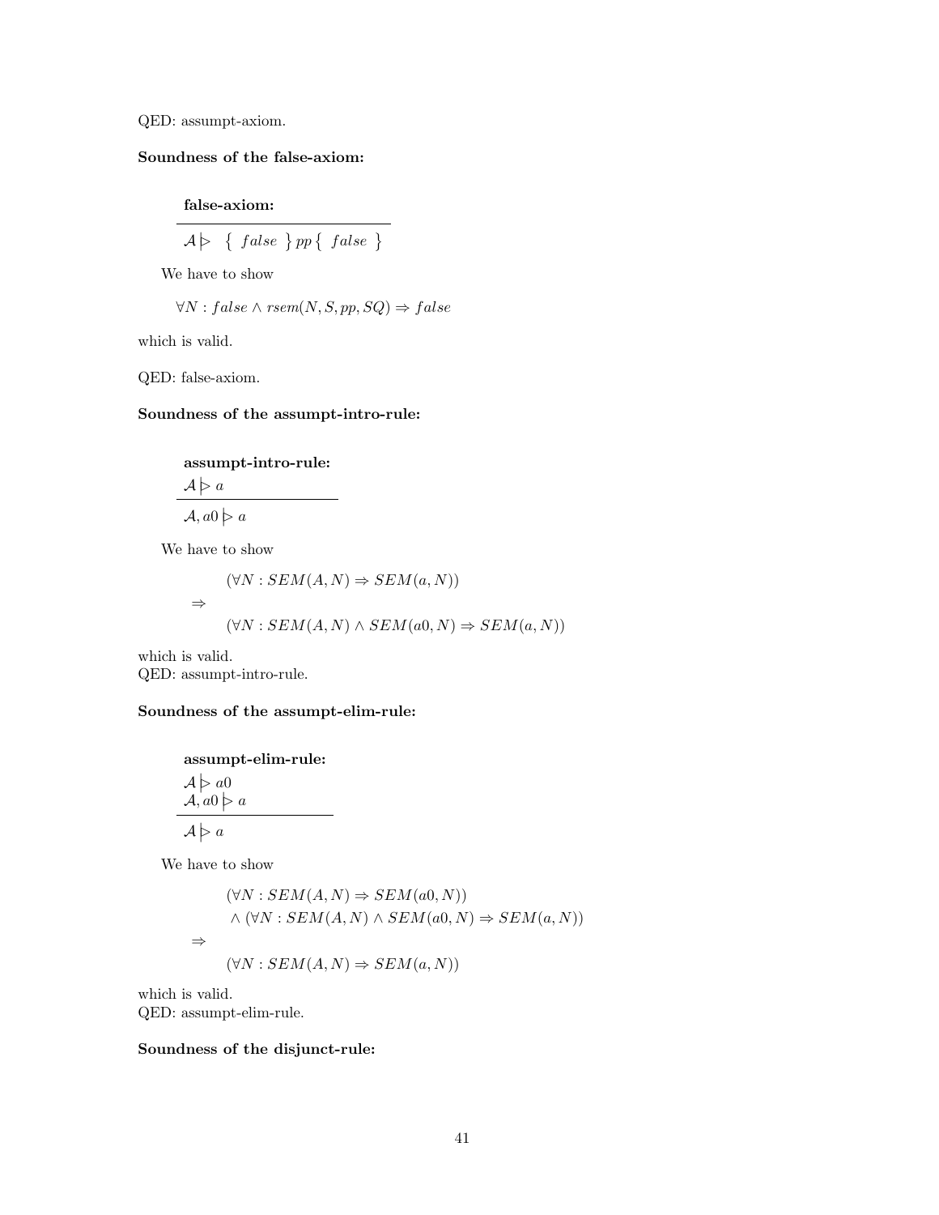QED: assumpt-axiom.

**Soundness of the false-axiom:**

**false-axiom:**

$$\overline{\mathcal{A} \,|\!\!\!\triangleright\ \{\ false\ \}\, pp\, \{\ false\ \}}$$

We have to show

$$\forall N : false \wedge rsem(N, S, pp, SQ) \Rightarrow false$$

which is valid.

QED: false-axiom.

**Soundness of the assumpt-intro-rule:**

**assumpt-intro-rule:**

$$\frac{\mathcal{A} \,|\!\!\!\triangleright\ a}{\mathcal{A}, a0 \,|\!\!\!\triangleright\ a}$$

We have to show

$$
\begin{array}{ll}
 & (\forall N : SEM(A, N) \Rightarrow SEM(a, N)) \\
\Rightarrow & \\
 & (\forall N : SEM(A, N) \wedge SEM(a0, N) \Rightarrow SEM(a, N))
\end{array}
$$

which is valid.
QED: assumpt-intro-rule.

**Soundness of the assumpt-elim-rule:**

**assumpt-elim-rule:**

$$\frac{\begin{array}{l}\mathcal{A} \,|\!\!\!\triangleright\ a0 \\ \mathcal{A}, a0 \,|\!\!\!\triangleright\ a\end{array}}{\mathcal{A} \,|\!\!\!\triangleright\ a}$$

We have to show

$$
\begin{array}{ll}
 & (\forall N : SEM(A, N) \Rightarrow SEM(a0, N)) \\
 & \wedge\ (\forall N : SEM(A, N) \wedge SEM(a0, N) \Rightarrow SEM(a, N)) \\
\Rightarrow & \\
 & (\forall N : SEM(A, N) \Rightarrow SEM(a, N))
\end{array}
$$

which is valid.
QED: assumpt-elim-rule.

**Soundness of the disjunct-rule:**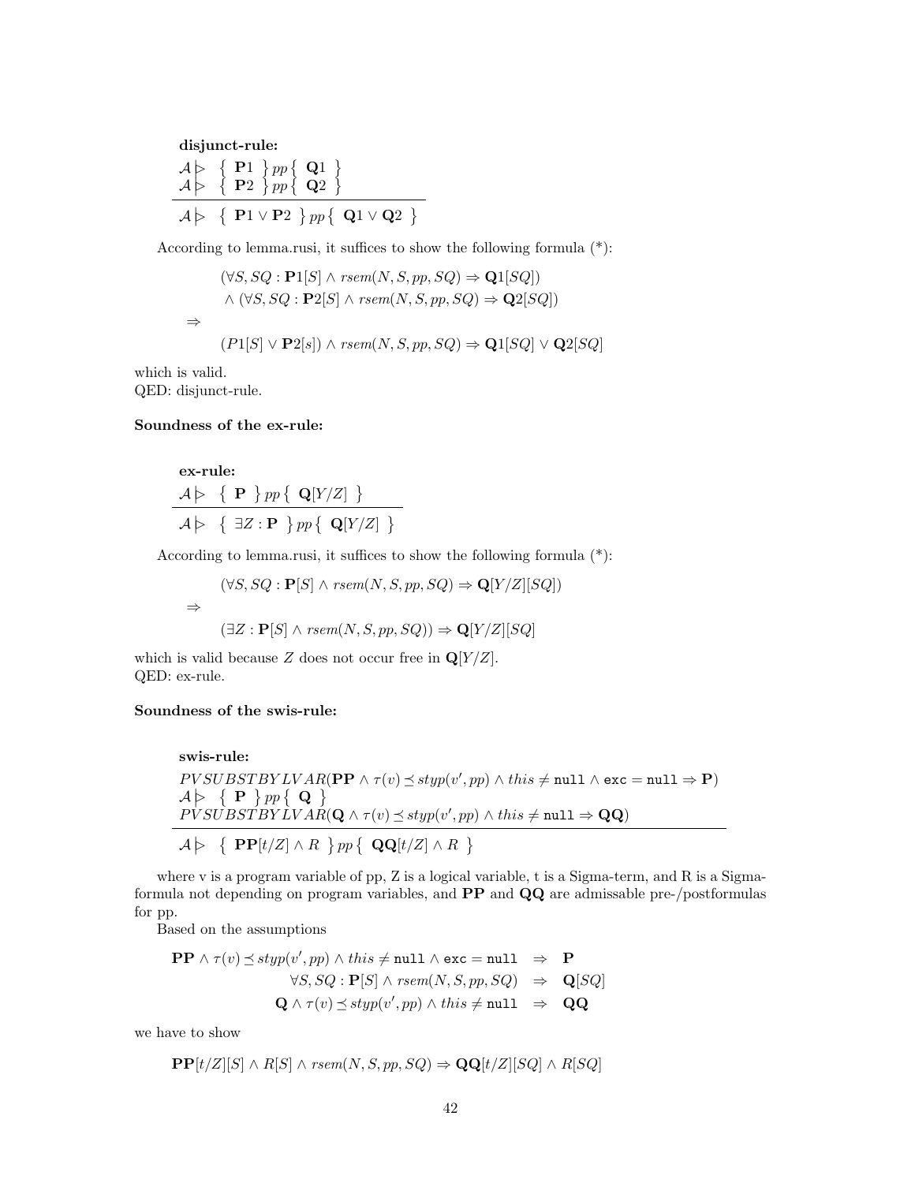**disjunct-rule:**

$$\frac{\begin{array}{l}\mathcal{A} \rhd \ \{ \ \mathbf{P}1 \ \} \, pp \, \{ \ \mathbf{Q}1 \ \} \\ \mathcal{A} \rhd \ \{ \ \mathbf{P}2 \ \} \, pp \, \{ \ \mathbf{Q}2 \ \}\end{array}}{\mathcal{A} \rhd \ \{ \ \mathbf{P}1 \vee \mathbf{P}2 \ \} \, pp \, \{ \ \mathbf{Q}1 \vee \mathbf{Q}2 \ \}}$$

According to lemma.rusi, it suffices to show the following formula (*):

$$\begin{array}{ll} & (\forall S, SQ : \mathbf{P}1[S] \wedge rsem(N, S, pp, SQ) \Rightarrow \mathbf{Q}1[SQ]) \\ & \wedge \ (\forall S, SQ : \mathbf{P}2[S] \wedge rsem(N, S, pp, SQ) \Rightarrow \mathbf{Q}2[SQ]) \\ \Rightarrow & \\ & (P1[S] \vee \mathbf{P}2[s]) \wedge rsem(N, S, pp, SQ) \Rightarrow \mathbf{Q}1[SQ] \vee \mathbf{Q}2[SQ] \end{array}$$

which is valid.
QED: disjunct-rule.

**Soundness of the ex-rule:**

**ex-rule:**

$$\frac{\mathcal{A} \rhd \ \{ \ \mathbf{P} \ \} \, pp \, \{ \ \mathbf{Q}[Y/Z] \ \}}{\mathcal{A} \rhd \ \{ \ \exists Z : \mathbf{P} \ \} \, pp \, \{ \ \mathbf{Q}[Y/Z] \ \}}$$

According to lemma.rusi, it suffices to show the following formula (*):

$$\begin{array}{ll} & (\forall S, SQ : \mathbf{P}[S] \wedge rsem(N, S, pp, SQ) \Rightarrow \mathbf{Q}[Y/Z][SQ]) \\ \Rightarrow & \\ & (\exists Z : \mathbf{P}[S] \wedge rsem(N, S, pp, SQ)) \Rightarrow \mathbf{Q}[Y/Z][SQ] \end{array}$$

which is valid because $Z$ does not occur free in $\mathbf{Q}[Y/Z]$.
QED: ex-rule.

**Soundness of the swis-rule:**

**swis-rule:**

$$\frac{\begin{array}{l} PVSUBSTBYLVAR(\mathbf{PP} \wedge \tau(v) \preceq styp(v', pp) \wedge this \neq \texttt{null} \wedge \texttt{exc} = \texttt{null} \Rightarrow \mathbf{P}) \\ \mathcal{A} \rhd \ \{ \ \mathbf{P} \ \} \, pp \, \{ \ \mathbf{Q} \ \} \\ PVSUBSTBYLVAR(\mathbf{Q} \wedge \tau(v) \preceq styp(v', pp) \wedge this \neq \texttt{null} \Rightarrow \mathbf{QQ}) \end{array}}{\mathcal{A} \rhd \ \{ \ \mathbf{PP}[t/Z] \wedge R \ \} \, pp \, \{ \ \mathbf{QQ}[t/Z] \wedge R \ \}}$$

where v is a program variable of pp, Z is a logical variable, t is a Sigma-term, and R is a Sigma-formula not depending on program variables, and **PP** and **QQ** are admissable pre-/postformulas for pp.

Based on the assumptions

$$\begin{array}{rcl} \mathbf{PP} \wedge \tau(v) \preceq styp(v', pp) \wedge this \neq \texttt{null} \wedge \texttt{exc} = \texttt{null} & \Rightarrow & \mathbf{P} \\ \forall S, SQ : \mathbf{P}[S] \wedge rsem(N, S, pp, SQ) & \Rightarrow & \mathbf{Q}[SQ] \\ \mathbf{Q} \wedge \tau(v) \preceq styp(v', pp) \wedge this \neq \texttt{null} & \Rightarrow & \mathbf{QQ} \end{array}$$

we have to show

$$\mathbf{PP}[t/Z][S] \wedge R[S] \wedge rsem(N, S, pp, SQ) \Rightarrow \mathbf{QQ}[t/Z][SQ] \wedge R[SQ]$$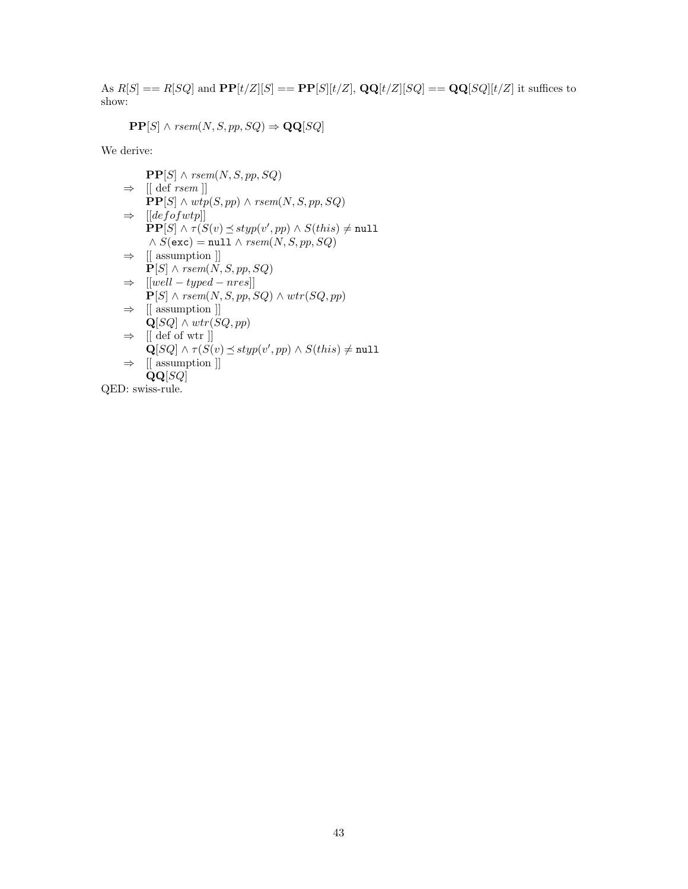As $R[S] == R[SQ]$ and $\mathbf{PP}[t/Z][S] == \mathbf{PP}[S][t/Z]$, $\mathbf{QQ}[t/Z][SQ] == \mathbf{QQ}[SQ][t/Z]$ it suffices to show:

$$\mathbf{PP}[S] \wedge \mathit{rsem}(N, S, pp, SQ) \Rightarrow \mathbf{QQ}[SQ]$$

We derive:

$$
\begin{array}{ll}
 & \mathbf{PP}[S] \wedge \mathit{rsem}(N, S, pp, SQ) \\
\Rightarrow & [[\text{ def } \mathit{rsem} \text{ }]] \\
 & \mathbf{PP}[S] \wedge \mathit{wtp}(S, pp) \wedge \mathit{rsem}(N, S, pp, SQ) \\
\Rightarrow & [[defofwtp]] \\
 & \mathbf{PP}[S] \wedge \tau(S(v) \preceq \mathit{styp}(v', pp) \wedge S(\mathit{this}) \neq \mathtt{null} \\
 & \wedge\, S(\mathtt{exc}) = \mathtt{null} \wedge \mathit{rsem}(N, S, pp, SQ) \\
\Rightarrow & [[\text{ assumption }]] \\
 & \mathbf{P}[S] \wedge \mathit{rsem}(N, S, pp, SQ) \\
\Rightarrow & [[well-typed-nres]] \\
 & \mathbf{P}[S] \wedge \mathit{rsem}(N, S, pp, SQ) \wedge \mathit{wtr}(SQ, pp) \\
\Rightarrow & [[\text{ assumption }]] \\
 & \mathbf{Q}[SQ] \wedge \mathit{wtr}(SQ, pp) \\
\Rightarrow & [[\text{ def of wtr }]] \\
 & \mathbf{Q}[SQ] \wedge \tau(S(v) \preceq \mathit{styp}(v', pp) \wedge S(\mathit{this}) \neq \mathtt{null} \\
\Rightarrow & [[\text{ assumption }]] \\
 & \mathbf{QQ}[SQ]
\end{array}
$$

QED: swiss-rule.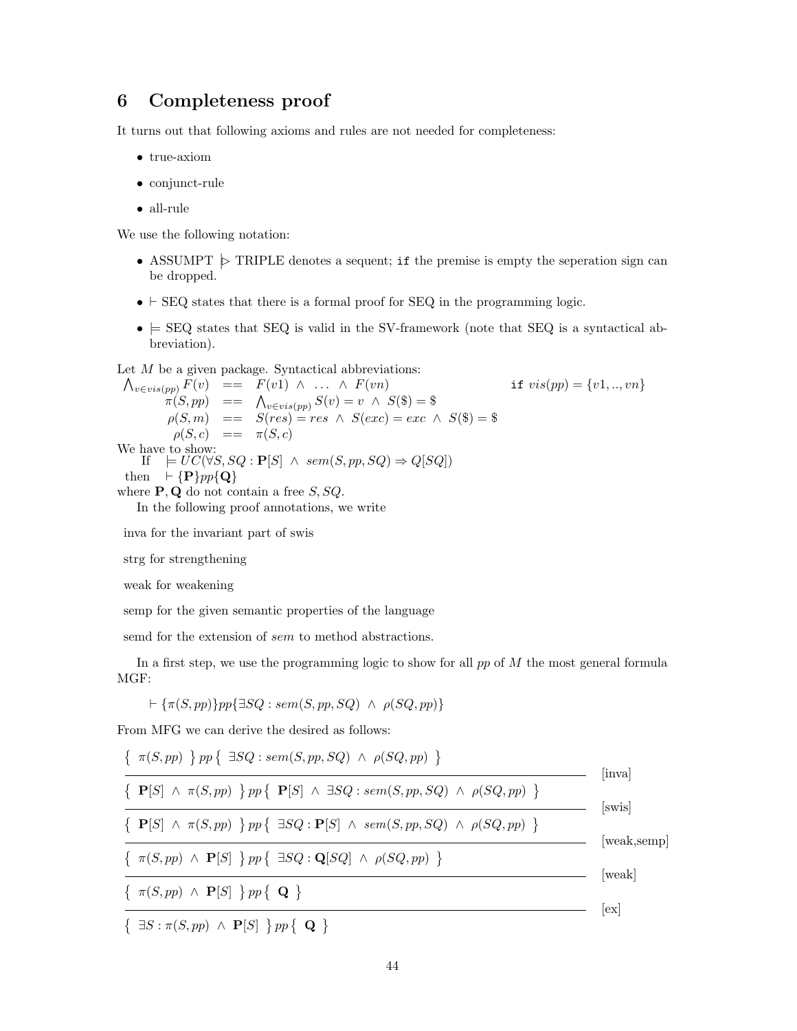## 6 Completeness proof

It turns out that following axioms and rules are not needed for completeness:

- true-axiom
- conjunct-rule
- all-rule

We use the following notation:

- ASSUMPT $\triangleright$ TRIPLE denotes a sequent; `if` the premise is empty the seperation sign can be dropped.
- $\vdash$ SEQ states that there is a formal proof for SEQ in the programming logic.
- $\models$ SEQ states that SEQ is valid in the SV-framework (note that SEQ is a syntactical abbreviation).

Let $M$ be a given package. Syntactical abbreviations:

$$
\begin{array}{rcll}
\bigwedge_{v \in vis(pp)} F(v) & == & F(v1) \ \wedge \ \ldots \ \wedge \ F(vn) & \texttt{if } vis(pp) = \{v1,..,vn\} \\
\pi(S,pp) & == & \bigwedge_{v \in vis(pp)} S(v) = v \ \wedge \ S(\$) = \$ & \\
\rho(S,m) & == & S(res) = res \ \wedge \ S(exc) = exc \ \wedge \ S(\$) = \$ & \\
\rho(S,c) & == & \pi(S,c) &
\end{array}
$$

We have to show:

If $\models UC(\forall S, SQ : \mathbf{P}[S] \ \wedge \ sem(S,pp,SQ) \Rightarrow Q[SQ])$

then $\vdash \{\mathbf{P}\}pp\{\mathbf{Q}\}$

where $\mathbf{P}, \mathbf{Q}$ do not contain a free $S, SQ$.

In the following proof annotations, we write

inva for the invariant part of swis

strg for strengthening

weak for weakening

semp for the given semantic properties of the language

semd for the extension of *sem* to method abstractions.

In a first step, we use the programming logic to show for all $pp$ of $M$ the most general formula MGF:

$$\vdash \{\pi(S,pp)\}pp\{\exists SQ : sem(S,pp,SQ) \ \wedge \ \rho(SQ,pp)\}$$

From MFG we can derive the desired as follows:

$$
\dfrac{\dfrac{\dfrac{\dfrac{\dfrac{\{ \ \pi(S,pp) \ \} \, pp \, \{ \ \exists SQ : sem(S,pp,SQ) \ \wedge \ \rho(SQ,pp) \ \}}{\{ \ \mathbf{P}[S] \ \wedge \ \pi(S,pp) \ \} \, pp \, \{ \ \mathbf{P}[S] \ \wedge \ \exists SQ : sem(S,pp,SQ) \ \wedge \ \rho(SQ,pp) \ \}}\,[\text{inva}]}{\{ \ \mathbf{P}[S] \ \wedge \ \pi(S,pp) \ \} \, pp \, \{ \ \exists SQ : \mathbf{P}[S] \ \wedge \ sem(S,pp,SQ) \ \wedge \ \rho(SQ,pp) \ \}}\,[\text{swis}]}{\{ \ \pi(S,pp) \ \wedge \ \mathbf{P}[S] \ \} \, pp \, \{ \ \exists SQ : \mathbf{Q}[SQ] \ \wedge \ \rho(SQ,pp) \ \}}\,[\text{weak,semp}]}{\{ \ \pi(S,pp) \ \wedge \ \mathbf{P}[S] \ \} \, pp \, \{ \ \mathbf{Q} \ \}}\,[\text{weak}]}{\{ \ \exists S : \pi(S,pp) \ \wedge \ \mathbf{P}[S] \ \} \, pp \, \{ \ \mathbf{Q} \ \}}\,[\text{ex}]
$$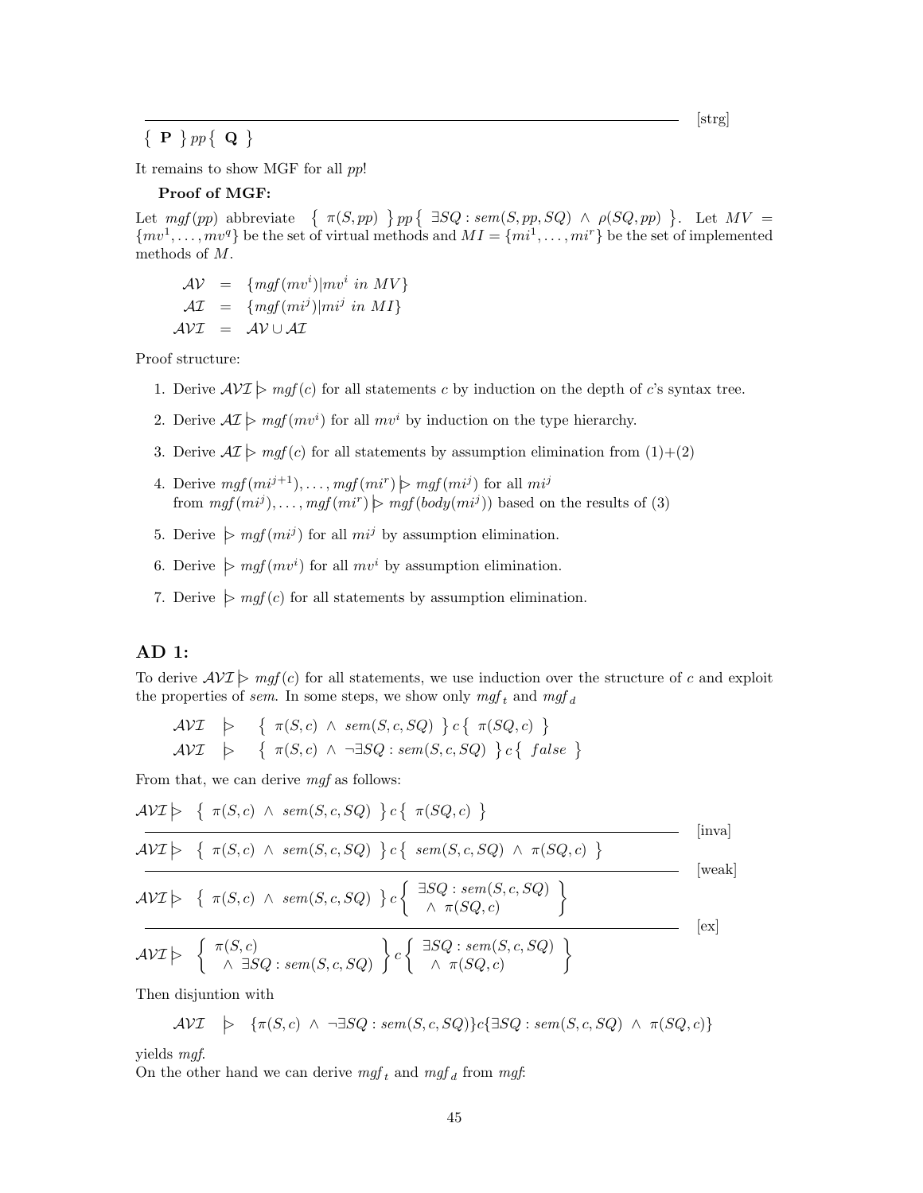$$\frac{}{\{\ \mathbf{P}\ \}\ pp\ \{\ \mathbf{Q}\ \}}\ \text{[strg]}$$

It remains to show MGF for all $pp$!

**Proof of MGF:**

Let $mgf(pp)$ abbreviate $\{\ \pi(S, pp)\ \}\ pp\ \{\ \exists SQ : sem(S, pp, SQ)\ \wedge\ \rho(SQ, pp)\ \}$. Let $MV = \{mv^1, \ldots, mv^q\}$ be the set of virtual methods and $MI = \{mi^1, \ldots, mi^r\}$ be the set of implemented methods of $M$.

$$\begin{aligned}
\mathcal{AV} &= \{mgf(mv^i) | mv^i \ in\ MV\} \\
\mathcal{AI} &= \{mgf(mi^j) | mi^j \ in\ MI\} \\
\mathcal{AVI} &= \mathcal{AV} \cup \mathcal{AI}
\end{aligned}$$

Proof structure:

1. Derive $\mathcal{AVI} \rhd mgf(c)$ for all statements $c$ by induction on the depth of $c$'s syntax tree.
2. Derive $\mathcal{AI} \rhd mgf(mv^i)$ for all $mv^i$ by induction on the type hierarchy.
3. Derive $\mathcal{AI} \rhd mgf(c)$ for all statements by assumption elimination from (1)+(2)
4. Derive $mgf(mi^{j+1}), \ldots, mgf(mi^r) \rhd mgf(mi^j)$ for all $mi^j$ from $mgf(mi^j), \ldots, mgf(mi^r) \rhd mgf(body(mi^j))$ based on the results of (3)
5. Derive $\rhd\ mgf(mi^j)$ for all $mi^j$ by assumption elimination.
6. Derive $\rhd\ mgf(mv^i)$ for all $mv^i$ by assumption elimination.
7. Derive $\rhd\ mgf(c)$ for all statements by assumption elimination.

## AD 1:

To derive $\mathcal{AVI} \rhd mgf(c)$ for all statements, we use induction over the structure of $c$ and exploit the properties of *sem*. In some steps, we show only $mgf_t$ and $mgf_d$

$$\begin{aligned}
\mathcal{AVI} &\rhd \quad \{\ \pi(S, c)\ \wedge\ sem(S, c, SQ)\ \}\ c\ \{\ \pi(SQ, c)\ \} \\
\mathcal{AVI} &\rhd \quad \{\ \pi(S, c)\ \wedge\ \neg\exists SQ : sem(S, c, SQ)\ \}\ c\ \{\ false\ \}
\end{aligned}$$

From that, we can derive *mgf* as follows:

$$\frac{\dfrac{\dfrac{\mathcal{AVI} \rhd\ \{\ \pi(S, c)\ \wedge\ sem(S, c, SQ)\ \}\ c\ \{\ \pi(SQ, c)\ \}}{\mathcal{AVI} \rhd\ \{\ \pi(S, c)\ \wedge\ sem(S, c, SQ)\ \}\ c\ \{\ sem(S, c, SQ)\ \wedge\ \pi(SQ, c)\ \}}\ \text{[inva]}}{\mathcal{AVI} \rhd\ \{\ \pi(S, c)\ \wedge\ sem(S, c, SQ)\ \}\ c\ \left\{\begin{array}{l} \exists SQ : sem(S, c, SQ) \\ \wedge\ \pi(SQ, c) \end{array}\right\}}\ \text{[weak]}}{\mathcal{AVI} \rhd\ \left\{\begin{array}{l} \pi(S, c) \\ \wedge\ \exists SQ : sem(S, c, SQ) \end{array}\right\}\ c\ \left\{\begin{array}{l} \exists SQ : sem(S, c, SQ) \\ \wedge\ \pi(SQ, c) \end{array}\right\}}\ \text{[ex]}$$

Then disjuntion with

$$\mathcal{AVI} \quad \rhd \quad \{\pi(S, c)\ \wedge\ \neg\exists SQ : sem(S, c, SQ)\} c \{\exists SQ : sem(S, c, SQ)\ \wedge\ \pi(SQ, c)\}$$

yields *mgf*.

On the other hand we can derive $mgf_t$ and $mgf_d$ from *mgf*: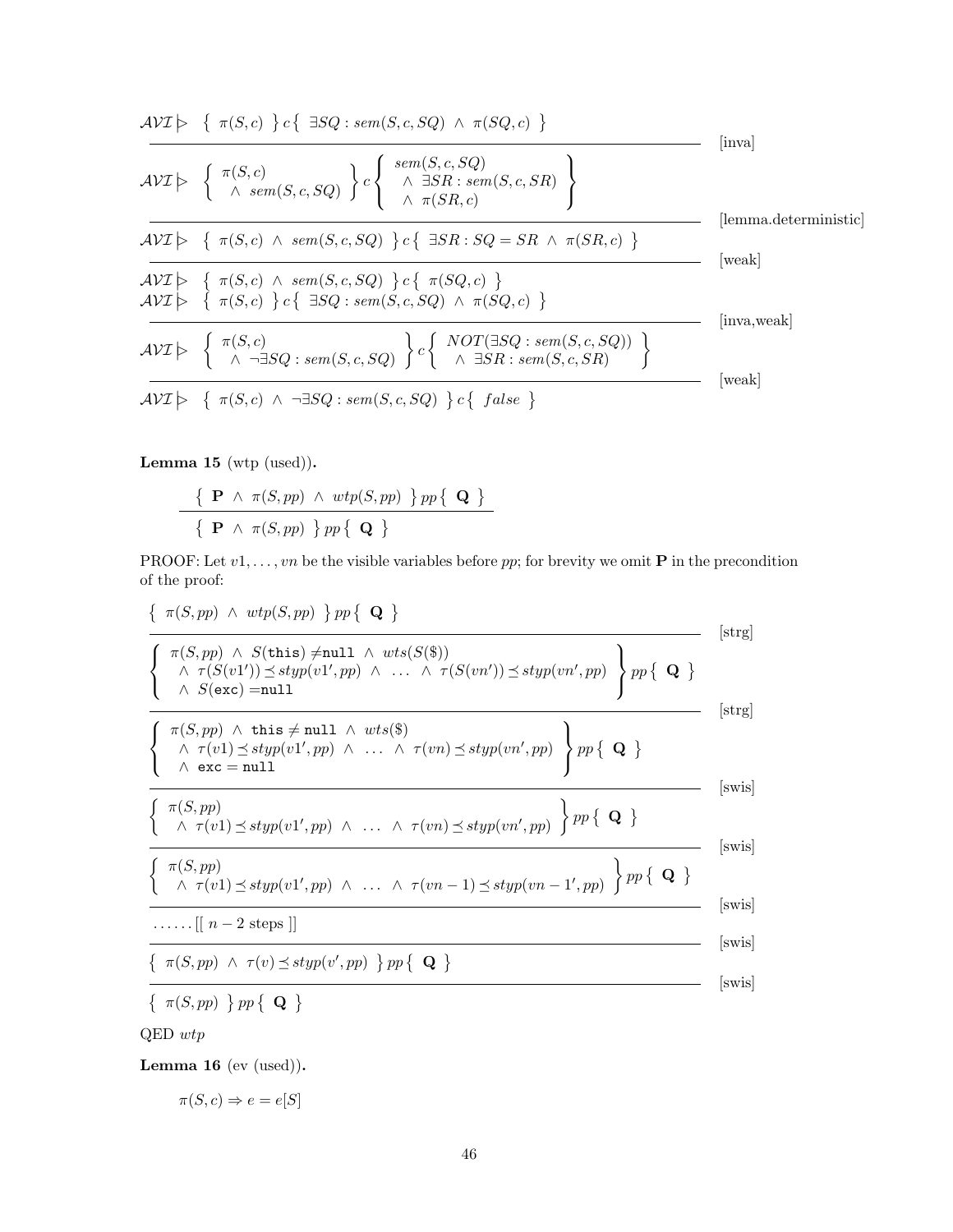$$
\dfrac{\mathcal{AVI} \rhd \;\; \{\; \pi(S,c) \;\}\, c \,\{\; \exists SQ : sem(S,c,SQ) \;\wedge\; \pi(SQ,c) \;\}}{\mathcal{AVI} \rhd \;\; \left\{ \begin{array}{l} \pi(S,c) \\ \;\wedge\; sem(S,c,SQ) \end{array} \right\} c \left\{ \begin{array}{l} sem(S,c,SQ) \\ \;\wedge\; \exists SR : sem(S,c,SR) \\ \;\wedge\; \pi(SR,c) \end{array} \right\}} \; [\text{inva}]
$$

$$
\dfrac{}{\mathcal{AVI} \rhd \;\; \{\; \pi(S,c) \;\wedge\; sem(S,c,SQ) \;\}\, c \,\{\; \exists SR : SQ = SR \;\wedge\; \pi(SR,c) \;\}} \; [\text{lemma.deterministic}]
$$

$$
\dfrac{}{\mathcal{AVI} \rhd \;\; \{\; \pi(S,c) \;\wedge\; sem(S,c,SQ) \;\}\, c \,\{\; \pi(SQ,c) \;\}} \; [\text{weak}]
$$

$$
\dfrac{\mathcal{AVI} \rhd \;\; \{\; \pi(S,c) \;\}\, c \,\{\; \exists SQ : sem(S,c,SQ) \;\wedge\; \pi(SQ,c) \;\}}{\mathcal{AVI} \rhd \;\; \left\{ \begin{array}{l} \pi(S,c) \\ \;\wedge\; \neg\exists SQ : sem(S,c,SQ) \end{array} \right\} c \left\{ \begin{array}{l} NOT(\exists SQ : sem(S,c,SQ)) \\ \;\wedge\; \exists SR : sem(S,c,SR) \end{array} \right\}} \; [\text{inva,weak}]
$$

$$
\dfrac{}{\mathcal{AVI} \rhd \;\; \{\; \pi(S,c) \;\wedge\; \neg\exists SQ : sem(S,c,SQ) \;\}\, c \,\{\; false \;\}} \; [\text{weak}]
$$

**Lemma 15** (wtp (used))**.**

$$
\dfrac{\{\; \mathbf{P} \;\wedge\; \pi(S,pp) \;\wedge\; wtp(S,pp) \;\}\, pp \,\{\; \mathbf{Q} \;\}}{\{\; \mathbf{P} \;\wedge\; \pi(S,pp) \;\}\, pp \,\{\; \mathbf{Q} \;\}}
$$

PROOF: Let $v1, \ldots, vn$ be the visible variables before $pp$; for brevity we omit $\mathbf{P}$ in the precondition of the proof:

$$
\dfrac{\{\; \pi(S,pp) \;\wedge\; wtp(S,pp) \;\}\, pp \,\{\; \mathbf{Q} \;\}}{\left\{ \begin{array}{l} \pi(S,pp) \;\wedge\; S(\texttt{this}) \neq \texttt{null} \;\wedge\; wts(S(\$)) \\ \;\wedge\; \tau(S(v1')) \preceq styp(v1',pp) \;\wedge\; \ldots \;\wedge\; \tau(S(vn')) \preceq styp(vn',pp) \\ \;\wedge\; S(\texttt{exc}) = \texttt{null} \end{array} \right\} pp \,\{\; \mathbf{Q} \;\}} \; [\text{strg}]
$$

$$
\dfrac{}{\left\{ \begin{array}{l} \pi(S,pp) \;\wedge\; \texttt{this} \neq \texttt{null} \;\wedge\; wts(\$) \\ \;\wedge\; \tau(v1) \preceq styp(v1',pp) \;\wedge\; \ldots \;\wedge\; \tau(vn) \preceq styp(vn',pp) \\ \;\wedge\; \texttt{exc} = \texttt{null} \end{array} \right\} pp \,\{\; \mathbf{Q} \;\}} \; [\text{strg}]
$$

$$
\dfrac{}{\left\{ \begin{array}{l} \pi(S,pp) \\ \;\wedge\; \tau(v1) \preceq styp(v1',pp) \;\wedge\; \ldots \;\wedge\; \tau(vn) \preceq styp(vn',pp) \end{array} \right\} pp \,\{\; \mathbf{Q} \;\}} \; [\text{swis}]
$$

$$
\dfrac{}{\left\{ \begin{array}{l} \pi(S,pp) \\ \;\wedge\; \tau(v1) \preceq styp(v1',pp) \;\wedge\; \ldots \;\wedge\; \tau(vn-1) \preceq styp(vn-1',pp) \end{array} \right\} pp \,\{\; \mathbf{Q} \;\}} \; [\text{swis}]
$$

$$
\dfrac{}{\ldots\ldots [[\; n-2 \text{ steps } ]]} \; [\text{swis}]
$$

$$
\dfrac{}{\{\; \pi(S,pp) \;\wedge\; \tau(v) \preceq styp(v',pp) \;\}\, pp \,\{\; \mathbf{Q} \;\}} \; [\text{swis}]
$$

$$
\dfrac{}{\{\; \pi(S,pp) \;\}\, pp \,\{\; \mathbf{Q} \;\}} \; [\text{swis}]
$$

QED $wtp$

**Lemma 16** (ev (used))**.**

$$
\pi(S,c) \Rightarrow e = e[S]
$$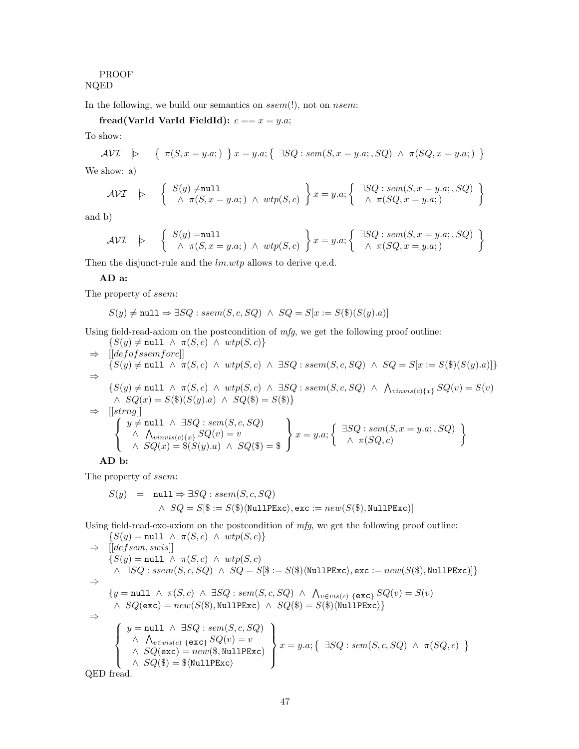PROOF
NQED

In the following, we build our semantics on $ssem$(!), not on $nsem$:

**fread(VarId VarId FieldId):** $c == x = y.a;$

To show:

$$\mathcal{AVI} \quad \rhd \quad \{ \ \pi(S, x = y.a;) \ \} \, x = y.a; \{ \ \exists SQ : sem(S, x = y.a;, SQ) \ \wedge \ \pi(SQ, x = y.a;) \ \}$$

We show: a)

$$\mathcal{AVI} \quad \rhd \quad \left\{ \begin{array}{l} S(y) \neq \texttt{null} \\ \ \wedge \ \pi(S, x = y.a;) \ \wedge \ wtp(S, c) \end{array} \right\} x = y.a; \left\{ \begin{array}{l} \exists SQ : sem(S, x = y.a;, SQ) \\ \ \wedge \ \pi(SQ, x = y.a;) \end{array} \right\}$$

and b)

$$\mathcal{AVI} \quad \rhd \quad \left\{ \begin{array}{l} S(y) = \texttt{null} \\ \ \wedge \ \pi(S, x = y.a;) \ \wedge \ wtp(S, c) \end{array} \right\} x = y.a; \left\{ \begin{array}{l} \exists SQ : sem(S, x = y.a;, SQ) \\ \ \wedge \ \pi(SQ, x = y.a;) \end{array} \right\}$$

Then the disjunct-rule and the $lm.wtp$ allows to derive q.e.d.

**AD a:**

The property of $ssem$:

$$S(y) \neq \texttt{null} \Rightarrow \exists SQ : ssem(S, c, SQ) \ \wedge \ SQ = S[x := S(\$)(S(y).a)]$$

Using field-read-axiom on the postcondition of $mfg$, we get the following proof outline:

$$\begin{array}{ll}
& \{S(y) \neq \texttt{null} \ \wedge \ \pi(S, c) \ \wedge \ wtp(S, c)\} \\
\Rightarrow & [[defofssemforc]] \\
& \{S(y) \neq \texttt{null} \ \wedge \ \pi(S, c) \ \wedge \ wtp(S, c) \ \wedge \ \exists SQ : ssem(S, c, SQ) \ \wedge \ SQ = S[x := S(\$)(S(y).a)]\} \\
\Rightarrow & \\
& \{S(y) \neq \texttt{null} \ \wedge \ \pi(S, c) \ \wedge \ wtp(S, c) \ \wedge \ \exists SQ : ssem(S, c, SQ) \ \wedge \ \bigwedge_{vinvis(c)\{x\}} SQ(v) = S(v) \\
& \ \wedge \ SQ(x) = S(\$)(S(y).a) \ \wedge \ SQ(\$) = S(\$)\} \\
\Rightarrow & [[strng]] \\
& \left\{ \begin{array}{l} y \neq \texttt{null} \ \wedge \ \exists SQ : sem(S, c, SQ) \\ \ \wedge \ \bigwedge_{vinvis(c)\{x\}} SQ(v) = v \\ \ \wedge \ SQ(x) = \$(S(y).a) \ \wedge \ SQ(\$) = \$ \end{array} \right\} x = y.a; \left\{ \begin{array}{l} \exists SQ : sem(S, x = y.a;, SQ) \\ \ \wedge \ \pi(SQ, c) \end{array} \right\}
\end{array}$$

**AD b:**

The property of $ssem$:

$$\begin{array}{rcl} S(y) & = & \texttt{null} \Rightarrow \exists SQ : ssem(S, c, SQ) \\ & & \ \wedge \ SQ = S[\$ := S(\$)\langle \texttt{NullPExc} \rangle, \texttt{exc} := new(S(\$), \texttt{NullPExc})] \end{array}$$

Using field-read-exc-axiom on the postcondition of $mfg$, we get the following proof outline:

$$\begin{array}{ll}
& \{S(y) = \texttt{null} \ \wedge \ \pi(S, c) \ \wedge \ wtp(S, c)\} \\
\Rightarrow & [[defsem, swis]] \\
& \{S(y) = \texttt{null} \ \wedge \ \pi(S, c) \ \wedge \ wtp(S, c) \\
& \ \wedge \ \exists SQ : ssem(S, c, SQ) \ \wedge \ SQ = S[\$ := S(\$)\langle \texttt{NullPExc} \rangle, \texttt{exc} := new(S(\$), \texttt{NullPExc})]\} \\
\Rightarrow & \\
& \{y = \texttt{null} \ \wedge \ \pi(S, c) \ \wedge \ \exists SQ : sem(S, c, SQ) \ \wedge \ \bigwedge_{v \in vis(c) \ \{\texttt{exc}\}} SQ(v) = S(v) \\
& \ \wedge \ SQ(\texttt{exc}) = new(S(\$), \texttt{NullPExc}) \ \wedge \ SQ(\$) = S(\$)\langle \texttt{NullPExc} \rangle\} \\
\Rightarrow & \\
& \left\{ \begin{array}{l} y = \texttt{null} \ \wedge \ \exists SQ : sem(S, c, SQ) \\ \ \wedge \ \bigwedge_{v \in vis(c) \ \{\texttt{exc}\}} SQ(v) = v \\ \ \wedge \ SQ(\texttt{exc}) = new(\$, \texttt{NullPExc}) \\ \ \wedge \ SQ(\$) = \$\langle \texttt{NullPExc} \rangle \end{array} \right\} x = y.a; \{ \ \exists SQ : sem(S, c, SQ) \ \wedge \ \pi(SQ, c) \ \}
\end{array}$$

QED fread.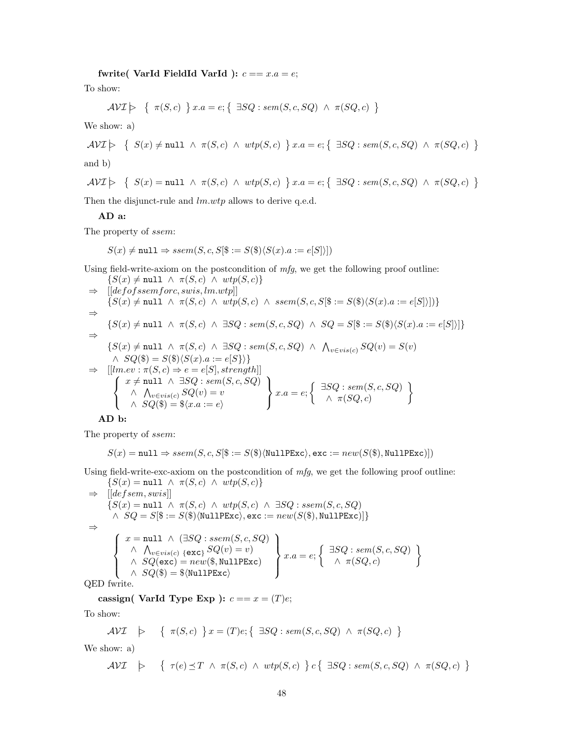**fwrite( VarId FieldId VarId ):** $c == x.a = e;$

To show:

$$\mathcal{AVI} \,|\!\triangleright\; \{\ \pi(S,c)\ \}\, x.a = e; \{\ \exists SQ : sem(S,c,SQ) \ \wedge\ \pi(SQ,c)\ \}$$

We show: a)

$$\mathcal{AVI} \,|\!\triangleright\; \{\ S(x) \neq \mathtt{null} \ \wedge\ \pi(S,c) \ \wedge\ wtp(S,c)\ \}\, x.a = e; \{\ \exists SQ : sem(S,c,SQ) \ \wedge\ \pi(SQ,c)\ \}$$

and b)

$$\mathcal{AVI} \,|\!\triangleright\; \{\ S(x) = \mathtt{null} \ \wedge\ \pi(S,c) \ \wedge\ wtp(S,c)\ \}\, x.a = e; \{\ \exists SQ : sem(S,c,SQ) \ \wedge\ \pi(SQ,c)\ \}$$

Then the disjunct-rule and $lm.wtp$ allows to derive q.e.d.

**AD a:**

The property of $ssem$:

$$S(x) \neq \mathtt{null} \Rightarrow ssem(S,c,S[\$ := S(\$)\langle S(x).a := e[S]\rangle])$$

Using field-write-axiom on the postcondition of $mfg$, we get the following proof outline:

$$
\begin{array}{ll}
 & \{S(x) \neq \mathtt{null} \ \wedge\ \pi(S,c) \ \wedge\ wtp(S,c)\} \\
\Rightarrow & [[defofssemforc, swis, lm.wtp]] \\
 & \{S(x) \neq \mathtt{null} \ \wedge\ \pi(S,c) \ \wedge\ wtp(S,c) \ \wedge\ ssem(S,c,S[\$ := S(\$)\langle S(x).a := e[S]\rangle])\} \\
\Rightarrow & \\
 & \{S(x) \neq \mathtt{null} \ \wedge\ \pi(S,c) \ \wedge\ \exists SQ : sem(S,c,SQ) \ \wedge\ SQ = S[\$ := S(\$)\langle S(x).a := e[S]\rangle]\} \\
\Rightarrow & \\
 & \{S(x) \neq \mathtt{null} \ \wedge\ \pi(S,c) \ \wedge\ \exists SQ : sem(S,c,SQ) \ \wedge\ \bigwedge_{v \in vis(c)} SQ(v) = S(v) \\
 & \ \wedge\ SQ(\$) = S(\$)\langle S(x).a := e[S]\rangle\} \\
\Rightarrow & [[lm.ev : \pi(S,c) \Rightarrow e = e[S], strength]] \\
 & \left\{\begin{array}{l} x \neq \mathtt{null} \ \wedge\ \exists SQ : sem(S,c,SQ) \\ \ \wedge\ \bigwedge_{v \in vis(c)} SQ(v) = v \\ \ \wedge\ SQ(\$) = \$\langle x.a := e\rangle \end{array}\right\} x.a = e; \left\{\begin{array}{l} \exists SQ : sem(S,c,SQ) \\ \ \wedge\ \pi(SQ,c) \end{array}\right\}
\end{array}
$$

**AD b:**

The property of $ssem$:

$$S(x) = \mathtt{null} \Rightarrow ssem(S,c,S[\$ := S(\$)\langle \mathtt{NullPExc}\rangle, \mathtt{exc} := new(S(\$), \mathtt{NullPExc})])$$

Using field-write-exc-axiom on the postcondition of $mfg$, we get the following proof outline:

$$
\begin{array}{ll}
 & \{S(x) = \mathtt{null} \ \wedge\ \pi(S,c) \ \wedge\ wtp(S,c)\} \\
\Rightarrow & [[defsem, swis]] \\
 & \{S(x) = \mathtt{null} \ \wedge\ \pi(S,c) \ \wedge\ wtp(S,c) \ \wedge\ \exists SQ : ssem(S,c,SQ) \\
 & \ \wedge\ SQ = S[\$ := S(\$)\langle \mathtt{NullPExc}\rangle, \mathtt{exc} := new(S(\$), \mathtt{NullPExc})]\} \\
\Rightarrow & \\
 & \left\{\begin{array}{l} x = \mathtt{null} \ \wedge\ (\exists SQ : ssem(S,c,SQ) \\ \ \wedge\ \bigwedge_{v \in vis(c)\ \{\mathtt{exc}\}} SQ(v) = v) \\ \ \wedge\ SQ(\mathtt{exc}) = new(\$, \mathtt{NullPExc}) \\ \ \wedge\ SQ(\$) = \$\langle \mathtt{NullPExc}\rangle \end{array}\right\} x.a = e; \left\{\begin{array}{l} \exists SQ : sem(S,c,SQ) \\ \ \wedge\ \pi(SQ,c) \end{array}\right\}
\end{array}
$$

QED fwrite.

**cassign( VarId Type Exp ):** $c == x = (T)e;$

To show:

$$\mathcal{AVI} \ \ |\!\triangleright \ \ \{\ \pi(S,c)\ \}\, x = (T)e; \{\ \exists SQ : sem(S,c,SQ) \ \wedge\ \pi(SQ,c)\ \}$$

We show: a)

$$\mathcal{AVI} \ \ |\!\triangleright \ \ \{\ \tau(e) \preceq T \ \wedge\ \pi(S,c) \ \wedge\ wtp(S,c)\ \}\, c\, \{\ \exists SQ : sem(S,c,SQ) \ \wedge\ \pi(SQ,c)\ \}$$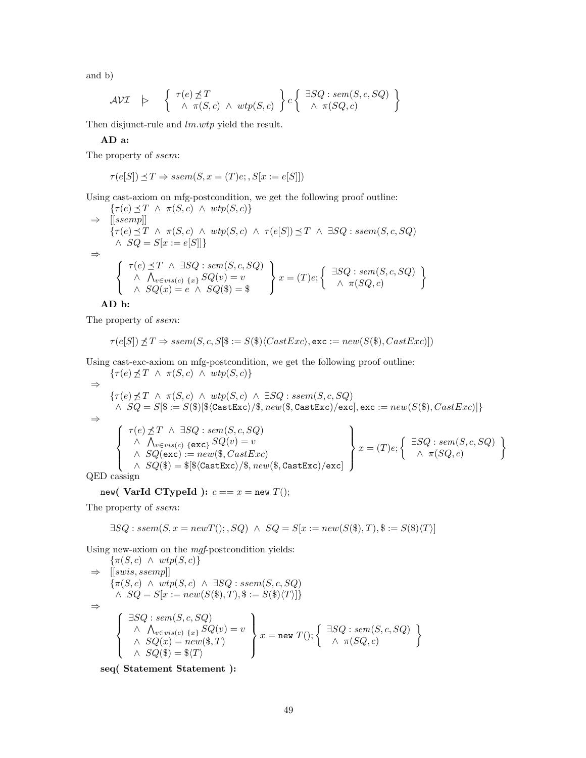and b)

$$\mathcal{AVI} \quad |\!\!\triangleright \quad \left\{ \begin{array}{l} \tau(e) \not\preceq T \\ \quad \wedge\ \pi(S,c)\ \wedge\ wtp(S,c) \end{array} \right\} c \left\{ \begin{array}{l} \exists SQ : sem(S,c,SQ) \\ \quad \wedge\ \pi(SQ,c) \end{array} \right\}$$

Then disjunct-rule and *lm.wtp* yield the result.

**AD a:**

The property of *ssem*:

$$\tau(e[S]) \preceq T \Rightarrow ssem(S, x = (T)e;, S[x := e[S]])$$

Using cast-axiom on mfg-postcondition, we get the following proof outline:

$$\begin{array}{ll} & \{\tau(e) \preceq T\ \wedge\ \pi(S,c)\ \wedge\ wtp(S,c)\} \\ \Rightarrow & [[ssemp]] \\ & \{\tau(e) \preceq T\ \wedge\ \pi(S,c)\ \wedge\ wtp(S,c)\ \wedge\ \tau(e[S]) \preceq T\ \wedge\ \exists SQ : ssem(S,c,SQ) \\ & \quad \wedge\ SQ = S[x := e[S]]\} \\ \Rightarrow & \\ & \left\{ \begin{array}{l} \tau(e) \preceq T\ \wedge\ \exists SQ : sem(S,c,SQ) \\ \quad \wedge\ \bigwedge_{v \in vis(c)\ \{x\}} SQ(v) = v \\ \quad \wedge\ SQ(x) = e\ \wedge\ SQ(\$) = \$ \end{array} \right\} x = (T)e; \left\{ \begin{array}{l} \exists SQ : sem(S,c,SQ) \\ \quad \wedge\ \pi(SQ,c) \end{array} \right\} \end{array}$$

**AD b:**

The property of *ssem*:

$$\tau(e[S]) \not\preceq T \Rightarrow ssem(S, c, S[\$ := S(\$)\langle CastExc\rangle, \texttt{exc} := new(S(\$), CastExc)])$$

Using cast-exc-axiom on mfg-postcondition, we get the following proof outline:

$$\begin{array}{ll} & \{\tau(e) \not\preceq T\ \wedge\ \pi(S,c)\ \wedge\ wtp(S,c)\} \\ \Rightarrow & \\ & \{\tau(e) \not\preceq T\ \wedge\ \pi(S,c)\ \wedge\ wtp(S,c)\ \wedge\ \exists SQ : ssem(S,c,SQ) \\ & \quad \wedge\ SQ = S[\$ := S(\$)[\$\langle \texttt{CastExc}\rangle/\$, new(\$, \texttt{CastExc})/\texttt{exc}], \texttt{exc} := new(S(\$), CastExc)]\} \\ \Rightarrow & \\ & \left\{ \begin{array}{l} \tau(e) \not\preceq T\ \wedge\ \exists SQ : sem(S,c,SQ) \\ \quad \wedge\ \bigwedge_{v \in vis(c)\ \{\texttt{exc}\}} SQ(v) = v \\ \quad \wedge\ SQ(\texttt{exc}) := new(\$, CastExc) \\ \quad \wedge\ SQ(\$) = \$[\$\langle \texttt{CastExc}\rangle/\$, new(\$, \texttt{CastExc})/\texttt{exc}] \end{array} \right\} x = (T)e; \left\{ \begin{array}{l} \exists SQ : sem(S,c,SQ) \\ \quad \wedge\ \pi(SQ,c) \end{array} \right\} \end{array}$$

QED cassign

**`new`( VarId CTypeId ):** $c == x = \texttt{new}\ T();$

The property of *ssem*:

$$\exists SQ : ssem(S, x = newT();, SQ)\ \wedge\ SQ = S[x := new(S(\$), T), \$ := S(\$)\langle T\rangle]$$

Using new-axiom on the *mgf*-postcondition yields:

$$\begin{array}{ll} & \{\pi(S,c)\ \wedge\ wtp(S,c)\} \\ \Rightarrow & [[swis, ssemp]] \\ & \{\pi(S,c)\ \wedge\ wtp(S,c)\ \wedge\ \exists SQ : ssem(S,c,SQ) \\ & \quad \wedge\ SQ = S[x := new(S(\$), T), \$ := S(\$)\langle T\rangle]\} \\ \Rightarrow & \\ & \left\{ \begin{array}{l} \exists SQ : sem(S,c,SQ) \\ \quad \wedge\ \bigwedge_{v \in vis(c)\ \{x\}} SQ(v) = v \\ \quad \wedge\ SQ(x) = new(\$, T) \\ \quad \wedge\ SQ(\$) = \$\langle T\rangle \end{array} \right\} x = \texttt{new}\ T(); \left\{ \begin{array}{l} \exists SQ : sem(S,c,SQ) \\ \quad \wedge\ \pi(SQ,c) \end{array} \right\} \end{array}$$

**seq( Statement Statement ):**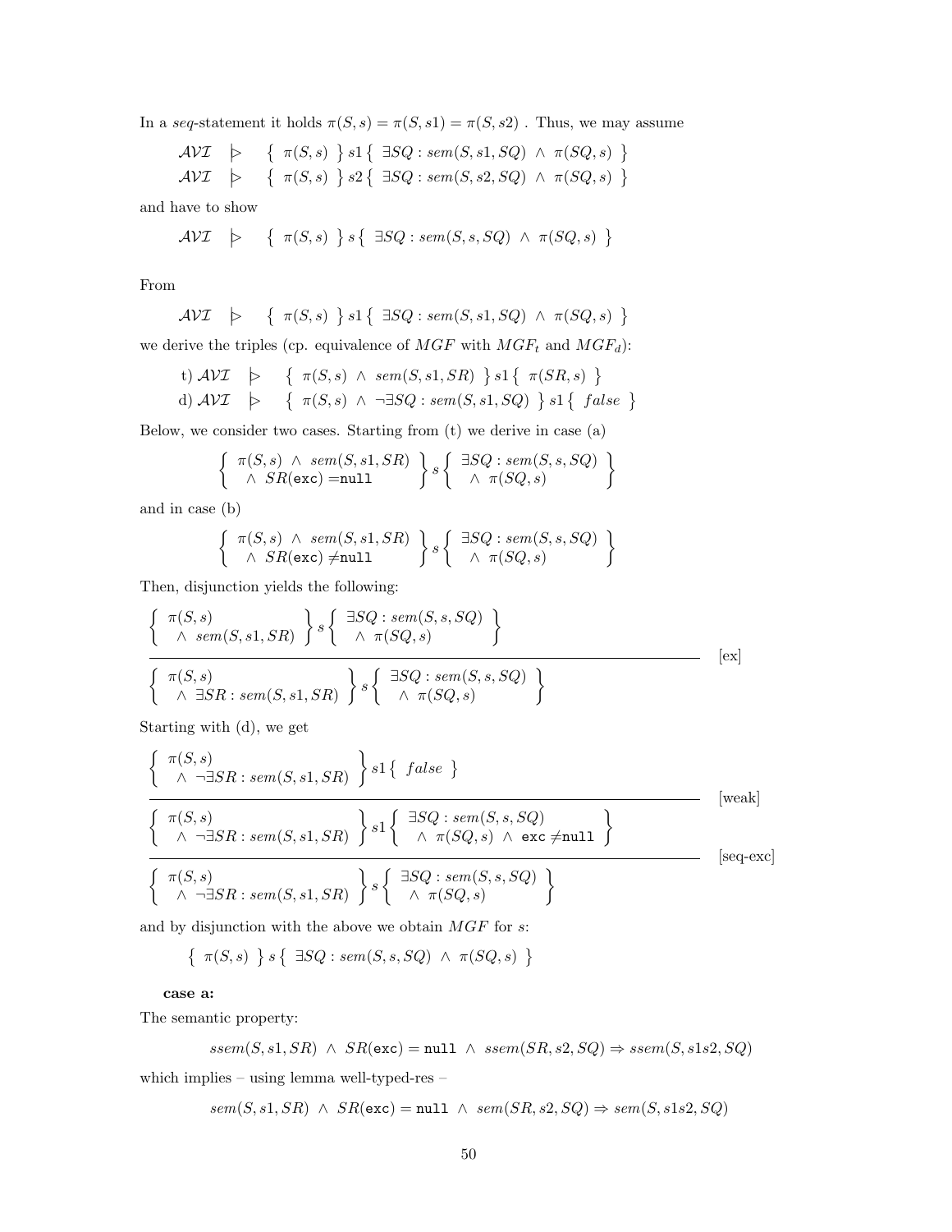In a *seq*-statement it holds $\pi(S,s) = \pi(S,s1) = \pi(S,s2)$ . Thus, we may assume

$$\mathcal{AVI} \quad \rhd \quad \{ \ \pi(S,s) \ \} \, s1 \, \{ \ \exists SQ : sem(S,s1,SQ) \ \wedge \ \pi(SQ,s) \ \}$$
$$\mathcal{AVI} \quad \rhd \quad \{ \ \pi(S,s) \ \} \, s2 \, \{ \ \exists SQ : sem(S,s2,SQ) \ \wedge \ \pi(SQ,s) \ \}$$

and have to show

$$\mathcal{AVI} \quad \rhd \quad \{ \ \pi(S,s) \ \} \, s \, \{ \ \exists SQ : sem(S,s,SQ) \ \wedge \ \pi(SQ,s) \ \}$$

From

$$\mathcal{AVI} \quad \rhd \quad \{ \ \pi(S,s) \ \} \, s1 \, \{ \ \exists SQ : sem(S,s1,SQ) \ \wedge \ \pi(SQ,s) \ \}$$

we derive the triples (cp. equivalence of $MGF$ with $MGF_t$ and $MGF_d$):

t) $\mathcal{AVI} \quad \rhd \quad \{ \ \pi(S,s) \ \wedge \ sem(S,s1,SR) \ \} \, s1 \, \{ \ \pi(SR,s) \ \}$

d) $\mathcal{AVI} \quad \rhd \quad \{ \ \pi(S,s) \ \wedge \ \neg\exists SQ : sem(S,s1,SQ) \ \} \, s1 \, \{ \ false \ \}$

Below, we consider two cases. Starting from (t) we derive in case (a)

$$\left\{ \begin{array}{l} \pi(S,s) \ \wedge \ sem(S,s1,SR) \\ \quad \wedge \ SR(\texttt{exc}) = \texttt{null} \end{array} \right\} s \left\{ \begin{array}{l} \exists SQ : sem(S,s,SQ) \\ \quad \wedge \ \pi(SQ,s) \end{array} \right\}$$

and in case (b)

$$\left\{ \begin{array}{l} \pi(S,s) \ \wedge \ sem(S,s1,SR) \\ \quad \wedge \ SR(\texttt{exc}) \neq \texttt{null} \end{array} \right\} s \left\{ \begin{array}{l} \exists SQ : sem(S,s,SQ) \\ \quad \wedge \ \pi(SQ,s) \end{array} \right\}$$

Then, disjunction yields the following:

$$\frac{\left\{ \begin{array}{l} \pi(S,s) \\ \quad \wedge \ sem(S,s1,SR) \end{array} \right\} s \left\{ \begin{array}{l} \exists SQ : sem(S,s,SQ) \\ \quad \wedge \ \pi(SQ,s) \end{array} \right\}}{\left\{ \begin{array}{l} \pi(S,s) \\ \quad \wedge \ \exists SR : sem(S,s1,SR) \end{array} \right\} s \left\{ \begin{array}{l} \exists SQ : sem(S,s,SQ) \\ \quad \wedge \ \pi(SQ,s) \end{array} \right\}} \ [\text{ex}]$$

Starting with (d), we get

$$\frac{\dfrac{\left\{ \begin{array}{l} \pi(S,s) \\ \quad \wedge \ \neg\exists SR : sem(S,s1,SR) \end{array} \right\} s1 \, \{ \ false \ \}}{\left\{ \begin{array}{l} \pi(S,s) \\ \quad \wedge \ \neg\exists SR : sem(S,s1,SR) \end{array} \right\} s1 \left\{ \begin{array}{l} \exists SQ : sem(S,s,SQ) \\ \quad \wedge \ \pi(SQ,s) \ \wedge \ \texttt{exc} \neq \texttt{null} \end{array} \right\}} \ [\text{weak}]}{\left\{ \begin{array}{l} \pi(S,s) \\ \quad \wedge \ \neg\exists SR : sem(S,s1,SR) \end{array} \right\} s \left\{ \begin{array}{l} \exists SQ : sem(S,s,SQ) \\ \quad \wedge \ \pi(SQ,s) \end{array} \right\}} \ [\text{seq-exc}]$$

and by disjunction with the above we obtain $MGF$ for $s$:

$$\{ \ \pi(S,s) \ \} \, s \, \{ \ \exists SQ : sem(S,s,SQ) \ \wedge \ \pi(SQ,s) \ \}$$

**case a:**

The semantic property:

$$ssem(S,s1,SR) \ \wedge \ SR(\texttt{exc}) = \texttt{null} \ \wedge \ ssem(SR,s2,SQ) \Rightarrow ssem(S,s1s2,SQ)$$

which implies – using lemma well-typed-res –

$$sem(S,s1,SR) \ \wedge \ SR(\texttt{exc}) = \texttt{null} \ \wedge \ sem(SR,s2,SQ) \Rightarrow sem(S,s1s2,SQ)$$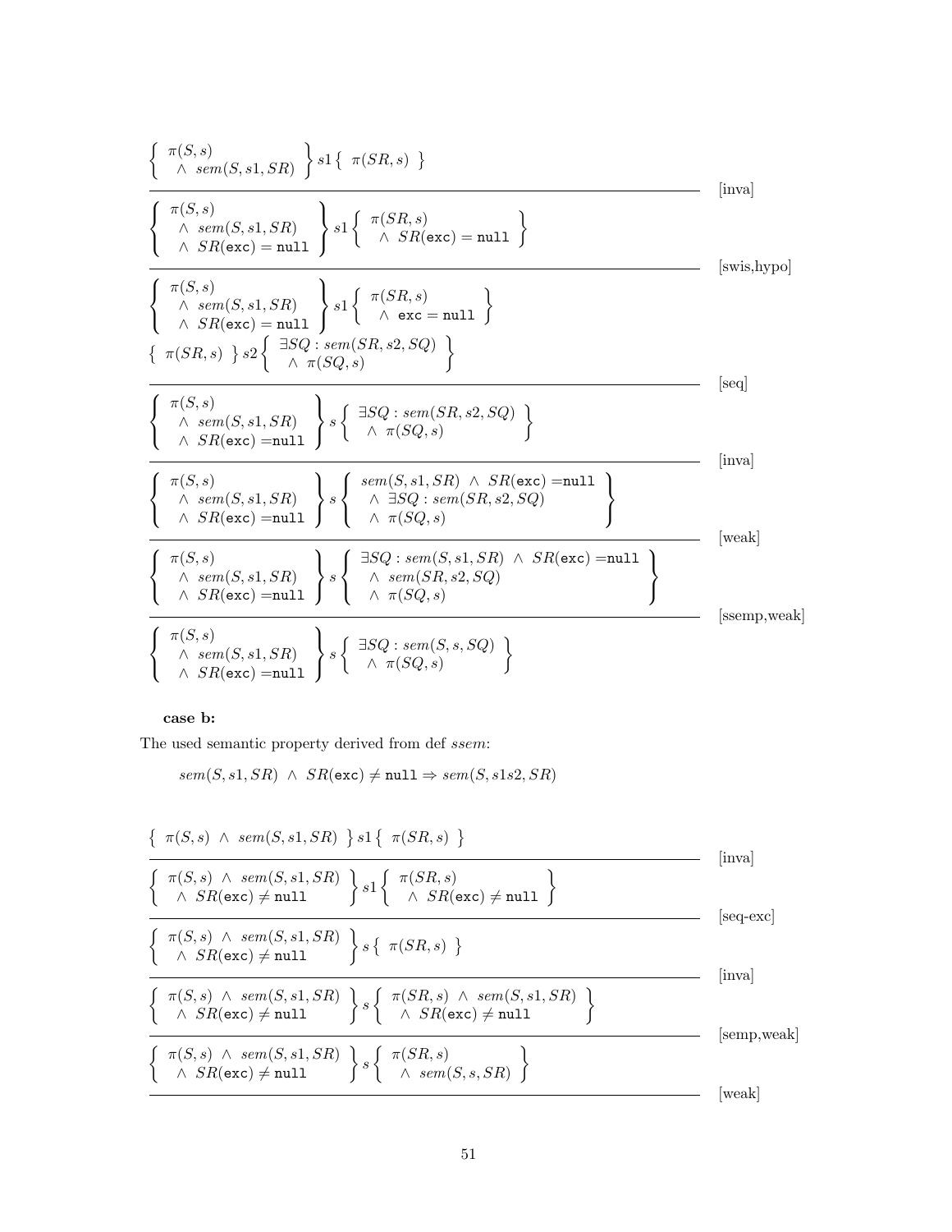$$
\frac{\left\{ \begin{array}{l} \pi(S,s) \\ \quad \wedge \ sem(S,s1,SR) \end{array} \right\} s1 \left\{ \ \pi(SR,s) \ \right\}}{\left\{ \begin{array}{l} \pi(S,s) \\ \quad \wedge \ sem(S,s1,SR) \\ \quad \wedge \ SR(\texttt{exc}) = \texttt{null} \end{array} \right\} s1 \left\{ \begin{array}{l} \pi(SR,s) \\ \quad \wedge \ SR(\texttt{exc}) = \texttt{null} \end{array} \right\}} \text{[inva]}
$$

$$
\frac{\left\{ \begin{array}{l} \pi(S,s) \\ \quad \wedge \ sem(S,s1,SR) \\ \quad \wedge \ SR(\texttt{exc}) = \texttt{null} \end{array} \right\} s1 \left\{ \begin{array}{l} \pi(SR,s) \\ \quad \wedge \ SR(\texttt{exc}) = \texttt{null} \end{array} \right\}}{\left\{ \begin{array}{l} \pi(S,s) \\ \quad \wedge \ sem(S,s1,SR) \\ \quad \wedge \ SR(\texttt{exc}) = \texttt{null} \end{array} \right\} s1 \left\{ \begin{array}{l} \pi(SR,s) \\ \quad \wedge \ \texttt{exc} = \texttt{null} \end{array} \right\}} \text{[swis,hypo]}
$$

$$
\frac{\begin{array}{l} \left\{ \begin{array}{l} \pi(S,s) \\ \quad \wedge \ sem(S,s1,SR) \\ \quad \wedge \ SR(\texttt{exc}) = \texttt{null} \end{array} \right\} s1 \left\{ \begin{array}{l} \pi(SR,s) \\ \quad \wedge \ \texttt{exc} = \texttt{null} \end{array} \right\} \\ \left\{ \ \pi(SR,s) \ \right\} s2 \left\{ \begin{array}{l} \exists SQ : sem(SR,s2,SQ) \\ \quad \wedge \ \pi(SQ,s) \end{array} \right\} \end{array}}{\left\{ \begin{array}{l} \pi(S,s) \\ \quad \wedge \ sem(S,s1,SR) \\ \quad \wedge \ SR(\texttt{exc}) = \texttt{null} \end{array} \right\} s \left\{ \begin{array}{l} \exists SQ : sem(SR,s2,SQ) \\ \quad \wedge \ \pi(SQ,s) \end{array} \right\}} \text{[seq]}
$$

$$
\frac{\left\{ \begin{array}{l} \pi(S,s) \\ \quad \wedge \ sem(S,s1,SR) \\ \quad \wedge \ SR(\texttt{exc}) = \texttt{null} \end{array} \right\} s \left\{ \begin{array}{l} \exists SQ : sem(SR,s2,SQ) \\ \quad \wedge \ \pi(SQ,s) \end{array} \right\}}{\left\{ \begin{array}{l} \pi(S,s) \\ \quad \wedge \ sem(S,s1,SR) \\ \quad \wedge \ SR(\texttt{exc}) = \texttt{null} \end{array} \right\} s \left\{ \begin{array}{l} sem(S,s1,SR) \ \wedge \ SR(\texttt{exc}) = \texttt{null} \\ \quad \wedge \ \exists SQ : sem(SR,s2,SQ) \\ \quad \wedge \ \pi(SQ,s) \end{array} \right\}} \text{[inva]}
$$

$$
\frac{\left\{ \begin{array}{l} \pi(S,s) \\ \quad \wedge \ sem(S,s1,SR) \\ \quad \wedge \ SR(\texttt{exc}) = \texttt{null} \end{array} \right\} s \left\{ \begin{array}{l} sem(S,s1,SR) \ \wedge \ SR(\texttt{exc}) = \texttt{null} \\ \quad \wedge \ \exists SQ : sem(SR,s2,SQ) \\ \quad \wedge \ \pi(SQ,s) \end{array} \right\}}{\left\{ \begin{array}{l} \pi(S,s) \\ \quad \wedge \ sem(S,s1,SR) \\ \quad \wedge \ SR(\texttt{exc}) = \texttt{null} \end{array} \right\} s \left\{ \begin{array}{l} \exists SQ : sem(S,s1,SR) \ \wedge \ SR(\texttt{exc}) = \texttt{null} \\ \quad \wedge \ sem(SR,s2,SQ) \\ \quad \wedge \ \pi(SQ,s) \end{array} \right\}} \text{[weak]}
$$

$$
\frac{\left\{ \begin{array}{l} \pi(S,s) \\ \quad \wedge \ sem(S,s1,SR) \\ \quad \wedge \ SR(\texttt{exc}) = \texttt{null} \end{array} \right\} s \left\{ \begin{array}{l} \exists SQ : sem(S,s1,SR) \ \wedge \ SR(\texttt{exc}) = \texttt{null} \\ \quad \wedge \ sem(SR,s2,SQ) \\ \quad \wedge \ \pi(SQ,s) \end{array} \right\}}{\left\{ \begin{array}{l} \pi(S,s) \\ \quad \wedge \ sem(S,s1,SR) \\ \quad \wedge \ SR(\texttt{exc}) = \texttt{null} \end{array} \right\} s \left\{ \begin{array}{l} \exists SQ : sem(S,s,SQ) \\ \quad \wedge \ \pi(SQ,s) \end{array} \right\}} \text{[ssemp,weak]}
$$

**case b:**

The used semantic property derived from def *ssem*:

$$
sem(S,s1,SR) \ \wedge \ SR(\texttt{exc}) \neq \texttt{null} \Rightarrow sem(S,s1s2,SR)
$$

$$
\frac{\left\{ \ \pi(S,s) \ \wedge \ sem(S,s1,SR) \ \right\} s1 \left\{ \ \pi(SR,s) \ \right\}}{\left\{ \begin{array}{l} \pi(S,s) \ \wedge \ sem(S,s1,SR) \\ \quad \wedge \ SR(\texttt{exc}) \neq \texttt{null} \end{array} \right\} s1 \left\{ \begin{array}{l} \pi(SR,s) \\ \quad \wedge \ SR(\texttt{exc}) \neq \texttt{null} \end{array} \right\}} \text{[inva]}
$$

$$
\frac{\left\{ \begin{array}{l} \pi(S,s) \ \wedge \ sem(S,s1,SR) \\ \quad \wedge \ SR(\texttt{exc}) \neq \texttt{null} \end{array} \right\} s1 \left\{ \begin{array}{l} \pi(SR,s) \\ \quad \wedge \ SR(\texttt{exc}) \neq \texttt{null} \end{array} \right\}}{\left\{ \begin{array}{l} \pi(S,s) \ \wedge \ sem(S,s1,SR) \\ \quad \wedge \ SR(\texttt{exc}) \neq \texttt{null} \end{array} \right\} s \left\{ \ \pi(SR,s) \ \right\}} \text{[seq-exc]}
$$

$$
\frac{\left\{ \begin{array}{l} \pi(S,s) \ \wedge \ sem(S,s1,SR) \\ \quad \wedge \ SR(\texttt{exc}) \neq \texttt{null} \end{array} \right\} s \left\{ \ \pi(SR,s) \ \right\}}{\left\{ \begin{array}{l} \pi(S,s) \ \wedge \ sem(S,s1,SR) \\ \quad \wedge \ SR(\texttt{exc}) \neq \texttt{null} \end{array} \right\} s \left\{ \begin{array}{l} \pi(SR,s) \ \wedge \ sem(S,s1,SR) \\ \quad \wedge \ SR(\texttt{exc}) \neq \texttt{null} \end{array} \right\}} \text{[inva]}
$$

$$
\frac{\left\{ \begin{array}{l} \pi(S,s) \ \wedge \ sem(S,s1,SR) \\ \quad \wedge \ SR(\texttt{exc}) \neq \texttt{null} \end{array} \right\} s \left\{ \begin{array}{l} \pi(SR,s) \ \wedge \ sem(S,s1,SR) \\ \quad \wedge \ SR(\texttt{exc}) \neq \texttt{null} \end{array} \right\}}{\left\{ \begin{array}{l} \pi(S,s) \ \wedge \ sem(S,s1,SR) \\ \quad \wedge \ SR(\texttt{exc}) \neq \texttt{null} \end{array} \right\} s \left\{ \begin{array}{l} \pi(SR,s) \\ \quad \wedge \ sem(S,s,SR) \end{array} \right\}} \text{[semp,weak]}
$$

$$
\frac{\left\{ \begin{array}{l} \pi(S,s) \ \wedge \ sem(S,s1,SR) \\ \quad \wedge \ SR(\texttt{exc}) \neq \texttt{null} \end{array} \right\} s \left\{ \begin{array}{l} \pi(SR,s) \\ \quad \wedge \ sem(S,s,SR) \end{array} \right\}}{} \text{[weak]}
$$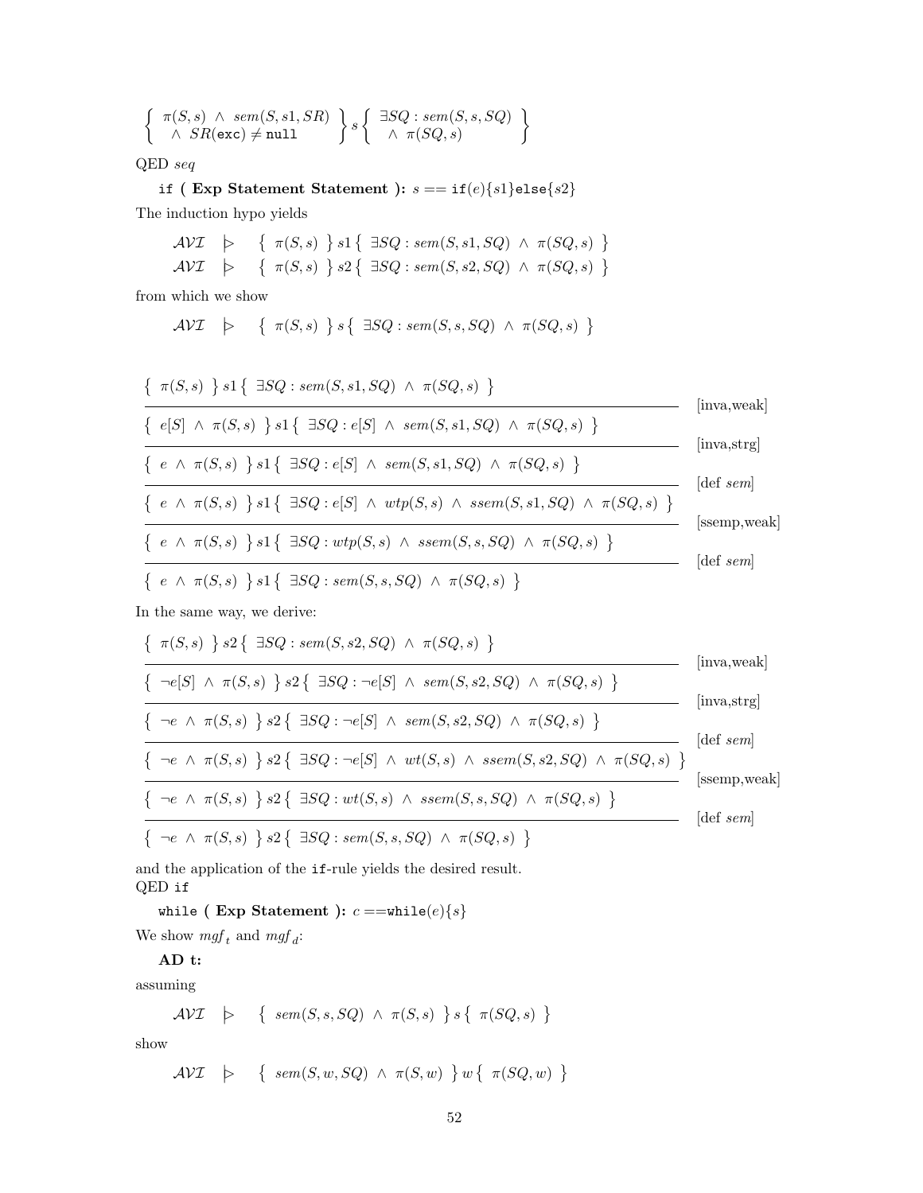$$\left\{ \begin{array}{l} \pi(S,s) \;\wedge\; sem(S,s1,SR) \\ \;\wedge\; SR(\texttt{exc}) \neq \texttt{null} \end{array} \right\} s \left\{ \begin{array}{l} \exists SQ : sem(S,s,SQ) \\ \;\wedge\; \pi(SQ,s) \end{array} \right\}$$

QED *seq*

**if ( Exp Statement Statement ):** $s == \texttt{if}(e)\{s1\}\texttt{else}\{s2\}$

The induction hypo yields

$$\mathcal{AVI} \;\;\triangleright\;\; \{\; \pi(S,s) \;\}\, s1 \,\{\; \exists SQ : sem(S,s1,SQ) \;\wedge\; \pi(SQ,s) \;\}$$
$$\mathcal{AVI} \;\;\triangleright\;\; \{\; \pi(S,s) \;\}\, s2 \,\{\; \exists SQ : sem(S,s2,SQ) \;\wedge\; \pi(SQ,s) \;\}$$

from which we show

$$\mathcal{AVI} \;\;\triangleright\;\; \{\; \pi(S,s) \;\}\, s \,\{\; \exists SQ : sem(S,s,SQ) \;\wedge\; \pi(SQ,s) \;\}$$

$$\dfrac{\{\; \pi(S,s) \;\}\, s1 \,\{\; \exists SQ : sem(S,s1,SQ) \;\wedge\; \pi(SQ,s) \;\}}{\{\; e[S] \;\wedge\; \pi(S,s) \;\}\, s1 \,\{\; \exists SQ : e[S] \;\wedge\; sem(S,s1,SQ) \;\wedge\; \pi(SQ,s) \;\}} \;[\text{inva,weak}]$$

$$\dfrac{}{\{\; e \;\wedge\; \pi(S,s) \;\}\, s1 \,\{\; \exists SQ : e[S] \;\wedge\; sem(S,s1,SQ) \;\wedge\; \pi(SQ,s) \;\}} \;[\text{inva,strg}]$$

$$\dfrac{}{\{\; e \;\wedge\; \pi(S,s) \;\}\, s1 \,\{\; \exists SQ : e[S] \;\wedge\; wtp(S,s) \;\wedge\; ssem(S,s1,SQ) \;\wedge\; \pi(SQ,s) \;\}} \;[\text{def } sem]$$

$$\dfrac{}{\{\; e \;\wedge\; \pi(S,s) \;\}\, s1 \,\{\; \exists SQ : wtp(S,s) \;\wedge\; ssem(S,s,SQ) \;\wedge\; \pi(SQ,s) \;\}} \;[\text{ssemp,weak}]$$

$$\dfrac{}{\{\; e \;\wedge\; \pi(S,s) \;\}\, s1 \,\{\; \exists SQ : sem(S,s,SQ) \;\wedge\; \pi(SQ,s) \;\}} \;[\text{def } sem]$$

In the same way, we derive:

$$\dfrac{\{\; \pi(S,s) \;\}\, s2 \,\{\; \exists SQ : sem(S,s2,SQ) \;\wedge\; \pi(SQ,s) \;\}}{\{\; \neg e[S] \;\wedge\; \pi(S,s) \;\}\, s2 \,\{\; \exists SQ : \neg e[S] \;\wedge\; sem(S,s2,SQ) \;\wedge\; \pi(SQ,s) \;\}} \;[\text{inva,weak}]$$

$$\dfrac{}{\{\; \neg e \;\wedge\; \pi(S,s) \;\}\, s2 \,\{\; \exists SQ : \neg e[S] \;\wedge\; sem(S,s2,SQ) \;\wedge\; \pi(SQ,s) \;\}} \;[\text{inva,strg}]$$

$$\dfrac{}{\{\; \neg e \;\wedge\; \pi(S,s) \;\}\, s2 \,\{\; \exists SQ : \neg e[S] \;\wedge\; wt(S,s) \;\wedge\; ssem(S,s2,SQ) \;\wedge\; \pi(SQ,s) \;\}} \;[\text{def } sem]$$

$$\dfrac{}{\{\; \neg e \;\wedge\; \pi(S,s) \;\}\, s2 \,\{\; \exists SQ : wt(S,s) \;\wedge\; ssem(S,s,SQ) \;\wedge\; \pi(SQ,s) \;\}} \;[\text{ssemp,weak}]$$

$$\dfrac{}{\{\; \neg e \;\wedge\; \pi(S,s) \;\}\, s2 \,\{\; \exists SQ : sem(S,s,SQ) \;\wedge\; \pi(SQ,s) \;\}} \;[\text{def } sem]$$

and the application of the `if`-rule yields the desired result.
QED `if`

**while ( Exp Statement ):** $c == \texttt{while}(e)\{s\}$

We show $mgf_t$ and $mgf_d$:

**AD t:**

assuming

$$\mathcal{AVI} \;\;\triangleright\;\; \{\; sem(S,s,SQ) \;\wedge\; \pi(S,s) \;\}\, s \,\{\; \pi(SQ,s) \;\}$$

show

$$\mathcal{AVI} \;\;\triangleright\;\; \{\; sem(S,w,SQ) \;\wedge\; \pi(S,w) \;\}\, w \,\{\; \pi(SQ,w) \;\}$$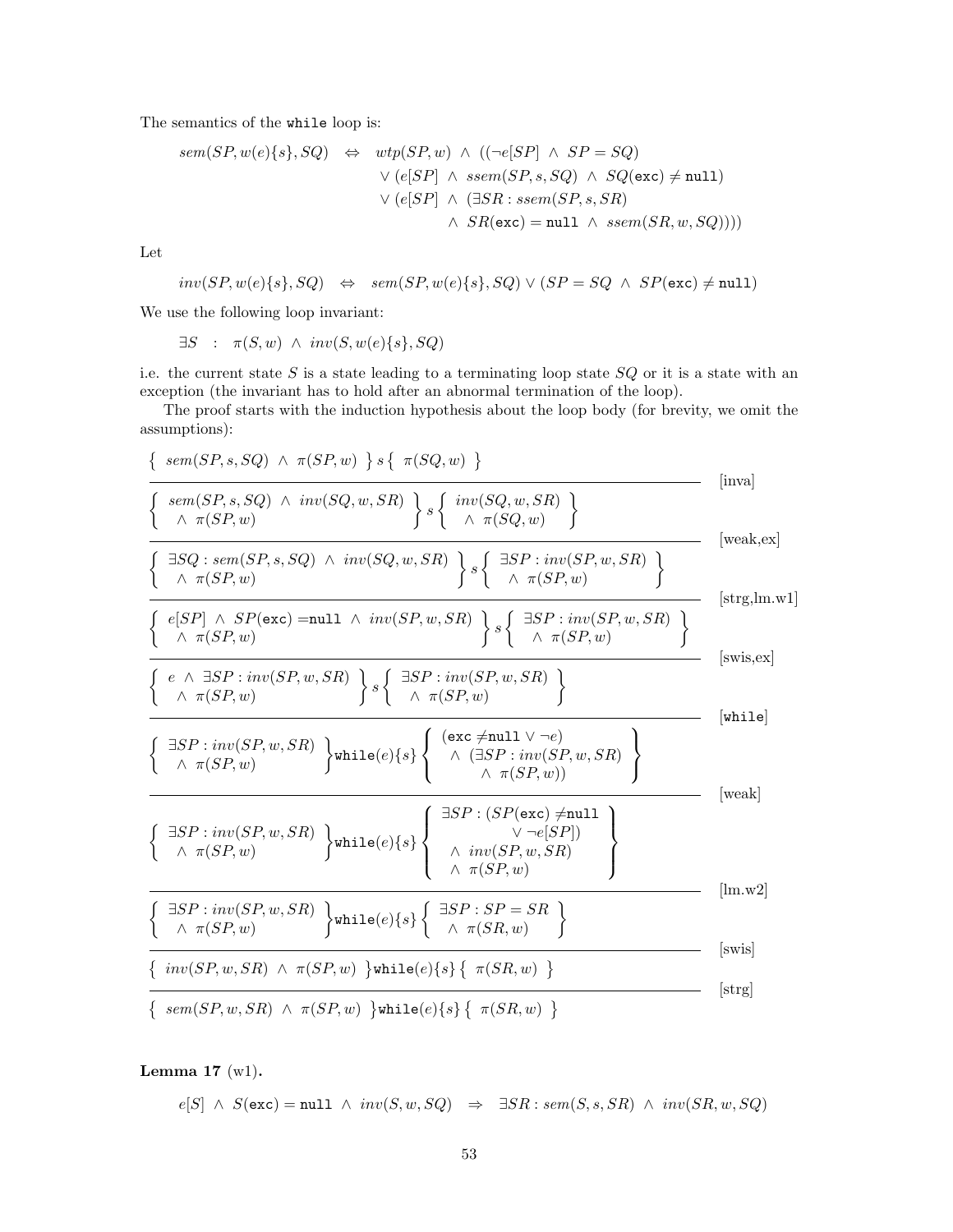The semantics of the `while` loop is:

$$
\begin{aligned}
sem(SP, w(e)\{s\}, SQ) \quad \Leftrightarrow \quad & wtp(SP, w) \;\wedge\; ((\neg e[SP] \;\wedge\; SP = SQ) \\
& \vee (e[SP] \;\wedge\; ssem(SP, s, SQ) \;\wedge\; SQ(\texttt{exc}) \neq \texttt{null}) \\
& \vee (e[SP] \;\wedge\; (\exists SR : ssem(SP, s, SR) \\
& \qquad\qquad \wedge\; SR(\texttt{exc}) = \texttt{null} \;\wedge\; ssem(SR, w, SQ))))
\end{aligned}
$$

Let

$$
inv(SP, w(e)\{s\}, SQ) \quad \Leftrightarrow \quad sem(SP, w(e)\{s\}, SQ) \vee (SP = SQ \;\wedge\; SP(\texttt{exc}) \neq \texttt{null})
$$

We use the following loop invariant:

$$
\exists S \quad : \quad \pi(S, w) \;\wedge\; inv(S, w(e)\{s\}, SQ)
$$

i.e. the current state $S$ is a state leading to a terminating loop state $SQ$ or it is a state with an exception (the invariant has to hold after an abnormal termination of the loop).

The proof starts with the induction hypothesis about the loop body (for brevity, we omit the assumptions):

$$
\dfrac{\left\{\; sem(SP, s, SQ) \;\wedge\; \pi(SP, w) \;\right\} s \left\{\; \pi(SQ, w) \;\right\}}{\left\{ \begin{array}{l} sem(SP, s, SQ) \;\wedge\; inv(SQ, w, SR) \\ \;\wedge\; \pi(SP, w) \end{array} \right\} s \left\{ \begin{array}{l} inv(SQ, w, SR) \\ \;\wedge\; \pi(SQ, w) \end{array} \right\}} \;[\text{inva}]
$$

$$
\dfrac{}{\left\{ \begin{array}{l} \exists SQ : sem(SP, s, SQ) \;\wedge\; inv(SQ, w, SR) \\ \;\wedge\; \pi(SP, w) \end{array} \right\} s \left\{ \begin{array}{l} \exists SP : inv(SP, w, SR) \\ \;\wedge\; \pi(SP, w) \end{array} \right\}} \;[\text{weak,ex}]
$$

$$
\dfrac{}{\left\{ \begin{array}{l} e[SP] \;\wedge\; SP(\texttt{exc}) = \texttt{null} \;\wedge\; inv(SP, w, SR) \\ \;\wedge\; \pi(SP, w) \end{array} \right\} s \left\{ \begin{array}{l} \exists SP : inv(SP, w, SR) \\ \;\wedge\; \pi(SP, w) \end{array} \right\}} \;[\text{strg,lm.w1}]
$$

$$
\dfrac{}{\left\{ \begin{array}{l} e \;\wedge\; \exists SP : inv(SP, w, SR) \\ \;\wedge\; \pi(SP, w) \end{array} \right\} s \left\{ \begin{array}{l} \exists SP : inv(SP, w, SR) \\ \;\wedge\; \pi(SP, w) \end{array} \right\}} \;[\text{swis,ex}]
$$

$$
\dfrac{}{\left\{ \begin{array}{l} \exists SP : inv(SP, w, SR) \\ \;\wedge\; \pi(SP, w) \end{array} \right\} \texttt{while}(e)\{s\} \left\{ \begin{array}{l} (\texttt{exc} \neq \texttt{null} \vee \neg e) \\ \;\wedge\; (\exists SP : inv(SP, w, SR) \\ \qquad \wedge\; \pi(SP, w)) \end{array} \right\}} \;[\texttt{while}]
$$

$$
\dfrac{}{\left\{ \begin{array}{l} \exists SP : inv(SP, w, SR) \\ \;\wedge\; \pi(SP, w) \end{array} \right\} \texttt{while}(e)\{s\} \left\{ \begin{array}{l} \exists SP : (SP(\texttt{exc}) \neq \texttt{null} \\ \qquad\qquad \vee \neg e[SP]) \\ \;\wedge\; inv(SP, w, SR) \\ \;\wedge\; \pi(SP, w) \end{array} \right\}} \;[\text{weak}]
$$

$$
\dfrac{}{\left\{ \begin{array}{l} \exists SP : inv(SP, w, SR) \\ \;\wedge\; \pi(SP, w) \end{array} \right\} \texttt{while}(e)\{s\} \left\{ \begin{array}{l} \exists SP : SP = SR \\ \;\wedge\; \pi(SR, w) \end{array} \right\}} \;[\text{lm.w2}]
$$

$$
\dfrac{}{\left\{\; inv(SP, w, SR) \;\wedge\; \pi(SP, w) \;\right\} \texttt{while}(e)\{s\} \left\{\; \pi(SR, w) \;\right\}} \;[\text{swis}]
$$

$$
\dfrac{}{\left\{\; sem(SP, w, SR) \;\wedge\; \pi(SP, w) \;\right\} \texttt{while}(e)\{s\} \left\{\; \pi(SR, w) \;\right\}} \;[\text{strg}]
$$

**Lemma 17** (w1)**.**

$$
e[S] \;\wedge\; S(\texttt{exc}) = \texttt{null} \;\wedge\; inv(S, w, SQ) \quad \Rightarrow \quad \exists SR : sem(S, s, SR) \;\wedge\; inv(SR, w, SQ)
$$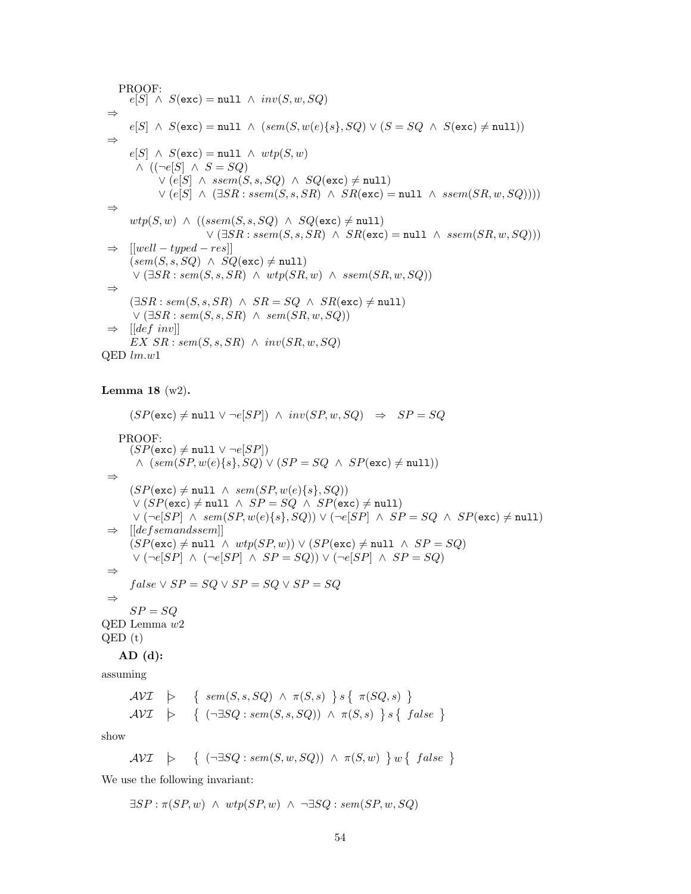PROOF:

$$
\begin{array}{l}
\quad e[S] \;\wedge\; S(\texttt{exc}) = \texttt{null} \;\wedge\; inv(S, w, SQ) \\
\Rightarrow \\
\quad e[S] \;\wedge\; S(\texttt{exc}) = \texttt{null} \;\wedge\; (sem(S, w(e)\{s\}, SQ) \vee (S = SQ \;\wedge\; S(\texttt{exc}) \neq \texttt{null})) \\
\Rightarrow \\
\quad e[S] \;\wedge\; S(\texttt{exc}) = \texttt{null} \;\wedge\; wtp(S, w) \\
\quad\;\; \wedge\; ((\neg e[S] \;\wedge\; S = SQ) \\
\qquad\quad \vee (e[S] \;\wedge\; ssem(S, s, SQ) \;\wedge\; SQ(\texttt{exc}) \neq \texttt{null}) \\
\qquad\quad \vee (e[S] \;\wedge\; (\exists SR : ssem(S, s, SR) \;\wedge\; SR(\texttt{exc}) = \texttt{null} \;\wedge\; ssem(SR, w, SQ)))) \\
\Rightarrow \\
\quad wtp(S, w) \;\wedge\; ((ssem(S, s, SQ) \;\wedge\; SQ(\texttt{exc}) \neq \texttt{null}) \\
\qquad\qquad\qquad \vee (\exists SR : ssem(S, s, SR) \;\wedge\; SR(\texttt{exc}) = \texttt{null} \;\wedge\; ssem(SR, w, SQ))) \\
\Rightarrow \;\; [[well-typed-res]] \\
\quad (sem(S, s, SQ) \;\wedge\; SQ(\texttt{exc}) \neq \texttt{null}) \\
\quad \vee (\exists SR : sem(S, s, SR) \;\wedge\; wtp(SR, w) \;\wedge\; ssem(SR, w, SQ)) \\
\Rightarrow \\
\quad (\exists SR : sem(S, s, SR) \;\wedge\; SR = SQ \;\wedge\; SR(\texttt{exc}) \neq \texttt{null}) \\
\quad \vee (\exists SR : sem(S, s, SR) \;\wedge\; sem(SR, w, SQ)) \\
\Rightarrow \;\; [[def\ inv]] \\
\quad EX\ SR : sem(S, s, SR) \;\wedge\; inv(SR, w, SQ)
\end{array}
$$

QED $lm.w1$

**Lemma 18** (w2)**.**

$$
(SP(\texttt{exc}) \neq \texttt{null} \vee \neg e[SP]) \;\wedge\; inv(SP, w, SQ) \quad\Rightarrow\quad SP = SQ
$$

PROOF:

$$
\begin{array}{l}
\quad (SP(\texttt{exc}) \neq \texttt{null} \vee \neg e[SP]) \\
\quad\;\; \wedge\; (sem(SP, w(e)\{s\}, SQ) \vee (SP = SQ \;\wedge\; SP(\texttt{exc}) \neq \texttt{null})) \\
\Rightarrow \\
\quad (SP(\texttt{exc}) \neq \texttt{null} \;\wedge\; sem(SP, w(e)\{s\}, SQ)) \\
\quad \vee (SP(\texttt{exc}) \neq \texttt{null} \;\wedge\; SP = SQ \;\wedge\; SP(\texttt{exc}) \neq \texttt{null}) \\
\quad \vee (\neg e[SP] \;\wedge\; sem(SP, w(e)\{s\}, SQ)) \vee (\neg e[SP] \;\wedge\; SP = SQ \;\wedge\; SP(\texttt{exc}) \neq \texttt{null}) \\
\Rightarrow \;\; [[defsemandssem]] \\
\quad (SP(\texttt{exc}) \neq \texttt{null} \;\wedge\; wtp(SP, w)) \vee (SP(\texttt{exc}) \neq \texttt{null} \;\wedge\; SP = SQ) \\
\quad \vee (\neg e[SP] \;\wedge\; (\neg e[SP] \;\wedge\; SP = SQ)) \vee (\neg e[SP] \;\wedge\; SP = SQ) \\
\Rightarrow \\
\quad false \vee SP = SQ \vee SP = SQ \vee SP = SQ \\
\Rightarrow \\
\quad SP = SQ
\end{array}
$$

QED Lemma $w2$

QED (t)

**AD (d):**

assuming

$$
\begin{array}{lll}
\mathcal{AVI} & \rhd & \left\{\; sem(S, s, SQ) \;\wedge\; \pi(S, s) \;\right\} s \left\{\; \pi(SQ, s) \;\right\} \\
\mathcal{AVI} & \rhd & \left\{\; (\neg \exists SQ : sem(S, s, SQ)) \;\wedge\; \pi(S, s) \;\right\} s \left\{\; false \;\right\}
\end{array}
$$

show

$$
\mathcal{AVI} \quad \rhd \quad \left\{\; (\neg \exists SQ : sem(S, w, SQ)) \;\wedge\; \pi(S, w) \;\right\} w \left\{\; false \;\right\}
$$

We use the following invariant:

$$
\exists SP : \pi(SP, w) \;\wedge\; wtp(SP, w) \;\wedge\; \neg \exists SQ : sem(SP, w, SQ)
$$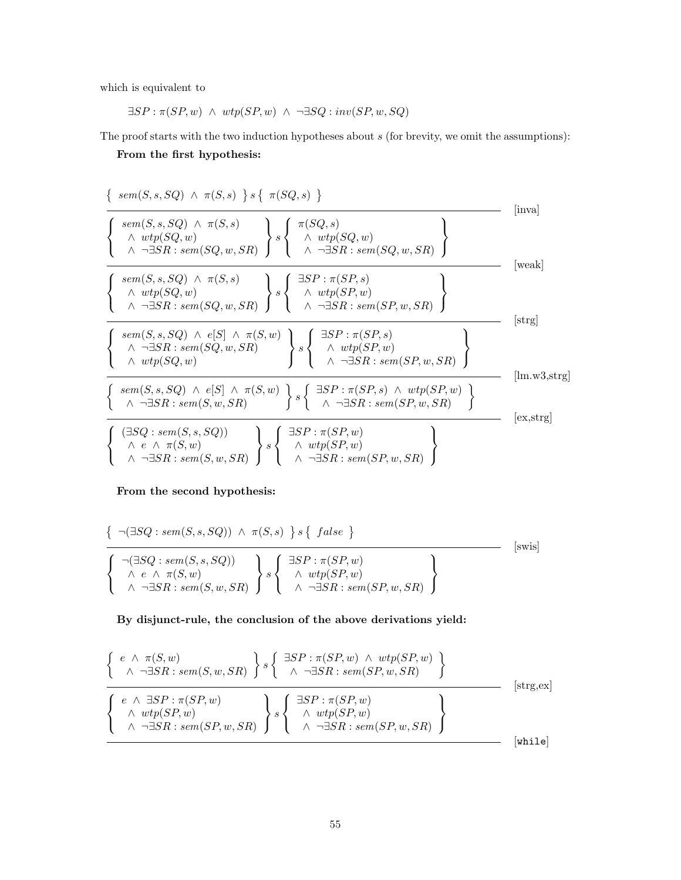which is equivalent to

$$\exists SP : \pi(SP, w) \ \wedge \ wtp(SP, w) \ \wedge \ \neg\exists SQ : inv(SP, w, SQ)$$

The proof starts with the two induction hypotheses about $s$ (for brevity, we omit the assumptions):

**From the first hypothesis:**

$$\left\{ \ sem(S, s, SQ) \ \wedge \ \pi(S, s) \ \right\} s \left\{ \ \pi(SQ, s) \ \right\}$$

[inva]

$$\left\{ \begin{array}{l} sem(S, s, SQ) \ \wedge \ \pi(S, s) \\ \ \wedge \ wtp(SQ, w) \\ \ \wedge \ \neg\exists SR : sem(SQ, w, SR) \end{array} \right\} s \left\{ \begin{array}{l} \pi(SQ, s) \\ \ \wedge \ wtp(SQ, w) \\ \ \wedge \ \neg\exists SR : sem(SQ, w, SR) \end{array} \right\}$$

[weak]

$$\left\{ \begin{array}{l} sem(S, s, SQ) \ \wedge \ \pi(S, s) \\ \ \wedge \ wtp(SQ, w) \\ \ \wedge \ \neg\exists SR : sem(SQ, w, SR) \end{array} \right\} s \left\{ \begin{array}{l} \exists SP : \pi(SP, s) \\ \ \wedge \ wtp(SP, w) \\ \ \wedge \ \neg\exists SR : sem(SP, w, SR) \end{array} \right\}$$

[strg]

$$\left\{ \begin{array}{l} sem(S, s, SQ) \ \wedge \ e[S] \ \wedge \ \pi(S, w) \\ \ \wedge \ \neg\exists SR : sem(SQ, w, SR) \\ \ \wedge \ wtp(SQ, w) \end{array} \right\} s \left\{ \begin{array}{l} \exists SP : \pi(SP, s) \\ \ \wedge \ wtp(SP, w) \\ \ \wedge \ \neg\exists SR : sem(SP, w, SR) \end{array} \right\}$$

[lm.w3,strg]

$$\left\{ \begin{array}{l} sem(S, s, SQ) \ \wedge \ e[S] \ \wedge \ \pi(S, w) \\ \ \wedge \ \neg\exists SR : sem(S, w, SR) \end{array} \right\} s \left\{ \begin{array}{l} \exists SP : \pi(SP, s) \ \wedge \ wtp(SP, w) \\ \ \wedge \ \neg\exists SR : sem(SP, w, SR) \end{array} \right\}$$

[ex,strg]

$$\left\{ \begin{array}{l} (\exists SQ : sem(S, s, SQ)) \\ \ \wedge \ e \ \wedge \ \pi(S, w) \\ \ \wedge \ \neg\exists SR : sem(S, w, SR) \end{array} \right\} s \left\{ \begin{array}{l} \exists SP : \pi(SP, w) \\ \ \wedge \ wtp(SP, w) \\ \ \wedge \ \neg\exists SR : sem(SP, w, SR) \end{array} \right\}$$

**From the second hypothesis:**

$$\left\{ \ \neg(\exists SQ : sem(S, s, SQ)) \ \wedge \ \pi(S, s) \ \right\} s \left\{ \ false \ \right\}$$

[swis]

$$\left\{ \begin{array}{l} \neg(\exists SQ : sem(S, s, SQ)) \\ \ \wedge \ e \ \wedge \ \pi(S, w) \\ \ \wedge \ \neg\exists SR : sem(S, w, SR) \end{array} \right\} s \left\{ \begin{array}{l} \exists SP : \pi(SP, w) \\ \ \wedge \ wtp(SP, w) \\ \ \wedge \ \neg\exists SR : sem(SP, w, SR) \end{array} \right\}$$

**By disjunct-rule, the conclusion of the above derivations yield:**

$$\left\{ \begin{array}{l} e \ \wedge \ \pi(S, w) \\ \ \wedge \ \neg\exists SR : sem(S, w, SR) \end{array} \right\} s \left\{ \begin{array}{l} \exists SP : \pi(SP, w) \ \wedge \ wtp(SP, w) \\ \ \wedge \ \neg\exists SR : sem(SP, w, SR) \end{array} \right\}$$

[strg,ex]

$$\left\{ \begin{array}{l} e \ \wedge \ \exists SP : \pi(SP, w) \\ \ \wedge \ wtp(SP, w) \\ \ \wedge \ \neg\exists SR : sem(SP, w, SR) \end{array} \right\} s \left\{ \begin{array}{l} \exists SP : \pi(SP, w) \\ \ \wedge \ wtp(SP, w) \\ \ \wedge \ \neg\exists SR : sem(SP, w, SR) \end{array} \right\}$$

[while]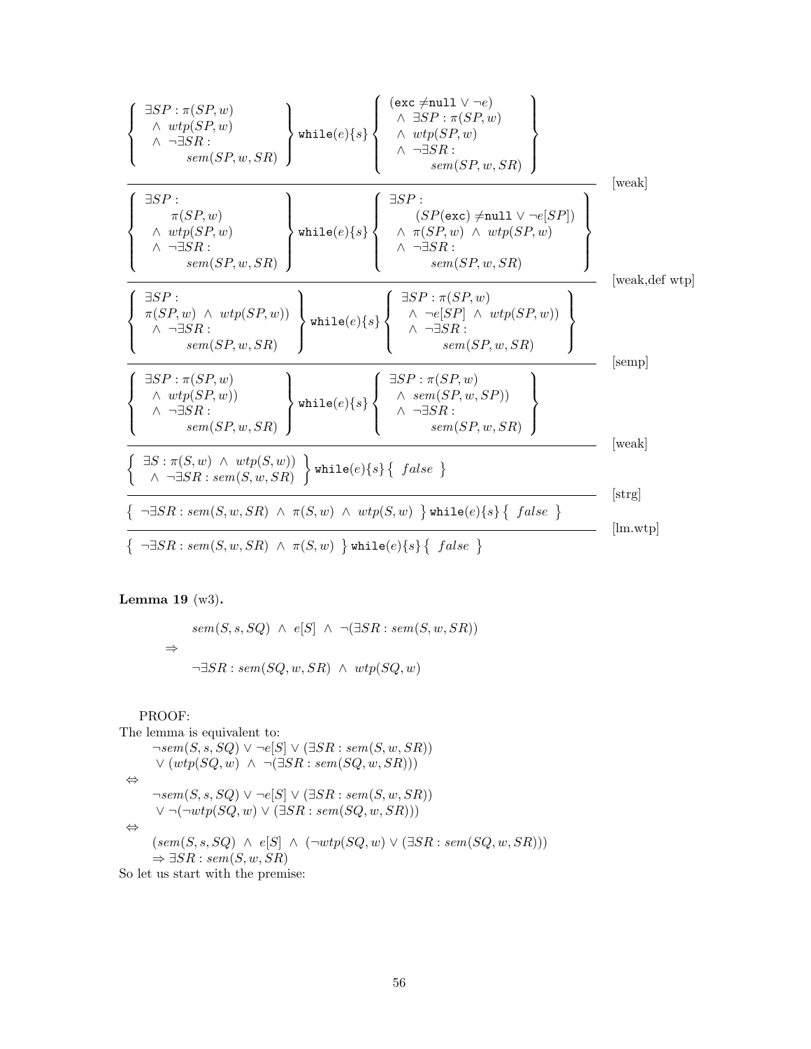$$\dfrac{\left\{\begin{array}{l} \exists SP : \pi(SP,w) \\ \quad\wedge\ wtp(SP,w) \\ \quad\wedge\ \neg\exists SR : \\ \qquad\qquad sem(SP,w,SR) \end{array}\right\} \texttt{while}(e)\{s\} \left\{\begin{array}{l} (\texttt{exc} \neq \texttt{null} \vee \neg e) \\ \quad\wedge\ \exists SP : \pi(SP,w) \\ \quad\wedge\ wtp(SP,w) \\ \quad\wedge\ \neg\exists SR : \\ \qquad\qquad sem(SP,w,SR) \end{array}\right\}}{\left\{\begin{array}{l} \exists SP : \\ \qquad \pi(SP,w) \\ \quad\wedge\ wtp(SP,w) \\ \quad\wedge\ \neg\exists SR : \\ \qquad\qquad sem(SP,w,SR) \end{array}\right\} \texttt{while}(e)\{s\} \left\{\begin{array}{l} \exists SP : \\ \qquad (SP(\texttt{exc}) \neq \texttt{null} \vee \neg e[SP]) \\ \quad\wedge\ \pi(SP,w)\ \wedge\ wtp(SP,w) \\ \quad\wedge\ \neg\exists SR : \\ \qquad\qquad sem(SP,w,SR) \end{array}\right\}} \text{[weak]}$$

$$\dfrac{}{\left\{\begin{array}{l} \exists SP : \\ \pi(SP,w)\ \wedge\ wtp(SP,w)) \\ \quad\wedge\ \neg\exists SR : \\ \qquad\qquad sem(SP,w,SR) \end{array}\right\} \texttt{while}(e)\{s\} \left\{\begin{array}{l} \exists SP : \pi(SP,w) \\ \quad\wedge\ \neg e[SP]\ \wedge\ wtp(SP,w)) \\ \quad\wedge\ \neg\exists SR : \\ \qquad\qquad sem(SP,w,SR) \end{array}\right\}} \text{[weak,def wtp]}$$

$$\dfrac{}{\left\{\begin{array}{l} \exists SP : \pi(SP,w) \\ \quad\wedge\ wtp(SP,w)) \\ \quad\wedge\ \neg\exists SR : \\ \qquad\qquad sem(SP,w,SR) \end{array}\right\} \texttt{while}(e)\{s\} \left\{\begin{array}{l} \exists SP : \pi(SP,w) \\ \quad\wedge\ sem(SP,w,SP)) \\ \quad\wedge\ \neg\exists SR : \\ \qquad\qquad sem(SP,w,SR) \end{array}\right\}} \text{[semp]}$$

$$\dfrac{}{\left\{\begin{array}{l} \exists S : \pi(S,w)\ \wedge\ wtp(S,w)) \\ \quad\wedge\ \neg\exists SR : sem(S,w,SR) \end{array}\right\} \texttt{while}(e)\{s\} \left\{\ false\ \right\}} \text{[weak]}$$

$$\dfrac{}{\left\{\ \neg\exists SR : sem(S,w,SR)\ \wedge\ \pi(S,w)\ \wedge\ wtp(S,w)\ \right\} \texttt{while}(e)\{s\} \left\{\ false\ \right\}} \text{[strg]}$$

$$\dfrac{}{\left\{\ \neg\exists SR : sem(S,w,SR)\ \wedge\ \pi(S,w)\ \right\} \texttt{while}(e)\{s\} \left\{\ false\ \right\}} \text{[lm.wtp]}$$

**Lemma 19** (w3)**.**

$$\begin{array}{l} \qquad sem(S,s,SQ)\ \wedge\ e[S]\ \wedge\ \neg(\exists SR : sem(S,w,SR)) \\ \Rightarrow \\ \qquad \neg\exists SR : sem(SQ,w,SR)\ \wedge\ wtp(SQ,w) \end{array}$$

PROOF:
The lemma is equivalent to:

$$\begin{array}{l} \qquad \neg sem(S,s,SQ) \vee \neg e[S] \vee (\exists SR : sem(S,w,SR)) \\ \qquad \vee\ (wtp(SQ,w)\ \wedge\ \neg(\exists SR : sem(SQ,w,SR))) \\ \Leftrightarrow \\ \qquad \neg sem(S,s,SQ) \vee \neg e[S] \vee (\exists SR : sem(S,w,SR)) \\ \qquad \vee\ \neg(\neg wtp(SQ,w) \vee (\exists SR : sem(SQ,w,SR))) \\ \Leftrightarrow \\ \qquad (sem(S,s,SQ)\ \wedge\ e[S]\ \wedge\ (\neg wtp(SQ,w) \vee (\exists SR : sem(SQ,w,SR))) \\ \qquad \Rightarrow \exists SR : sem(S,w,SR) \end{array}$$

So let us start with the premise: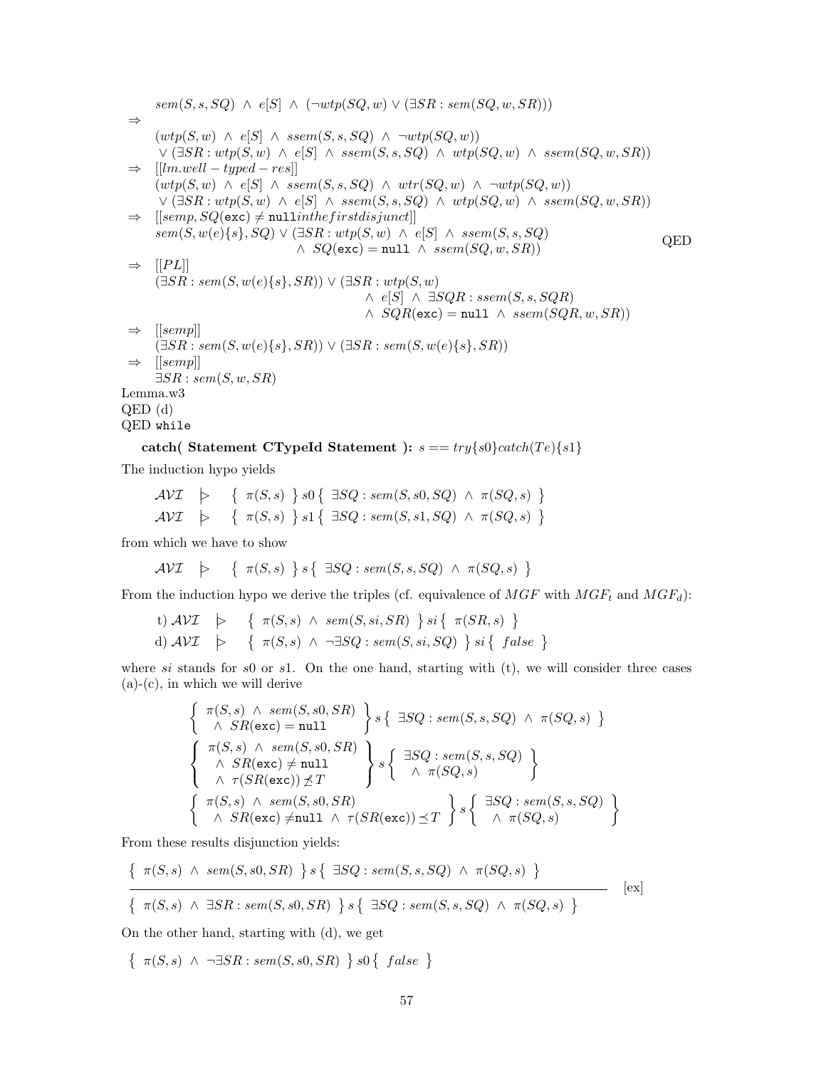$$\begin{array}{l} \quad sem(S,s,SQ) \ \wedge\ e[S] \ \wedge\ (\neg wtp(SQ,w) \vee (\exists SR : sem(SQ,w,SR))) \\ \Rightarrow \\ \quad (wtp(S,w) \ \wedge\ e[S] \ \wedge\ ssem(S,s,SQ) \ \wedge\ \neg wtp(SQ,w)) \\ \quad \vee\ (\exists SR : wtp(S,w) \ \wedge\ e[S] \ \wedge\ ssem(S,s,SQ) \ \wedge\ wtp(SQ,w) \ \wedge\ ssem(SQ,w,SR)) \\ \Rightarrow \ [[lm.well-typed-res]] \\ \quad (wtp(S,w) \ \wedge\ e[S] \ \wedge\ ssem(S,s,SQ) \ \wedge\ wtr(SQ,w) \ \wedge\ \neg wtp(SQ,w)) \\ \quad \vee\ (\exists SR : wtp(S,w) \ \wedge\ e[S] \ \wedge\ ssem(S,s,SQ) \ \wedge\ wtp(SQ,w) \ \wedge\ ssem(SQ,w,SR)) \\ \Rightarrow \ [[semp, SQ(\texttt{exc}) \neq \texttt{null} inthefirstdisjunct]] \\ \quad sem(S,w(e)\{s\},SQ) \vee (\exists SR : wtp(S,w) \ \wedge\ e[S] \ \wedge\ ssem(S,s,SQ) \\ \qquad\qquad \wedge\ SQ(\texttt{exc}) = \texttt{null} \ \wedge\ ssem(SQ,w,SR)) \qquad\qquad \text{QED} \\ \Rightarrow \ [[PL]] \\ \quad (\exists SR : sem(S,w(e)\{s\},SR)) \vee (\exists SR : wtp(S,w) \\ \qquad\qquad \wedge\ e[S] \ \wedge\ \exists SQR : ssem(S,s,SQR) \\ \qquad\qquad \wedge\ SQR(\texttt{exc}) = \texttt{null} \ \wedge\ ssem(SQR,w,SR)) \\ \Rightarrow \ [[semp]] \\ \quad (\exists SR : sem(S,w(e)\{s\},SR)) \vee (\exists SR : sem(S,w(e)\{s\},SR)) \\ \Rightarrow \ [[semp]] \\ \quad \exists SR : sem(S,w,SR) \end{array}$$

Lemma.w3
QED (d)
QED `while`

**catch( Statement CTypeId Statement ):** $s == try\{s0\}catch(Te)\{s1\}$

The induction hypo yields

$$\mathcal{AVI} \ \ \rhd \ \ \{\ \pi(S,s)\ \}\, s0\, \{\ \exists SQ : sem(S,s0,SQ) \ \wedge\ \pi(SQ,s)\ \}$$
$$\mathcal{AVI} \ \ \rhd \ \ \{\ \pi(S,s)\ \}\, s1\, \{\ \exists SQ : sem(S,s1,SQ) \ \wedge\ \pi(SQ,s)\ \}$$

from which we have to show

$$\mathcal{AVI} \ \ \rhd \ \ \{\ \pi(S,s)\ \}\, s\, \{\ \exists SQ : sem(S,s,SQ) \ \wedge\ \pi(SQ,s)\ \}$$

From the induction hypo we derive the triples (cf. equivalence of $MGF$ with $MGF_t$ and $MGF_d$):

t) $\mathcal{AVI} \ \ \rhd \ \ \{\ \pi(S,s) \ \wedge\ sem(S,si,SR)\ \}\, si\, \{\ \pi(SR,s)\ \}$

d) $\mathcal{AVI} \ \ \rhd \ \ \{\ \pi(S,s) \ \wedge\ \neg\exists SQ : sem(S,si,SQ)\ \}\, si\, \{\ false\ \}$

where $si$ stands for $s0$ or $s1$. On the one hand, starting with (t), we will consider three cases (a)-(c), in which we will derive

$$\left\{ \begin{array}{l} \pi(S,s) \ \wedge\ sem(S,s0,SR) \\ \ \wedge\ SR(\texttt{exc}) = \texttt{null} \end{array} \right\} s \left\{\ \exists SQ : sem(S,s,SQ) \ \wedge\ \pi(SQ,s)\ \right\}$$

$$\left\{ \begin{array}{l} \pi(S,s) \ \wedge\ sem(S,s0,SR) \\ \ \wedge\ SR(\texttt{exc}) \neq \texttt{null} \\ \ \wedge\ \tau(SR(\texttt{exc})) \not\preceq T \end{array} \right\} s \left\{ \begin{array}{l} \exists SQ : sem(S,s,SQ) \\ \ \wedge\ \pi(SQ,s) \end{array} \right\}$$

$$\left\{ \begin{array}{l} \pi(S,s) \ \wedge\ sem(S,s0,SR) \\ \ \wedge\ SR(\texttt{exc}) \neq \texttt{null} \ \wedge\ \tau(SR(\texttt{exc})) \preceq T \end{array} \right\} s \left\{ \begin{array}{l} \exists SQ : sem(S,s,SQ) \\ \ \wedge\ \pi(SQ,s) \end{array} \right\}$$

From these results disjunction yields:

$$\frac{\{\ \pi(S,s) \ \wedge\ sem(S,s0,SR)\ \}\, s\, \{\ \exists SQ : sem(S,s,SQ) \ \wedge\ \pi(SQ,s)\ \}}{\{\ \pi(S,s) \ \wedge\ \exists SR : sem(S,s0,SR)\ \}\, s\, \{\ \exists SQ : sem(S,s,SQ) \ \wedge\ \pi(SQ,s)\ \}} \ [\text{ex}]$$

On the other hand, starting with (d), we get

$$\{\ \pi(S,s) \ \wedge\ \neg\exists SR : sem(S,s0,SR)\ \}\, s0\, \{\ false\ \}$$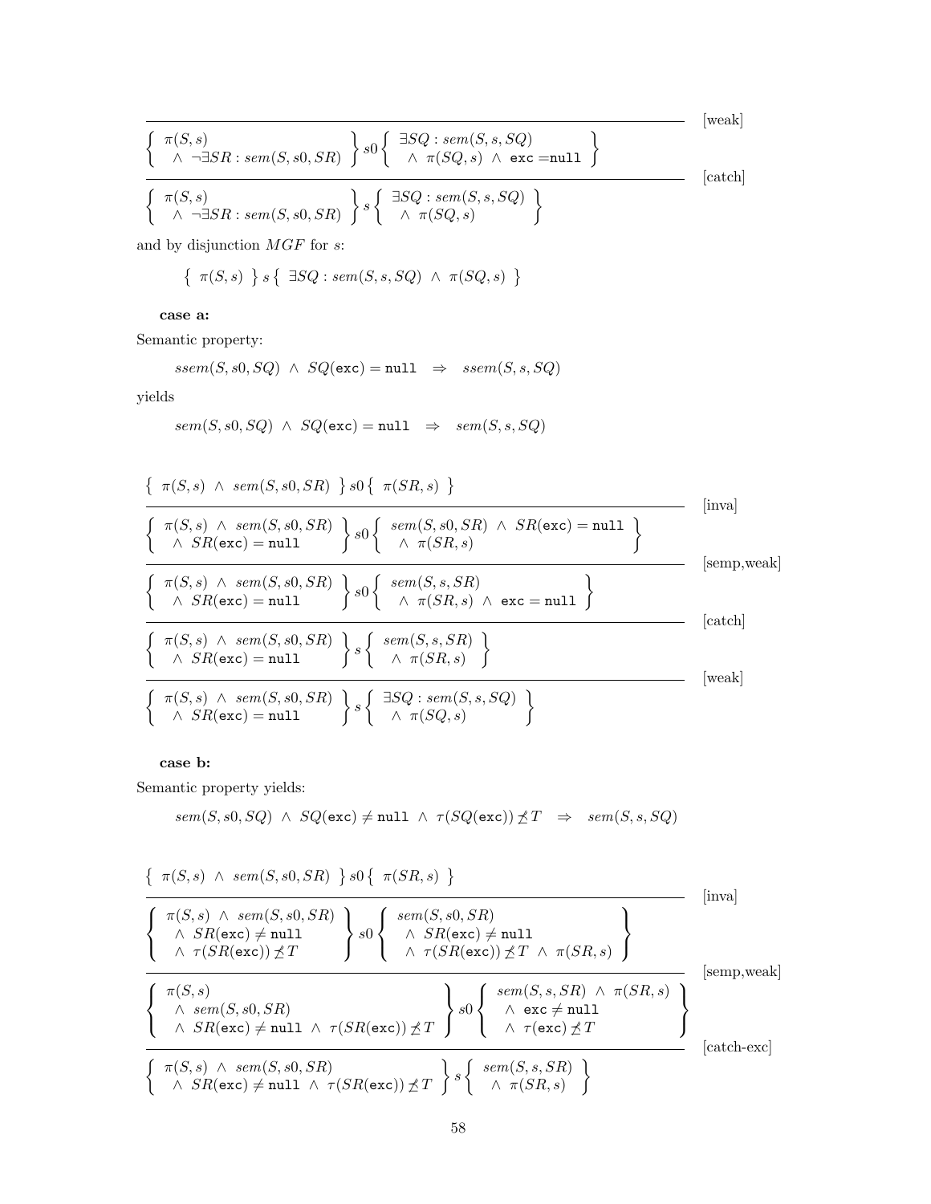$$\frac{\overline{\quad\quad\quad\quad\quad\quad\quad\quad\quad\quad\quad\quad\quad\quad\quad\quad\quad\quad\quad\quad\quad\quad\quad\quad}}{\left\{\begin{array}{l}\pi(S,s)\\ \;\wedge\; \neg\exists SR : sem(S,s0,SR)\end{array}\right\} s0 \left\{\begin{array}{l}\exists SQ : sem(S,s,SQ)\\ \;\wedge\; \pi(SQ,s) \;\wedge\; \mathtt{exc}=\mathtt{null}\end{array}\right\}} \;[\text{weak}]$$

$$\frac{\left\{\begin{array}{l}\pi(S,s)\\ \;\wedge\; \neg\exists SR : sem(S,s0,SR)\end{array}\right\} s0 \left\{\begin{array}{l}\exists SQ : sem(S,s,SQ)\\ \;\wedge\; \pi(SQ,s) \;\wedge\; \mathtt{exc}=\mathtt{null}\end{array}\right\}}{\left\{\begin{array}{l}\pi(S,s)\\ \;\wedge\; \neg\exists SR : sem(S,s0,SR)\end{array}\right\} s \left\{\begin{array}{l}\exists SQ : sem(S,s,SQ)\\ \;\wedge\; \pi(SQ,s)\end{array}\right\}} \;[\text{catch}]$$

and by disjunction $MGF$ for $s$:

$$\left\{\; \pi(S,s) \;\right\} s \left\{\; \exists SQ : sem(S,s,SQ) \;\wedge\; \pi(SQ,s) \;\right\}$$

**case a:**

Semantic property:

$$ssem(S,s0,SQ) \;\wedge\; SQ(\mathtt{exc}) = \mathtt{null} \quad\Rightarrow\quad ssem(S,s,SQ)$$

yields

$$sem(S,s0,SQ) \;\wedge\; SQ(\mathtt{exc}) = \mathtt{null} \quad\Rightarrow\quad sem(S,s,SQ)$$

$$\frac{\left\{\; \pi(S,s) \;\wedge\; sem(S,s0,SR) \;\right\} s0 \left\{\; \pi(SR,s) \;\right\}}{\left\{\begin{array}{l}\pi(S,s) \;\wedge\; sem(S,s0,SR)\\ \;\wedge\; SR(\mathtt{exc}) = \mathtt{null}\end{array}\right\} s0 \left\{\begin{array}{l}sem(S,s0,SR) \;\wedge\; SR(\mathtt{exc}) = \mathtt{null}\\ \;\wedge\; \pi(SR,s)\end{array}\right\}} \;[\text{inva}]$$

$$\frac{}{\left\{\begin{array}{l}\pi(S,s) \;\wedge\; sem(S,s0,SR)\\ \;\wedge\; SR(\mathtt{exc}) = \mathtt{null}\end{array}\right\} s0 \left\{\begin{array}{l}sem(S,s,SR)\\ \;\wedge\; \pi(SR,s) \;\wedge\; \mathtt{exc} = \mathtt{null}\end{array}\right\}} \;[\text{semp,weak}]$$

$$\frac{}{\left\{\begin{array}{l}\pi(S,s) \;\wedge\; sem(S,s0,SR)\\ \;\wedge\; SR(\mathtt{exc}) = \mathtt{null}\end{array}\right\} s \left\{\begin{array}{l}sem(S,s,SR)\\ \;\wedge\; \pi(SR,s)\end{array}\right\}} \;[\text{catch}]$$

$$\frac{}{\left\{\begin{array}{l}\pi(S,s) \;\wedge\; sem(S,s0,SR)\\ \;\wedge\; SR(\mathtt{exc}) = \mathtt{null}\end{array}\right\} s \left\{\begin{array}{l}\exists SQ : sem(S,s,SQ)\\ \;\wedge\; \pi(SQ,s)\end{array}\right\}} \;[\text{weak}]$$

**case b:**

Semantic property yields:

$$sem(S,s0,SQ) \;\wedge\; SQ(\mathtt{exc}) \neq \mathtt{null} \;\wedge\; \tau(SQ(\mathtt{exc})) \not\preceq T \quad\Rightarrow\quad sem(S,s,SQ)$$

$$\frac{\left\{\; \pi(S,s) \;\wedge\; sem(S,s0,SR) \;\right\} s0 \left\{\; \pi(SR,s) \;\right\}}{\left\{\begin{array}{l}\pi(S,s) \;\wedge\; sem(S,s0,SR)\\ \;\wedge\; SR(\mathtt{exc}) \neq \mathtt{null}\\ \;\wedge\; \tau(SR(\mathtt{exc})) \not\preceq T\end{array}\right\} s0 \left\{\begin{array}{l}sem(S,s0,SR)\\ \;\wedge\; SR(\mathtt{exc}) \neq \mathtt{null}\\ \;\wedge\; \tau(SR(\mathtt{exc})) \not\preceq T \;\wedge\; \pi(SR,s)\end{array}\right\}} \;[\text{inva}]$$

$$\frac{}{\left\{\begin{array}{l}\pi(S,s)\\ \;\wedge\; sem(S,s0,SR)\\ \;\wedge\; SR(\mathtt{exc}) \neq \mathtt{null} \;\wedge\; \tau(SR(\mathtt{exc})) \not\preceq T\end{array}\right\} s0 \left\{\begin{array}{l}sem(S,s,SR) \;\wedge\; \pi(SR,s)\\ \;\wedge\; \mathtt{exc} \neq \mathtt{null}\\ \;\wedge\; \tau(\mathtt{exc}) \not\preceq T\end{array}\right\}} \;[\text{semp,weak}]$$

$$\frac{}{\left\{\begin{array}{l}\pi(S,s) \;\wedge\; sem(S,s0,SR)\\ \;\wedge\; SR(\mathtt{exc}) \neq \mathtt{null} \;\wedge\; \tau(SR(\mathtt{exc})) \not\preceq T\end{array}\right\} s \left\{\begin{array}{l}sem(S,s,SR)\\ \;\wedge\; \pi(SR,s)\end{array}\right\}} \;[\text{catch-exc}]$$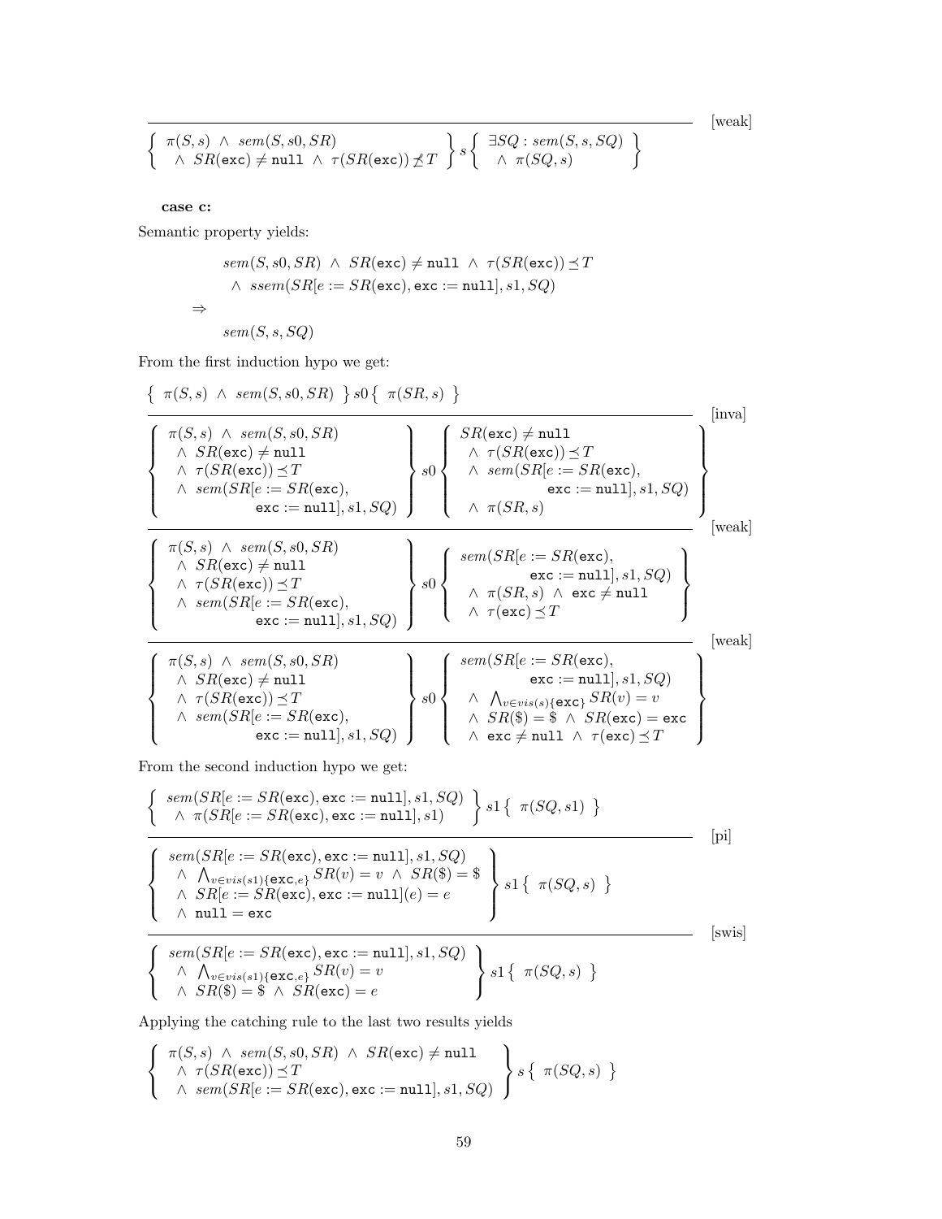$$
\frac{}{\left\{\begin{array}{l} \pi(S,s) \;\wedge\; sem(S,s0,SR) \\ \quad\wedge\; SR(\texttt{exc}) \neq \texttt{null} \;\wedge\; \tau(SR(\texttt{exc})) \not\preceq T \end{array}\right\} s \left\{\begin{array}{l} \exists SQ : sem(S,s,SQ) \\ \quad\wedge\; \pi(SQ,s) \end{array}\right\}} \text{[weak]}
$$

**case c:**

Semantic property yields:

$$
\begin{array}{l}
\qquad sem(S,s0,SR) \;\wedge\; SR(\texttt{exc}) \neq \texttt{null} \;\wedge\; \tau(SR(\texttt{exc})) \preceq T \\
\qquad\quad \wedge\; ssem(SR[e := SR(\texttt{exc}), \texttt{exc} := \texttt{null}], s1, SQ) \\
\Rightarrow \\
\qquad sem(S,s,SQ)
\end{array}
$$

From the first induction hypo we get:

$$
\frac{\left\{\; \pi(S,s) \;\wedge\; sem(S,s0,SR) \;\right\} s0 \left\{\; \pi(SR,s) \;\right\}}{\left\{\begin{array}{l} \pi(S,s) \;\wedge\; sem(S,s0,SR) \\ \quad\wedge\; SR(\texttt{exc}) \neq \texttt{null} \\ \quad\wedge\; \tau(SR(\texttt{exc})) \preceq T \\ \quad\wedge\; sem(SR[e := SR(\texttt{exc}), \\ \qquad\qquad \texttt{exc} := \texttt{null}], s1, SQ) \end{array}\right\} s0 \left\{\begin{array}{l} SR(\texttt{exc}) \neq \texttt{null} \\ \quad\wedge\; \tau(SR(\texttt{exc})) \preceq T \\ \quad\wedge\; sem(SR[e := SR(\texttt{exc}), \\ \qquad\qquad \texttt{exc} := \texttt{null}], s1, SQ) \\ \quad\wedge\; \pi(SR,s) \end{array}\right\}} \text{[inva]}
$$

$$
\frac{}{\left\{\begin{array}{l} \pi(S,s) \;\wedge\; sem(S,s0,SR) \\ \quad\wedge\; SR(\texttt{exc}) \neq \texttt{null} \\ \quad\wedge\; \tau(SR(\texttt{exc})) \preceq T \\ \quad\wedge\; sem(SR[e := SR(\texttt{exc}), \\ \qquad\qquad \texttt{exc} := \texttt{null}], s1, SQ) \end{array}\right\} s0 \left\{\begin{array}{l} sem(SR[e := SR(\texttt{exc}), \\ \qquad\qquad \texttt{exc} := \texttt{null}], s1, SQ) \\ \quad\wedge\; \pi(SR,s) \;\wedge\; \texttt{exc} \neq \texttt{null} \\ \quad\wedge\; \tau(\texttt{exc}) \preceq T \end{array}\right\}} \text{[weak]}
$$

$$
\frac{}{\left\{\begin{array}{l} \pi(S,s) \;\wedge\; sem(S,s0,SR) \\ \quad\wedge\; SR(\texttt{exc}) \neq \texttt{null} \\ \quad\wedge\; \tau(SR(\texttt{exc})) \preceq T \\ \quad\wedge\; sem(SR[e := SR(\texttt{exc}), \\ \qquad\qquad \texttt{exc} := \texttt{null}], s1, SQ) \end{array}\right\} s0 \left\{\begin{array}{l} sem(SR[e := SR(\texttt{exc}), \\ \qquad\qquad \texttt{exc} := \texttt{null}], s1, SQ) \\ \quad\wedge\; \bigwedge_{v \in vis(s)\{\texttt{exc}\}} SR(v) = v \\ \quad\wedge\; SR(\$) = \$ \;\wedge\; SR(\texttt{exc}) = \texttt{exc} \\ \quad\wedge\; \texttt{exc} \neq \texttt{null} \;\wedge\; \tau(\texttt{exc}) \preceq T \end{array}\right\}} \text{[weak]}
$$

From the second induction hypo we get:

$$
\frac{\left\{\begin{array}{l} sem(SR[e := SR(\texttt{exc}), \texttt{exc} := \texttt{null}], s1, SQ) \\ \quad\wedge\; \pi(SR[e := SR(\texttt{exc}), \texttt{exc} := \texttt{null}], s1) \end{array}\right\} s1 \left\{\; \pi(SQ,s1) \;\right\}}{\left\{\begin{array}{l} sem(SR[e := SR(\texttt{exc}), \texttt{exc} := \texttt{null}], s1, SQ) \\ \quad\wedge\; \bigwedge_{v \in vis(s1)\{\texttt{exc},e\}} SR(v) = v \;\wedge\; SR(\$) = \$ \\ \quad\wedge\; SR[e := SR(\texttt{exc}), \texttt{exc} := \texttt{null}](e) = e \\ \quad\wedge\; \texttt{null} = \texttt{exc} \end{array}\right\} s1 \left\{\; \pi(SQ,s) \;\right\}} \text{[pi]}
$$

$$
\frac{}{\left\{\begin{array}{l} sem(SR[e := SR(\texttt{exc}), \texttt{exc} := \texttt{null}], s1, SQ) \\ \quad\wedge\; \bigwedge_{v \in vis(s1)\{\texttt{exc},e\}} SR(v) = v \\ \quad\wedge\; SR(\$) = \$ \;\wedge\; SR(\texttt{exc}) = e \end{array}\right\} s1 \left\{\; \pi(SQ,s) \;\right\}} \text{[swis]}
$$

Applying the catching rule to the last two results yields

$$
\left\{\begin{array}{l} \pi(S,s) \;\wedge\; sem(S,s0,SR) \;\wedge\; SR(\texttt{exc}) \neq \texttt{null} \\ \quad\wedge\; \tau(SR(\texttt{exc})) \preceq T \\ \quad\wedge\; sem(SR[e := SR(\texttt{exc}), \texttt{exc} := \texttt{null}], s1, SQ) \end{array}\right\} s \left\{\; \pi(SQ,s) \;\right\}
$$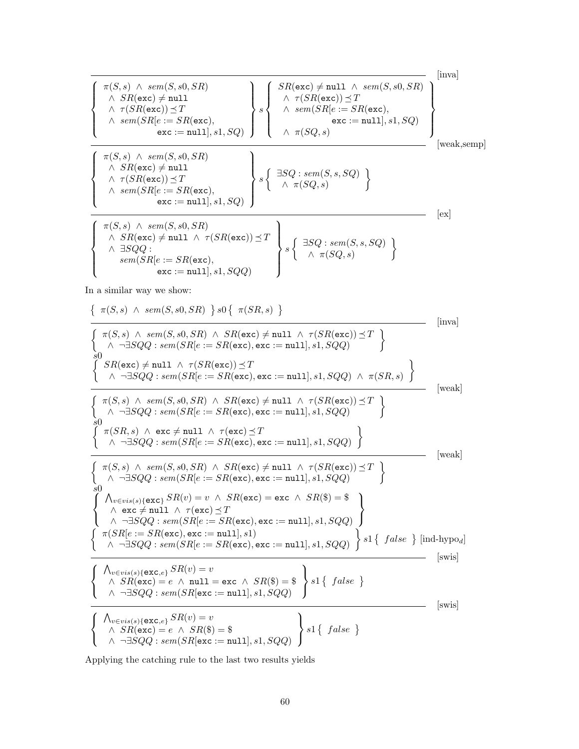$$\frac{}{\left\{\begin{array}{l}\pi(S,s) \ \wedge \ sem(S,s0,SR) \\ \quad \wedge \ SR(\texttt{exc}) \neq \texttt{null} \\ \quad \wedge \ \tau(SR(\texttt{exc})) \preceq T \\ \quad \wedge \ sem(SR[e := SR(\texttt{exc}), \\ \qquad\qquad \texttt{exc} := \texttt{null}], s1, SQ)\end{array}\right\} s \left\{\begin{array}{l} SR(\texttt{exc}) \neq \texttt{null} \ \wedge \ sem(S,s0,SR) \\ \quad \wedge \ \tau(SR(\texttt{exc})) \preceq T \\ \quad \wedge \ sem(SR[e := SR(\texttt{exc}), \\ \qquad\qquad \texttt{exc} := \texttt{null}], s1, SQ) \\ \quad \wedge \ \pi(SQ,s)\end{array}\right\}} \text{[inva]}$$

$$\frac{}{\left\{\begin{array}{l}\pi(S,s) \ \wedge \ sem(S,s0,SR) \\ \quad \wedge \ SR(\texttt{exc}) \neq \texttt{null} \\ \quad \wedge \ \tau(SR(\texttt{exc})) \preceq T \\ \quad \wedge \ sem(SR[e := SR(\texttt{exc}), \\ \qquad\qquad \texttt{exc} := \texttt{null}], s1, SQ)\end{array}\right\} s \left\{\begin{array}{l} \exists SQ : sem(S,s,SQ) \\ \quad \wedge \ \pi(SQ,s)\end{array}\right\}} \text{[weak,semp]}$$

$$\frac{}{\left\{\begin{array}{l}\pi(S,s) \ \wedge \ sem(S,s0,SR) \\ \quad \wedge \ SR(\texttt{exc}) \neq \texttt{null} \ \wedge \ \tau(SR(\texttt{exc})) \preceq T \\ \quad \wedge \ \exists SQQ : \\ \qquad sem(SR[e := SR(\texttt{exc}), \\ \qquad\qquad \texttt{exc} := \texttt{null}], s1, SQQ)\end{array}\right\} s \left\{\begin{array}{l} \exists SQ : sem(S,s,SQ) \\ \quad \wedge \ \pi(SQ,s)\end{array}\right\}} \text{[ex]}$$

In a similar way we show:

$$\left\{ \ \pi(S,s) \ \wedge \ sem(S,s0,SR) \ \right\} s0 \left\{ \ \pi(SR,s) \ \right\}$$

$$\frac{}{\begin{array}{l}\left\{\begin{array}{l}\pi(S,s) \ \wedge \ sem(S,s0,SR) \ \wedge \ SR(\texttt{exc}) \neq \texttt{null} \ \wedge \ \tau(SR(\texttt{exc})) \preceq T \\ \quad \wedge \ \neg\exists SQQ : sem(SR[e := SR(\texttt{exc}), \texttt{exc} := \texttt{null}], s1, SQQ)\end{array}\right\} \\ s0 \\ \left\{\begin{array}{l} SR(\texttt{exc}) \neq \texttt{null} \ \wedge \ \tau(SR(\texttt{exc})) \preceq T \\ \quad \wedge \ \neg\exists SQQ : sem(SR[e := SR(\texttt{exc}), \texttt{exc} := \texttt{null}], s1, SQQ) \ \wedge \ \pi(SR,s)\end{array}\right\}\end{array}} \text{[inva]}$$

$$\frac{}{\begin{array}{l}\left\{\begin{array}{l}\pi(S,s) \ \wedge \ sem(S,s0,SR) \ \wedge \ SR(\texttt{exc}) \neq \texttt{null} \ \wedge \ \tau(SR(\texttt{exc})) \preceq T \\ \quad \wedge \ \neg\exists SQQ : sem(SR[e := SR(\texttt{exc}), \texttt{exc} := \texttt{null}], s1, SQQ)\end{array}\right\} \\ s0 \\ \left\{\begin{array}{l} \pi(SR,s) \ \wedge \ \texttt{exc} \neq \texttt{null} \ \wedge \ \tau(\texttt{exc}) \preceq T \\ \quad \wedge \ \neg\exists SQQ : sem(SR[e := SR(\texttt{exc}), \texttt{exc} := \texttt{null}], s1, SQQ)\end{array}\right\}\end{array}} \text{[weak]}$$

$$\frac{}{\begin{array}{l}\left\{\begin{array}{l}\pi(S,s) \ \wedge \ sem(S,s0,SR) \ \wedge \ SR(\texttt{exc}) \neq \texttt{null} \ \wedge \ \tau(SR(\texttt{exc})) \preceq T \\ \quad \wedge \ \neg\exists SQQ : sem(SR[e := SR(\texttt{exc}), \texttt{exc} := \texttt{null}], s1, SQQ)\end{array}\right\} \\ s0 \\ \left\{\begin{array}{l} \bigwedge_{v \in vis(s) \setminus \{\texttt{exc}\}} SR(v) = v \ \wedge \ SR(\texttt{exc}) = \texttt{exc} \ \wedge \ SR(\$) = \$ \\ \quad \wedge \ \texttt{exc} \neq \texttt{null} \ \wedge \ \tau(\texttt{exc}) \preceq T \\ \quad \wedge \ \neg\exists SQQ : sem(SR[e := SR(\texttt{exc}), \texttt{exc} := \texttt{null}], s1, SQQ)\end{array}\right\}\end{array}} \text{[weak]}$$

$$\frac{\left\{\begin{array}{l}\pi(SR[e := SR(\texttt{exc}), \texttt{exc} := \texttt{null}], s1) \\ \quad \wedge \ \neg\exists SQQ : sem(SR[e := SR(\texttt{exc}), \texttt{exc} := \texttt{null}], s1, SQQ)\end{array}\right\} s1 \left\{ \ false \ \right\} \text{[ind-hypo}_d\text{]}}{\left\{\begin{array}{l}\bigwedge_{v \in vis(s) \setminus \{\texttt{exc}, e\}} SR(v) = v \\ \quad \wedge \ SR(\texttt{exc}) = e \ \wedge \ \texttt{null} = \texttt{exc} \ \wedge \ SR(\$) = \$ \\ \quad \wedge \ \neg\exists SQQ : sem(SR[\texttt{exc} := \texttt{null}], s1, SQQ)\end{array}\right\} s1 \left\{ \ false \ \right\}} \text{[swis]}$$

$$\frac{}{\left\{\begin{array}{l}\bigwedge_{v \in vis(s) \setminus \{\texttt{exc}, e\}} SR(v) = v \\ \quad \wedge \ SR(\texttt{exc}) = e \ \wedge \ SR(\$) = \$ \\ \quad \wedge \ \neg\exists SQQ : sem(SR[\texttt{exc} := \texttt{null}], s1, SQQ)\end{array}\right\} s1 \left\{ \ false \ \right\}} \text{[swis]}$$

Applying the catching rule to the last two results yields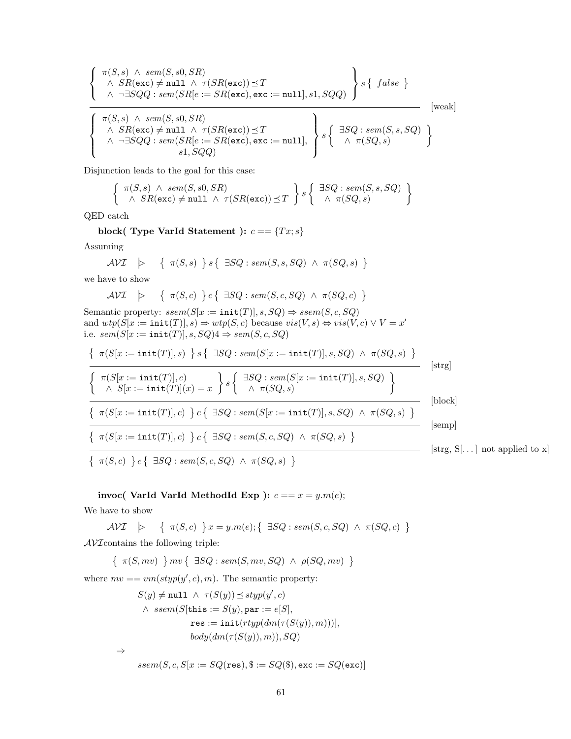$$\frac{\left\{\begin{array}{l}\pi(S,s) \ \wedge \ sem(S,s0,SR) \\ \quad \wedge \ SR(\texttt{exc}) \neq \texttt{null} \ \wedge \ \tau(SR(\texttt{exc})) \preceq T \\ \quad \wedge \ \neg\exists SQQ : sem(SR[e := SR(\texttt{exc}), \texttt{exc} := \texttt{null}], s1, SQQ)\end{array}\right\} s \left\{ \ false \ \right\}}{\left\{\begin{array}{l}\pi(S,s) \ \wedge \ sem(S,s0,SR) \\ \quad \wedge \ SR(\texttt{exc}) \neq \texttt{null} \ \wedge \ \tau(SR(\texttt{exc})) \preceq T \\ \quad \wedge \ \neg\exists SQQ : sem(SR[e := SR(\texttt{exc}), \texttt{exc} := \texttt{null}], \\ \qquad\qquad\qquad s1, SQQ)\end{array}\right\} s \left\{\begin{array}{l}\exists SQ : sem(S,s,SQ) \\ \quad \wedge \ \pi(SQ,s)\end{array}\right\}} \ \text{[weak]}$$

Disjunction leads to the goal for this case:

$$\left\{\begin{array}{l}\pi(S,s) \ \wedge \ sem(S,s0,SR) \\ \quad \wedge \ SR(\texttt{exc}) \neq \texttt{null} \ \wedge \ \tau(SR(\texttt{exc})) \preceq T\end{array}\right\} s \left\{\begin{array}{l}\exists SQ : sem(S,s,SQ) \\ \quad \wedge \ \pi(SQ,s)\end{array}\right\}$$

QED catch

**block( Type VarId Statement ):** $c == \{Tx; s\}$

Assuming

$$\mathcal{AVI} \quad \rhd \quad \left\{ \ \pi(S,s) \ \right\} s \left\{ \ \exists SQ : sem(S,s,SQ) \ \wedge \ \pi(SQ,s) \ \right\}$$

we have to show

$$\mathcal{AVI} \quad \rhd \quad \left\{ \ \pi(S,c) \ \right\} c \left\{ \ \exists SQ : sem(S,c,SQ) \ \wedge \ \pi(SQ,c) \ \right\}$$

Semantic property: $ssem(S[x := \texttt{init}(T)], s, SQ) \Rightarrow ssem(S,c,SQ)$
and $wtp(S[x := \texttt{init}(T)], s) \Rightarrow wtp(S,c)$ because $vis(V,s) \Leftrightarrow vis(V,c) \vee V = x'$
i.e. $sem(S[x := \texttt{init}(T)], s, SQ)4 \Rightarrow sem(S,c,SQ)$

$$\frac{\left\{ \ \pi(S[x := \texttt{init}(T)], s) \ \right\} s \left\{ \ \exists SQ : sem(S[x := \texttt{init}(T)], s, SQ) \ \wedge \ \pi(SQ,s) \ \right\}}{\left\{\begin{array}{l}\pi(S[x := \texttt{init}(T)], c) \\ \quad \wedge \ S[x := \texttt{init}(T)](x) = x\end{array}\right\} s \left\{\begin{array}{l}\exists SQ : sem(S[x := \texttt{init}(T)], s, SQ) \\ \quad \wedge \ \pi(SQ,s)\end{array}\right\}} \ \text{[strg]}$$

$$\frac{}{\left\{ \ \pi(S[x := \texttt{init}(T)], c) \ \right\} c \left\{ \ \exists SQ : sem(S[x := \texttt{init}(T)], s, SQ) \ \wedge \ \pi(SQ,s) \ \right\}} \ \text{[block]}$$

$$\frac{}{\left\{ \ \pi(S[x := \texttt{init}(T)], c) \ \right\} c \left\{ \ \exists SQ : sem(S,c,SQ) \ \wedge \ \pi(SQ,s) \ \right\}} \ \text{[semp]}$$

$$\frac{}{\left\{ \ \pi(S,c) \ \right\} c \left\{ \ \exists SQ : sem(S,c,SQ) \ \wedge \ \pi(SQ,s) \ \right\}} \ \text{[strg, S[...] not applied to x]}$$

**invoc( VarId VarId MethodId Exp ):** $c == x = y.m(e);$

We have to show

$$\mathcal{AVI} \quad \rhd \quad \left\{ \ \pi(S,c) \ \right\} x = y.m(e); \left\{ \ \exists SQ : sem(S,c,SQ) \ \wedge \ \pi(SQ,c) \ \right\}$$

$\mathcal{AVI}$contains the following triple:

$$\left\{ \ \pi(S,mv) \ \right\} mv \left\{ \ \exists SQ : sem(S,mv,SQ) \ \wedge \ \rho(SQ,mv) \ \right\}$$

where $mv == vm(styp(y',c),m)$. The semantic property:

$$\begin{array}{l}S(y) \neq \texttt{null} \ \wedge \ \tau(S(y)) \preceq styp(y',c) \\ \quad \wedge \ ssem(S[\texttt{this} := S(y), \texttt{par} := e[S], \\ \qquad\qquad \texttt{res} := \texttt{init}(rtyp(dm(\tau(S(y)),m)))], \\ \qquad\qquad body(dm(\tau(S(y)),m)), SQ) \\ \Rightarrow \\ \quad ssem(S,c,S[x := SQ(\texttt{res}), \$ := SQ(\$), \texttt{exc} := SQ(\texttt{exc})]\end{array}$$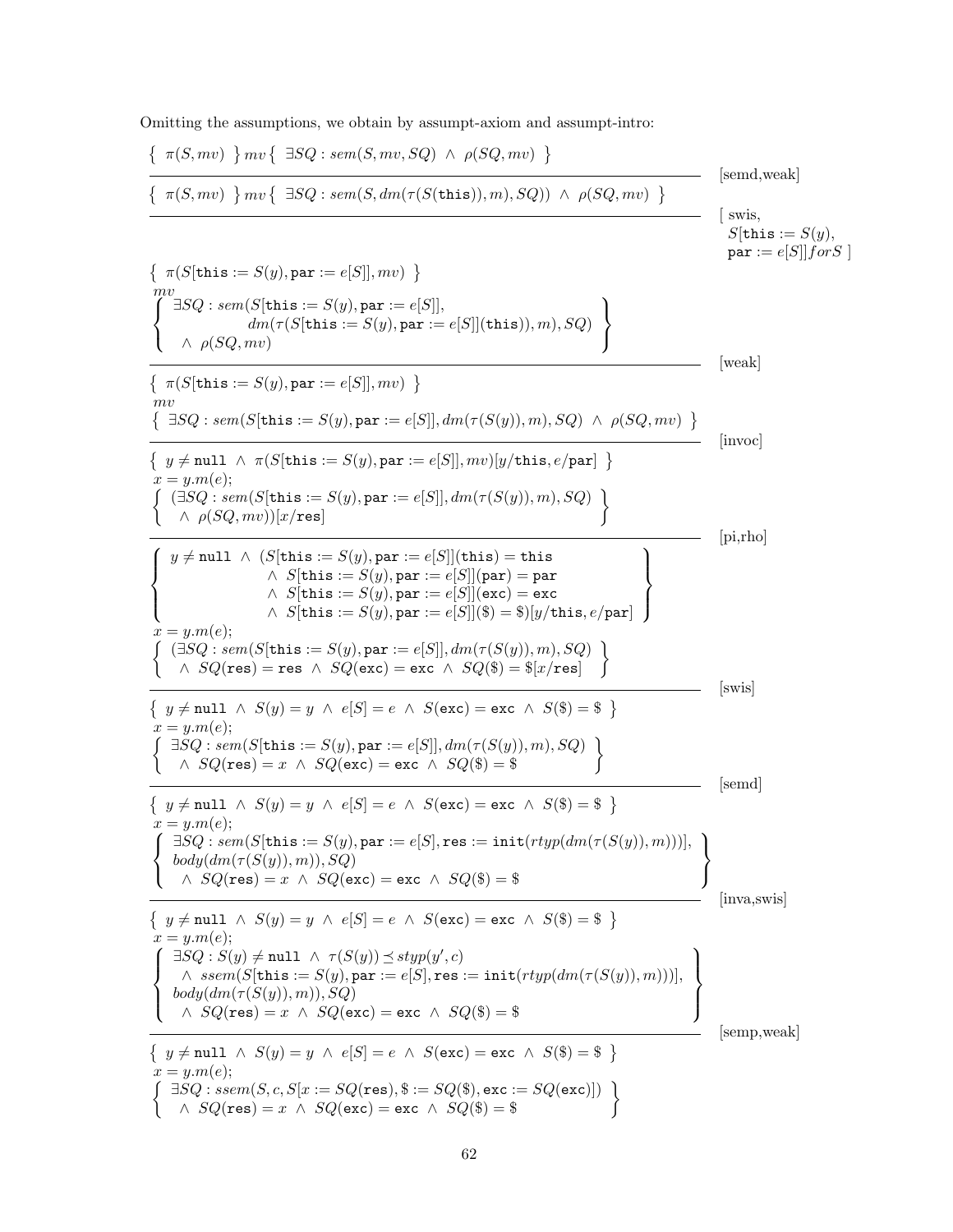Omitting the assumptions, we obtain by assumpt-axiom and assumpt-intro:

$$\{\ \pi(S, mv)\ \}\, mv\, \{\ \exists SQ : sem(S, mv, SQ)\ \wedge\ \rho(SQ, mv)\ \}$$

[semd,weak]

$$\{\ \pi(S, mv)\ \}\, mv\, \{\ \exists SQ : sem(S, dm(\tau(S(\mathtt{this})), m), SQ))\ \wedge\ \rho(SQ, mv)\ \}$$

[ swis, $S[\mathtt{this} := S(y),\ \mathtt{par} := e[S]] for S$ ]

$$\{\ \pi(S[\mathtt{this} := S(y), \mathtt{par} := e[S]], mv)\ \}$$
$$mv$$
$$\left\{\begin{array}{l} \exists SQ : sem(S[\mathtt{this} := S(y), \mathtt{par} := e[S]], \\ \qquad dm(\tau(S[\mathtt{this} := S(y), \mathtt{par} := e[S]](\mathtt{this})), m), SQ) \\ \wedge\ \rho(SQ, mv) \end{array}\right\}$$

[weak]

$$\{\ \pi(S[\mathtt{this} := S(y), \mathtt{par} := e[S]], mv)\ \}$$
$$mv$$
$$\{\ \exists SQ : sem(S[\mathtt{this} := S(y), \mathtt{par} := e[S]], dm(\tau(S(y)), m), SQ)\ \wedge\ \rho(SQ, mv)\ \}$$

[invoc]

$$\{\ y \neq \mathtt{null}\ \wedge\ \pi(S[\mathtt{this} := S(y), \mathtt{par} := e[S]], mv)[y/\mathtt{this}, e/\mathtt{par}]\ \}$$
$$x = y.m(e);$$
$$\left\{\begin{array}{l} (\exists SQ : sem(S[\mathtt{this} := S(y), \mathtt{par} := e[S]], dm(\tau(S(y)), m), SQ) \\ \wedge\ \rho(SQ, mv))[x/\mathtt{res}] \end{array}\right\}$$

[pi,rho]

$$\left\{\begin{array}{l} y \neq \mathtt{null}\ \wedge\ (S[\mathtt{this} := S(y), \mathtt{par} := e[S]](\mathtt{this}) = \mathtt{this} \\ \qquad \wedge\ S[\mathtt{this} := S(y), \mathtt{par} := e[S]](\mathtt{par}) = \mathtt{par} \\ \qquad \wedge\ S[\mathtt{this} := S(y), \mathtt{par} := e[S]](\mathtt{exc}) = \mathtt{exc} \\ \qquad \wedge\ S[\mathtt{this} := S(y), \mathtt{par} := e[S]](\$) = \$)[y/\mathtt{this}, e/\mathtt{par}] \end{array}\right\}$$
$$x = y.m(e);$$
$$\left\{\begin{array}{l} (\exists SQ : sem(S[\mathtt{this} := S(y), \mathtt{par} := e[S]], dm(\tau(S(y)), m), SQ) \\ \wedge\ SQ(\mathtt{res}) = \mathtt{res}\ \wedge\ SQ(\mathtt{exc}) = \mathtt{exc}\ \wedge\ SQ(\$) = \$[x/\mathtt{res}] \end{array}\right\}$$

[swis]

$$\{\ y \neq \mathtt{null}\ \wedge\ S(y) = y\ \wedge\ e[S] = e\ \wedge\ S(\mathtt{exc}) = \mathtt{exc}\ \wedge\ S(\$) = \$\ \}$$
$$x = y.m(e);$$
$$\left\{\begin{array}{l} \exists SQ : sem(S[\mathtt{this} := S(y), \mathtt{par} := e[S]], dm(\tau(S(y)), m), SQ) \\ \wedge\ SQ(\mathtt{res}) = x\ \wedge\ SQ(\mathtt{exc}) = \mathtt{exc}\ \wedge\ SQ(\$) = \$ \end{array}\right\}$$

[semd]

$$\{\ y \neq \mathtt{null}\ \wedge\ S(y) = y\ \wedge\ e[S] = e\ \wedge\ S(\mathtt{exc}) = \mathtt{exc}\ \wedge\ S(\$) = \$\ \}$$
$$x = y.m(e);$$
$$\left\{\begin{array}{l} \exists SQ : sem(S[\mathtt{this} := S(y), \mathtt{par} := e[S], \mathtt{res} := \mathtt{init}(rtyp(dm(\tau(S(y)), m)))], \\ body(dm(\tau(S(y)), m)), SQ) \\ \wedge\ SQ(\mathtt{res}) = x\ \wedge\ SQ(\mathtt{exc}) = \mathtt{exc}\ \wedge\ SQ(\$) = \$ \end{array}\right\}$$

[inva,swis]

$$\{\ y \neq \mathtt{null}\ \wedge\ S(y) = y\ \wedge\ e[S] = e\ \wedge\ S(\mathtt{exc}) = \mathtt{exc}\ \wedge\ S(\$) = \$\ \}$$
$$x = y.m(e);$$
$$\left\{\begin{array}{l} \exists SQ : S(y) \neq \mathtt{null}\ \wedge\ \tau(S(y)) \preceq styp(y', c) \\ \wedge\ ssem(S[\mathtt{this} := S(y), \mathtt{par} := e[S], \mathtt{res} := \mathtt{init}(rtyp(dm(\tau(S(y)), m)))], \\ body(dm(\tau(S(y)), m)), SQ) \\ \wedge\ SQ(\mathtt{res}) = x\ \wedge\ SQ(\mathtt{exc}) = \mathtt{exc}\ \wedge\ SQ(\$) = \$ \end{array}\right\}$$

[semp,weak]

$$\{\ y \neq \mathtt{null}\ \wedge\ S(y) = y\ \wedge\ e[S] = e\ \wedge\ S(\mathtt{exc}) = \mathtt{exc}\ \wedge\ S(\$) = \$\ \}$$
$$x = y.m(e);$$
$$\left\{\begin{array}{l} \exists SQ : ssem(S, c, S[x := SQ(\mathtt{res}), \$ := SQ(\$), \mathtt{exc} := SQ(\mathtt{exc})]) \\ \wedge\ SQ(\mathtt{res}) = x\ \wedge\ SQ(\mathtt{exc}) = \mathtt{exc}\ \wedge\ SQ(\$) = \$ \end{array}\right\}$$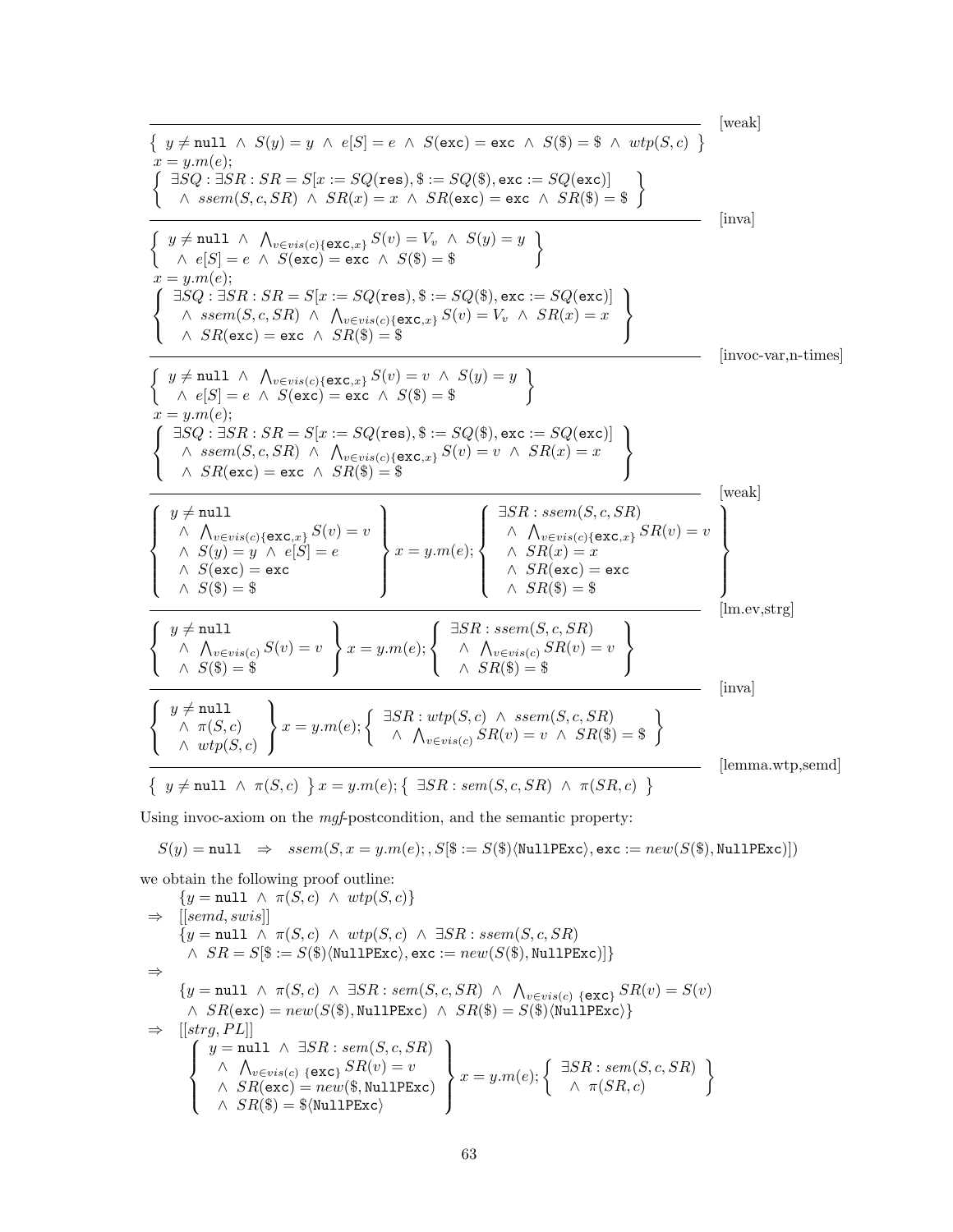$$\frac{}{\left\{ \begin{array}{l} y \neq \texttt{null} \ \wedge \ S(y) = y \ \wedge \ e[S] = e \ \wedge \ S(\texttt{exc}) = \texttt{exc} \ \wedge \ S(\$) = \$ \ \wedge \ wtp(S,c) \end{array} \right\} \\ x = y.m(e); \\ \left\{ \begin{array}{l} \exists SQ : \exists SR : SR = S[x := SQ(\texttt{res}), \$ := SQ(\$), \texttt{exc} := SQ(\texttt{exc})] \\ \ \wedge \ ssem(S,c,SR) \ \wedge \ SR(x) = x \ \wedge \ SR(\texttt{exc}) = \texttt{exc} \ \wedge \ SR(\$) = \$ \end{array} \right\}} \text{[weak]}$$

$$\frac{}{\left\{ \begin{array}{l} y \neq \texttt{null} \ \wedge \ \bigwedge_{v \in vis(c)\{\texttt{exc},x\}} S(v) = V_v \ \wedge \ S(y) = y \\ \ \wedge \ e[S] = e \ \wedge \ S(\texttt{exc}) = \texttt{exc} \ \wedge \ S(\$) = \$ \end{array} \right\} \\ x = y.m(e); \\ \left\{ \begin{array}{l} \exists SQ : \exists SR : SR = S[x := SQ(\texttt{res}), \$ := SQ(\$), \texttt{exc} := SQ(\texttt{exc})] \\ \ \wedge \ ssem(S,c,SR) \ \wedge \ \bigwedge_{v \in vis(c)\{\texttt{exc},x\}} S(v) = V_v \ \wedge \ SR(x) = x \\ \ \wedge \ SR(\texttt{exc}) = \texttt{exc} \ \wedge \ SR(\$) = \$ \end{array} \right\}} \text{[inva]}$$

$$\frac{}{\left\{ \begin{array}{l} y \neq \texttt{null} \ \wedge \ \bigwedge_{v \in vis(c)\{\texttt{exc},x\}} S(v) = v \ \wedge \ S(y) = y \\ \ \wedge \ e[S] = e \ \wedge \ S(\texttt{exc}) = \texttt{exc} \ \wedge \ S(\$) = \$ \end{array} \right\} \\ x = y.m(e); \\ \left\{ \begin{array}{l} \exists SQ : \exists SR : SR = S[x := SQ(\texttt{res}), \$ := SQ(\$), \texttt{exc} := SQ(\texttt{exc})] \\ \ \wedge \ ssem(S,c,SR) \ \wedge \ \bigwedge_{v \in vis(c)\{\texttt{exc},x\}} S(v) = v \ \wedge \ SR(x) = x \\ \ \wedge \ SR(\texttt{exc}) = \texttt{exc} \ \wedge \ SR(\$) = \$ \end{array} \right\}} \text{[invoc-var,n-times]}$$

$$\frac{}{\left\{ \begin{array}{l} y \neq \texttt{null} \\ \ \wedge \ \bigwedge_{v \in vis(c)\{\texttt{exc},x\}} S(v) = v \\ \ \wedge \ S(y) = y \ \wedge \ e[S] = e \\ \ \wedge \ S(\texttt{exc}) = \texttt{exc} \\ \ \wedge \ S(\$) = \$ \end{array} \right\} x = y.m(e); \left\{ \begin{array}{l} \exists SR : ssem(S,c,SR) \\ \ \wedge \ \bigwedge_{v \in vis(c)\{\texttt{exc},x\}} SR(v) = v \\ \ \wedge \ SR(x) = x \\ \ \wedge \ SR(\texttt{exc}) = \texttt{exc} \\ \ \wedge \ SR(\$) = \$ \end{array} \right\}} \text{[weak]}$$

$$\frac{}{\left\{ \begin{array}{l} y \neq \texttt{null} \\ \ \wedge \ \bigwedge_{v \in vis(c)} S(v) = v \\ \ \wedge \ S(\$) = \$ \end{array} \right\} x = y.m(e); \left\{ \begin{array}{l} \exists SR : ssem(S,c,SR) \\ \ \wedge \ \bigwedge_{v \in vis(c)} SR(v) = v \\ \ \wedge \ SR(\$) = \$ \end{array} \right\}} \text{[lm.ev,strg]}$$

$$\frac{}{\left\{ \begin{array}{l} y \neq \texttt{null} \\ \ \wedge \ \pi(S,c) \\ \ \wedge \ wtp(S,c) \end{array} \right\} x = y.m(e); \left\{ \begin{array}{l} \exists SR : wtp(S,c) \ \wedge \ ssem(S,c,SR) \\ \ \wedge \ \bigwedge_{v \in vis(c)} SR(v) = v \ \wedge \ SR(\$) = \$ \end{array} \right\}} \text{[inva]}$$

$$\frac{}{\left\{ \ y \neq \texttt{null} \ \wedge \ \pi(S,c) \ \right\} x = y.m(e); \left\{ \ \exists SR : sem(S,c,SR) \ \wedge \ \pi(SR,c) \ \right\}} \text{[lemma.wtp,semd]}$$

Using invoc-axiom on the *mgf*-postcondition, and the semantic property:

$$S(y) = \texttt{null} \ \Rightarrow \ ssem(S, x = y.m(e);, S[\$ := S(\$)\langle\texttt{NullPExc}\rangle, \texttt{exc} := new(S(\$), \texttt{NullPExc})])$$

we obtain the following proof outline:

$$\begin{array}{ll}
& \{y = \texttt{null} \ \wedge \ \pi(S,c) \ \wedge \ wtp(S,c)\} \\
\Rightarrow & [[semd, swis]] \\
& \{y = \texttt{null} \ \wedge \ \pi(S,c) \ \wedge \ wtp(S,c) \ \wedge \ \exists SR : ssem(S,c,SR) \\
& \ \wedge \ SR = S[\$ := S(\$)\langle\texttt{NullPExc}\rangle, \texttt{exc} := new(S(\$), \texttt{NullPExc})]\} \\
\Rightarrow & \\
& \{y = \texttt{null} \ \wedge \ \pi(S,c) \ \wedge \ \exists SR : sem(S,c,SR) \ \wedge \ \bigwedge_{v \in vis(c)\ \{\texttt{exc}\}} SR(v) = S(v) \\
& \ \wedge \ SR(\texttt{exc}) = new(S(\$), \texttt{NullPExc}) \ \wedge \ SR(\$) = S(\$)\langle\texttt{NullPExc}\rangle\} \\
\Rightarrow & [[strg, PL]] \\
& \left\{ \begin{array}{l} y = \texttt{null} \ \wedge \ \exists SR : sem(S,c,SR) \\ \ \wedge \ \bigwedge_{v \in vis(c)\ \{\texttt{exc}\}} SR(v) = v \\ \ \wedge \ SR(\texttt{exc}) = new(\$, \texttt{NullPExc}) \\ \ \wedge \ SR(\$) = \$\langle\texttt{NullPExc}\rangle \end{array} \right\} x = y.m(e); \left\{ \begin{array}{l} \exists SR : sem(S,c,SR) \\ \ \wedge \ \pi(SR,c) \end{array} \right\}
\end{array}$$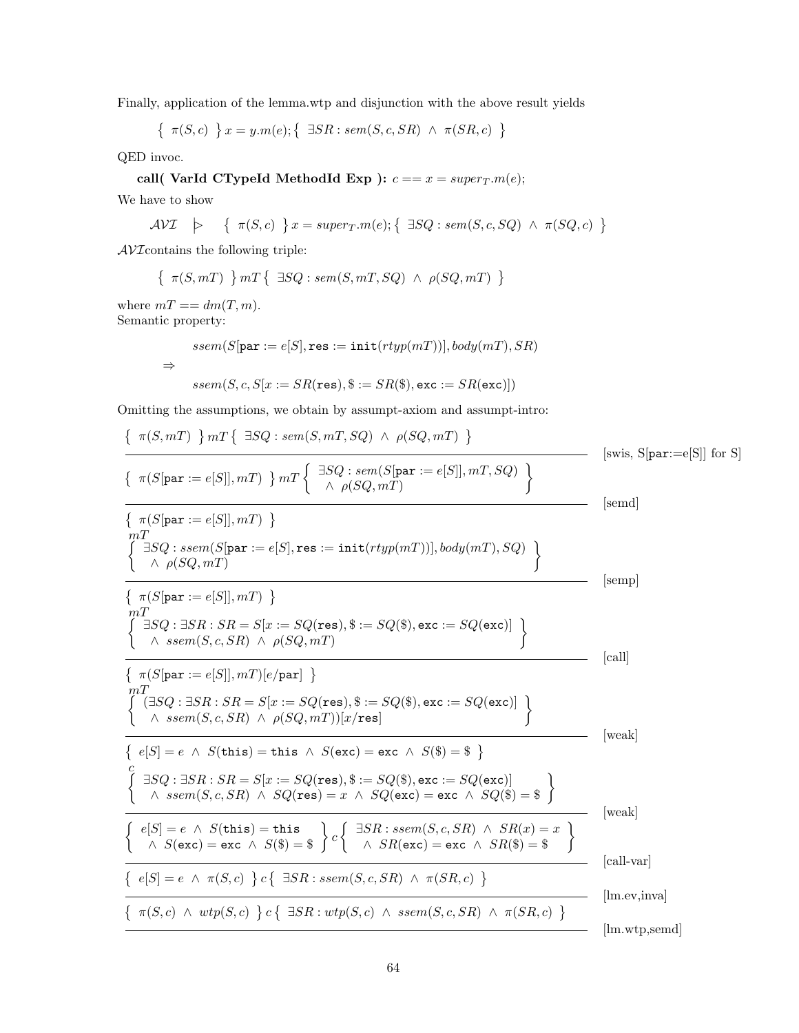Finally, application of the lemma.wtp and disjunction with the above result yields

$$\{\ \pi(S,c)\ \}\, x = y.m(e);\{\ \exists SR : sem(S,c,SR)\ \wedge\ \pi(SR,c)\ \}$$

QED invoc.

**call( VarId CTypeId MethodId Exp ):** $c == x = super_T.m(e);$

We have to show

$$\mathcal{AVI} \quad |\!\!> \quad \{\ \pi(S,c)\ \}\, x = super_T.m(e);\{\ \exists SQ : sem(S,c,SQ)\ \wedge\ \pi(SQ,c)\ \}$$

$\mathcal{AVI}$contains the following triple:

$$\{\ \pi(S,mT)\ \}\, mT\, \{\ \exists SQ : sem(S,mT,SQ)\ \wedge\ \rho(SQ,mT)\ \}$$

where $mT == dm(T,m)$.
Semantic property:

$$ssem(S[\texttt{par} := e[S], \texttt{res} := \texttt{init}(rtyp(mT))], body(mT), SR)$$

$$\Rightarrow$$

$$ssem(S,c,S[x := SR(\texttt{res}), \$ := SR(\$), \texttt{exc} := SR(\texttt{exc})])$$

Omitting the assumptions, we obtain by assumpt-axiom and assumpt-intro:

$$\{\ \pi(S,mT)\ \}\, mT\, \{\ \exists SQ : sem(S,mT,SQ)\ \wedge\ \rho(SQ,mT)\ \}$$

[swis, S[par:=e[S]] for S]

$$\{\ \pi(S[\texttt{par} := e[S]],mT)\ \}\, mT \left\{ \begin{array}{l} \exists SQ : sem(S[\texttt{par} := e[S]],mT,SQ) \\ \wedge\ \rho(SQ,mT) \end{array} \right\}$$

[semd]

$$\{\ \pi(S[\texttt{par} := e[S]],mT)\ \}$$
$$mT$$
$$\left\{ \begin{array}{l} \exists SQ : ssem(S[\texttt{par} := e[S], \texttt{res} := \texttt{init}(rtyp(mT))], body(mT), SQ) \\ \wedge\ \rho(SQ,mT) \end{array} \right\}$$

[semp]

$$\{\ \pi(S[\texttt{par} := e[S]],mT)\ \}$$
$$mT$$
$$\left\{ \begin{array}{l} \exists SQ : \exists SR : SR = S[x := SQ(\texttt{res}), \$ := SQ(\$), \texttt{exc} := SQ(\texttt{exc})] \\ \wedge\ ssem(S,c,SR)\ \wedge\ \rho(SQ,mT) \end{array} \right\}$$

[call]

$$\{\ \pi(S[\texttt{par} := e[S]],mT)[e/\texttt{par}]\ \}$$
$$mT$$
$$\left\{ \begin{array}{l} (\exists SQ : \exists SR : SR = S[x := SQ(\texttt{res}), \$ := SQ(\$), \texttt{exc} := SQ(\texttt{exc})] \\ \wedge\ ssem(S,c,SR)\ \wedge\ \rho(SQ,mT))[x/\texttt{res}] \end{array} \right\}$$

[weak]

$$\{\ e[S] = e\ \wedge\ S(\texttt{this}) = \texttt{this}\ \wedge\ S(\texttt{exc}) = \texttt{exc}\ \wedge\ S(\$) = \$\ \}$$
$$c$$
$$\left\{ \begin{array}{l} \exists SQ : \exists SR : SR = S[x := SQ(\texttt{res}), \$ := SQ(\$), \texttt{exc} := SQ(\texttt{exc})] \\ \wedge\ ssem(S,c,SR)\ \wedge\ SQ(\texttt{res}) = x\ \wedge\ SQ(\texttt{exc}) = \texttt{exc}\ \wedge\ SQ(\$) = \$ \end{array} \right\}$$

[weak]

$$\left\{ \begin{array}{l} e[S] = e\ \wedge\ S(\texttt{this}) = \texttt{this} \\ \wedge\ S(\texttt{exc}) = \texttt{exc}\ \wedge\ S(\$) = \$ \end{array} \right\} c \left\{ \begin{array}{l} \exists SR : ssem(S,c,SR)\ \wedge\ SR(x) = x \\ \wedge\ SR(\texttt{exc}) = \texttt{exc}\ \wedge\ SR(\$) = \$ \end{array} \right\}$$

[call-var]

$$\{\ e[S] = e\ \wedge\ \pi(S,c)\ \}\, c\, \{\ \exists SR : ssem(S,c,SR)\ \wedge\ \pi(SR,c)\ \}$$

[lm.ev,inva]

$$\{\ \pi(S,c)\ \wedge\ wtp(S,c)\ \}\, c\, \{\ \exists SR : wtp(S,c)\ \wedge\ ssem(S,c,SR)\ \wedge\ \pi(SR,c)\ \}$$

[lm.wtp,semd]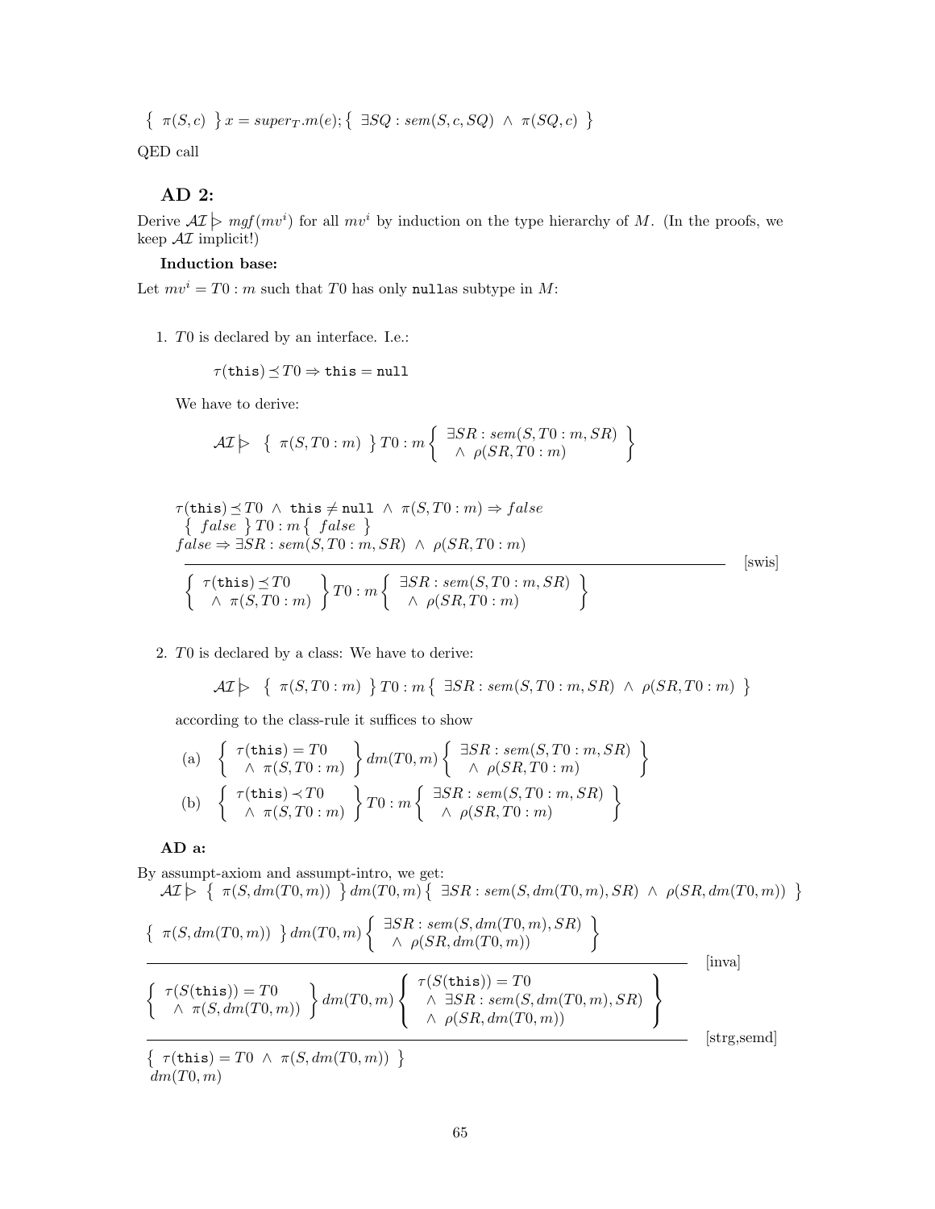$$\{\ \pi(S,c)\ \}\, x = super_T.m(e);\, \{\ \exists SQ : sem(S,c,SQ)\ \wedge\ \pi(SQ,c)\ \}$$

QED call

## AD 2:

Derive $\mathcal{AI} \,|\!\!\triangleright\, mgf(mv^i)$ for all $mv^i$ by induction on the type hierarchy of $M$. (In the proofs, we keep $\mathcal{AI}$ implicit!)

**Induction base:**

Let $mv^i = T0 : m$ such that $T0$ has only `null`as subtype in $M$:

1. $T0$ is declared by an interface. I.e.:

   $$\tau(\texttt{this}) \preceq T0 \Rightarrow \texttt{this} = \texttt{null}$$

   We have to derive:

   $$\mathcal{AI} \,|\!\!\triangleright\, \{\ \pi(S, T0:m)\ \}\, T0:m \left\{ \begin{array}{l} \exists SR : sem(S, T0:m, SR) \\ \ \wedge\ \rho(SR, T0:m) \end{array} \right\}$$

   $$\frac{\begin{array}{l} \tau(\texttt{this}) \preceq T0\ \wedge\ \texttt{this} \neq \texttt{null}\ \wedge\ \pi(S, T0:m) \Rightarrow false \\ \{\ false\ \}\, T0:m\, \{\ false\ \} \\ false \Rightarrow \exists SR : sem(S, T0:m, SR)\ \wedge\ \rho(SR, T0:m) \end{array}}{\left\{ \begin{array}{l} \tau(\texttt{this}) \preceq T0 \\ \ \wedge\ \pi(S, T0:m) \end{array} \right\} T0:m \left\{ \begin{array}{l} \exists SR : sem(S, T0:m, SR) \\ \ \wedge\ \rho(SR, T0:m) \end{array} \right\}} \text{[swis]}$$

2. $T0$ is declared by a class: We have to derive:

   $$\mathcal{AI} \,|\!\!\triangleright\, \{\ \pi(S, T0:m)\ \}\, T0:m\, \{\ \exists SR : sem(S, T0:m, SR)\ \wedge\ \rho(SR, T0:m)\ \}$$

   according to the class-rule it suffices to show

   (a) $\left\{ \begin{array}{l} \tau(\texttt{this}) = T0 \\ \ \wedge\ \pi(S, T0:m) \end{array} \right\} dm(T0,m) \left\{ \begin{array}{l} \exists SR : sem(S, T0:m, SR) \\ \ \wedge\ \rho(SR, T0:m) \end{array} \right\}$

   (b) $\left\{ \begin{array}{l} \tau(\texttt{this}) \prec T0 \\ \ \wedge\ \pi(S, T0:m) \end{array} \right\} T0:m \left\{ \begin{array}{l} \exists SR : sem(S, T0:m, SR) \\ \ \wedge\ \rho(SR, T0:m) \end{array} \right\}$

**AD a:**

By assumpt-axiom and assumpt-intro, we get:

$$\mathcal{AI} \,|\!\!\triangleright\, \{\ \pi(S, dm(T0,m))\ \}\, dm(T0,m)\, \{\ \exists SR : sem(S, dm(T0,m), SR)\ \wedge\ \rho(SR, dm(T0,m))\ \}$$

$$\frac{\dfrac{\{\ \pi(S, dm(T0,m))\ \}\, dm(T0,m) \left\{ \begin{array}{l} \exists SR : sem(S, dm(T0,m), SR) \\ \ \wedge\ \rho(SR, dm(T0,m)) \end{array} \right\}}{\left\{ \begin{array}{l} \tau(S(\texttt{this})) = T0 \\ \ \wedge\ \pi(S, dm(T0,m)) \end{array} \right\} dm(T0,m) \left\{ \begin{array}{l} \tau(S(\texttt{this})) = T0 \\ \ \wedge\ \exists SR : sem(S, dm(T0,m), SR) \\ \ \wedge\ \rho(SR, dm(T0,m)) \end{array} \right\}} \text{[inva]}}{\begin{array}{l} \{\ \tau(\texttt{this}) = T0\ \wedge\ \pi(S, dm(T0,m))\ \} \\ dm(T0,m) \end{array}} \text{[strg,semd]}$$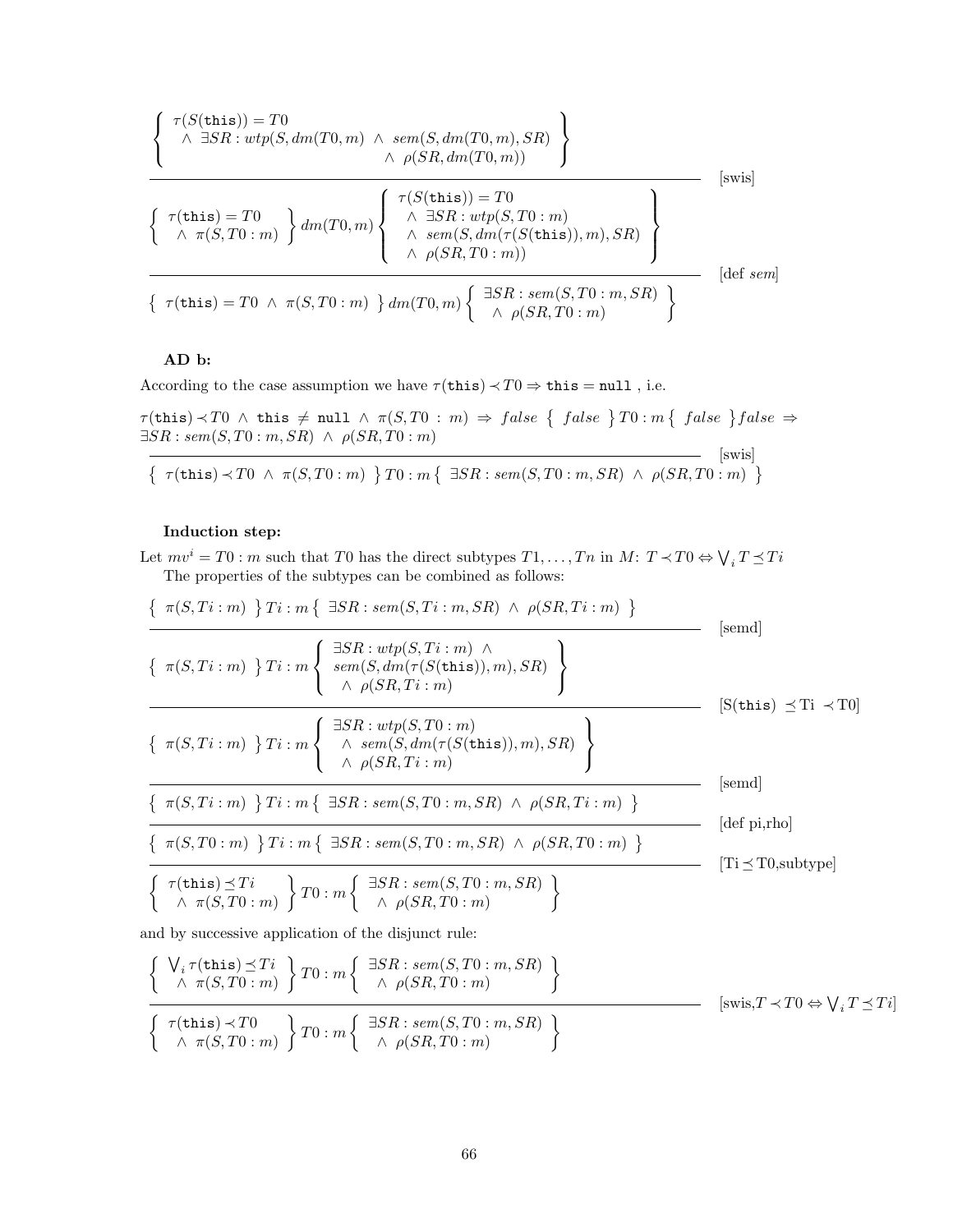$$\frac{\dfrac{\left\{\begin{array}{l}\tau(S(\texttt{this})) = T0 \\ \quad\wedge\ \exists SR : wtp(S, dm(T0,m) \ \wedge\ sem(S, dm(T0,m), SR) \\ \qquad\qquad\qquad\qquad\qquad\qquad \wedge\ \rho(SR, dm(T0,m))\end{array}\right\}}{\left\{\begin{array}{l}\tau(\texttt{this}) = T0 \\ \quad\wedge\ \pi(S, T0:m)\end{array}\right\} dm(T0,m) \left\{\begin{array}{l}\tau(S(\texttt{this})) = T0 \\ \quad\wedge\ \exists SR : wtp(S, T0:m) \\ \quad\wedge\ sem(S, dm(\tau(S(\texttt{this})), m), SR) \\ \quad\wedge\ \rho(SR, T0:m))\end{array}\right\}} \text{[swis]}}{\left\{\ \tau(\texttt{this}) = T0 \ \wedge\ \pi(S, T0:m)\ \right\} dm(T0,m) \left\{\begin{array}{l}\exists SR : sem(S, T0:m, SR) \\ \quad\wedge\ \rho(SR, T0:m)\end{array}\right\}} \text{[def } sem\text{]}$$

**AD b:**

According to the case assumption we have $\tau(\texttt{this}) \prec T0 \Rightarrow \texttt{this} = \texttt{null}$ , i.e.

$$\frac{\tau(\texttt{this}) \prec T0 \ \wedge\ \texttt{this} \neq \texttt{null} \ \wedge\ \pi(S, T0:m) \ \Rightarrow\ false \ \left\{\ false\ \right\} T0:m \left\{\ false\ \right\} false \ \Rightarrow\ \exists SR : sem(S, T0:m, SR) \ \wedge\ \rho(SR, T0:m)}{\left\{\ \tau(\texttt{this}) \prec T0 \ \wedge\ \pi(S, T0:m)\ \right\} T0:m \left\{\ \exists SR : sem(S, T0:m, SR) \ \wedge\ \rho(SR, T0:m)\ \right\}} \text{[swis]}$$

**Induction step:**

Let $mv^i = T0:m$ such that $T0$ has the direct subtypes $T1, \ldots, Tn$ in $M$: $T \prec T0 \Leftrightarrow \bigvee_i T \preceq Ti$

The properties of the subtypes can be combined as follows:

$$\left\{\ \pi(S, Ti:m)\ \right\} Ti:m \left\{\ \exists SR : sem(S, Ti:m, SR) \ \wedge\ \rho(SR, Ti:m)\ \right\}$$

$$\overline{\left\{\ \pi(S, Ti:m)\ \right\} Ti:m \left\{\begin{array}{l}\exists SR : wtp(S, Ti:m) \ \wedge \\ sem(S, dm(\tau(S(\texttt{this})), m), SR) \\ \quad\wedge\ \rho(SR, Ti:m)\end{array}\right\}} \quad \text{[semd]}$$

$$\overline{\left\{\ \pi(S, Ti:m)\ \right\} Ti:m \left\{\begin{array}{l}\exists SR : wtp(S, T0:m) \\ \quad\wedge\ sem(S, dm(\tau(S(\texttt{this})), m), SR) \\ \quad\wedge\ \rho(SR, Ti:m)\end{array}\right\}} \quad \text{[S(}\texttt{this}\text{)} \preceq \text{Ti} \prec \text{T0]}$$

$$\overline{\left\{\ \pi(S, Ti:m)\ \right\} Ti:m \left\{\ \exists SR : sem(S, T0:m, SR) \ \wedge\ \rho(SR, Ti:m)\ \right\}} \quad \text{[semd]}$$

$$\overline{\left\{\ \pi(S, T0:m)\ \right\} Ti:m \left\{\ \exists SR : sem(S, T0:m, SR) \ \wedge\ \rho(SR, T0:m)\ \right\}} \quad \text{[def pi,rho]}$$

$$\overline{\left\{\begin{array}{l}\tau(\texttt{this}) \preceq Ti \\ \quad\wedge\ \pi(S, T0:m)\end{array}\right\} T0:m \left\{\begin{array}{l}\exists SR : sem(S, T0:m, SR) \\ \quad\wedge\ \rho(SR, T0:m)\end{array}\right\}} \quad \text{[Ti} \preceq \text{T0,subtype]}$$

and by successive application of the disjunct rule:

$$\frac{\left\{\begin{array}{l}\bigvee_i \tau(\texttt{this}) \preceq Ti \\ \quad\wedge\ \pi(S, T0:m)\end{array}\right\} T0:m \left\{\begin{array}{l}\exists SR : sem(S, T0:m, SR) \\ \quad\wedge\ \rho(SR, T0:m)\end{array}\right\}}{\left\{\begin{array}{l}\tau(\texttt{this}) \prec T0 \\ \quad\wedge\ \pi(S, T0:m)\end{array}\right\} T0:m \left\{\begin{array}{l}\exists SR : sem(S, T0:m, SR) \\ \quad\wedge\ \rho(SR, T0:m)\end{array}\right\}} \quad [\text{swis}, T \prec T0 \Leftrightarrow \textstyle\bigvee_i T \preceq Ti]$$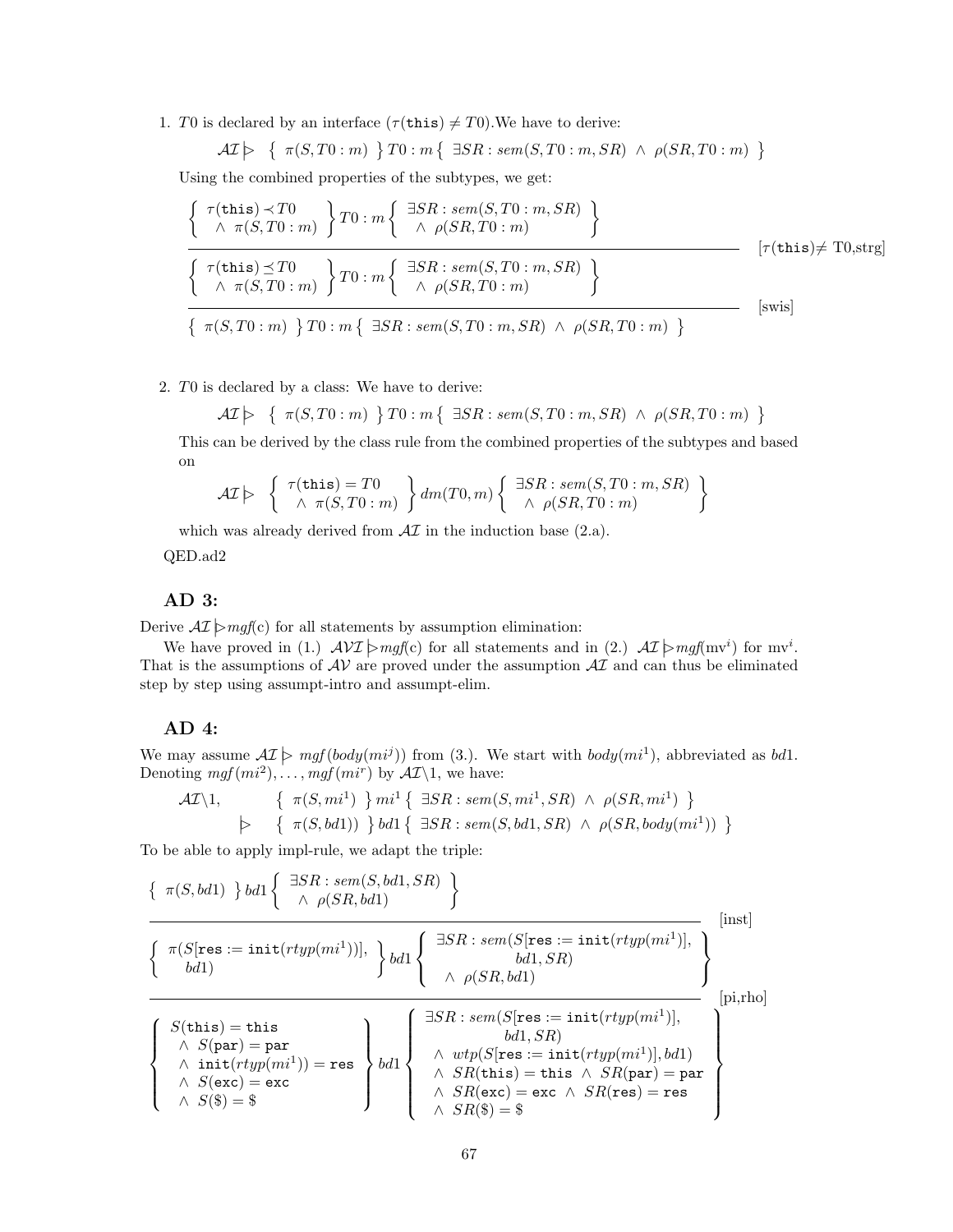1. $T0$ is declared by an interface ($\tau(\texttt{this}) \neq T0$). We have to derive:

   $$\mathcal{AI} \rhd \;\; \{\ \pi(S, T0:m)\ \}\, T0:m\, \{\ \exists SR : sem(S, T0:m, SR) \ \wedge\ \rho(SR, T0:m)\ \}$$

   Using the combined properties of the subtypes, we get:

   $$\dfrac{\dfrac{\left\{\begin{array}{l}\tau(\texttt{this}) \prec T0 \\ \ \wedge\ \pi(S, T0:m)\end{array}\right\} T0:m \left\{\begin{array}{l}\exists SR : sem(S, T0:m, SR) \\ \ \wedge\ \rho(SR, T0:m)\end{array}\right\}}{\left\{\begin{array}{l}\tau(\texttt{this}) \preceq T0 \\ \ \wedge\ \pi(S, T0:m)\end{array}\right\} T0:m \left\{\begin{array}{l}\exists SR : sem(S, T0:m, SR) \\ \ \wedge\ \rho(SR, T0:m)\end{array}\right\}}\ [\tau(\texttt{this}) \neq \text{T0,strg}]}{\{\ \pi(S, T0:m)\ \}\, T0:m\, \{\ \exists SR : sem(S, T0:m, SR) \ \wedge\ \rho(SR, T0:m)\ \}}\ [\text{swis}]$$

2. $T0$ is declared by a class: We have to derive:

   $$\mathcal{AI} \rhd \;\; \{\ \pi(S, T0:m)\ \}\, T0:m\, \{\ \exists SR : sem(S, T0:m, SR) \ \wedge\ \rho(SR, T0:m)\ \}$$

   This can be derived by the class rule from the combined properties of the subtypes and based on

   $$\mathcal{AI} \rhd \;\; \left\{\begin{array}{l}\tau(\texttt{this}) = T0 \\ \ \wedge\ \pi(S, T0:m)\end{array}\right\} dm(T0, m) \left\{\begin{array}{l}\exists SR : sem(S, T0:m, SR) \\ \ \wedge\ \rho(SR, T0:m)\end{array}\right\}$$

   which was already derived from $\mathcal{AI}$ in the induction base (2.a).

QED.ad2

## AD 3:

Derive $\mathcal{AI} \rhd mgf(\text{c})$ for all statements by assumption elimination:

We have proved in (1.) $\mathcal{AVI} \rhd mgf(\text{c})$ for all statements and in (2.) $\mathcal{AI} \rhd mgf(\text{mv}^i)$ for $\text{mv}^i$. That is the assumptions of $\mathcal{AV}$ are proved under the assumption $\mathcal{AI}$ and can thus be eliminated step by step using assumpt-intro and assumpt-elim.

## AD 4:

We may assume $\mathcal{AI} \rhd mgf(body(mi^j))$ from (3.). We start with $body(mi^1)$, abbreviated as $bd1$. Denoting $mgf(mi^2), \ldots, mgf(mi^r)$ by $\mathcal{AI}\backslash 1$, we have:

$$\begin{array}{lll}\mathcal{AI}\backslash 1, & & \{\ \pi(S, mi^1)\ \}\, mi^1\, \{\ \exists SR : sem(S, mi^1, SR) \ \wedge\ \rho(SR, mi^1)\ \} \\ & \rhd & \{\ \pi(S, bd1)\ \}\, bd1\, \{\ \exists SR : sem(S, bd1, SR) \ \wedge\ \rho(SR, body(mi^1))\ \}\end{array}$$

To be able to apply impl-rule, we adapt the triple:

$$\dfrac{\dfrac{\{\ \pi(S, bd1)\ \}\, bd1 \left\{\begin{array}{l}\exists SR : sem(S, bd1, SR) \\ \ \wedge\ \rho(SR, bd1)\end{array}\right\}}{\left\{\begin{array}{l}\pi(S[\texttt{res} := \texttt{init}(rtyp(mi^1))], \\ \ \ bd1)\end{array}\right\} bd1 \left\{\begin{array}{l}\exists SR : sem(S[\texttt{res} := \texttt{init}(rtyp(mi^1)], \\ \qquad\qquad bd1, SR) \\ \ \wedge\ \rho(SR, bd1)\end{array}\right\}}\ [\text{inst}]}{\left\{\begin{array}{l}S(\texttt{this}) = \texttt{this} \\ \ \wedge\ S(\texttt{par}) = \texttt{par} \\ \ \wedge\ \texttt{init}(rtyp(mi^1)) = \texttt{res} \\ \ \wedge\ S(\texttt{exc}) = \texttt{exc} \\ \ \wedge\ S(\$) = \$\end{array}\right\} bd1 \left\{\begin{array}{l}\exists SR : sem(S[\texttt{res} := \texttt{init}(rtyp(mi^1)], \\ \qquad bd1, SR) \\ \ \wedge\ wtp(S[\texttt{res} := \texttt{init}(rtyp(mi^1)], bd1) \\ \ \wedge\ SR(\texttt{this}) = \texttt{this} \ \wedge\ SR(\texttt{par}) = \texttt{par} \\ \ \wedge\ SR(\texttt{exc}) = \texttt{exc} \ \wedge\ SR(\texttt{res}) = \texttt{res} \\ \ \wedge\ SR(\$) = \$\end{array}\right\}}\ [\text{pi,rho}]$$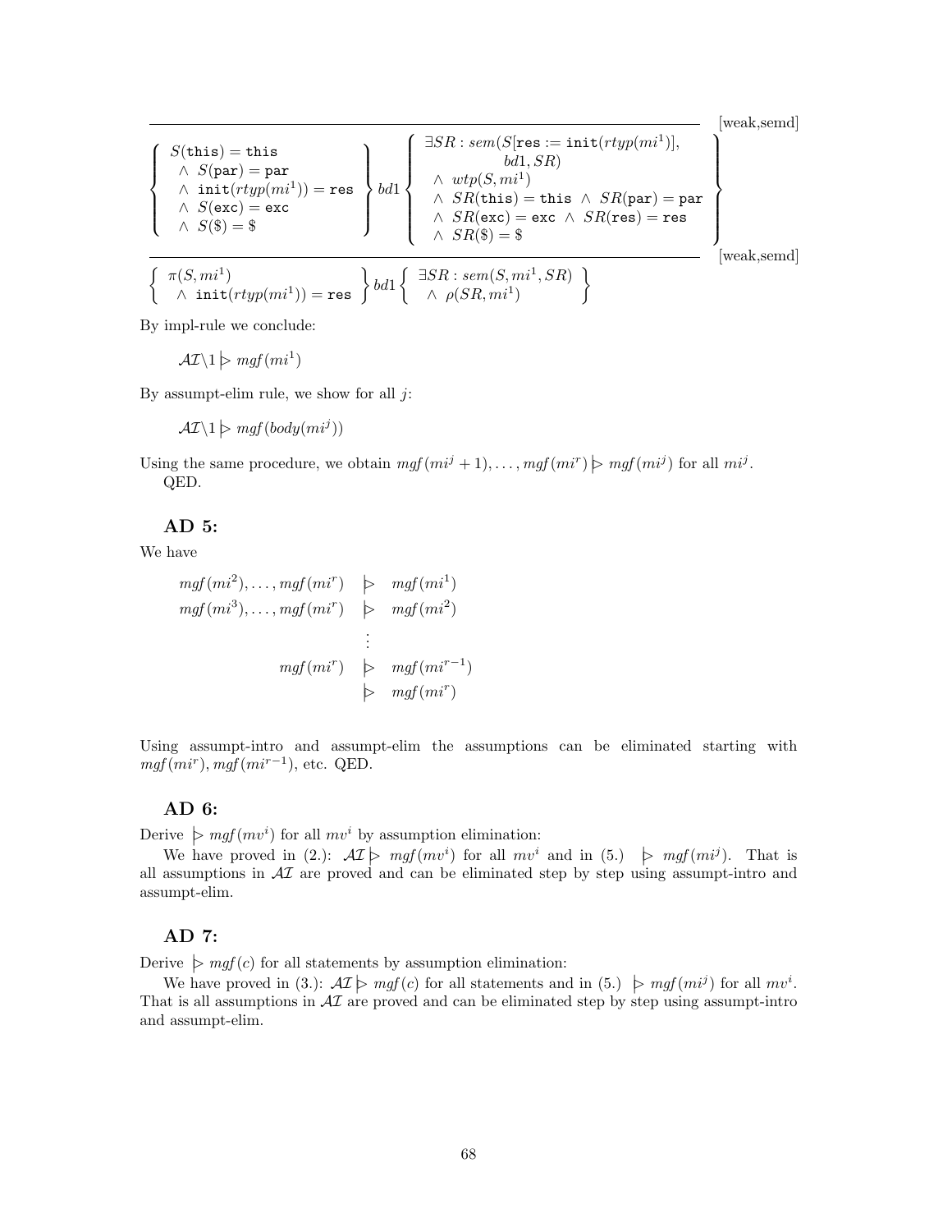$$
\frac{
\begin{array}{c}
\hline
\left\{\begin{array}{l} S(\texttt{this}) = \texttt{this} \\ \quad \wedge\ S(\texttt{par}) = \texttt{par} \\ \quad \wedge\ \texttt{init}(rtyp(mi^1)) = \texttt{res} \\ \quad \wedge\ S(\texttt{exc}) = \texttt{exc} \\ \quad \wedge\ S(\$) = \$ \end{array}\right\} bd1 \left\{\begin{array}{l} \exists SR : sem(S[\texttt{res} := \texttt{init}(rtyp(mi^1)], \\ \qquad\qquad bd1, SR) \\ \quad \wedge\ wtp(S, mi^1) \\ \quad \wedge\ SR(\texttt{this}) = \texttt{this}\ \wedge\ SR(\texttt{par}) = \texttt{par} \\ \quad \wedge\ SR(\texttt{exc}) = \texttt{exc}\ \wedge\ SR(\texttt{res}) = \texttt{res} \\ \quad \wedge\ SR(\$) = \$ \end{array}\right\}
\end{array}
}{
\left\{\begin{array}{l} \pi(S, mi^1) \\ \quad \wedge\ \texttt{init}(rtyp(mi^1)) = \texttt{res} \end{array}\right\} bd1 \left\{\begin{array}{l} \exists SR : sem(S, mi^1, SR) \\ \quad \wedge\ \rho(SR, mi^1) \end{array}\right\}
}
\begin{array}{l}\text{[weak,semd]} \\ \\ \text{[weak,semd]}\end{array}
$$

By impl-rule we conclude:

$$\mathcal{AI}\backslash 1 \mathrel{|\!\!\!\triangleright} mgf(mi^1)$$

By assumpt-elim rule, we show for all $j$:

$$\mathcal{AI}\backslash 1 \mathrel{|\!\!\!\triangleright} mgf(body(mi^j))$$

Using the same procedure, we obtain $mgf(mi^j+1), \ldots, mgf(mi^r) \mathrel{|\!\!\!\triangleright} mgf(mi^j)$ for all $mi^j$.
QED.

## AD 5:

We have

$$
\begin{array}{rcl}
mgf(mi^2), \ldots, mgf(mi^r) & \mathrel{|\!\!\!\triangleright} & mgf(mi^1) \\
mgf(mi^3), \ldots, mgf(mi^r) & \mathrel{|\!\!\!\triangleright} & mgf(mi^2) \\
 & \vdots & \\
mgf(mi^r) & \mathrel{|\!\!\!\triangleright} & mgf(mi^{r-1}) \\
 & \mathrel{|\!\!\!\triangleright} & mgf(mi^r)
\end{array}
$$

Using assumpt-intro and assumpt-elim the assumptions can be eliminated starting with $mgf(mi^r), mgf(mi^{r-1})$, etc. QED.

## AD 6:

Derive $\mathrel{|\!\!\!\triangleright} mgf(mv^i)$ for all $mv^i$ by assumption elimination:

We have proved in (2.): $\mathcal{AI} \mathrel{|\!\!\!\triangleright} mgf(mv^i)$ for all $mv^i$ and in (5.) $\mathrel{|\!\!\!\triangleright} mgf(mi^j)$. That is all assumptions in $\mathcal{AI}$ are proved and can be eliminated step by step using assumpt-intro and assumpt-elim.

## AD 7:

Derive $\mathrel{|\!\!\!\triangleright} mgf(c)$ for all statements by assumption elimination:

We have proved in (3.): $\mathcal{AI} \mathrel{|\!\!\!\triangleright} mgf(c)$ for all statements and in (5.) $\mathrel{|\!\!\!\triangleright} mgf(mi^j)$ for all $mv^i$. That is all assumptions in $\mathcal{AI}$ are proved and can be eliminated step by step using assumpt-intro and assumpt-elim.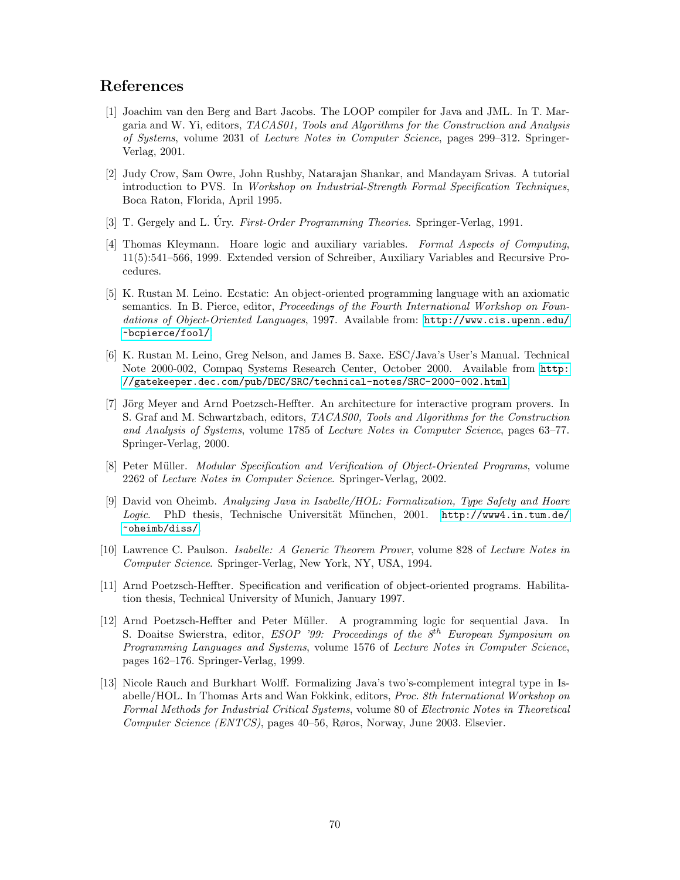# References

[1] Joachim van den Berg and Bart Jacobs. The LOOP compiler for Java and JML. In T. Margaria and W. Yi, editors, *TACAS01, Tools and Algorithms for the Construction and Analysis of Systems*, volume 2031 of *Lecture Notes in Computer Science*, pages 299–312. Springer-Verlag, 2001.

[2] Judy Crow, Sam Owre, John Rushby, Natarajan Shankar, and Mandayam Srivas. A tutorial introduction to PVS. In *Workshop on Industrial-Strength Formal Specification Techniques*, Boca Raton, Florida, April 1995.

[3] T. Gergely and L. Úry. *First-Order Programming Theories*. Springer-Verlag, 1991.

[4] Thomas Kleymann. Hoare logic and auxiliary variables. *Formal Aspects of Computing*, 11(5):541–566, 1999. Extended version of Schreiber, Auxiliary Variables and Recursive Procedures.

[5] K. Rustan M. Leino. Ecstatic: An object-oriented programming language with an axiomatic semantics. In B. Pierce, editor, *Proceedings of the Fourth International Workshop on Foundations of Object-Oriented Languages*, 1997. Available from: `http://www.cis.upenn.edu/~bcpierce/fool/`

[6] K. Rustan M. Leino, Greg Nelson, and James B. Saxe. ESC/Java's User's Manual. Technical Note 2000-002, Compaq Systems Research Center, October 2000. Available from `http://gatekeeper.dec.com/pub/DEC/SRC/technical-notes/SRC-2000-002.html`

[7] Jörg Meyer and Arnd Poetzsch-Heffter. An architecture for interactive program provers. In S. Graf and M. Schwartzbach, editors, *TACAS00, Tools and Algorithms for the Construction and Analysis of Systems*, volume 1785 of *Lecture Notes in Computer Science*, pages 63–77. Springer-Verlag, 2000.

[8] Peter Müller. *Modular Specification and Verification of Object-Oriented Programs*, volume 2262 of *Lecture Notes in Computer Science*. Springer-Verlag, 2002.

[9] David von Oheimb. *Analyzing Java in Isabelle/HOL: Formalization, Type Safety and Hoare Logic*. PhD thesis, Technische Universität München, 2001. `http://www4.in.tum.de/~oheimb/diss/`.

[10] Lawrence C. Paulson. *Isabelle: A Generic Theorem Prover*, volume 828 of *Lecture Notes in Computer Science*. Springer-Verlag, New York, NY, USA, 1994.

[11] Arnd Poetzsch-Heffter. Specification and verification of object-oriented programs. Habilitation thesis, Technical University of Munich, January 1997.

[12] Arnd Poetzsch-Heffter and Peter Müller. A programming logic for sequential Java. In S. Doaitse Swierstra, editor, *ESOP '99: Proceedings of the 8th European Symposium on Programming Languages and Systems*, volume 1576 of *Lecture Notes in Computer Science*, pages 162–176. Springer-Verlag, 1999.

[13] Nicole Rauch and Burkhart Wolff. Formalizing Java's two's-complement integral type in Isabelle/HOL. In Thomas Arts and Wan Fokkink, editors, *Proc. 8th International Workshop on Formal Methods for Industrial Critical Systems*, volume 80 of *Electronic Notes in Theoretical Computer Science (ENTCS)*, pages 40–56, Røros, Norway, June 2003. Elsevier.